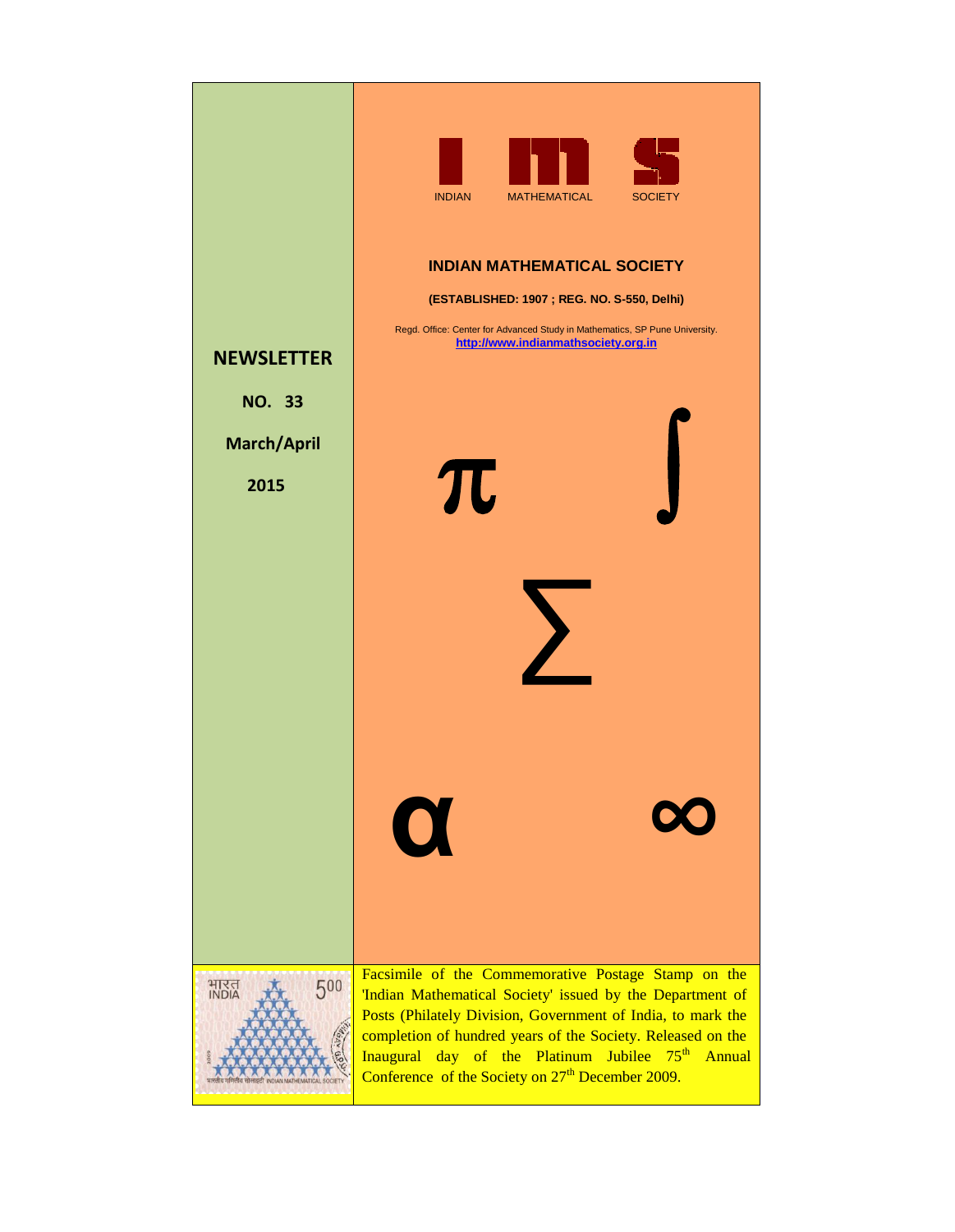INDIAN MATHEMATICAL SOCIETY

# INDIAN MATHEMATICAL SOCIETY

**(ESTABLISHED: 1907 ; REG. NO. S-550, Delhi)**

Regd. Office: Center for Advanced Study in Mathematics, SP Pune University.
http://www.indianmathsociety.org.in

## NEWSLETTER

**NO. 33**

**March/April**

**2015**

$\pi$ $\int$ $\sum$ $\alpha$ $\infty$

Facsimile of the Commemorative Postage Stamp on the 'Indian Mathematical Society' issued by the Department of Posts (Philately Division, Government of India, to mark the completion of hundred years of the Society. Released on the Inaugural day of the Platinum Jubilee 75th Annual Conference of the Society on 27th December 2009.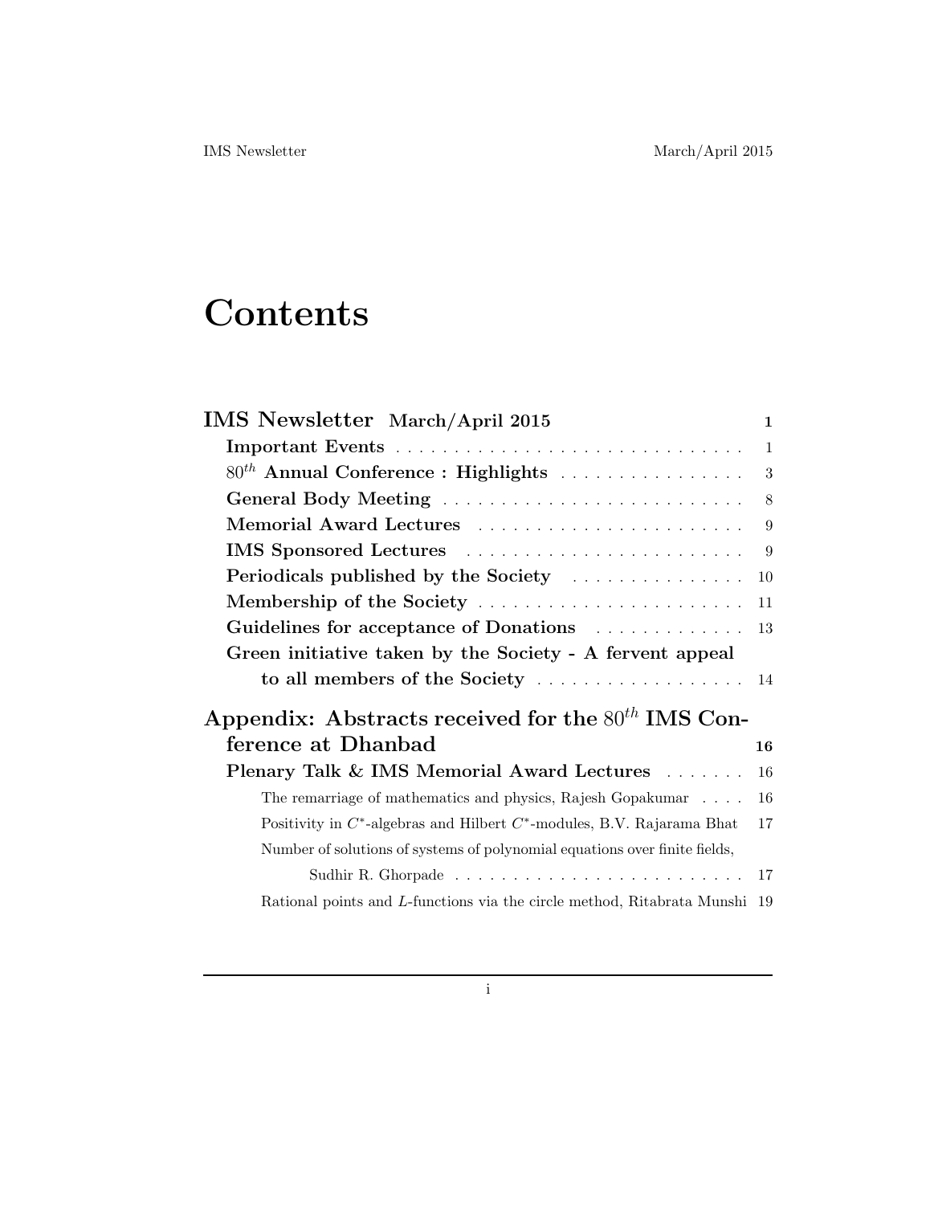# Contents

**IMS Newsletter March/April 2015** 1

- **Important Events** 1
- **$80^{th}$ Annual Conference : Highlights** 3
- **General Body Meeting** 8
- **Memorial Award Lectures** 9
- **IMS Sponsored Lectures** 9
- **Periodicals published by the Society** 10
- **Membership of the Society** 11
- **Guidelines for acceptance of Donations** 13
- **Green initiative taken by the Society - A fervent appeal to all members of the Society** 14

**Appendix: Abstracts received for the $80^{th}$ IMS Conference at Dhanbad** 16

- **Plenary Talk & IMS Memorial Award Lectures** 16
  - The remarriage of mathematics and physics, Rajesh Gopakumar 16
  - Positivity in $C^*$-algebras and Hilbert $C^*$-modules, B.V. Rajarama Bhat 17
  - Number of solutions of systems of polynomial equations over finite fields, Sudhir R. Ghorpade 17
  - Rational points and $L$-functions via the circle method, Ritabrata Munshi 19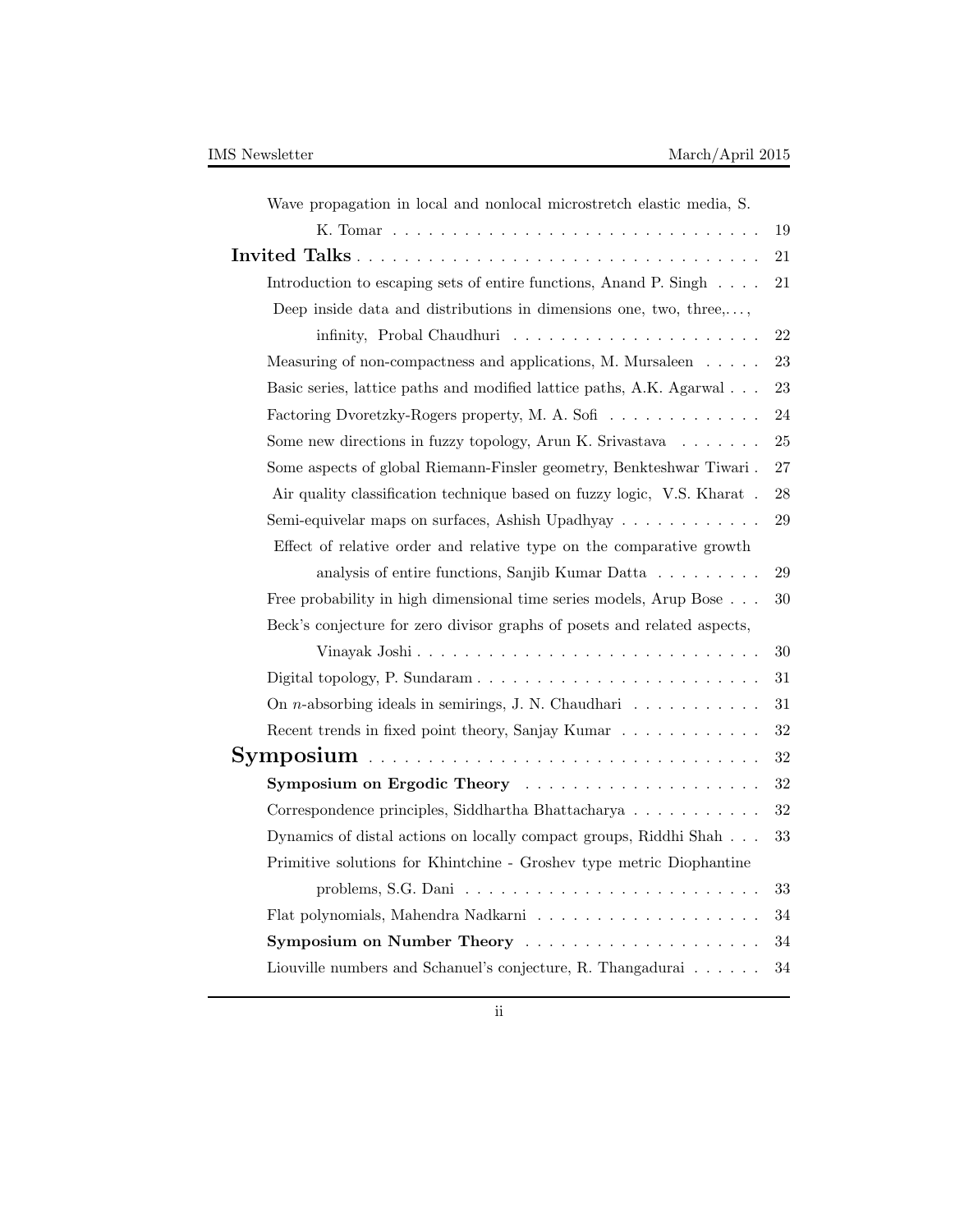Wave propagation in local and nonlocal microstretch elastic media, S. K. Tomar . . . 19

**Invited Talks** . . . 21

Introduction to escaping sets of entire functions, Anand P. Singh . . . 21

Deep inside data and distributions in dimensions one, two, three,. . . , infinity, Probal Chaudhuri . . . 22

Measuring of non-compactness and applications, M. Mursaleen . . . 23

Basic series, lattice paths and modified lattice paths, A.K. Agarwal . . . 23

Factoring Dvoretzky-Rogers property, M. A. Sofi . . . 24

Some new directions in fuzzy topology, Arun K. Srivastava . . . 25

Some aspects of global Riemann-Finsler geometry, Benkteshwar Tiwari . 27

Air quality classification technique based on fuzzy logic, V.S. Kharat . 28

Semi-equivelar maps on surfaces, Ashish Upadhyay . . . 29

Effect of relative order and relative type on the comparative growth analysis of entire functions, Sanjib Kumar Datta . . . 29

Free probability in high dimensional time series models, Arup Bose . . . 30

Beck's conjecture for zero divisor graphs of posets and related aspects, Vinayak Joshi . . . 30

Digital topology, P. Sundaram . . . 31

On $n$-absorbing ideals in semirings, J. N. Chaudhari . . . 31

Recent trends in fixed point theory, Sanjay Kumar . . . 32

**Symposium** . . . 32

**Symposium on Ergodic Theory** . . . 32

Correspondence principles, Siddhartha Bhattacharya . . . 32

Dynamics of distal actions on locally compact groups, Riddhi Shah . . . 33

Primitive solutions for Khintchine - Groshev type metric Diophantine problems, S.G. Dani . . . 33

Flat polynomials, Mahendra Nadkarni . . . 34

**Symposium on Number Theory** . . . 34

Liouville numbers and Schanuel's conjecture, R. Thangadurai . . . 34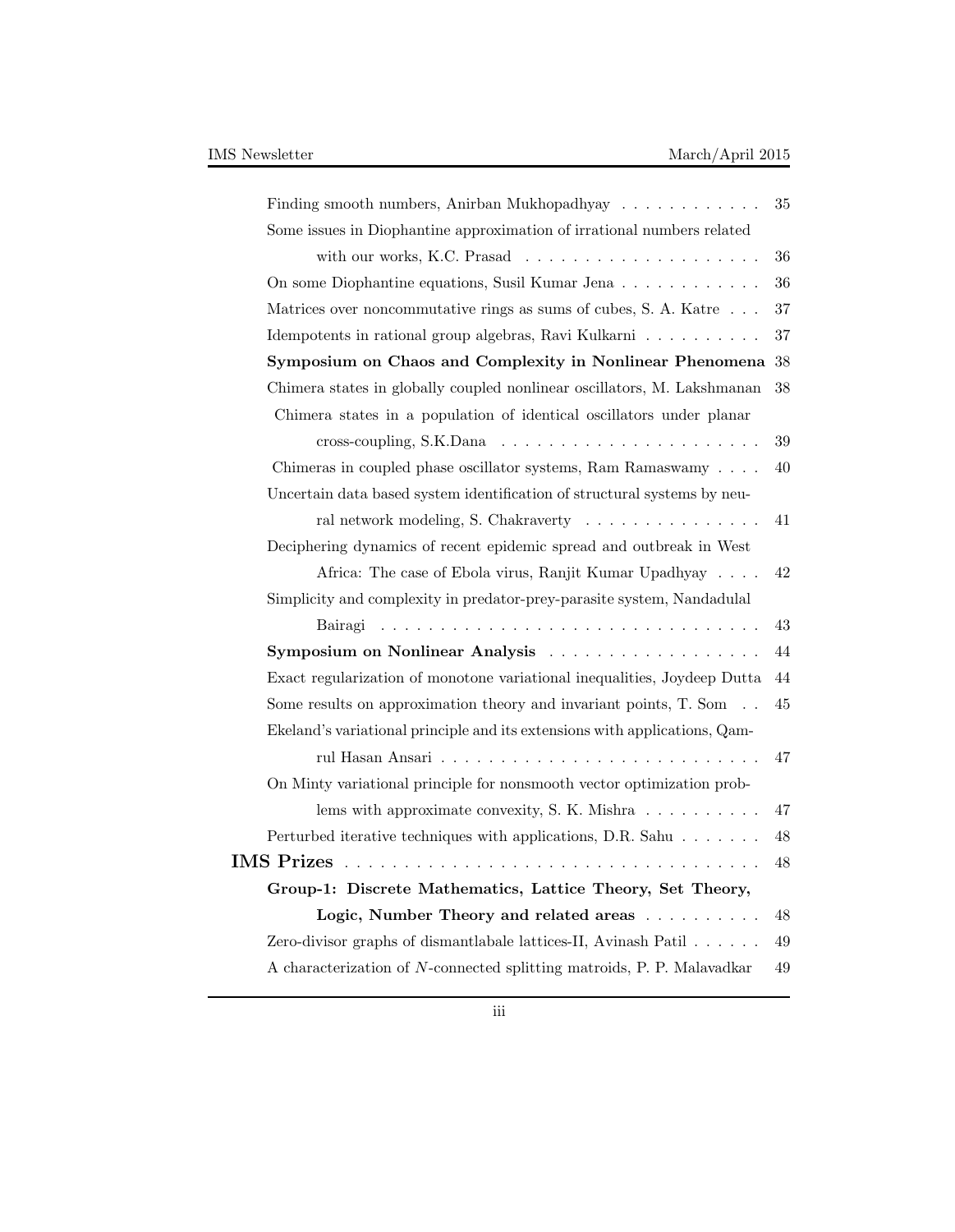Finding smooth numbers, Anirban Mukhopadhyay . . . . . . . . . . . . 35

Some issues in Diophantine approximation of irrational numbers related with our works, K.C. Prasad . . . . . . . . . . . . . . . . . . . . 36

On some Diophantine equations, Susil Kumar Jena . . . . . . . . . . . . 36

Matrices over noncommutative rings as sums of cubes, S. A. Katre . . . 37

Idempotents in rational group algebras, Ravi Kulkarni . . . . . . . . . . 37

**Symposium on Chaos and Complexity in Nonlinear Phenomena** 38

Chimera states in globally coupled nonlinear oscillators, M. Lakshmanan 38

Chimera states in a population of identical oscillators under planar cross-coupling, S.K.Dana . . . . . . . . . . . . . . . . . . . . . . 39

Chimeras in coupled phase oscillator systems, Ram Ramaswamy . . . . 40

Uncertain data based system identification of structural systems by neural network modeling, S. Chakraverty . . . . . . . . . . . . . . . 41

Deciphering dynamics of recent epidemic spread and outbreak in West Africa: The case of Ebola virus, Ranjit Kumar Upadhyay . . . . 42

Simplicity and complexity in predator-prey-parasite system, Nandadulal Bairagi . . . . . . . . . . . . . . . . . . . . . . . . . . . . . . . . 43

**Symposium on Nonlinear Analysis** . . . . . . . . . . . . . . . . . . 44

Exact regularization of monotone variational inequalities, Joydeep Dutta 44

Some results on approximation theory and invariant points, T. Som . . 45

Ekeland's variational principle and its extensions with applications, Qamrul Hasan Ansari . . . . . . . . . . . . . . . . . . . . . . . . . . . 47

On Minty variational principle for nonsmooth vector optimization problems with approximate convexity, S. K. Mishra . . . . . . . . . . 47

Perturbed iterative techniques with applications, D.R. Sahu . . . . . . . 48

**IMS Prizes** . . . . . . . . . . . . . . . . . . . . . . . . . . . . . . . . . . 48

**Group-1: Discrete Mathematics, Lattice Theory, Set Theory, Logic, Number Theory and related areas** . . . . . . . . . . 48

Zero-divisor graphs of dismantlabale lattices-II, Avinash Patil . . . . . . 49

A characterization of $N$-connected splitting matroids, P. P. Malavadkar 49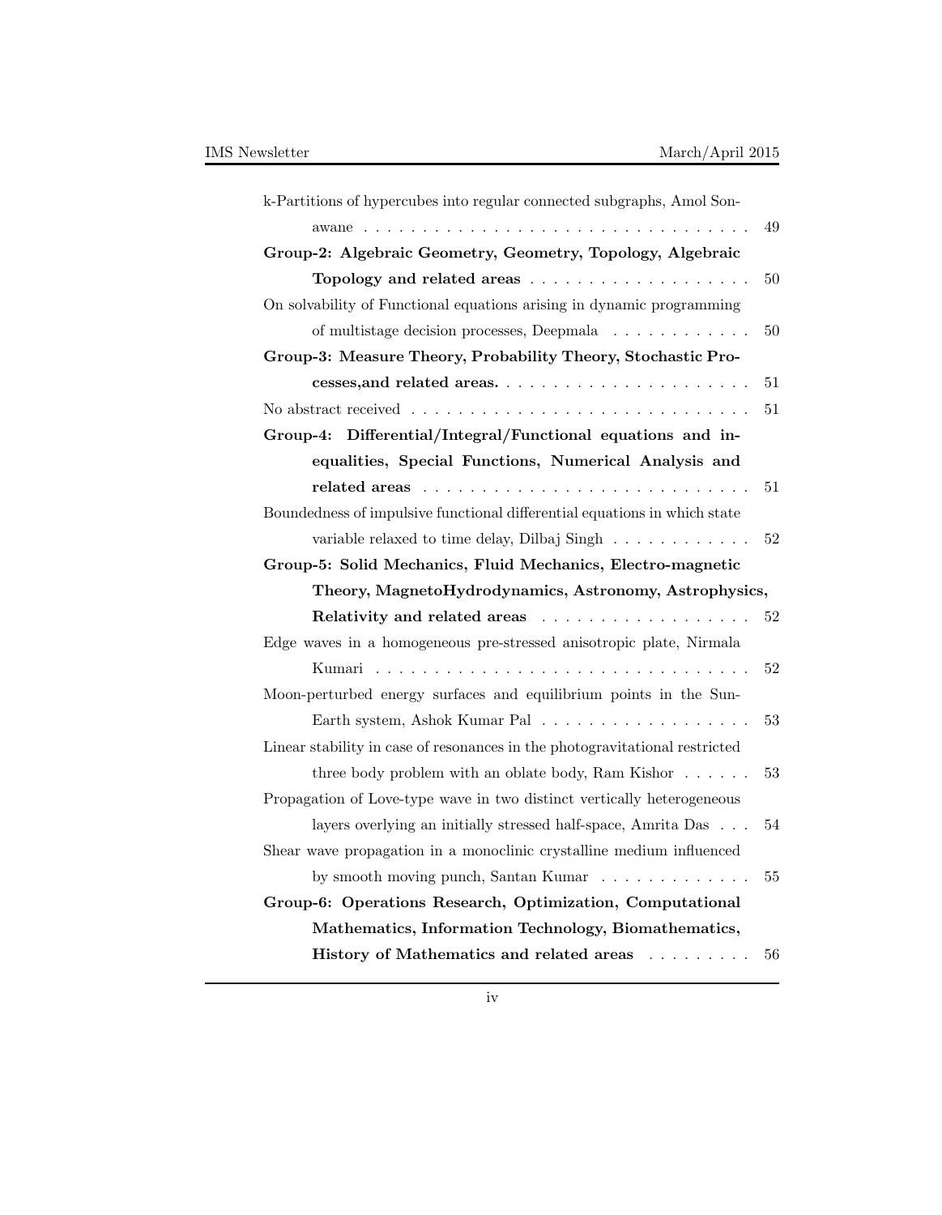k-Partitions of hypercubes into regular connected subgraphs, Amol Sonawane . . . . . . . . . . . . . . . . . . . . . . . . . . . . . . . . 49

**Group-2: Algebraic Geometry, Geometry, Topology, Algebraic Topology and related areas** . . . . . . . . . . . . . . . . . . . 50

On solvability of Functional equations arising in dynamic programming of multistage decision processes, Deepmala . . . . . . . . . . . . 50

**Group-3: Measure Theory, Probability Theory, Stochastic Processes,and related areas.** . . . . . . . . . . . . . . . . . . . . . . 51

No abstract received . . . . . . . . . . . . . . . . . . . . . . . . . . . . 51

**Group-4: Differential/Integral/Functional equations and inequalities, Special Functions, Numerical Analysis and related areas** . . . . . . . . . . . . . . . . . . . . . . . . . . . 51

Boundedness of impulsive functional differential equations in which state variable relaxed to time delay, Dilbaj Singh . . . . . . . . . . . . 52

**Group-5: Solid Mechanics, Fluid Mechanics, Electro-magnetic Theory, MagnetoHydrodynamics, Astronomy, Astrophysics, Relativity and related areas** . . . . . . . . . . . . . . . . . . 52

Edge waves in a homogeneous pre-stressed anisotropic plate, Nirmala Kumari . . . . . . . . . . . . . . . . . . . . . . . . . . . . . . . . 52

Moon-perturbed energy surfaces and equilibrium points in the Sun-Earth system, Ashok Kumar Pal . . . . . . . . . . . . . . . . . . 53

Linear stability in case of resonances in the photogravitational restricted three body problem with an oblate body, Ram Kishor . . . . . . 53

Propagation of Love-type wave in two distinct vertically heterogeneous layers overlying an initially stressed half-space, Amrita Das . . . 54

Shear wave propagation in a monoclinic crystalline medium influenced by smooth moving punch, Santan Kumar . . . . . . . . . . . . . 55

**Group-6: Operations Research, Optimization, Computational Mathematics, Information Technology, Biomathematics, History of Mathematics and related areas** . . . . . . . . . 56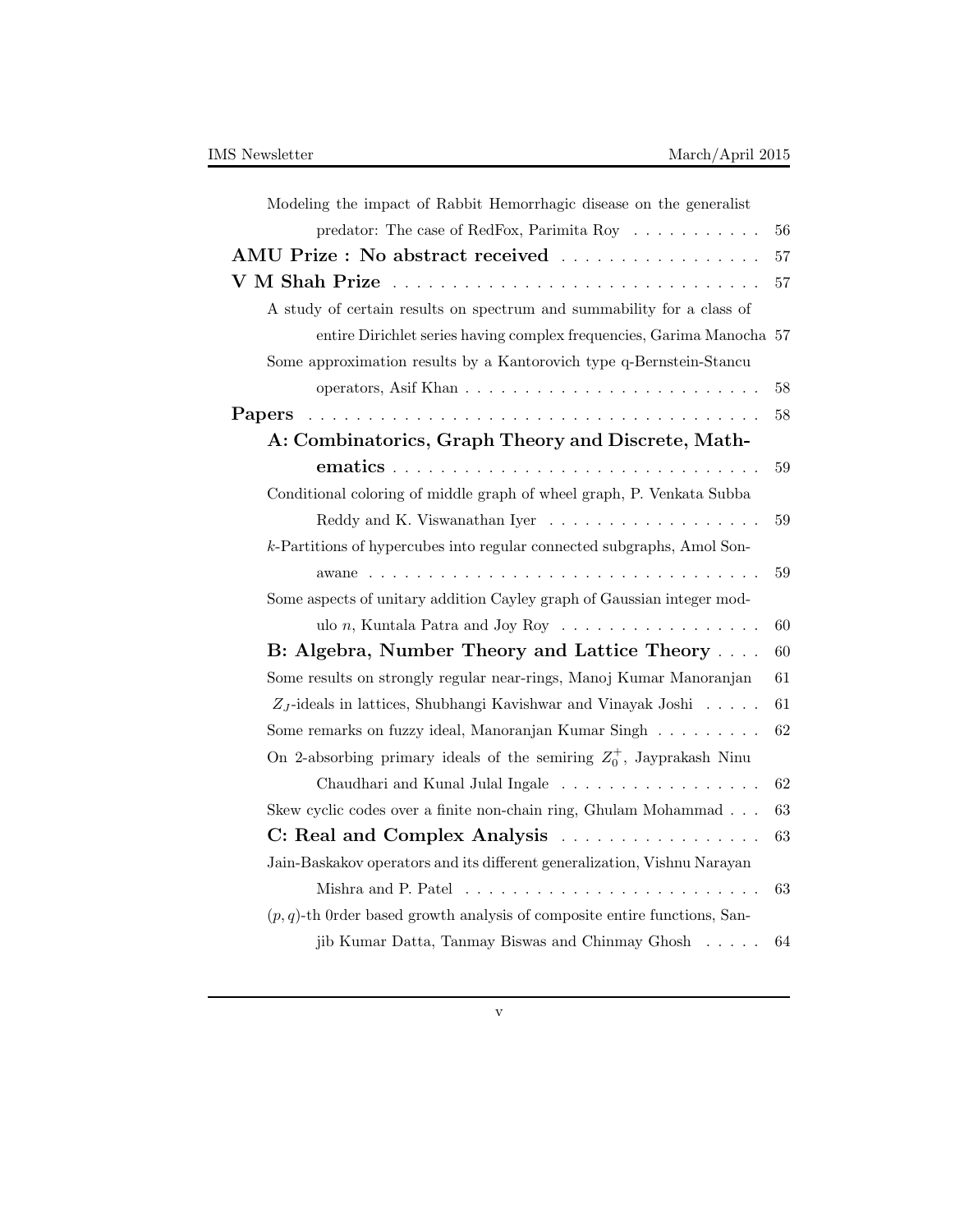Modeling the impact of Rabbit Hemorrhagic disease on the generalist predator: The case of RedFox, Parimita Roy . . . . . . . . . . . 56

**AMU Prize : No abstract received** . . . . . . . . . . . . . . . . . 57

**V M Shah Prize** . . . . . . . . . . . . . . . . . . . . . . . . . . . . . . . 57

A study of certain results on spectrum and summability for a class of entire Dirichlet series having complex frequencies, Garima Manocha 57

Some approximation results by a Kantorovich type q-Bernstein-Stancu operators, Asif Khan . . . . . . . . . . . . . . . . . . . . . . . . 58

**Papers** . . . . . . . . . . . . . . . . . . . . . . . . . . . . . . . . . . . . . 58

**A: Combinatorics, Graph Theory and Discrete, Mathematics** . . . . . . . . . . . . . . . . . . . . . . . . . . . . . . . 59

Conditional coloring of middle graph of wheel graph, P. Venkata Subba Reddy and K. Viswanathan Iyer . . . . . . . . . . . . . . . . . . 59

$k$-Partitions of hypercubes into regular connected subgraphs, Amol Sonawane . . . . . . . . . . . . . . . . . . . . . . . . . . . . . . . . . 59

Some aspects of unitary addition Cayley graph of Gaussian integer modulo $n$, Kuntala Patra and Joy Roy . . . . . . . . . . . . . . . . . 60

**B: Algebra, Number Theory and Lattice Theory** . . . . 60

Some results on strongly regular near-rings, Manoj Kumar Manoranjan 61

$Z_J$-ideals in lattices, Shubhangi Kavishwar and Vinayak Joshi . . . . . 61

Some remarks on fuzzy ideal, Manoranjan Kumar Singh . . . . . . . . . 62

On 2-absorbing primary ideals of the semiring $Z_0^+$, Jayprakash Ninu Chaudhari and Kunal Julal Ingale . . . . . . . . . . . . . . . . . . 62

Skew cyclic codes over a finite non-chain ring, Ghulam Mohammad . . . 63

**C: Real and Complex Analysis** . . . . . . . . . . . . . . . . . 63

Jain-Baskakov operators and its different generalization, Vishnu Narayan Mishra and P. Patel . . . . . . . . . . . . . . . . . . . . . . . . 63

$(p, q)$-th 0rder based growth analysis of composite entire functions, Sanjib Kumar Datta, Tanmay Biswas and Chinmay Ghosh . . . . . 64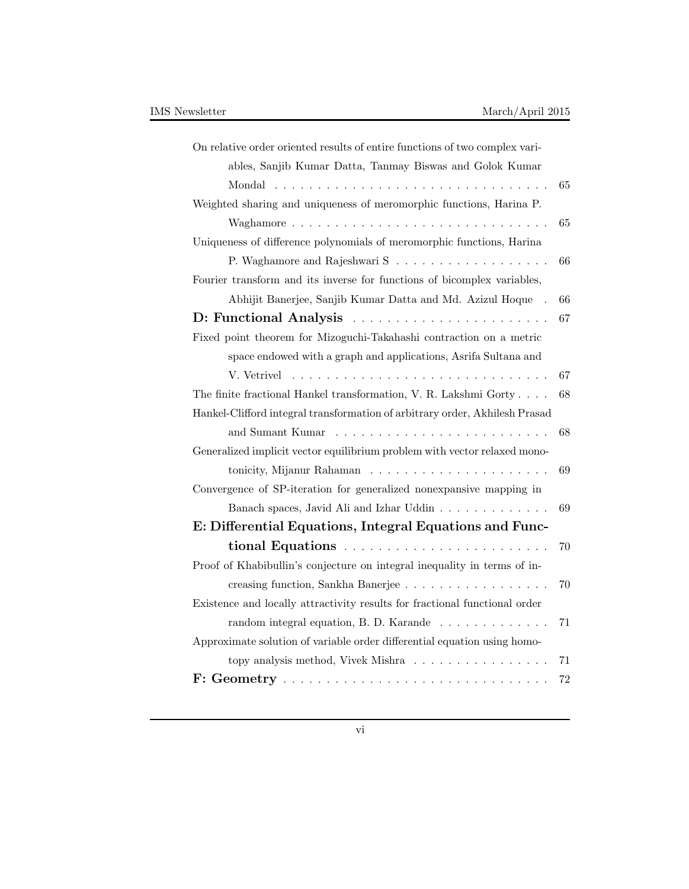On relative order oriented results of entire functions of two complex variables, Sanjib Kumar Datta, Tanmay Biswas and Golok Kumar Mondal . . . . . . . . . . . . . . . . . . . . . . . . . . . . . . 65

Weighted sharing and uniqueness of meromorphic functions, Harina P. Waghamore . . . . . . . . . . . . . . . . . . . . . . . . . . . . . . 65

Uniqueness of difference polynomials of meromorphic functions, Harina P. Waghamore and Rajeshwari S . . . . . . . . . . . . . . . . . . 66

Fourier transform and its inverse for functions of bicomplex variables, Abhijit Banerjee, Sanjib Kumar Datta and Md. Azizul Hoque . 66

**D: Functional Analysis** . . . . . . . . . . . . . . . . . . . . . . 67

Fixed point theorem for Mizoguchi-Takahashi contraction on a metric space endowed with a graph and applications, Asrifa Sultana and V. Vetrivel . . . . . . . . . . . . . . . . . . . . . . . . . . . . . . 67

The finite fractional Hankel transformation, V. R. Lakshmi Gorty . . . . 68

Hankel-Clifford integral transformation of arbitrary order, Akhilesh Prasad and Sumant Kumar . . . . . . . . . . . . . . . . . . . . . . . . . 68

Generalized implicit vector equilibrium problem with vector relaxed monotonicity, Mijanur Rahaman . . . . . . . . . . . . . . . . . . . . . 69

Convergence of SP-iteration for generalized nonexpansive mapping in Banach spaces, Javid Ali and Izhar Uddin . . . . . . . . . . . . . 69

**E: Differential Equations, Integral Equations and Functional Equations** . . . . . . . . . . . . . . . . . . . . . . . . 70

Proof of Khabibullin's conjecture on integral inequality in terms of increasing function, Sankha Banerjee . . . . . . . . . . . . . . . . . 70

Existence and locally attractivity results for fractional functional order random integral equation, B. D. Karande . . . . . . . . . . . . . 71

Approximate solution of variable order differential equation using homotopy analysis method, Vivek Mishra . . . . . . . . . . . . . . . . 71

**F: Geometry** . . . . . . . . . . . . . . . . . . . . . . . . . . . . . . 72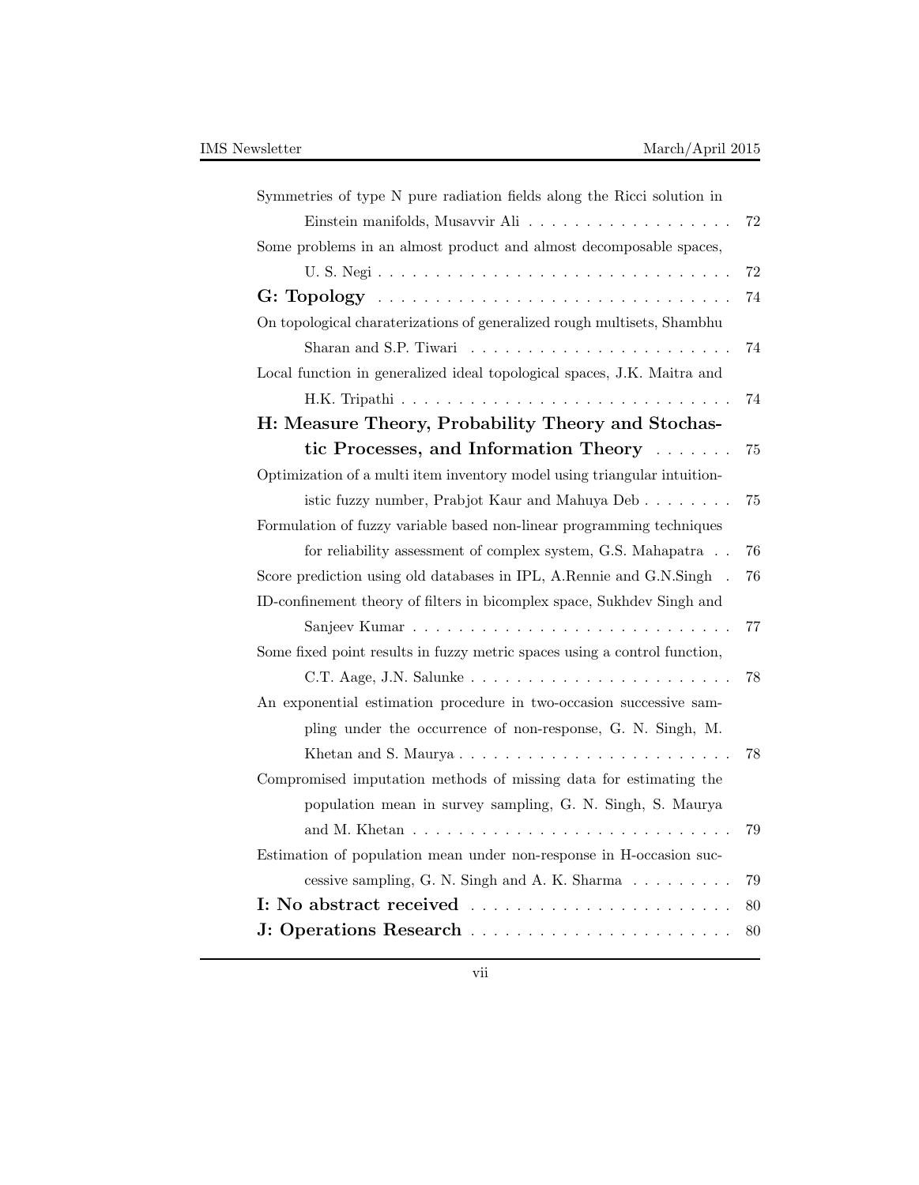Symmetries of type N pure radiation fields along the Ricci solution in Einstein manifolds, Musavvir Ali . . . . . . . . . . . . . . . . . . . 72

Some problems in an almost product and almost decomposable spaces, U. S. Negi . . . . . . . . . . . . . . . . . . . . . . . . . . . . . . . 72

**G: Topology** . . . . . . . . . . . . . . . . . . . . . . . . . . . . . . 74

On topological charaterizations of generalized rough multisets, Shambhu Sharan and S.P. Tiwari . . . . . . . . . . . . . . . . . . . . . . . 74

Local function in generalized ideal topological spaces, J.K. Maitra and H.K. Tripathi . . . . . . . . . . . . . . . . . . . . . . . . . . . . . 74

**H: Measure Theory, Probability Theory and Stochastic Processes, and Information Theory** . . . . . . . 75

Optimization of a multi item inventory model using triangular intuitionistic fuzzy number, Prabjot Kaur and Mahuya Deb . . . . . . . . 75

Formulation of fuzzy variable based non-linear programming techniques for reliability assessment of complex system, G.S. Mahapatra . . 76

Score prediction using old databases in IPL, A.Rennie and G.N.Singh . 76

ID-confinement theory of filters in bicomplex space, Sukhdev Singh and Sanjeev Kumar . . . . . . . . . . . . . . . . . . . . . . . . . . . 77

Some fixed point results in fuzzy metric spaces using a control function, C.T. Aage, J.N. Salunke . . . . . . . . . . . . . . . . . . . . . . . 78

An exponential estimation procedure in two-occasion successive sampling under the occurrence of non-response, G. N. Singh, M. Khetan and S. Maurya . . . . . . . . . . . . . . . . . . . . . . . . 78

Compromised imputation methods of missing data for estimating the population mean in survey sampling, G. N. Singh, S. Maurya and M. Khetan . . . . . . . . . . . . . . . . . . . . . . . . . . . 79

Estimation of population mean under non-response in H-occasion successive sampling, G. N. Singh and A. K. Sharma . . . . . . . . . 79

**I: No abstract received** . . . . . . . . . . . . . . . . . . . . . . 80

**J: Operations Research** . . . . . . . . . . . . . . . . . . . . . . 80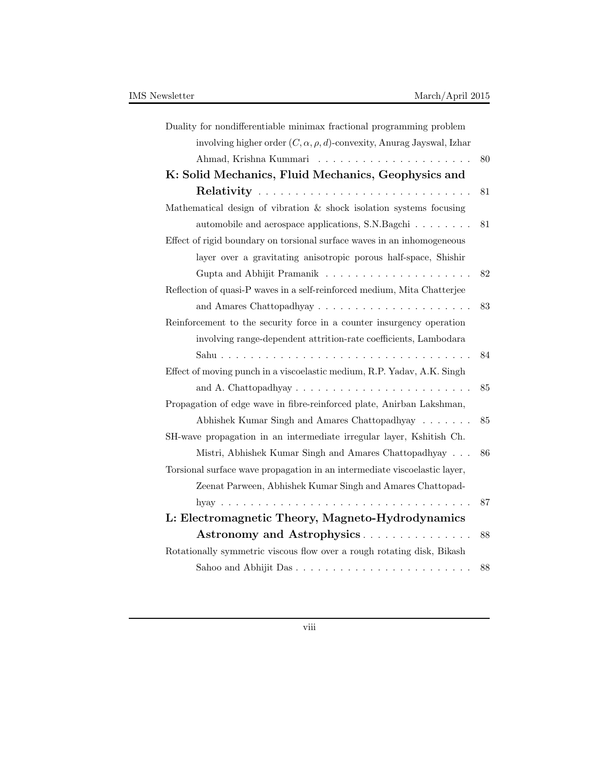Duality for nondifferentiable minimax fractional programming problem involving higher order $(C, \alpha, \rho, d)$-convexity, Anurag Jayswal, Izhar Ahmad, Krishna Kummari . . . . . . . . . . . . . . . . . . . . . 80

**K: Solid Mechanics, Fluid Mechanics, Geophysics and Relativity** . . . . . . . . . . . . . . . . . . . . . . . . . . . . 81

Mathematical design of vibration & shock isolation systems focusing automobile and aerospace applications, S.N.Bagchi . . . . . . . . 81

Effect of rigid boundary on torsional surface waves in an inhomogeneous layer over a gravitating anisotropic porous half-space, Shishir Gupta and Abhijit Pramanik . . . . . . . . . . . . . . . . . . . . 82

Reflection of quasi-P waves in a self-reinforced medium, Mita Chatterjee and Amares Chattopadhyay . . . . . . . . . . . . . . . . . . . . . 83

Reinforcement to the security force in a counter insurgency operation involving range-dependent attrition-rate coefficients, Lambodara Sahu . . . . . . . . . . . . . . . . . . . . . . . . . . . . . . . . . . 84

Effect of moving punch in a viscoelastic medium, R.P. Yadav, A.K. Singh and A. Chattopadhyay . . . . . . . . . . . . . . . . . . . . . . . . 85

Propagation of edge wave in fibre-reinforced plate, Anirban Lakshman, Abhishek Kumar Singh and Amares Chattopadhyay . . . . . . . 85

SH-wave propagation in an intermediate irregular layer, Kshitish Ch. Mistri, Abhishek Kumar Singh and Amares Chattopadhyay . . . 86

Torsional surface wave propagation in an intermediate viscoelastic layer, Zeenat Parween, Abhishek Kumar Singh and Amares Chattopadhyay . . . . . . . . . . . . . . . . . . . . . . . . . . . . . . . . . . 87

**L: Electromagnetic Theory, Magneto-Hydrodynamics Astronomy and Astrophysics** . . . . . . . . . . . . . . . 88

Rotationally symmetric viscous flow over a rough rotating disk, Bikash Sahoo and Abhijit Das . . . . . . . . . . . . . . . . . . . . . . . . 88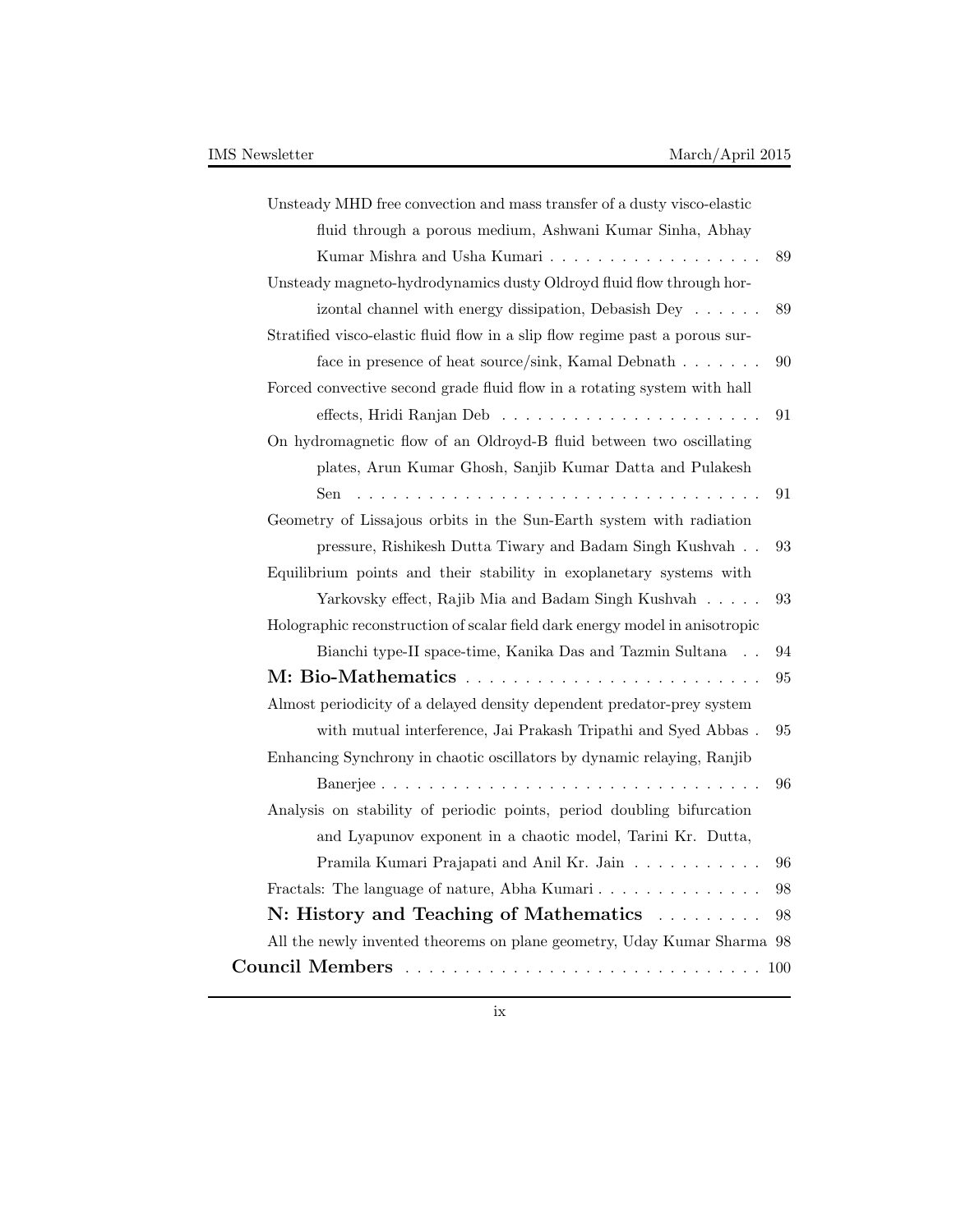Unsteady MHD free convection and mass transfer of a dusty visco-elastic fluid through a porous medium, Ashwani Kumar Sinha, Abhay Kumar Mishra and Usha Kumari . . . . . . . . . . . . . . . . . . 89

Unsteady magneto-hydrodynamics dusty Oldroyd fluid flow through horizontal channel with energy dissipation, Debasish Dey . . . . . . 89

Stratified visco-elastic fluid flow in a slip flow regime past a porous surface in presence of heat source/sink, Kamal Debnath . . . . . . . 90

Forced convective second grade fluid flow in a rotating system with hall effects, Hridi Ranjan Deb . . . . . . . . . . . . . . . . . . . . . 91

On hydromagnetic flow of an Oldroyd-B fluid between two oscillating plates, Arun Kumar Ghosh, Sanjib Kumar Datta and Pulakesh Sen . . . . . . . . . . . . . . . . . . . . . . . . . . . . . . . . 91

Geometry of Lissajous orbits in the Sun-Earth system with radiation pressure, Rishikesh Dutta Tiwary and Badam Singh Kushvah . . 93

Equilibrium points and their stability in exoplanetary systems with Yarkovsky effect, Rajib Mia and Badam Singh Kushvah . . . . . 93

Holographic reconstruction of scalar field dark energy model in anisotropic Bianchi type-II space-time, Kanika Das and Tazmin Sultana . . 94

**M: Bio-Mathematics** . . . . . . . . . . . . . . . . . . . . . . . . 95

Almost periodicity of a delayed density dependent predator-prey system with mutual interference, Jai Prakash Tripathi and Syed Abbas . 95

Enhancing Synchrony in chaotic oscillators by dynamic relaying, Ranjib Banerjee . . . . . . . . . . . . . . . . . . . . . . . . . . . . . . . 96

Analysis on stability of periodic points, period doubling bifurcation and Lyapunov exponent in a chaotic model, Tarini Kr. Dutta, Pramila Kumari Prajapati and Anil Kr. Jain . . . . . . . . . . . 96

Fractals: The language of nature, Abha Kumari . . . . . . . . . . . . . 98

**N: History and Teaching of Mathematics** . . . . . . . . . 98

All the newly invented theorems on plane geometry, Uday Kumar Sharma 98

**Council Members** . . . . . . . . . . . . . . . . . . . . . . . . . . . . 100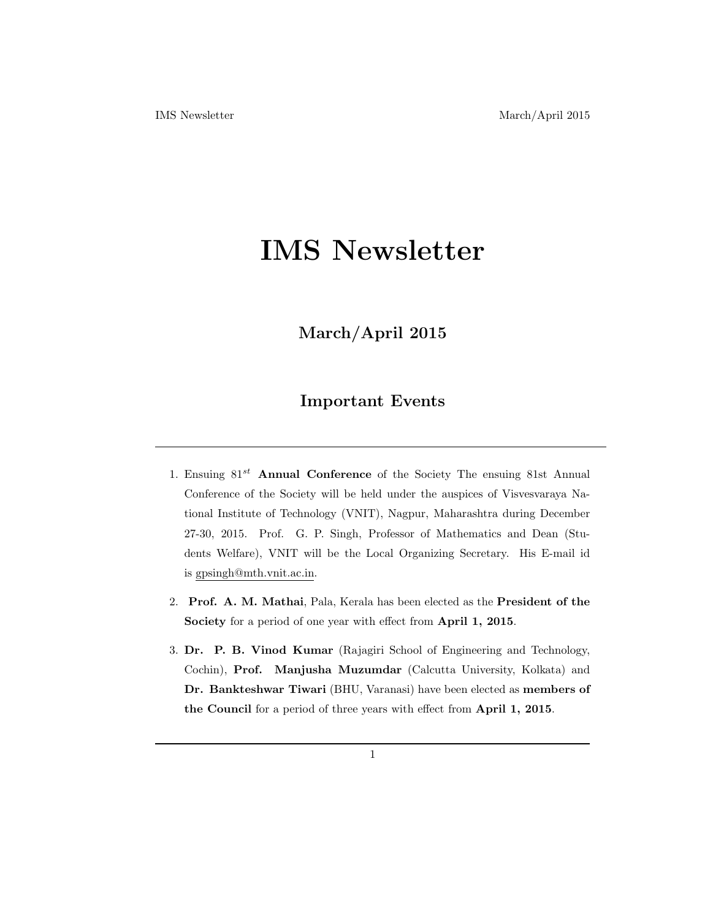# IMS Newsletter

## March/April 2015

## Important Events

---

1. Ensuing 81[st] **Annual Conference** of the Society The ensuing 81st Annual Conference of the Society will be held under the auspices of Visvesvaraya National Institute of Technology (VNIT), Nagpur, Maharashtra during December 27-30, 2015. Prof. G. P. Singh, Professor of Mathematics and Dean (Students Welfare), VNIT will be the Local Organizing Secretary. His E-mail id is gpsingh@mth.vnit.ac.in.

2. **Prof. A. M. Mathai**, Pala, Kerala has been elected as the **President of the Society** for a period of one year with effect from **April 1, 2015**.

3. **Dr. P. B. Vinod Kumar** (Rajagiri School of Engineering and Technology, Cochin), **Prof. Manjusha Muzumdar** (Calcutta University, Kolkata) and **Dr. Bankteshwar Tiwari** (BHU, Varanasi) have been elected as **members of the Council** for a period of three years with effect from **April 1, 2015**.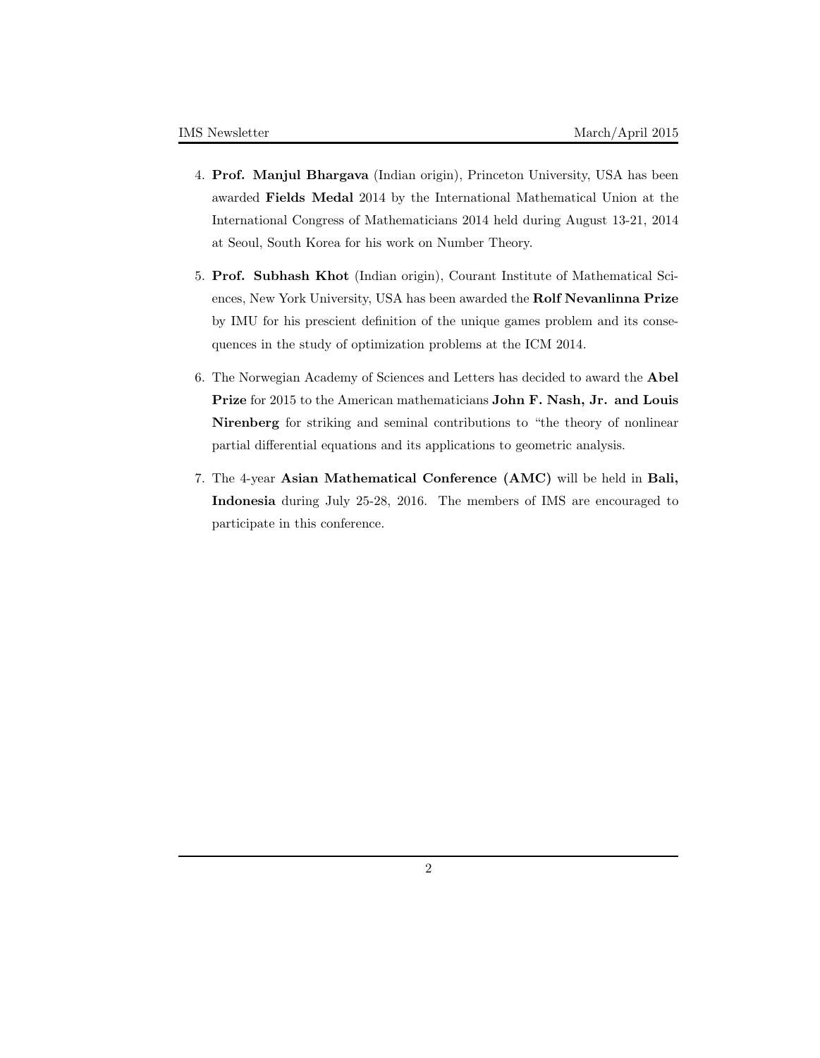4. **Prof. Manjul Bhargava** (Indian origin), Princeton University, USA has been awarded **Fields Medal** 2014 by the International Mathematical Union at the International Congress of Mathematicians 2014 held during August 13-21, 2014 at Seoul, South Korea for his work on Number Theory.

5. **Prof. Subhash Khot** (Indian origin), Courant Institute of Mathematical Sciences, New York University, USA has been awarded the **Rolf Nevanlinna Prize** by IMU for his prescient definition of the unique games problem and its consequences in the study of optimization problems at the ICM 2014.

6. The Norwegian Academy of Sciences and Letters has decided to award the **Abel Prize** for 2015 to the American mathematicians **John F. Nash, Jr. and Louis Nirenberg** for striking and seminal contributions to "the theory of nonlinear partial differential equations and its applications to geometric analysis.

7. The 4-year **Asian Mathematical Conference (AMC)** will be held in **Bali, Indonesia** during July 25-28, 2016. The members of IMS are encouraged to participate in this conference.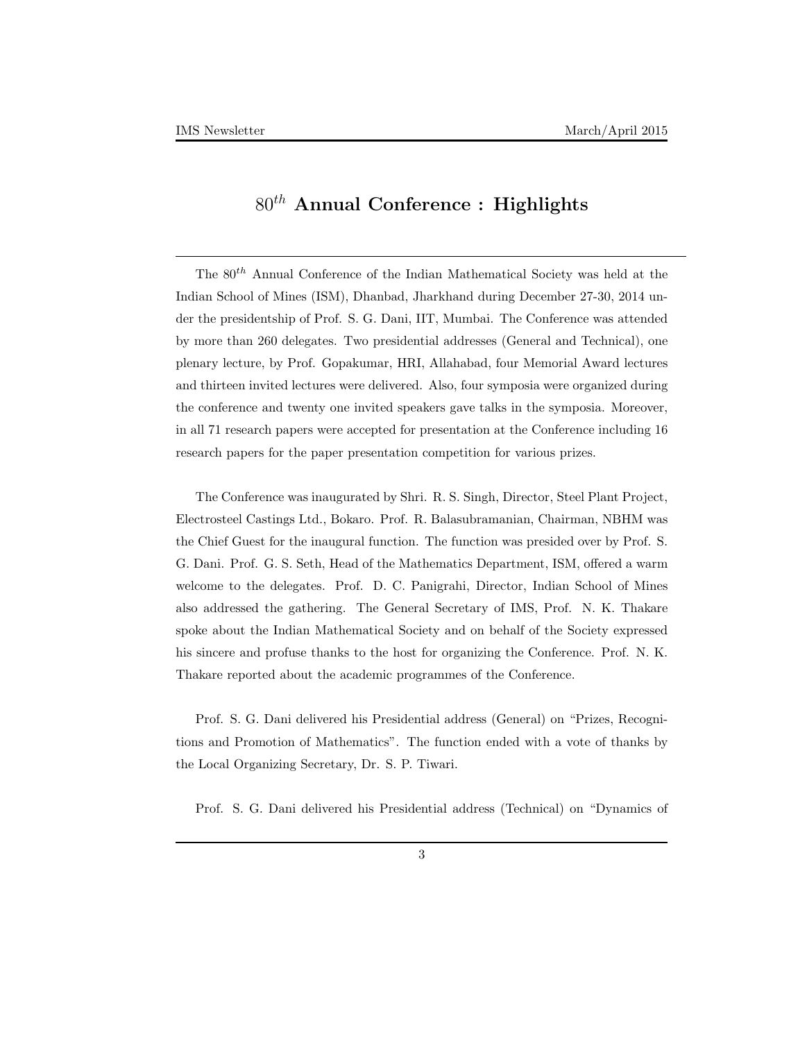# $80^{th}$ Annual Conference : Highlights

The $80^{th}$ Annual Conference of the Indian Mathematical Society was held at the Indian School of Mines (ISM), Dhanbad, Jharkhand during December 27-30, 2014 under the presidentship of Prof. S. G. Dani, IIT, Mumbai. The Conference was attended by more than 260 delegates. Two presidential addresses (General and Technical), one plenary lecture, by Prof. Gopakumar, HRI, Allahabad, four Memorial Award lectures and thirteen invited lectures were delivered. Also, four symposia were organized during the conference and twenty one invited speakers gave talks in the symposia. Moreover, in all 71 research papers were accepted for presentation at the Conference including 16 research papers for the paper presentation competition for various prizes.

The Conference was inaugurated by Shri. R. S. Singh, Director, Steel Plant Project, Electrosteel Castings Ltd., Bokaro. Prof. R. Balasubramanian, Chairman, NBHM was the Chief Guest for the inaugural function. The function was presided over by Prof. S. G. Dani. Prof. G. S. Seth, Head of the Mathematics Department, ISM, offered a warm welcome to the delegates. Prof. D. C. Panigrahi, Director, Indian School of Mines also addressed the gathering. The General Secretary of IMS, Prof. N. K. Thakare spoke about the Indian Mathematical Society and on behalf of the Society expressed his sincere and profuse thanks to the host for organizing the Conference. Prof. N. K. Thakare reported about the academic programmes of the Conference.

Prof. S. G. Dani delivered his Presidential address (General) on "Prizes, Recognitions and Promotion of Mathematics". The function ended with a vote of thanks by the Local Organizing Secretary, Dr. S. P. Tiwari.

Prof. S. G. Dani delivered his Presidential address (Technical) on "Dynamics of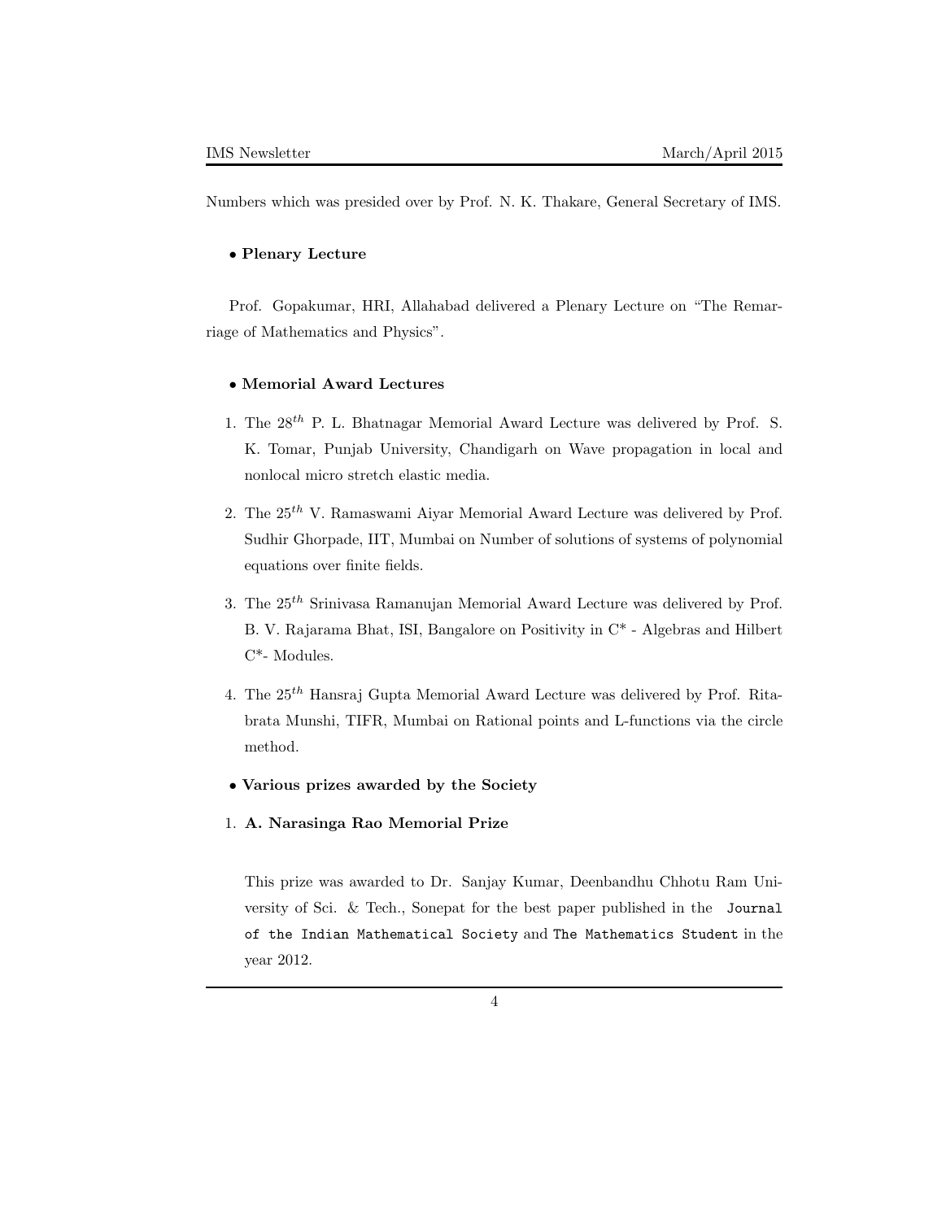Numbers which was presided over by Prof. N. K. Thakare, General Secretary of IMS.

- **Plenary Lecture**

Prof. Gopakumar, HRI, Allahabad delivered a Plenary Lecture on "The Remarriage of Mathematics and Physics".

- **Memorial Award Lectures**

1. The $28^{th}$ P. L. Bhatnagar Memorial Award Lecture was delivered by Prof. S. K. Tomar, Punjab University, Chandigarh on Wave propagation in local and nonlocal micro stretch elastic media.

2. The $25^{th}$ V. Ramaswami Aiyar Memorial Award Lecture was delivered by Prof. Sudhir Ghorpade, IIT, Mumbai on Number of solutions of systems of polynomial equations over finite fields.

3. The $25^{th}$ Srinivasa Ramanujan Memorial Award Lecture was delivered by Prof. B. V. Rajarama Bhat, ISI, Bangalore on Positivity in C* - Algebras and Hilbert C*- Modules.

4. The $25^{th}$ Hansraj Gupta Memorial Award Lecture was delivered by Prof. Ritabrata Munshi, TIFR, Mumbai on Rational points and L-functions via the circle method.

- **Various prizes awarded by the Society**

1. **A. Narasinga Rao Memorial Prize**

   This prize was awarded to Dr. Sanjay Kumar, Deenbandhu Chhotu Ram University of Sci. & Tech., Sonepat for the best paper published in the `Journal of the Indian Mathematical Society` and `The Mathematics Student` in the year 2012.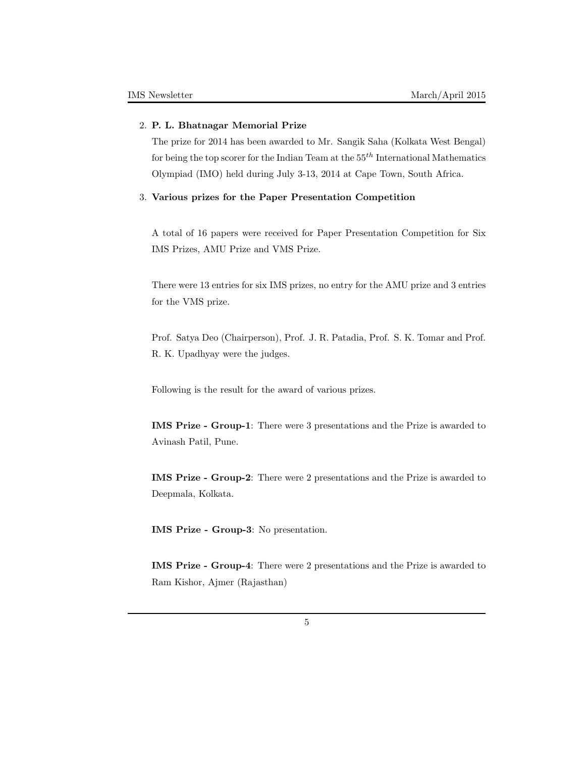2. **P. L. Bhatnagar Memorial Prize**

   The prize for 2014 has been awarded to Mr. Sangik Saha (Kolkata West Bengal) for being the top scorer for the Indian Team at the $55^{th}$ International Mathematics Olympiad (IMO) held during July 3-13, 2014 at Cape Town, South Africa.

3. **Various prizes for the Paper Presentation Competition**

   A total of 16 papers were received for Paper Presentation Competition for Six IMS Prizes, AMU Prize and VMS Prize.

   There were 13 entries for six IMS prizes, no entry for the AMU prize and 3 entries for the VMS prize.

   Prof. Satya Deo (Chairperson), Prof. J. R. Patadia, Prof. S. K. Tomar and Prof. R. K. Upadhyay were the judges.

   Following is the result for the award of various prizes.

   **IMS Prize - Group-1**: There were 3 presentations and the Prize is awarded to Avinash Patil, Pune.

   **IMS Prize - Group-2**: There were 2 presentations and the Prize is awarded to Deepmala, Kolkata.

   **IMS Prize - Group-3**: No presentation.

   **IMS Prize - Group-4**: There were 2 presentations and the Prize is awarded to Ram Kishor, Ajmer (Rajasthan)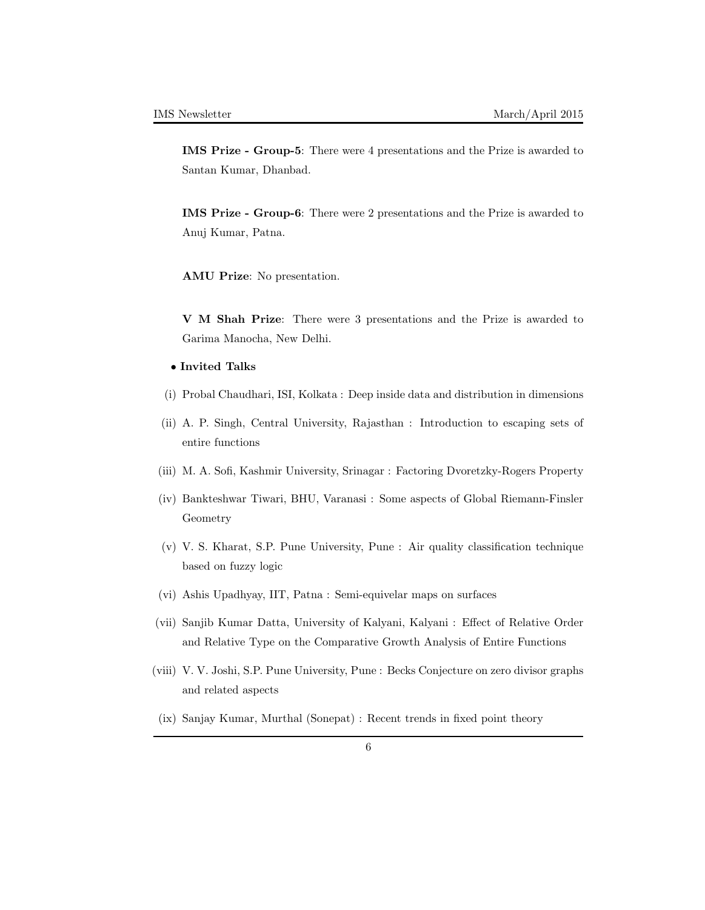**IMS Prize - Group-5**: There were 4 presentations and the Prize is awarded to Santan Kumar, Dhanbad.

**IMS Prize - Group-6**: There were 2 presentations and the Prize is awarded to Anuj Kumar, Patna.

**AMU Prize**: No presentation.

**V M Shah Prize**: There were 3 presentations and the Prize is awarded to Garima Manocha, New Delhi.

- **Invited Talks**

(i) Probal Chaudhari, ISI, Kolkata : Deep inside data and distribution in dimensions

(ii) A. P. Singh, Central University, Rajasthan : Introduction to escaping sets of entire functions

(iii) M. A. Sofi, Kashmir University, Srinagar : Factoring Dvoretzky-Rogers Property

(iv) Bankteshwar Tiwari, BHU, Varanasi : Some aspects of Global Riemann-Finsler Geometry

(v) V. S. Kharat, S.P. Pune University, Pune : Air quality classification technique based on fuzzy logic

(vi) Ashis Upadhyay, IIT, Patna : Semi-equivelar maps on surfaces

(vii) Sanjib Kumar Datta, University of Kalyani, Kalyani : Effect of Relative Order and Relative Type on the Comparative Growth Analysis of Entire Functions

(viii) V. V. Joshi, S.P. Pune University, Pune : Becks Conjecture on zero divisor graphs and related aspects

(ix) Sanjay Kumar, Murthal (Sonepat) : Recent trends in fixed point theory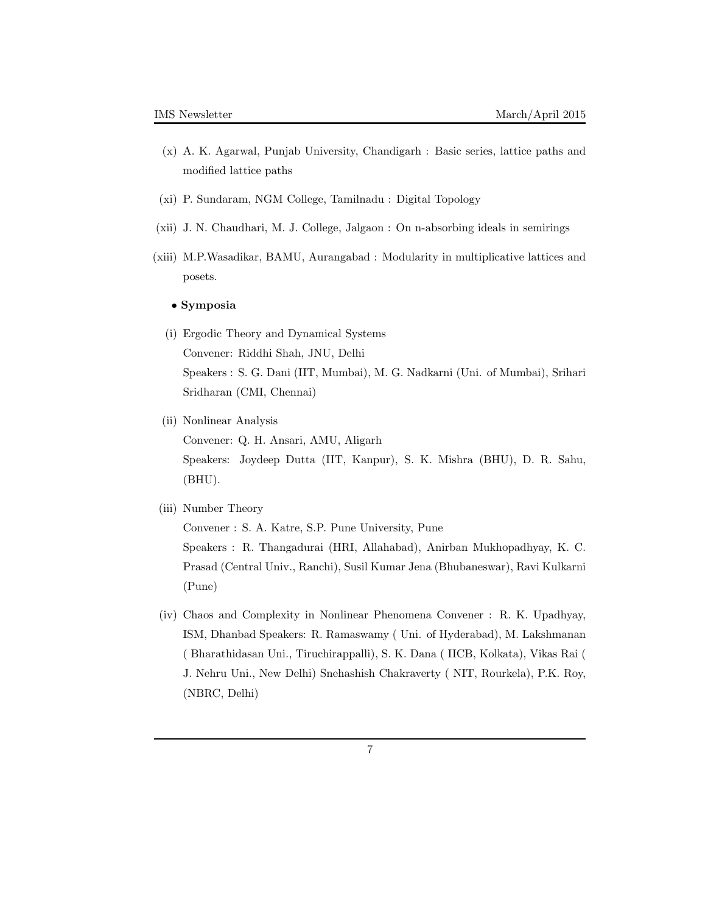(x) A. K. Agarwal, Punjab University, Chandigarh : Basic series, lattice paths and modified lattice paths

(xi) P. Sundaram, NGM College, Tamilnadu : Digital Topology

(xii) J. N. Chaudhari, M. J. College, Jalgaon : On n-absorbing ideals in semirings

(xiii) M.P.Wasadikar, BAMU, Aurangabad : Modularity in multiplicative lattices and posets.

- **Symposia**

(i) Ergodic Theory and Dynamical Systems
Convener: Riddhi Shah, JNU, Delhi
Speakers : S. G. Dani (IIT, Mumbai), M. G. Nadkarni (Uni. of Mumbai), Srihari Sridharan (CMI, Chennai)

(ii) Nonlinear Analysis
Convener: Q. H. Ansari, AMU, Aligarh
Speakers: Joydeep Dutta (IIT, Kanpur), S. K. Mishra (BHU), D. R. Sahu, (BHU).

(iii) Number Theory
Convener : S. A. Katre, S.P. Pune University, Pune
Speakers : R. Thangadurai (HRI, Allahabad), Anirban Mukhopadhyay, K. C. Prasad (Central Univ., Ranchi), Susil Kumar Jena (Bhubaneswar), Ravi Kulkarni (Pune)

(iv) Chaos and Complexity in Nonlinear Phenomena Convener : R. K. Upadhyay, ISM, Dhanbad Speakers: R. Ramaswamy ( Uni. of Hyderabad), M. Lakshmanan ( Bharathidasan Uni., Tiruchirappalli), S. K. Dana ( IICB, Kolkata), Vikas Rai ( J. Nehru Uni., New Delhi) Snehashish Chakraverty ( NIT, Rourkela), P.K. Roy, (NBRC, Delhi)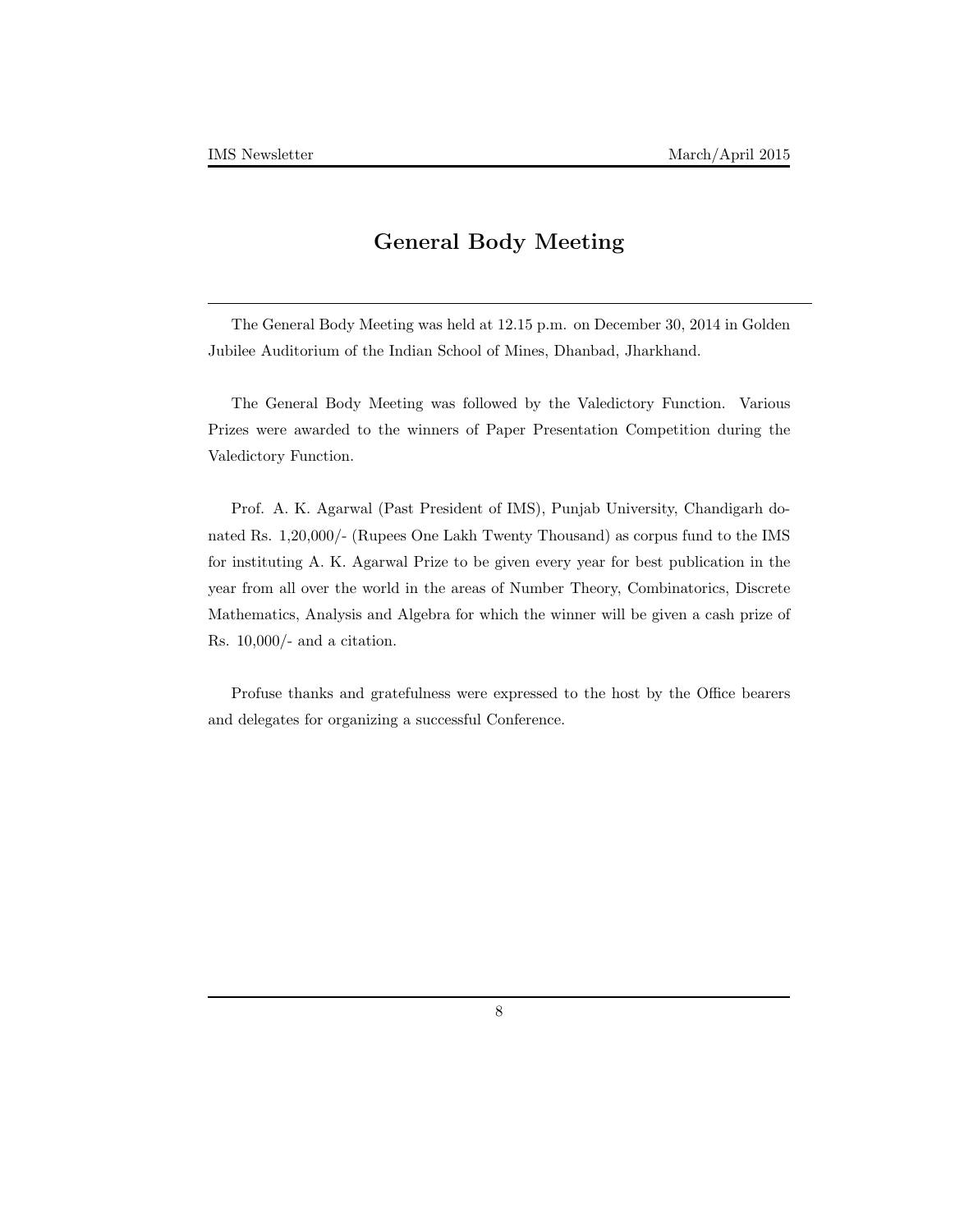# General Body Meeting

The General Body Meeting was held at 12.15 p.m. on December 30, 2014 in Golden Jubilee Auditorium of the Indian School of Mines, Dhanbad, Jharkhand.

The General Body Meeting was followed by the Valedictory Function. Various Prizes were awarded to the winners of Paper Presentation Competition during the Valedictory Function.

Prof. A. K. Agarwal (Past President of IMS), Punjab University, Chandigarh donated Rs. 1,20,000/- (Rupees One Lakh Twenty Thousand) as corpus fund to the IMS for instituting A. K. Agarwal Prize to be given every year for best publication in the year from all over the world in the areas of Number Theory, Combinatorics, Discrete Mathematics, Analysis and Algebra for which the winner will be given a cash prize of Rs. 10,000/- and a citation.

Profuse thanks and gratefulness were expressed to the host by the Office bearers and delegates for organizing a successful Conference.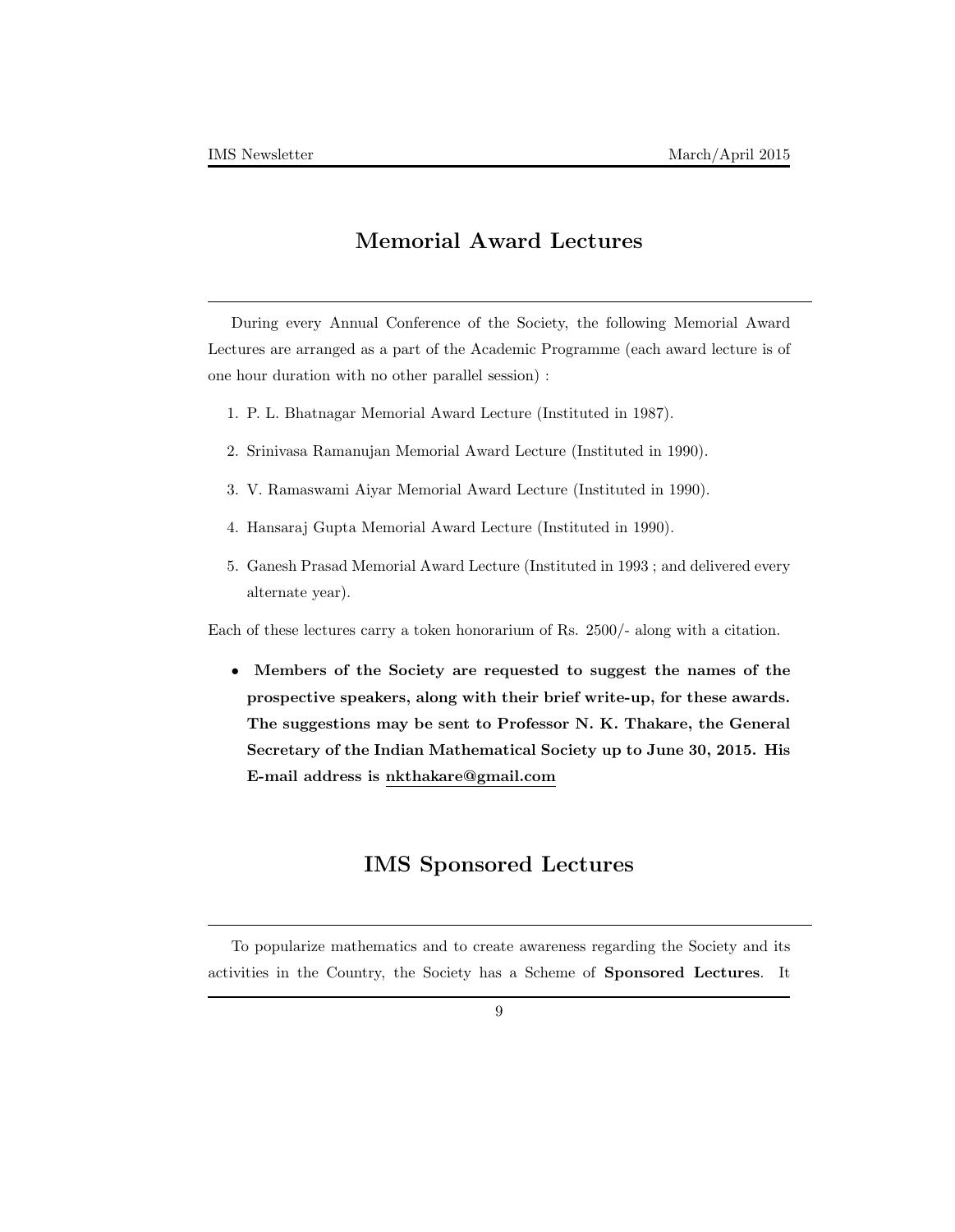## Memorial Award Lectures

During every Annual Conference of the Society, the following Memorial Award Lectures are arranged as a part of the Academic Programme (each award lecture is of one hour duration with no other parallel session) :

1. P. L. Bhatnagar Memorial Award Lecture (Instituted in 1987).
2. Srinivasa Ramanujan Memorial Award Lecture (Instituted in 1990).
3. V. Ramaswami Aiyar Memorial Award Lecture (Instituted in 1990).
4. Hansaraj Gupta Memorial Award Lecture (Instituted in 1990).
5. Ganesh Prasad Memorial Award Lecture (Instituted in 1993 ; and delivered every alternate year).

Each of these lectures carry a token honorarium of Rs. 2500/- along with a citation.

- **Members of the Society are requested to suggest the names of the prospective speakers, along with their brief write-up, for these awards. The suggestions may be sent to Professor N. K. Thakare, the General Secretary of the Indian Mathematical Society up to June 30, 2015. His E-mail address is nkthakare@gmail.com**

## IMS Sponsored Lectures

To popularize mathematics and to create awareness regarding the Society and its activities in the Country, the Society has a Scheme of **Sponsored Lectures**. It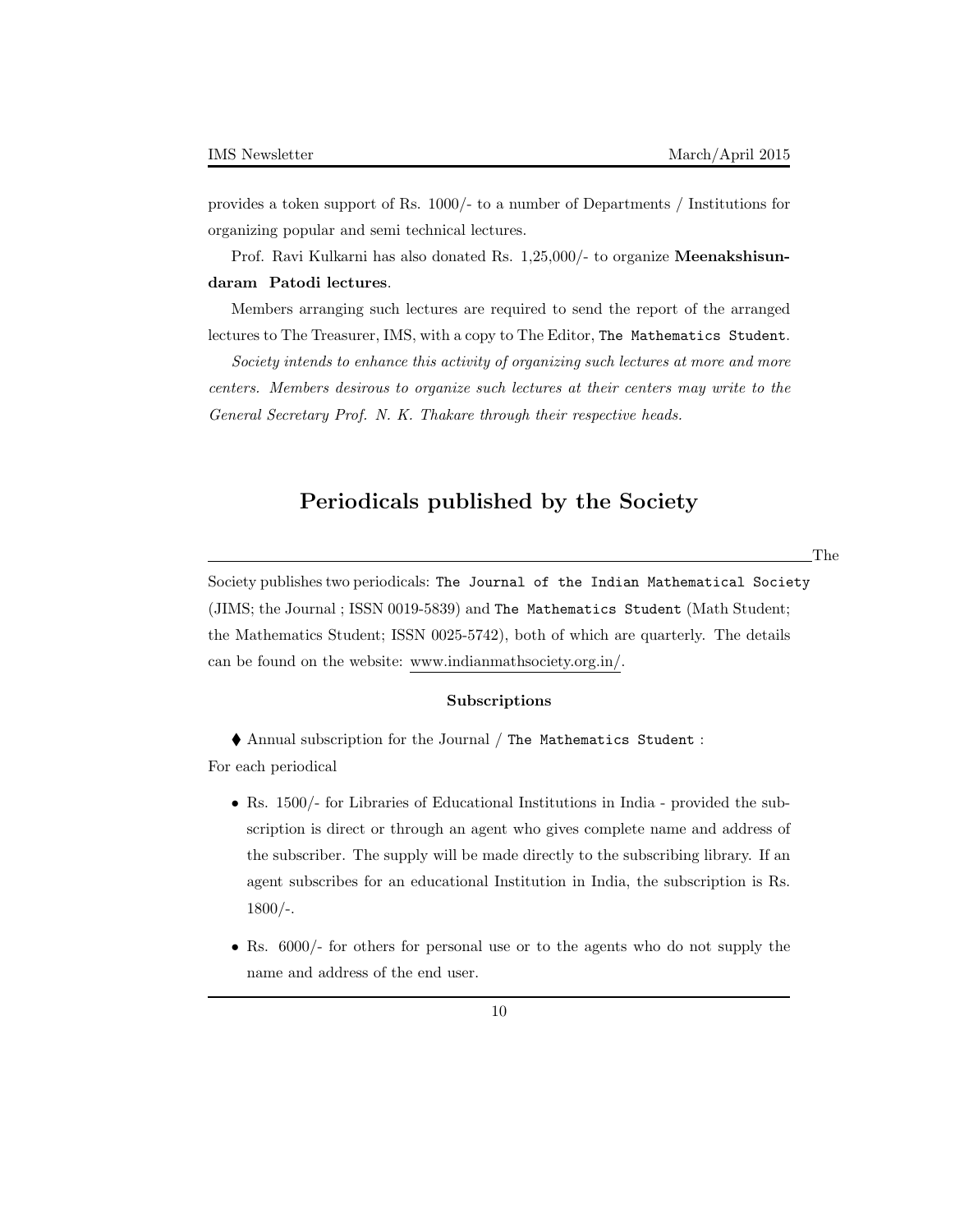provides a token support of Rs. 1000/- to a number of Departments / Institutions for organizing popular and semi technical lectures.

Prof. Ravi Kulkarni has also donated Rs. 1,25,000/- to organize **Meenakshisundaram Patodi lectures**.

Members arranging such lectures are required to send the report of the arranged lectures to The Treasurer, IMS, with a copy to The Editor, The Mathematics Student.

*Society intends to enhance this activity of organizing such lectures at more and more centers. Members desirous to organize such lectures at their centers may write to the General Secretary Prof. N. K. Thakare through their respective heads.*

## Periodicals published by the Society

---

The Society publishes two periodicals: The Journal of the Indian Mathematical Society (JIMS; the Journal ; ISSN 0019-5839) and The Mathematics Student (Math Student; the Mathematics Student; ISSN 0025-5742), both of which are quarterly. The details can be found on the website: www.indianmathsociety.org.in/.

### Subscriptions

⧫ Annual subscription for the Journal / The Mathematics Student :

For each periodical

- Rs. 1500/- for Libraries of Educational Institutions in India - provided the subscription is direct or through an agent who gives complete name and address of the subscriber. The supply will be made directly to the subscribing library. If an agent subscribes for an educational Institution in India, the subscription is Rs. 1800/-.
- Rs. 6000/- for others for personal use or to the agents who do not supply the name and address of the end user.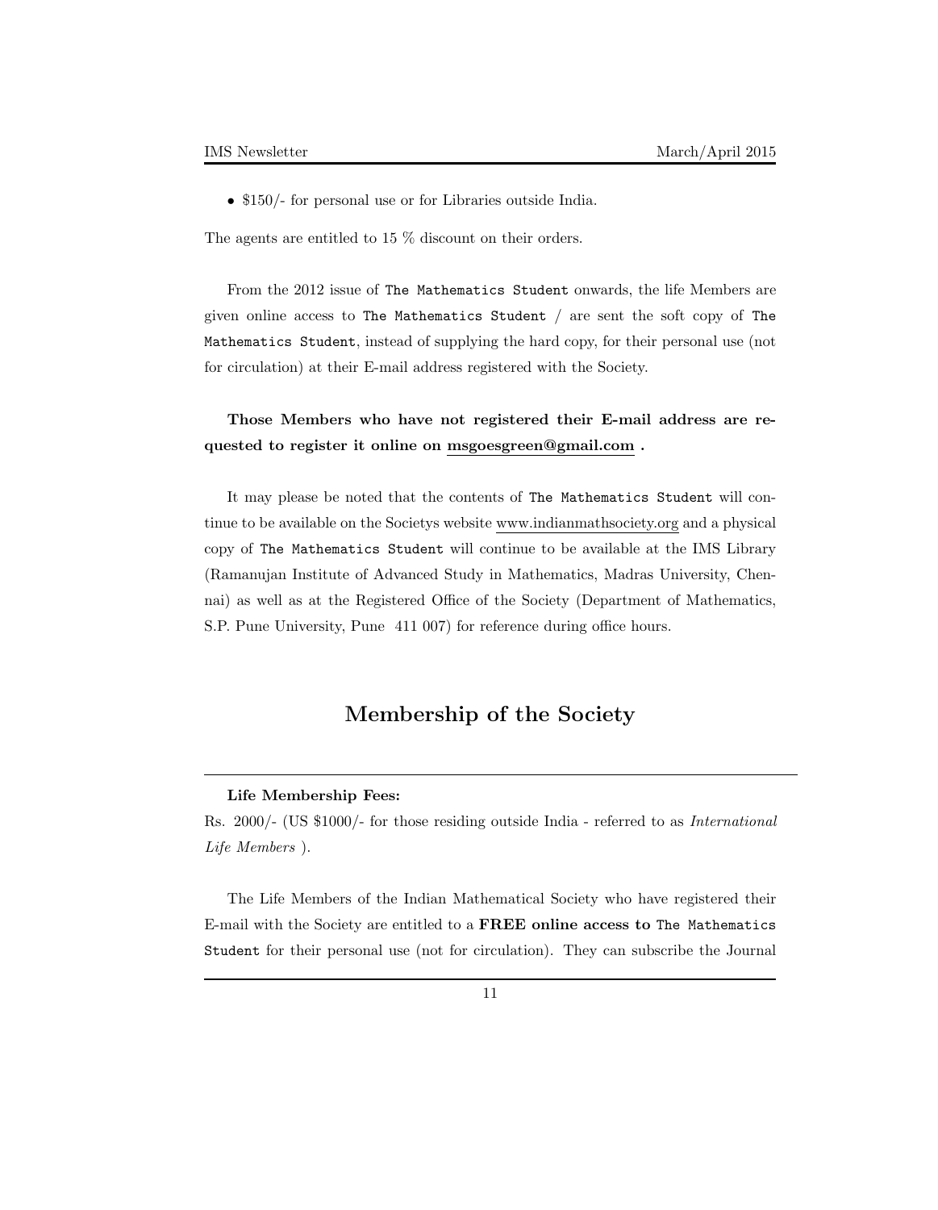- \$150/- for personal use or for Libraries outside India.

The agents are entitled to 15 % discount on their orders.

From the 2012 issue of `The Mathematics Student` onwards, the life Members are given online access to `The Mathematics Student` / are sent the soft copy of `The Mathematics Student`, instead of supplying the hard copy, for their personal use (not for circulation) at their E-mail address registered with the Society.

**Those Members who have not registered their E-mail address are requested to register it online on msgoesgreen@gmail.com .**

It may please be noted that the contents of `The Mathematics Student` will continue to be available on the Societys website www.indianmathsociety.org and a physical copy of `The Mathematics Student` will continue to be available at the IMS Library (Ramanujan Institute of Advanced Study in Mathematics, Madras University, Chennai) as well as at the Registered Office of the Society (Department of Mathematics, S.P. Pune University, Pune 411 007) for reference during office hours.

## Membership of the Society

**Life Membership Fees:**

Rs. 2000/- (US \$1000/- for those residing outside India - referred to as *International Life Members* ).

The Life Members of the Indian Mathematical Society who have registered their E-mail with the Society are entitled to a **FREE online access to** `The Mathematics Student` for their personal use (not for circulation). They can subscribe the Journal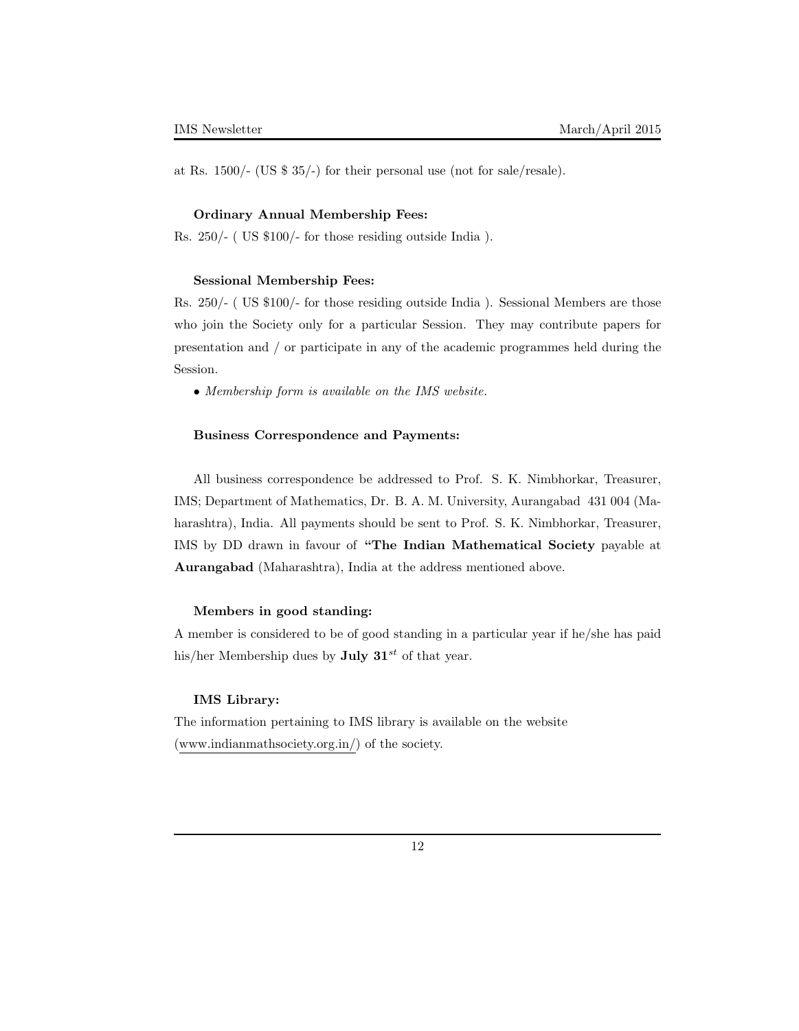at Rs. 1500/- (US $ 35/-) for their personal use (not for sale/resale).

**Ordinary Annual Membership Fees:**

Rs. 250/- ( US $100/- for those residing outside India ).

**Sessional Membership Fees:**

Rs. 250/- ( US $100/- for those residing outside India ). Sessional Members are those who join the Society only for a particular Session. They may contribute papers for presentation and / or participate in any of the academic programmes held during the Session.

- *Membership form is available on the IMS website.*

**Business Correspondence and Payments:**

All business correspondence be addressed to Prof. S. K. Nimbhorkar, Treasurer, IMS; Department of Mathematics, Dr. B. A. M. University, Aurangabad 431 004 (Maharashtra), India. All payments should be sent to Prof. S. K. Nimbhorkar, Treasurer, IMS by DD drawn in favour of **"The Indian Mathematical Society** payable at **Aurangabad** (Maharashtra), India at the address mentioned above.

**Members in good standing:**

A member is considered to be of good standing in a particular year if he/she has paid his/her Membership dues by **July 31**$^{st}$ of that year.

**IMS Library:**

The information pertaining to IMS library is available on the website (www.indianmathsociety.org.in/) of the society.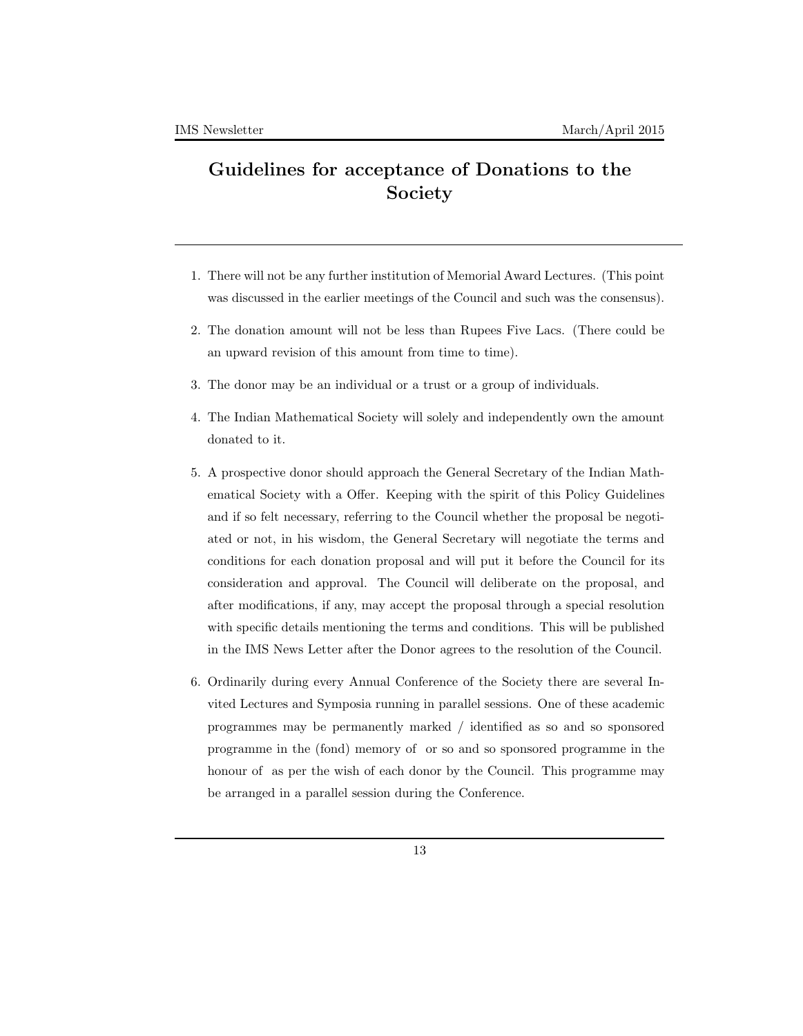# Guidelines for acceptance of Donations to the Society

---

1. There will not be any further institution of Memorial Award Lectures. (This point was discussed in the earlier meetings of the Council and such was the consensus).

2. The donation amount will not be less than Rupees Five Lacs. (There could be an upward revision of this amount from time to time).

3. The donor may be an individual or a trust or a group of individuals.

4. The Indian Mathematical Society will solely and independently own the amount donated to it.

5. A prospective donor should approach the General Secretary of the Indian Mathematical Society with a Offer. Keeping with the spirit of this Policy Guidelines and if so felt necessary, referring to the Council whether the proposal be negotiated or not, in his wisdom, the General Secretary will negotiate the terms and conditions for each donation proposal and will put it before the Council for its consideration and approval. The Council will deliberate on the proposal, and after modifications, if any, may accept the proposal through a special resolution with specific details mentioning the terms and conditions. This will be published in the IMS News Letter after the Donor agrees to the resolution of the Council.

6. Ordinarily during every Annual Conference of the Society there are several Invited Lectures and Symposia running in parallel sessions. One of these academic programmes may be permanently marked / identified as so and so sponsored programme in the (fond) memory of  or so and so sponsored programme in the honour of  as per the wish of each donor by the Council. This programme may be arranged in a parallel session during the Conference.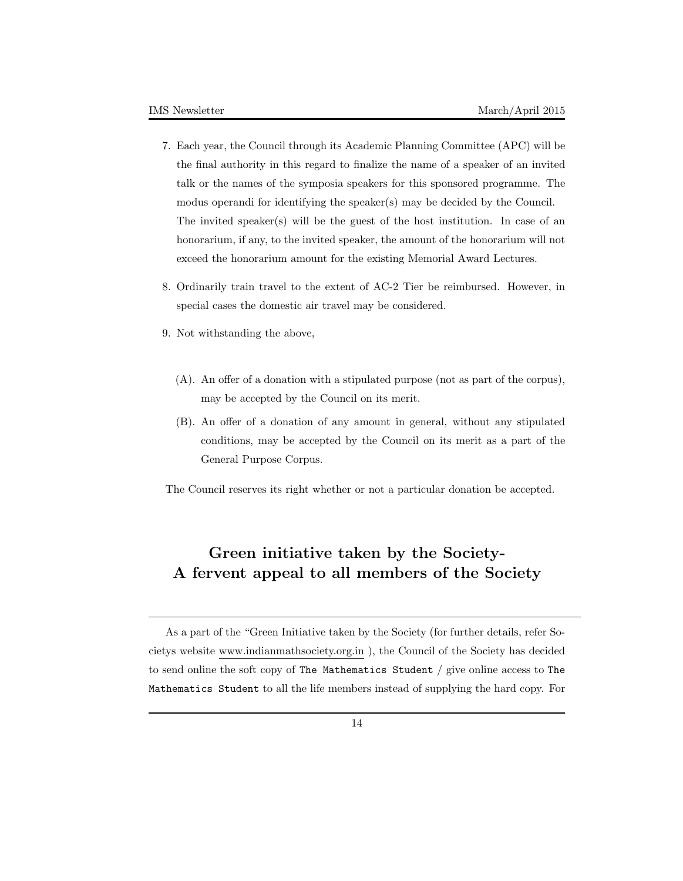7. Each year, the Council through its Academic Planning Committee (APC) will be the final authority in this regard to finalize the name of a speaker of an invited talk or the names of the symposia speakers for this sponsored programme. The modus operandi for identifying the speaker(s) may be decided by the Council. The invited speaker(s) will be the guest of the host institution. In case of an honorarium, if any, to the invited speaker, the amount of the honorarium will not exceed the honorarium amount for the existing Memorial Award Lectures.

8. Ordinarily train travel to the extent of AC-2 Tier be reimbursed. However, in special cases the domestic air travel may be considered.

9. Not withstanding the above,

   (A). An offer of a donation with a stipulated purpose (not as part of the corpus), may be accepted by the Council on its merit.

   (B). An offer of a donation of any amount in general, without any stipulated conditions, may be accepted by the Council on its merit as a part of the General Purpose Corpus.

The Council reserves its right whether or not a particular donation be accepted.

## Green initiative taken by the Society- A fervent appeal to all members of the Society

---

As a part of the "Green Initiative taken by the Society (for further details, refer Societys website www.indianmathsociety.org.in ), the Council of the Society has decided to send online the soft copy of `The Mathematics Student` / give online access to `The Mathematics Student` to all the life members instead of supplying the hard copy. For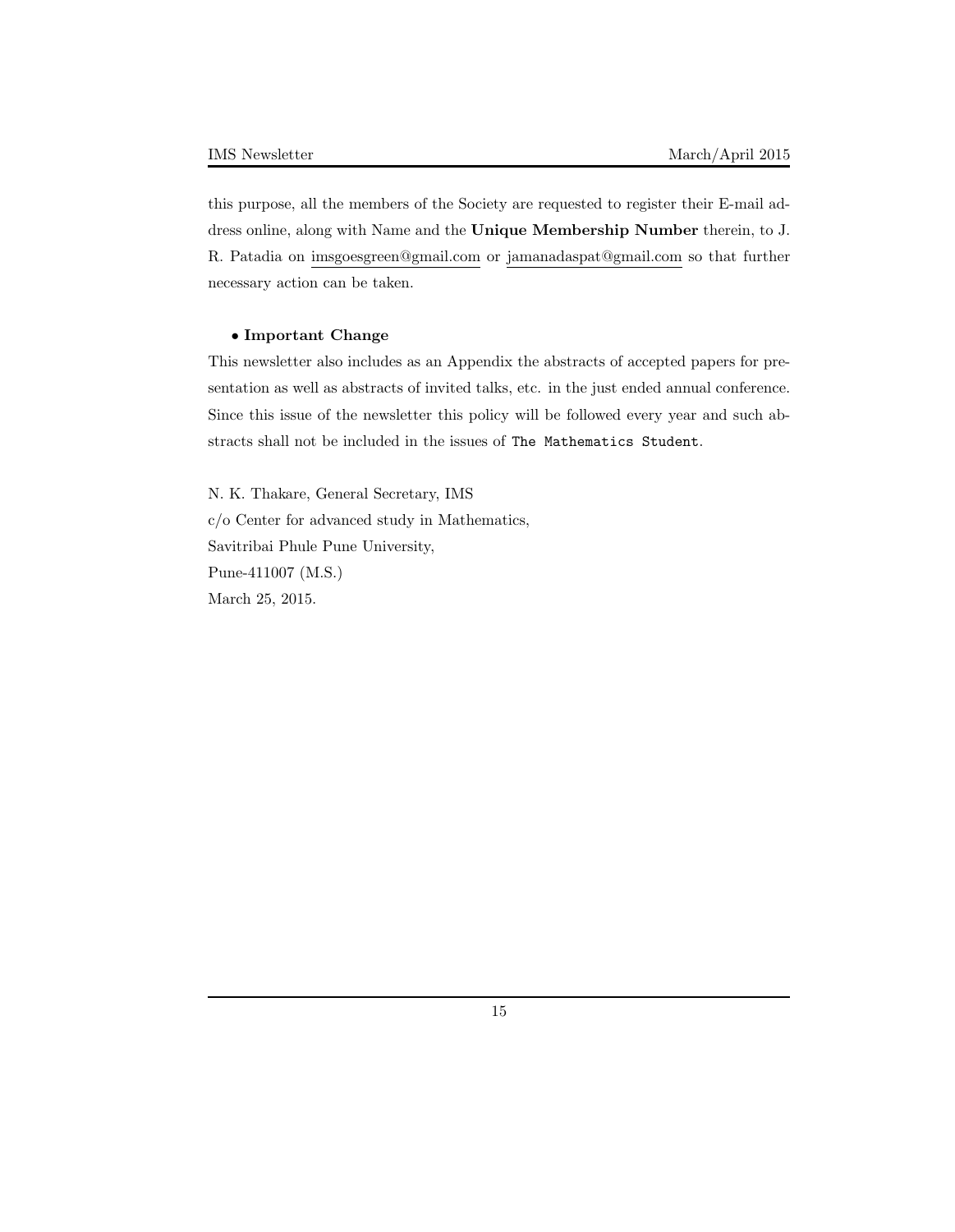this purpose, all the members of the Society are requested to register their E-mail address online, along with Name and the **Unique Membership Number** therein, to J. R. Patadia on imsgoesgreen@gmail.com or jamanadaspat@gmail.com so that further necessary action can be taken.

- **Important Change**

This newsletter also includes as an Appendix the abstracts of accepted papers for presentation as well as abstracts of invited talks, etc. in the just ended annual conference. Since this issue of the newsletter this policy will be followed every year and such abstracts shall not be included in the issues of `The Mathematics Student`.

N. K. Thakare, General Secretary, IMS
c/o Center for advanced study in Mathematics,
Savitribai Phule Pune University,
Pune-411007 (M.S.)
March 25, 2015.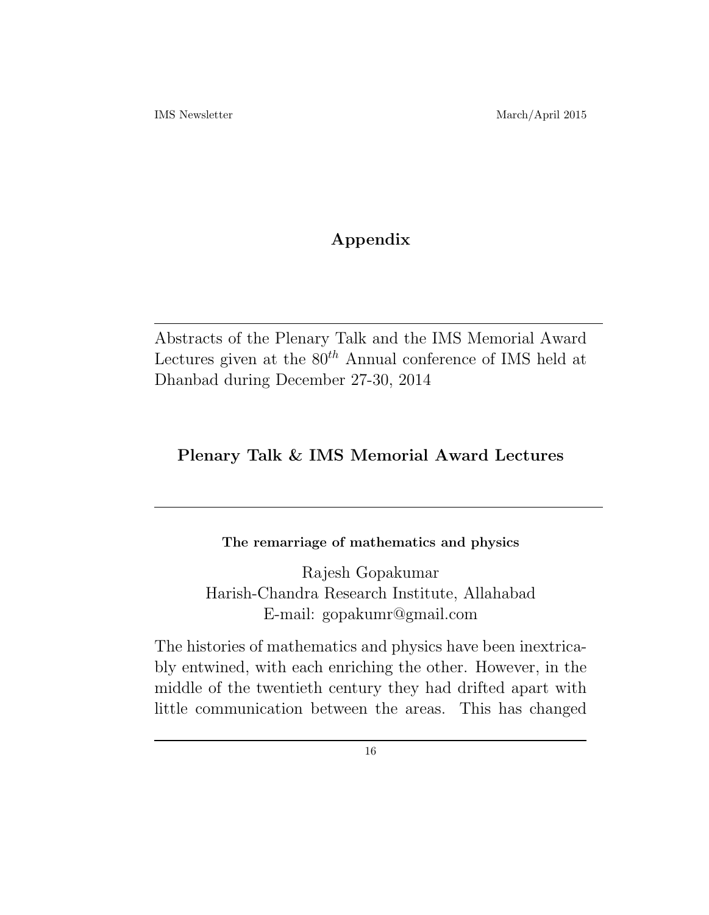# Appendix

---

Abstracts of the Plenary Talk and the IMS Memorial Award Lectures given at the $80^{th}$ Annual conference of IMS held at Dhanbad during December 27-30, 2014

## Plenary Talk & IMS Memorial Award Lectures

---

### The remarriage of mathematics and physics

Rajesh Gopakumar
Harish-Chandra Research Institute, Allahabad
E-mail: gopakumr@gmail.com

The histories of mathematics and physics have been inextricably entwined, with each enriching the other. However, in the middle of the twentieth century they had drifted apart with little communication between the areas. This has changed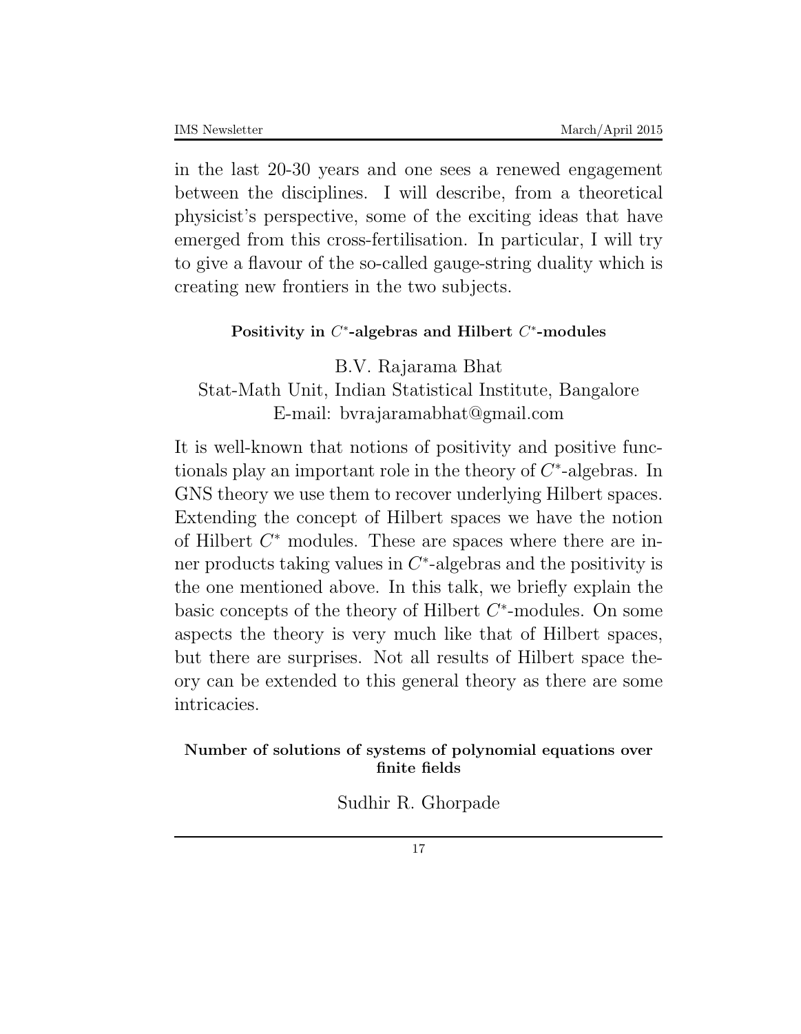in the last 20-30 years and one sees a renewed engagement between the disciplines. I will describe, from a theoretical physicist's perspective, some of the exciting ideas that have emerged from this cross-fertilisation. In particular, I will try to give a flavour of the so-called gauge-string duality which is creating new frontiers in the two subjects.

### Positivity in $C^*$-algebras and Hilbert $C^*$-modules

B.V. Rajarama Bhat
Stat-Math Unit, Indian Statistical Institute, Bangalore
E-mail: bvrajaramabhat@gmail.com

It is well-known that notions of positivity and positive functionals play an important role in the theory of $C^*$-algebras. In GNS theory we use them to recover underlying Hilbert spaces. Extending the concept of Hilbert spaces we have the notion of Hilbert $C^*$ modules. These are spaces where there are inner products taking values in $C^*$-algebras and the positivity is the one mentioned above. In this talk, we briefly explain the basic concepts of the theory of Hilbert $C^*$-modules. On some aspects the theory is very much like that of Hilbert spaces, but there are surprises. Not all results of Hilbert space theory can be extended to this general theory as there are some intricacies.

### Number of solutions of systems of polynomial equations over finite fields

Sudhir R. Ghorpade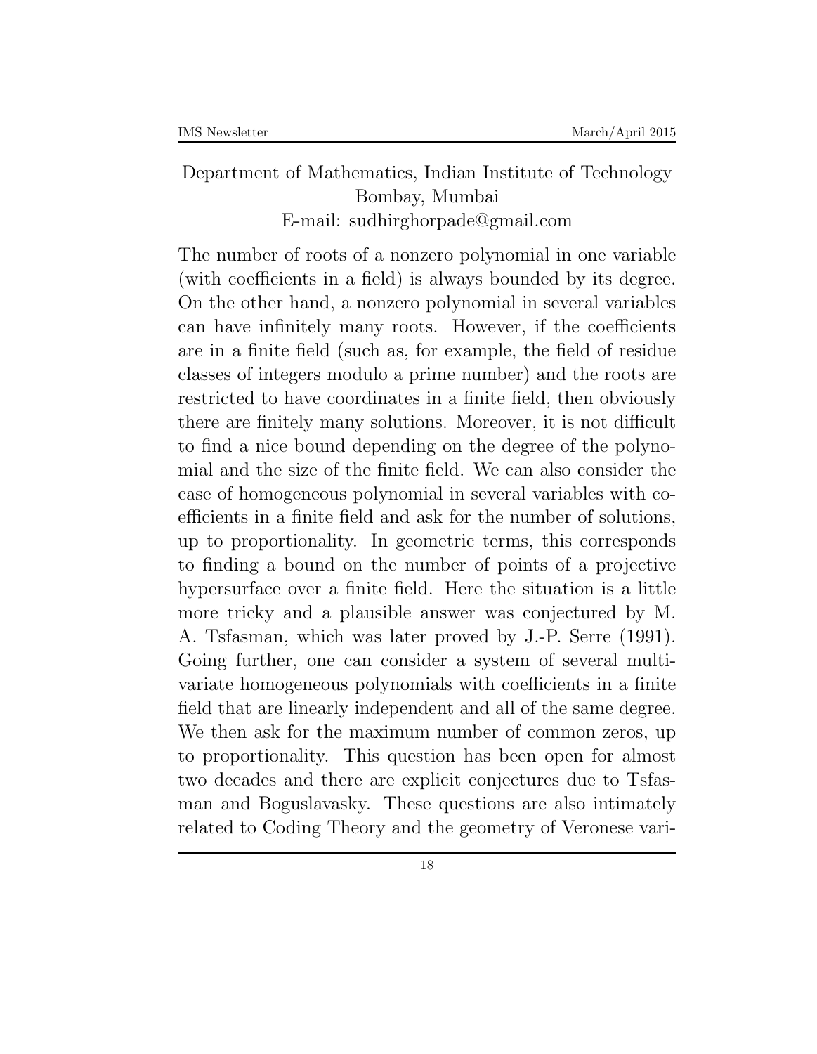Department of Mathematics, Indian Institute of Technology Bombay, Mumbai
E-mail: sudhirghorpade@gmail.com

The number of roots of a nonzero polynomial in one variable (with coefficients in a field) is always bounded by its degree. On the other hand, a nonzero polynomial in several variables can have infinitely many roots. However, if the coefficients are in a finite field (such as, for example, the field of residue classes of integers modulo a prime number) and the roots are restricted to have coordinates in a finite field, then obviously there are finitely many solutions. Moreover, it is not difficult to find a nice bound depending on the degree of the polynomial and the size of the finite field. We can also consider the case of homogeneous polynomial in several variables with coefficients in a finite field and ask for the number of solutions, up to proportionality. In geometric terms, this corresponds to finding a bound on the number of points of a projective hypersurface over a finite field. Here the situation is a little more tricky and a plausible answer was conjectured by M. A. Tsfasman, which was later proved by J.-P. Serre (1991). Going further, one can consider a system of several multivariate homogeneous polynomials with coefficients in a finite field that are linearly independent and all of the same degree. We then ask for the maximum number of common zeros, up to proportionality. This question has been open for almost two decades and there are explicit conjectures due to Tsfasman and Boguslavasky. These questions are also intimately related to Coding Theory and the geometry of Veronese vari-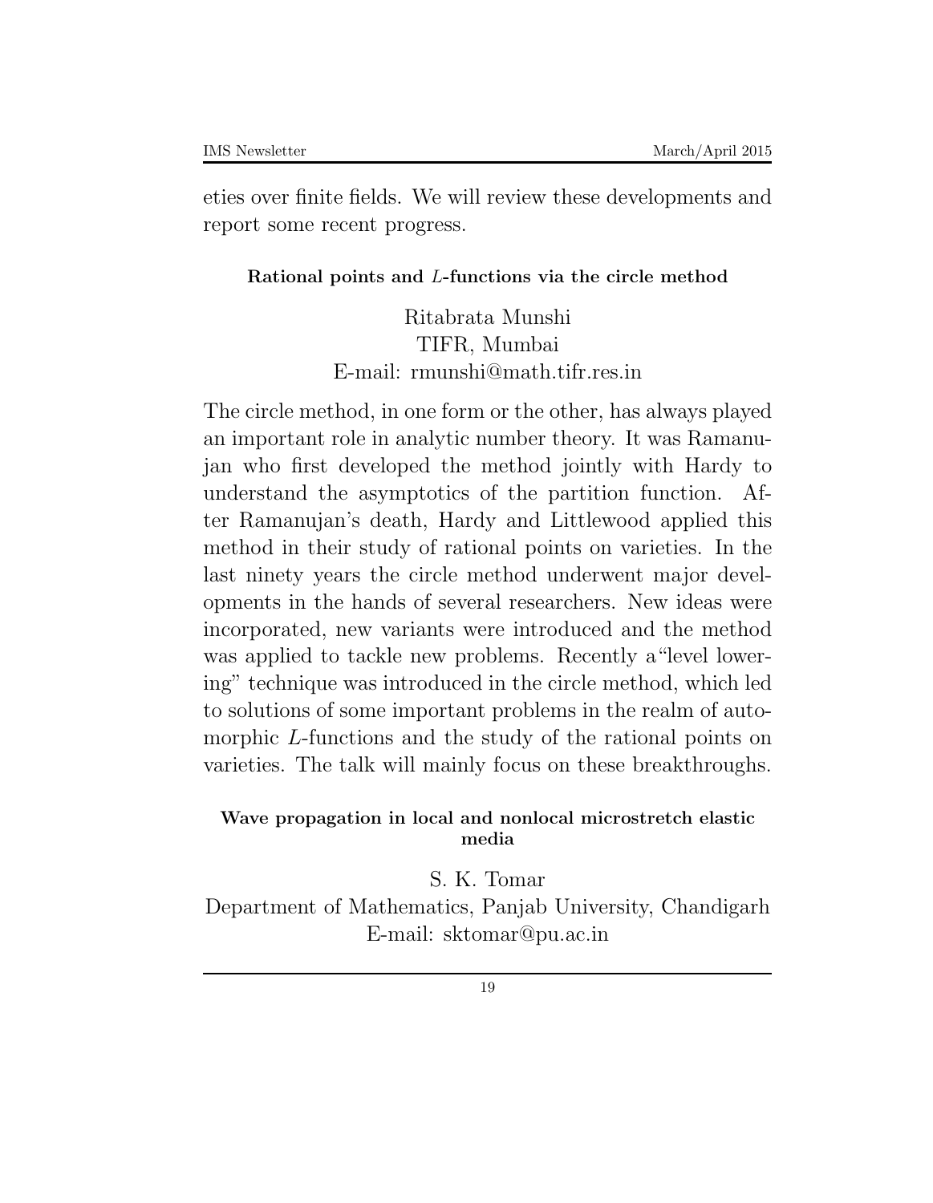eties over finite fields. We will review these developments and report some recent progress.

### Rational points and $L$-functions via the circle method

Ritabrata Munshi
TIFR, Mumbai
E-mail: rmunshi@math.tifr.res.in

The circle method, in one form or the other, has always played an important role in analytic number theory. It was Ramanujan who first developed the method jointly with Hardy to understand the asymptotics of the partition function. After Ramanujan's death, Hardy and Littlewood applied this method in their study of rational points on varieties. In the last ninety years the circle method underwent major developments in the hands of several researchers. New ideas were incorporated, new variants were introduced and the method was applied to tackle new problems. Recently a"level lowering" technique was introduced in the circle method, which led to solutions of some important problems in the realm of automorphic $L$-functions and the study of the rational points on varieties. The talk will mainly focus on these breakthroughs.

### Wave propagation in local and nonlocal microstretch elastic media

S. K. Tomar
Department of Mathematics, Panjab University, Chandigarh
E-mail: sktomar@pu.ac.in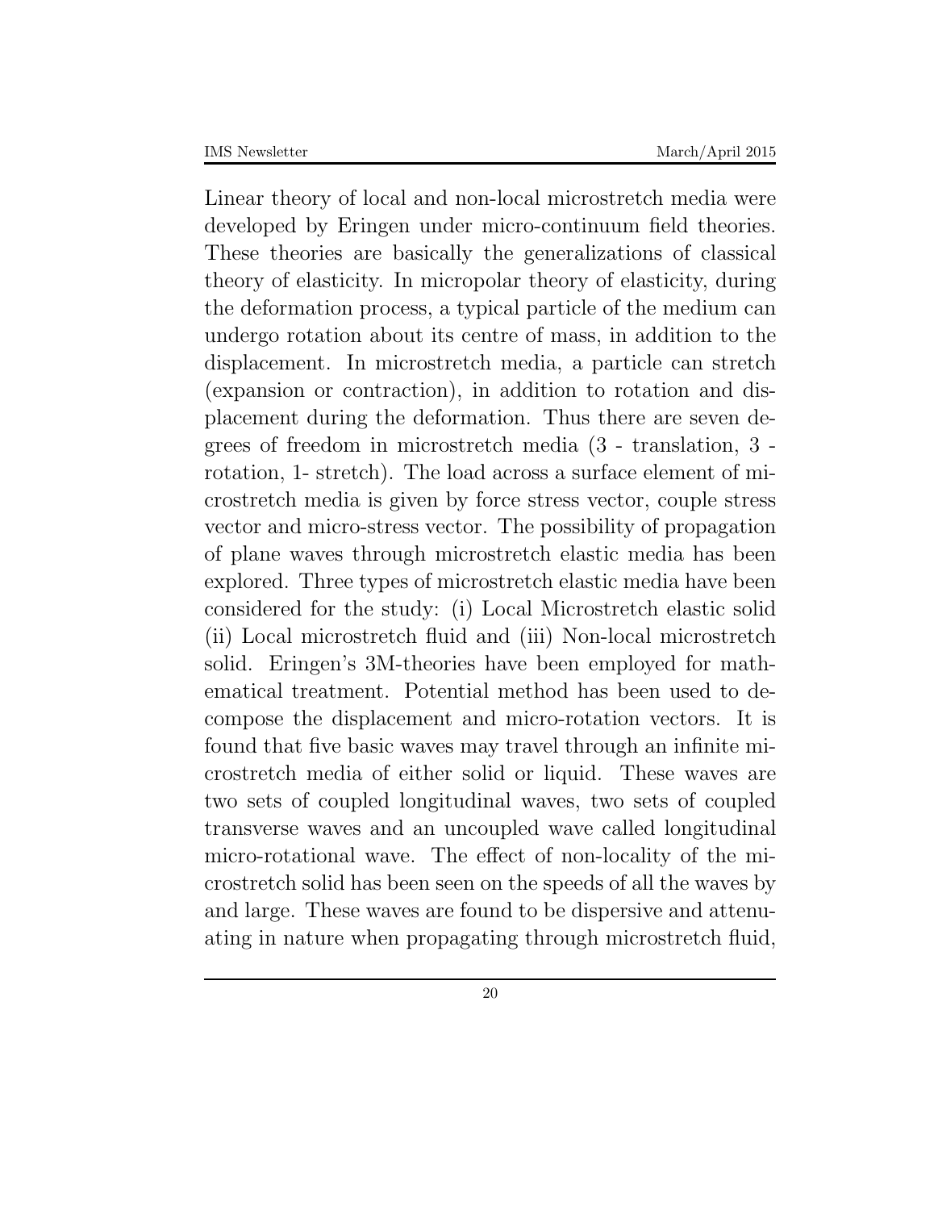Linear theory of local and non-local microstretch media were developed by Eringen under micro-continuum field theories. These theories are basically the generalizations of classical theory of elasticity. In micropolar theory of elasticity, during the deformation process, a typical particle of the medium can undergo rotation about its centre of mass, in addition to the displacement. In microstretch media, a particle can stretch (expansion or contraction), in addition to rotation and displacement during the deformation. Thus there are seven degrees of freedom in microstretch media (3 - translation, 3 - rotation, 1- stretch). The load across a surface element of microstretch media is given by force stress vector, couple stress vector and micro-stress vector. The possibility of propagation of plane waves through microstretch elastic media has been explored. Three types of microstretch elastic media have been considered for the study: (i) Local Microstretch elastic solid (ii) Local microstretch fluid and (iii) Non-local microstretch solid. Eringen's 3M-theories have been employed for mathematical treatment. Potential method has been used to decompose the displacement and micro-rotation vectors. It is found that five basic waves may travel through an infinite microstretch media of either solid or liquid. These waves are two sets of coupled longitudinal waves, two sets of coupled transverse waves and an uncoupled wave called longitudinal micro-rotational wave. The effect of non-locality of the microstretch solid has been seen on the speeds of all the waves by and large. These waves are found to be dispersive and attenuating in nature when propagating through microstretch fluid,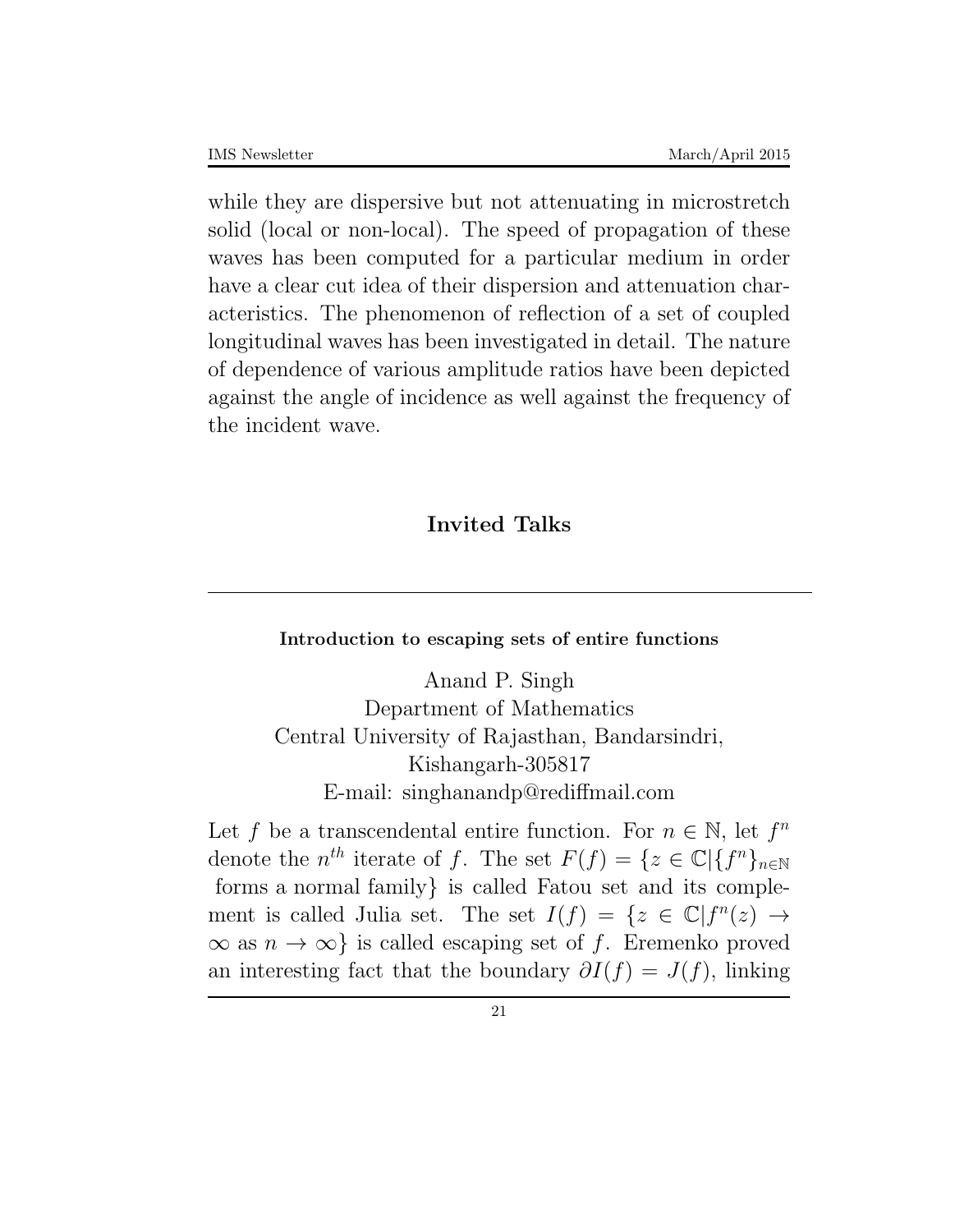while they are dispersive but not attenuating in microstretch solid (local or non-local). The speed of propagation of these waves has been computed for a particular medium in order have a clear cut idea of their dispersion and attenuation characteristics. The phenomenon of reflection of a set of coupled longitudinal waves has been investigated in detail. The nature of dependence of various amplitude ratios have been depicted against the angle of incidence as well against the frequency of the incident wave.

## Invited Talks

---

### Introduction to escaping sets of entire functions

Anand P. Singh
Department of Mathematics
Central University of Rajasthan, Bandarsindri,
Kishangarh-305817
E-mail: singhanandp@rediffmail.com

Let $f$ be a transcendental entire function. For $n \in \mathbb{N}$, let $f^n$ denote the $n^{th}$ iterate of $f$. The set $F(f) = \{z \in \mathbb{C} | \{f^n\}_{n\in\mathbb{N}}$ forms a normal family$\}$ is called Fatou set and its complement is called Julia set. The set $I(f) = \{z \in \mathbb{C} | f^n(z) \to \infty$ as $n \to \infty\}$ is called escaping set of $f$. Eremenko proved an interesting fact that the boundary $\partial I(f) = J(f)$, linking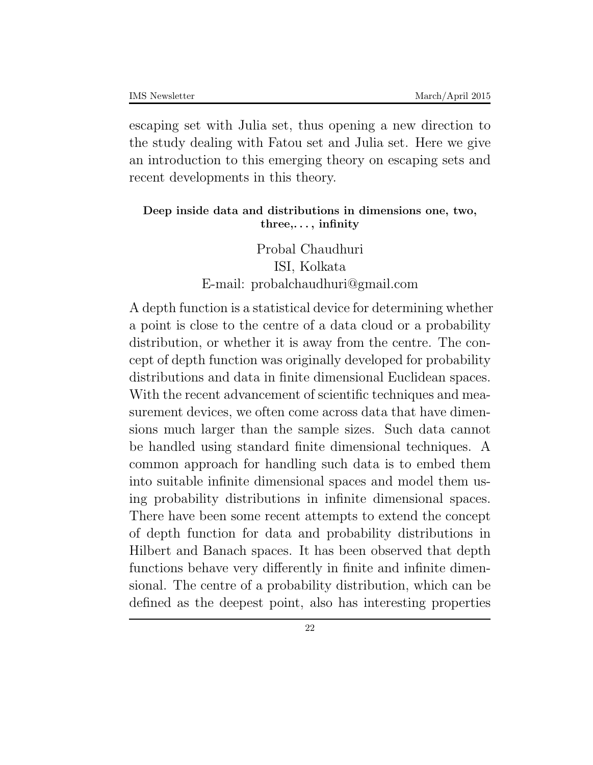escaping set with Julia set, thus opening a new direction to the study dealing with Fatou set and Julia set. Here we give an introduction to this emerging theory on escaping sets and recent developments in this theory.

**Deep inside data and distributions in dimensions one, two, three,. . . , infinity**

Probal Chaudhuri
ISI, Kolkata
E-mail: probalchaudhuri@gmail.com

A depth function is a statistical device for determining whether a point is close to the centre of a data cloud or a probability distribution, or whether it is away from the centre. The concept of depth function was originally developed for probability distributions and data in finite dimensional Euclidean spaces. With the recent advancement of scientific techniques and measurement devices, we often come across data that have dimensions much larger than the sample sizes. Such data cannot be handled using standard finite dimensional techniques. A common approach for handling such data is to embed them into suitable infinite dimensional spaces and model them using probability distributions in infinite dimensional spaces. There have been some recent attempts to extend the concept of depth function for data and probability distributions in Hilbert and Banach spaces. It has been observed that depth functions behave very differently in finite and infinite dimensional. The centre of a probability distribution, which can be defined as the deepest point, also has interesting properties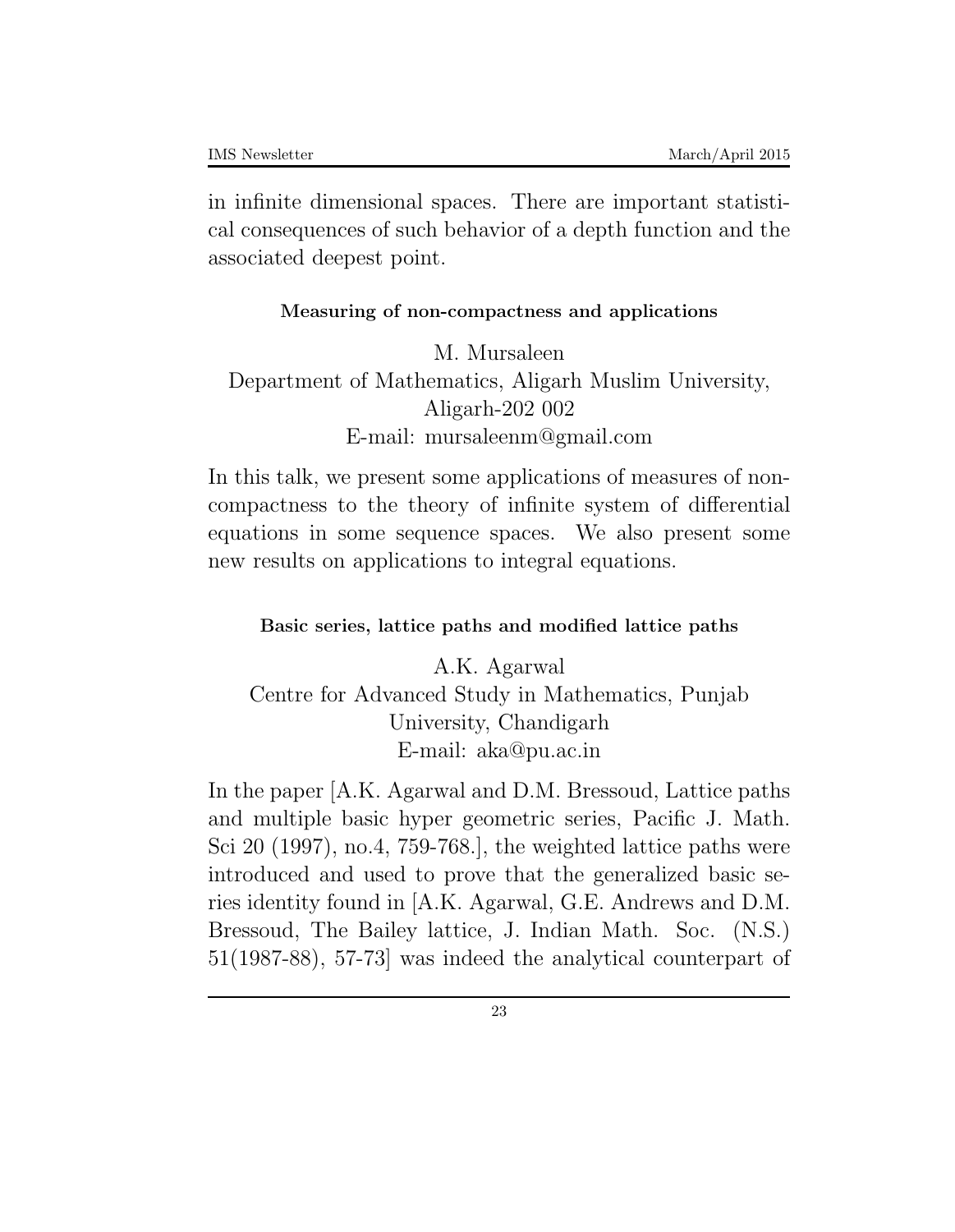in infinite dimensional spaces. There are important statistical consequences of such behavior of a depth function and the associated deepest point.

### Measuring of non-compactness and applications

M. Mursaleen
Department of Mathematics, Aligarh Muslim University, Aligarh-202 002
E-mail: mursaleenm@gmail.com

In this talk, we present some applications of measures of non-compactness to the theory of infinite system of differential equations in some sequence spaces. We also present some new results on applications to integral equations.

### Basic series, lattice paths and modified lattice paths

A.K. Agarwal
Centre for Advanced Study in Mathematics, Punjab University, Chandigarh
E-mail: aka@pu.ac.in

In the paper [A.K. Agarwal and D.M. Bressoud, Lattice paths and multiple basic hyper geometric series, Pacific J. Math. Sci 20 (1997), no.4, 759-768.], the weighted lattice paths were introduced and used to prove that the generalized basic series identity found in [A.K. Agarwal, G.E. Andrews and D.M. Bressoud, The Bailey lattice, J. Indian Math. Soc. (N.S.) 51(1987-88), 57-73] was indeed the analytical counterpart of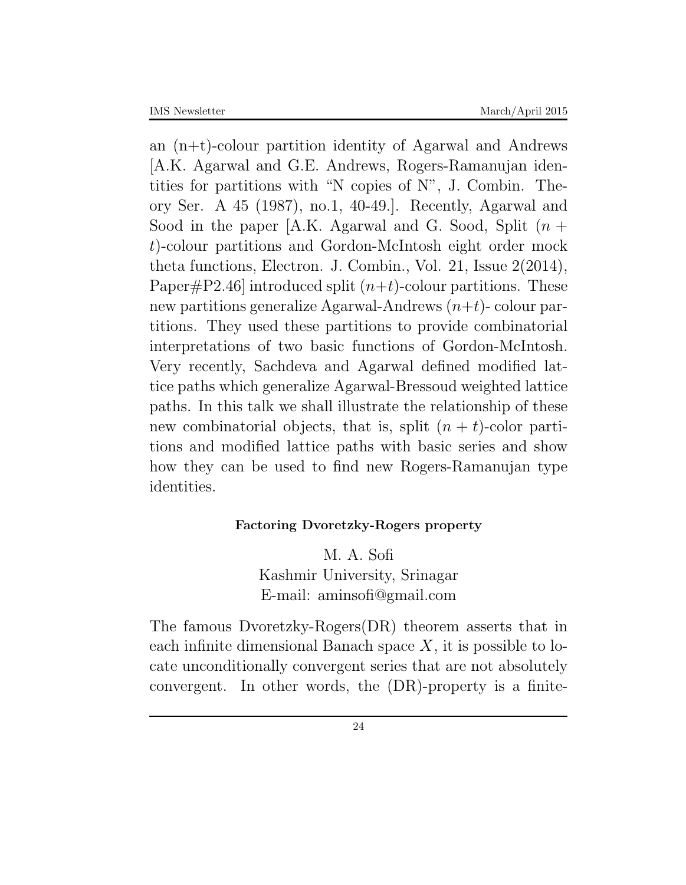an (n+t)-colour partition identity of Agarwal and Andrews [A.K. Agarwal and G.E. Andrews, Rogers-Ramanujan identities for partitions with "N copies of N", J. Combin. Theory Ser. A 45 (1987), no.1, 40-49.]. Recently, Agarwal and Sood in the paper [A.K. Agarwal and G. Sood, Split $(n+t)$-colour partitions and Gordon-McIntosh eight order mock theta functions, Electron. J. Combin., Vol. 21, Issue 2(2014), Paper#P2.46] introduced split $(n+t)$-colour partitions. These new partitions generalize Agarwal-Andrews $(n+t)$- colour partitions. They used these partitions to provide combinatorial interpretations of two basic functions of Gordon-McIntosh. Very recently, Sachdeva and Agarwal defined modified lattice paths which generalize Agarwal-Bressoud weighted lattice paths. In this talk we shall illustrate the relationship of these new combinatorial objects, that is, split $(n+t)$-color partitions and modified lattice paths with basic series and show how they can be used to find new Rogers-Ramanujan type identities.

**Factoring Dvoretzky-Rogers property**

M. A. Sofi
Kashmir University, Srinagar
E-mail: aminsofi@gmail.com

The famous Dvoretzky-Rogers(DR) theorem asserts that in each infinite dimensional Banach space $X$, it is possible to locate unconditionally convergent series that are not absolutely convergent. In other words, the (DR)-property is a finite-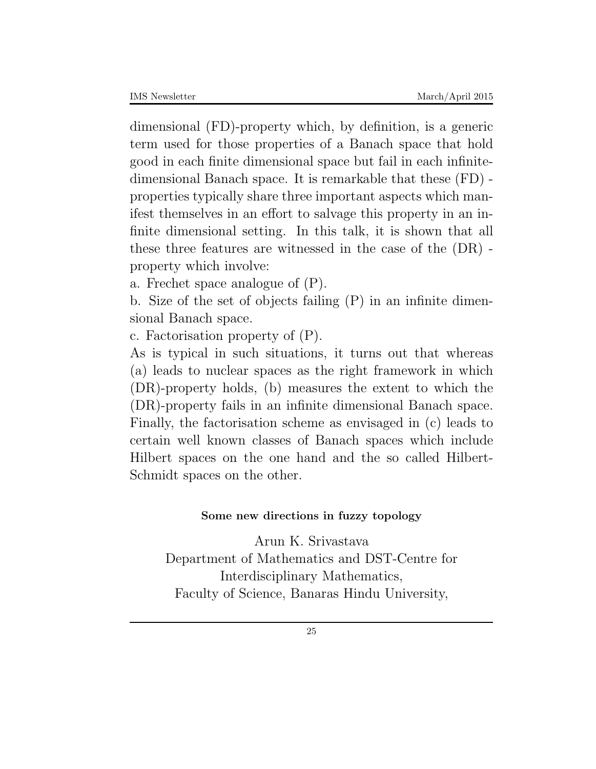dimensional (FD)-property which, by definition, is a generic term used for those properties of a Banach space that hold good in each finite dimensional space but fail in each infinite-dimensional Banach space. It is remarkable that these (FD) - properties typically share three important aspects which manifest themselves in an effort to salvage this property in an infinite dimensional setting. In this talk, it is shown that all these three features are witnessed in the case of the (DR) - property which involve:

a. Frechet space analogue of (P).

b. Size of the set of objects failing (P) in an infinite dimensional Banach space.

c. Factorisation property of (P).

As is typical in such situations, it turns out that whereas (a) leads to nuclear spaces as the right framework in which (DR)-property holds, (b) measures the extent to which the (DR)-property fails in an infinite dimensional Banach space. Finally, the factorisation scheme as envisaged in (c) leads to certain well known classes of Banach spaces which include Hilbert spaces on the one hand and the so called Hilbert-Schmidt spaces on the other.

**Some new directions in fuzzy topology**

Arun K. Srivastava
Department of Mathematics and DST-Centre for Interdisciplinary Mathematics,
Faculty of Science, Banaras Hindu University,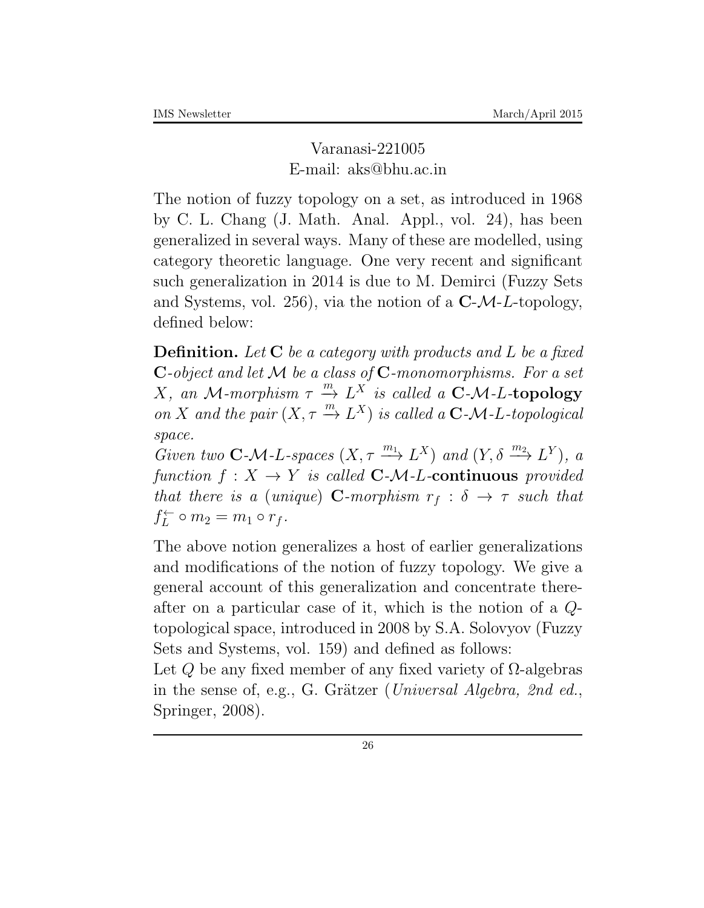Varanasi-221005
E-mail: aks@bhu.ac.in

The notion of fuzzy topology on a set, as introduced in 1968 by C. L. Chang (J. Math. Anal. Appl., vol. 24), has been generalized in several ways. Many of these are modelled, using category theoretic language. One very recent and significant such generalization in 2014 is due to M. Demirci (Fuzzy Sets and Systems, vol. 256), via the notion of a $\mathbf{C}$-$\mathcal{M}$-$L$-topology, defined below:

**Definition.** *Let* $\mathbf{C}$ *be a category with products and* $L$ *be a fixed* $\mathbf{C}$*-object and let* $\mathcal{M}$ *be a class of* $\mathbf{C}$*-monomorphisms. For a set* $X$*, an* $\mathcal{M}$*-morphism* $\tau \xrightarrow{m} L^X$ *is called a* $\mathbf{C}$-$\mathcal{M}$-$L$-**topology** *on* $X$ *and the pair* $(X, \tau \xrightarrow{m} L^X)$ *is called a* $\mathbf{C}$-$\mathcal{M}$-$L$*-topological space.*
*Given two* $\mathbf{C}$-$\mathcal{M}$-$L$*-spaces* $(X, \tau \xrightarrow{m_1} L^X)$ *and* $(Y, \delta \xrightarrow{m_2} L^Y)$*, a function* $f : X \to Y$ *is called* $\mathbf{C}$-$\mathcal{M}$-$L$-**continuous** *provided that there is a (unique)* $\mathbf{C}$*-morphism* $r_f : \delta \to \tau$ *such that* $f_L^{\leftarrow} \circ m_2 = m_1 \circ r_f$.

The above notion generalizes a host of earlier generalizations and modifications of the notion of fuzzy topology. We give a general account of this generalization and concentrate thereafter on a particular case of it, which is the notion of a $Q$-topological space, introduced in 2008 by S.A. Solovyov (Fuzzy Sets and Systems, vol. 159) and defined as follows:
Let $Q$ be any fixed member of any fixed variety of $\Omega$-algebras in the sense of, e.g., G. Grätzer (*Universal Algebra, 2nd ed.*, Springer, 2008).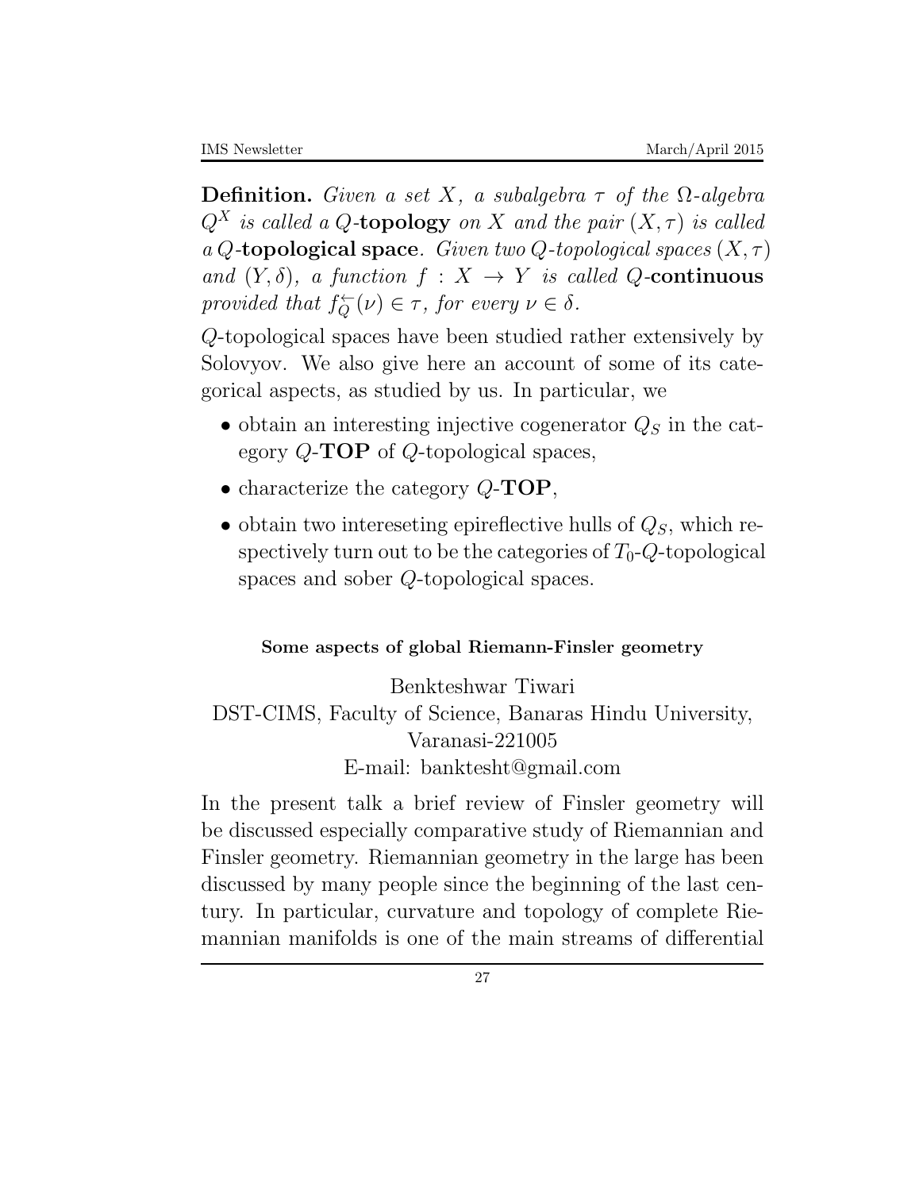**Definition.** *Given a set $X$, a subalgebra $\tau$ of the $\Omega$-algebra $Q^X$ is called a $Q$-**topology** on $X$ and the pair $(X, \tau)$ is called a $Q$-**topological space**. Given two $Q$-topological spaces $(X, \tau)$ and $(Y, \delta)$, a function $f : X \to Y$ is called $Q$-**continuous** provided that $f_Q^{\leftarrow}(\nu) \in \tau$, for every $\nu \in \delta$.*

$Q$-topological spaces have been studied rather extensively by Solovyov. We also give here an account of some of its categorical aspects, as studied by us. In particular, we

- obtain an interesting injective cogenerator $Q_S$ in the category $Q$-**TOP** of $Q$-topological spaces,
- characterize the category $Q$-**TOP**,
- obtain two intereseting epireflective hulls of $Q_S$, which respectively turn out to be the categories of $T_0$-$Q$-topological spaces and sober $Q$-topological spaces.

#### Some aspects of global Riemann-Finsler geometry

Benkteshwar Tiwari
DST-CIMS, Faculty of Science, Banaras Hindu University, Varanasi-221005
E-mail: banktesht@gmail.com

In the present talk a brief review of Finsler geometry will be discussed especially comparative study of Riemannian and Finsler geometry. Riemannian geometry in the large has been discussed by many people since the beginning of the last century. In particular, curvature and topology of complete Riemannian manifolds is one of the main streams of differential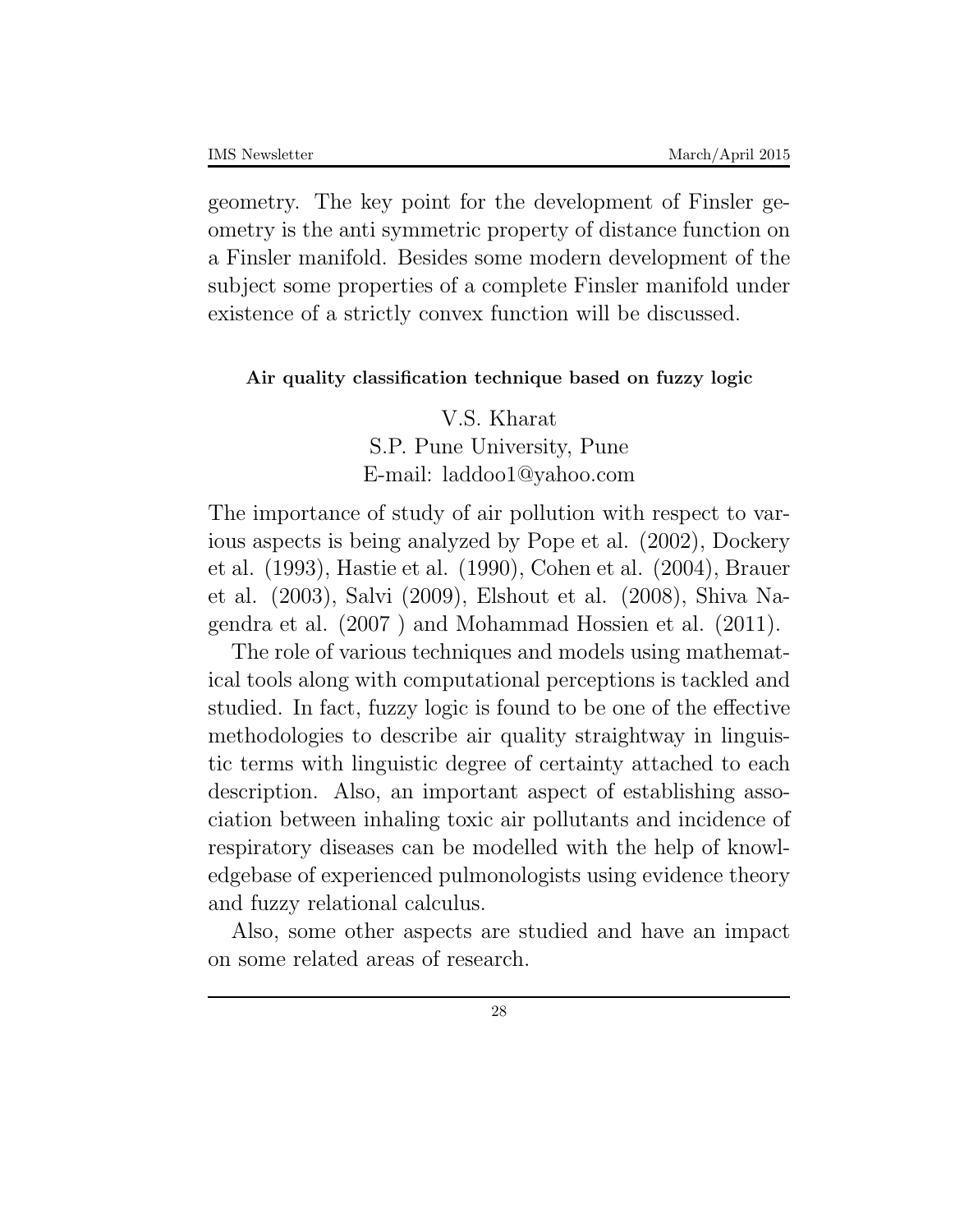geometry. The key point for the development of Finsler geometry is the anti symmetric property of distance function on a Finsler manifold. Besides some modern development of the subject some properties of a complete Finsler manifold under existence of a strictly convex function will be discussed.

#### Air quality classification technique based on fuzzy logic

V.S. Kharat
S.P. Pune University, Pune
E-mail: laddoo1@yahoo.com

The importance of study of air pollution with respect to various aspects is being analyzed by Pope et al. (2002), Dockery et al. (1993), Hastie et al. (1990), Cohen et al. (2004), Brauer et al. (2003), Salvi (2009), Elshout et al. (2008), Shiva Nagendra et al. (2007 ) and Mohammad Hossien et al. (2011).

The role of various techniques and models using mathematical tools along with computational perceptions is tackled and studied. In fact, fuzzy logic is found to be one of the effective methodologies to describe air quality straightway in linguistic terms with linguistic degree of certainty attached to each description. Also, an important aspect of establishing association between inhaling toxic air pollutants and incidence of respiratory diseases can be modelled with the help of knowledgebase of experienced pulmonologists using evidence theory and fuzzy relational calculus.

Also, some other aspects are studied and have an impact on some related areas of research.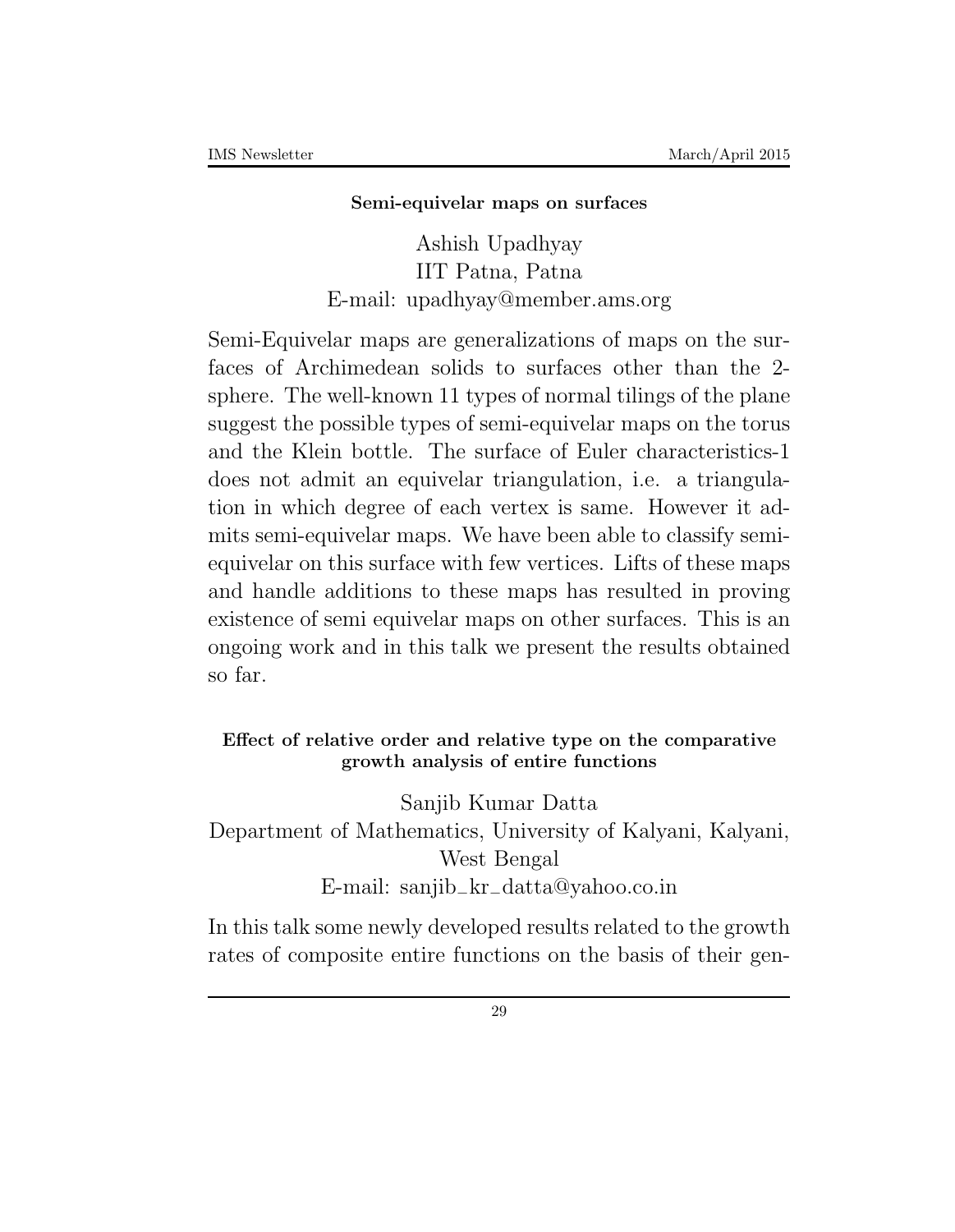### Semi-equivelar maps on surfaces

Ashish Upadhyay
IIT Patna, Patna
E-mail: upadhyay@member.ams.org

Semi-Equivelar maps are generalizations of maps on the surfaces of Archimedean solids to surfaces other than the 2-sphere. The well-known 11 types of normal tilings of the plane suggest the possible types of semi-equivelar maps on the torus and the Klein bottle. The surface of Euler characteristics-1 does not admit an equivelar triangulation, i.e. a triangulation in which degree of each vertex is same. However it admits semi-equivelar maps. We have been able to classify semi-equivelar on this surface with few vertices. Lifts of these maps and handle additions to these maps has resulted in proving existence of semi equivelar maps on other surfaces. This is an ongoing work and in this talk we present the results obtained so far.

### Effect of relative order and relative type on the comparative growth analysis of entire functions

Sanjib Kumar Datta
Department of Mathematics, University of Kalyani, Kalyani, West Bengal
E-mail: sanjib_kr_datta@yahoo.co.in

In this talk some newly developed results related to the growth rates of composite entire functions on the basis of their gen-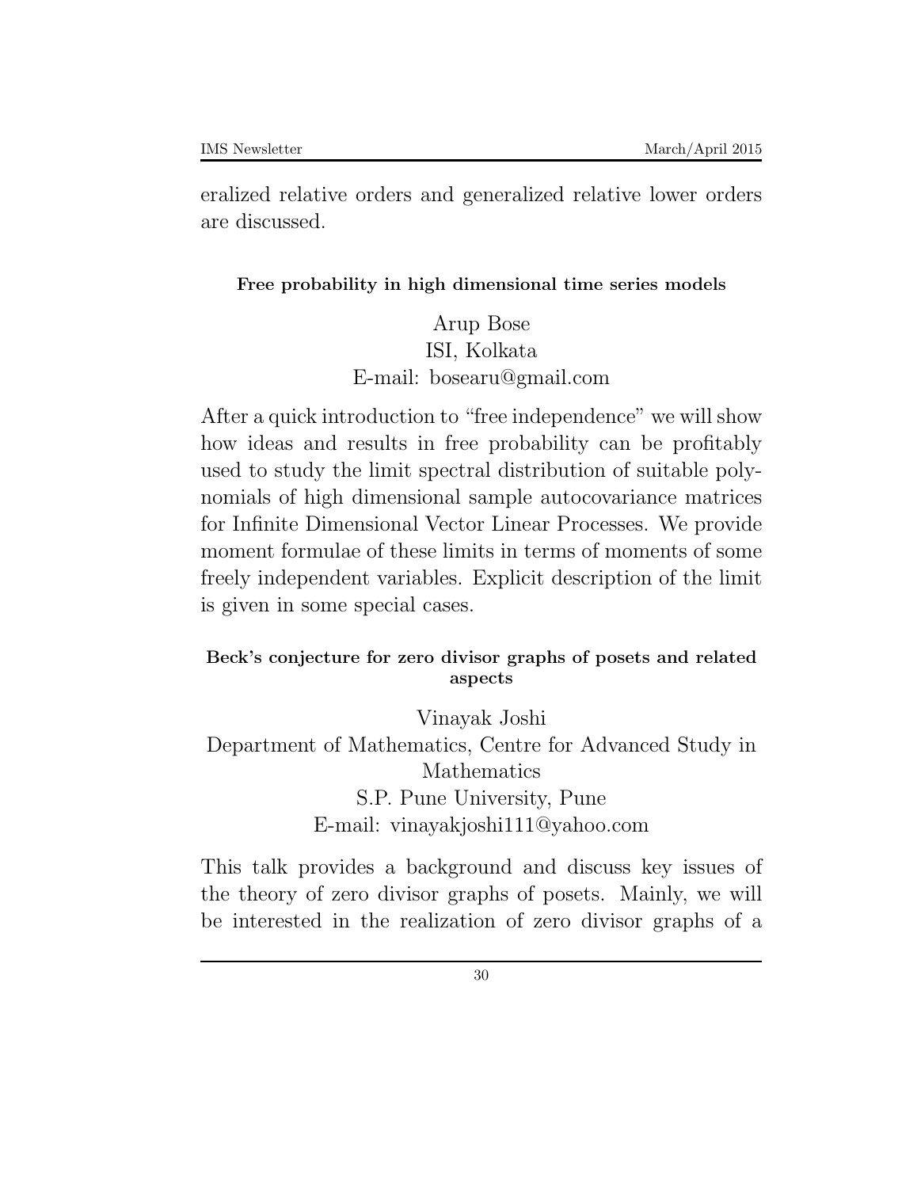eralized relative orders and generalized relative lower orders are discussed.

### Free probability in high dimensional time series models

Arup Bose
ISI, Kolkata
E-mail: bosearu@gmail.com

After a quick introduction to "free independence" we will show how ideas and results in free probability can be profitably used to study the limit spectral distribution of suitable polynomials of high dimensional sample autocovariance matrices for Infinite Dimensional Vector Linear Processes. We provide moment formulae of these limits in terms of moments of some freely independent variables. Explicit description of the limit is given in some special cases.

### Beck's conjecture for zero divisor graphs of posets and related aspects

Vinayak Joshi
Department of Mathematics, Centre for Advanced Study in Mathematics
S.P. Pune University, Pune
E-mail: vinayakjoshi111@yahoo.com

This talk provides a background and discuss key issues of the theory of zero divisor graphs of posets. Mainly, we will be interested in the realization of zero divisor graphs of a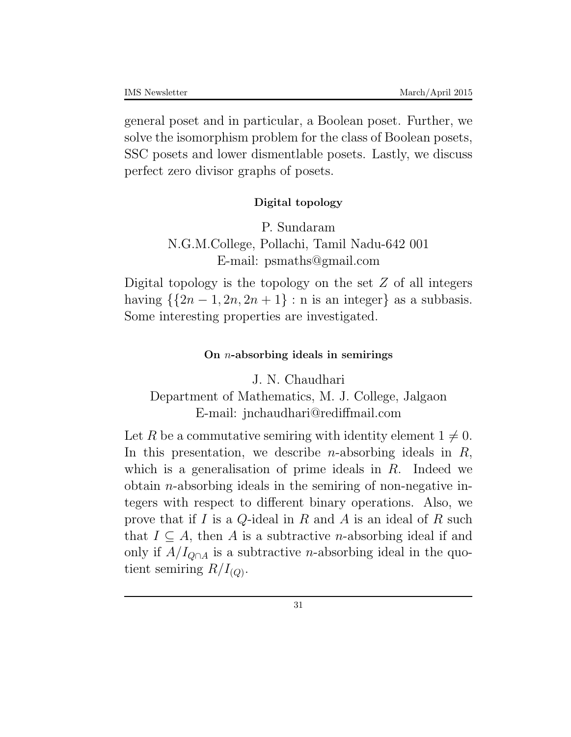general poset and in particular, a Boolean poset. Further, we solve the isomorphism problem for the class of Boolean posets, SSC posets and lower dismentlable posets. Lastly, we discuss perfect zero divisor graphs of posets.

### Digital topology

P. Sundaram
N.G.M.College, Pollachi, Tamil Nadu-642 001
E-mail: psmaths@gmail.com

Digital topology is the topology on the set $Z$ of all integers having $\{\{2n-1, 2n, 2n+1\}$ : n is an integer$\}$ as a subbasis. Some interesting properties are investigated.

### On $n$-absorbing ideals in semirings

J. N. Chaudhari
Department of Mathematics, M. J. College, Jalgaon
E-mail: jnchaudhari@rediffmail.com

Let $R$ be a commutative semiring with identity element $1 \neq 0$. In this presentation, we describe $n$-absorbing ideals in $R$, which is a generalisation of prime ideals in $R$. Indeed we obtain $n$-absorbing ideals in the semiring of non-negative integers with respect to different binary operations. Also, we prove that if $I$ is a $Q$-ideal in $R$ and $A$ is an ideal of $R$ such that $I \subseteq A$, then $A$ is a subtractive $n$-absorbing ideal if and only if $A/I_{Q \cap A}$ is a subtractive $n$-absorbing ideal in the quotient semiring $R/I_{(Q)}$.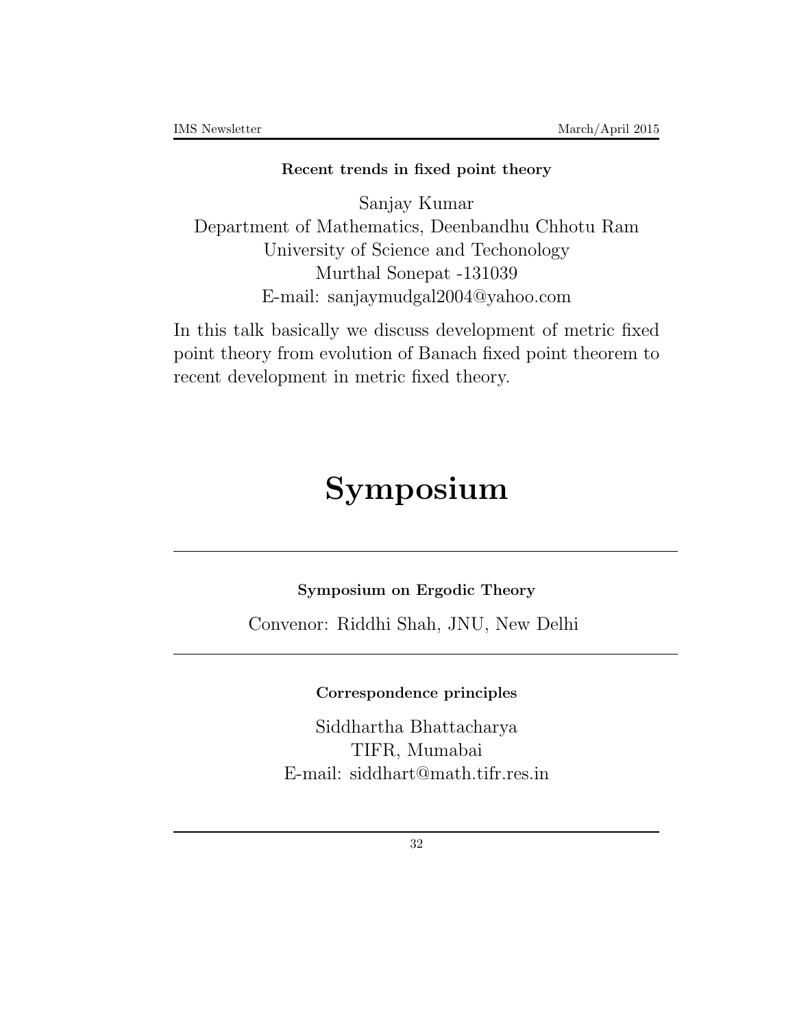**Recent trends in fixed point theory**

Sanjay Kumar
Department of Mathematics, Deenbandhu Chhotu Ram
University of Science and Techonology
Murthal Sonepat -131039
E-mail: sanjaymudgal2004@yahoo.com

In this talk basically we discuss development of metric fixed point theory from evolution of Banach fixed point theorem to recent development in metric fixed theory.

# Symposium

---

**Symposium on Ergodic Theory**

Convenor: Riddhi Shah, JNU, New Delhi

---

**Correspondence principles**

Siddhartha Bhattacharya
TIFR, Mumabai
E-mail: siddhart@math.tifr.res.in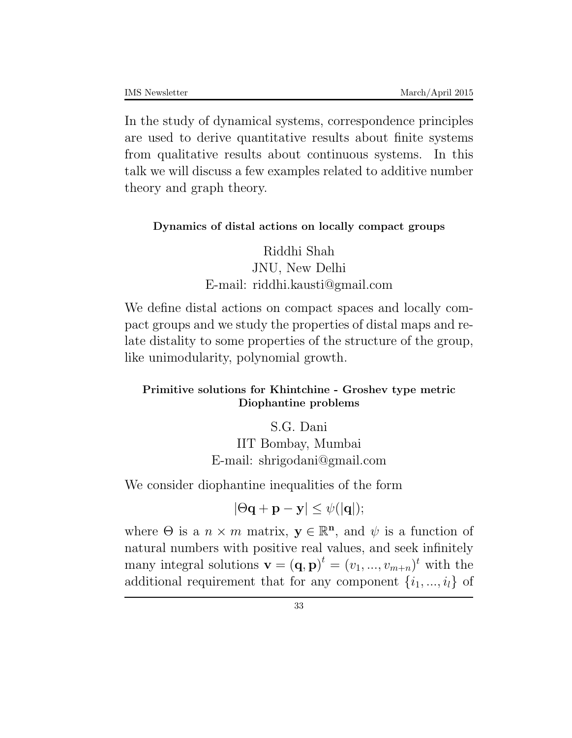In the study of dynamical systems, correspondence principles are used to derive quantitative results about finite systems from qualitative results about continuous systems. In this talk we will discuss a few examples related to additive number theory and graph theory.

### Dynamics of distal actions on locally compact groups

Riddhi Shah
JNU, New Delhi
E-mail: riddhi.kausti@gmail.com

We define distal actions on compact spaces and locally compact groups and we study the properties of distal maps and relate distality to some properties of the structure of the group, like unimodularity, polynomial growth.

### Primitive solutions for Khintchine - Groshev type metric Diophantine problems

S.G. Dani
IIT Bombay, Mumbai
E-mail: shrigodani@gmail.com

We consider diophantine inequalities of the form

$$|\Theta\mathbf{q} + \mathbf{p} - \mathbf{y}| \leq \psi(|\mathbf{q}|);$$

where $\Theta$ is a $n \times m$ matrix, $\mathbf{y} \in \mathbb{R}^{\mathbf{n}}$, and $\psi$ is a function of natural numbers with positive real values, and seek infinitely many integral solutions $\mathbf{v} = (\mathbf{q}, \mathbf{p})^t = (v_1, ..., v_{m+n})^t$ with the additional requirement that for any component $\{i_1, ..., i_l\}$ of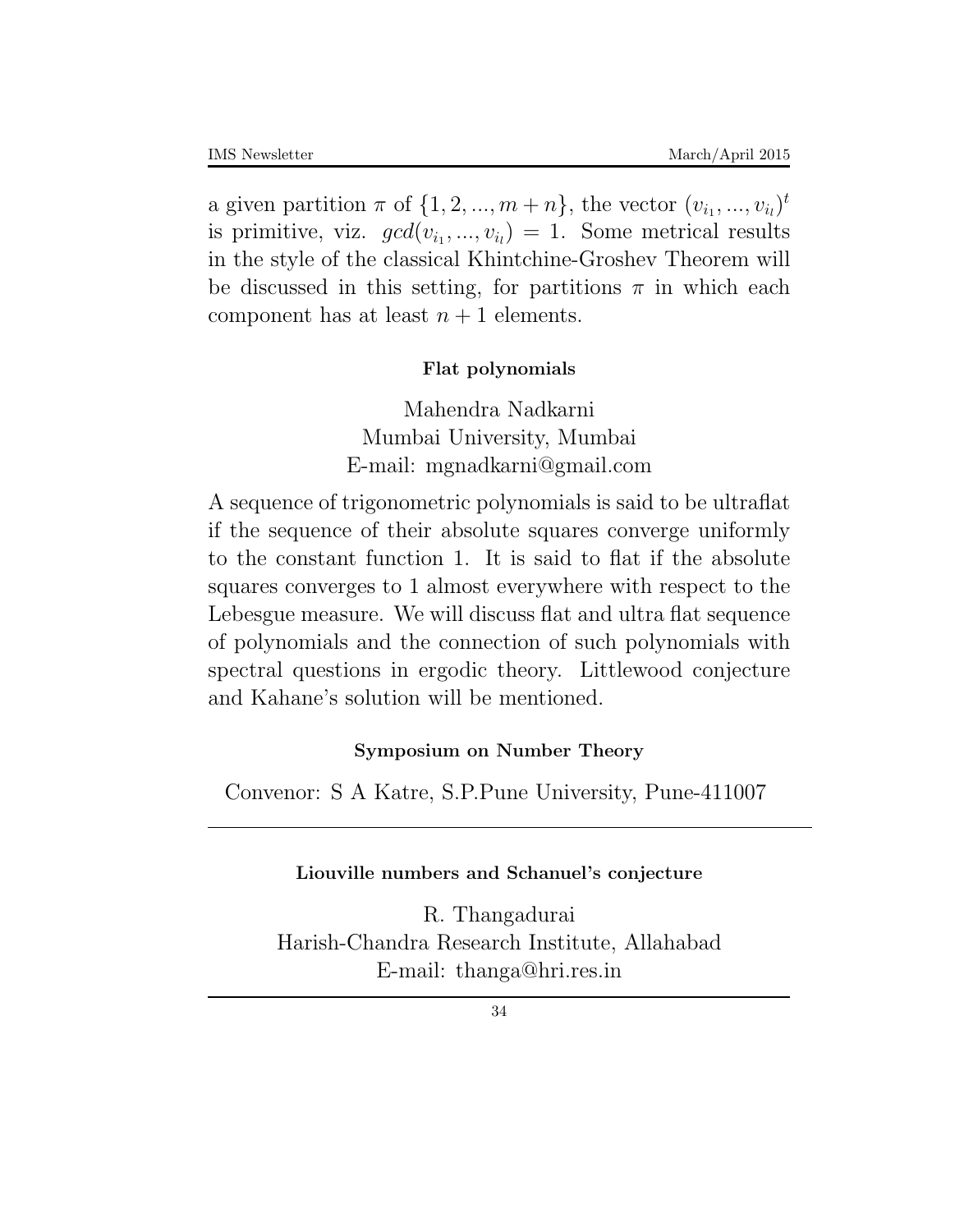a given partition $\pi$ of $\{1, 2, ..., m+n\}$, the vector $(v_{i_1}, ..., v_{i_l})^t$ is primitive, viz. $gcd(v_{i_1}, ..., v_{i_l}) = 1$. Some metrical results in the style of the classical Khintchine-Groshev Theorem will be discussed in this setting, for partitions $\pi$ in which each component has at least $n+1$ elements.

**Flat polynomials**

Mahendra Nadkarni
Mumbai University, Mumbai
E-mail: mgnadkarni@gmail.com

A sequence of trigonometric polynomials is said to be ultraflat if the sequence of their absolute squares converge uniformly to the constant function 1. It is said to flat if the absolute squares converges to 1 almost everywhere with respect to the Lebesgue measure. We will discuss flat and ultra flat sequence of polynomials and the connection of such polynomials with spectral questions in ergodic theory. Littlewood conjecture and Kahane's solution will be mentioned.

**Symposium on Number Theory**

Convenor: S A Katre, S.P.Pune University, Pune-411007

---

**Liouville numbers and Schanuel's conjecture**

R. Thangadurai
Harish-Chandra Research Institute, Allahabad
E-mail: thanga@hri.res.in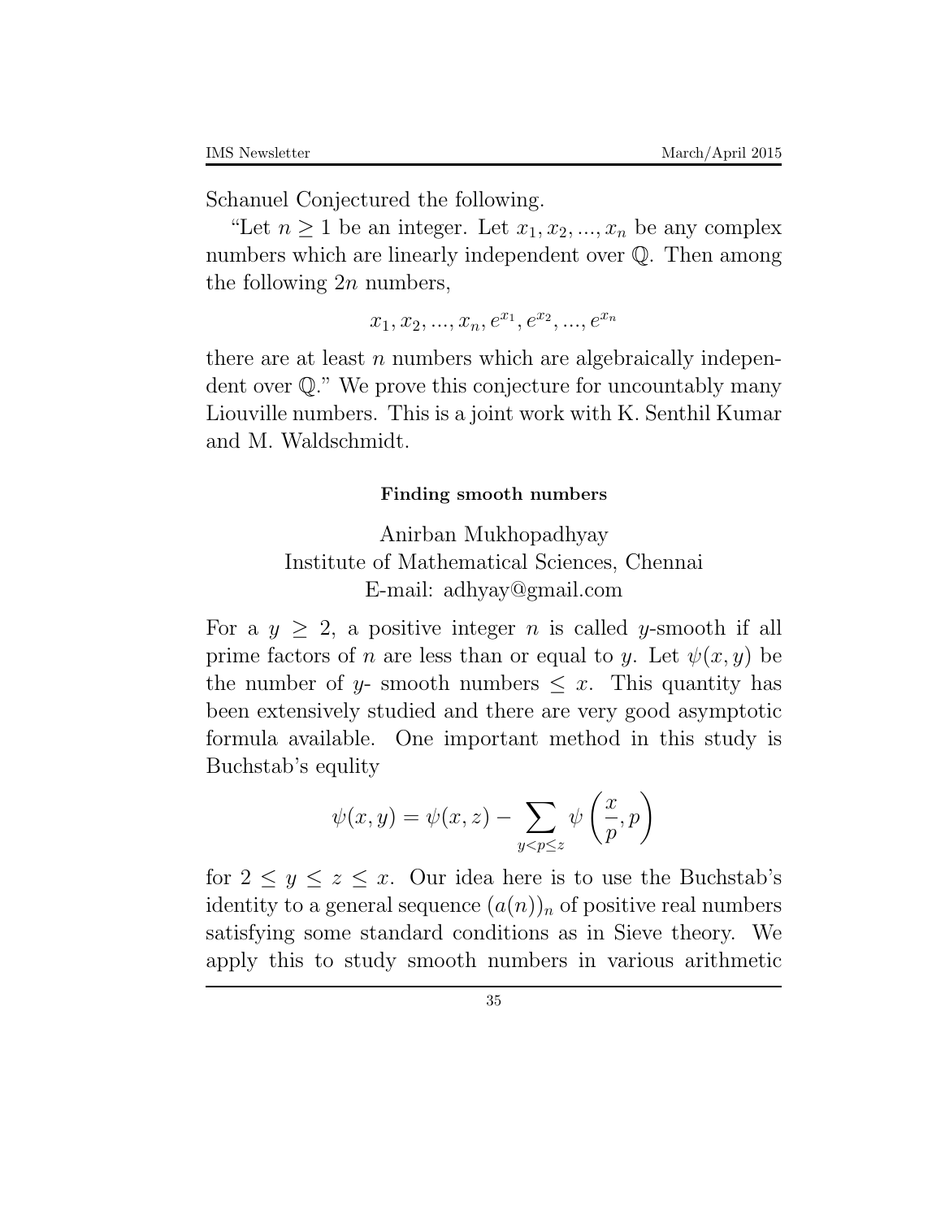Schanuel Conjectured the following.

"Let $n \geq 1$ be an integer. Let $x_1, x_2, ..., x_n$ be any complex numbers which are linearly independent over $\mathbb{Q}$. Then among the following $2n$ numbers,

$$x_1, x_2, ..., x_n, e^{x_1}, e^{x_2}, ..., e^{x_n}$$

there are at least $n$ numbers which are algebraically independent over $\mathbb{Q}$." We prove this conjecture for uncountably many Liouville numbers. This is a joint work with K. Senthil Kumar and M. Waldschmidt.

**Finding smooth numbers**

Anirban Mukhopadhyay
Institute of Mathematical Sciences, Chennai
E-mail: adhyay@gmail.com

For a $y \geq 2$, a positive integer $n$ is called $y$-smooth if all prime factors of $n$ are less than or equal to $y$. Let $\psi(x, y)$ be the number of $y$- smooth numbers $\leq x$. This quantity has been extensively studied and there are very good asymptotic formula available. One important method in this study is Buchstab's equlity

$$\psi(x, y) = \psi(x, z) - \sum_{y < p \leq z} \psi\left(\frac{x}{p}, p\right)$$

for $2 \leq y \leq z \leq x$. Our idea here is to use the Buchstab's identity to a general sequence $(a(n))_n$ of positive real numbers satisfying some standard conditions as in Sieve theory. We apply this to study smooth numbers in various arithmetic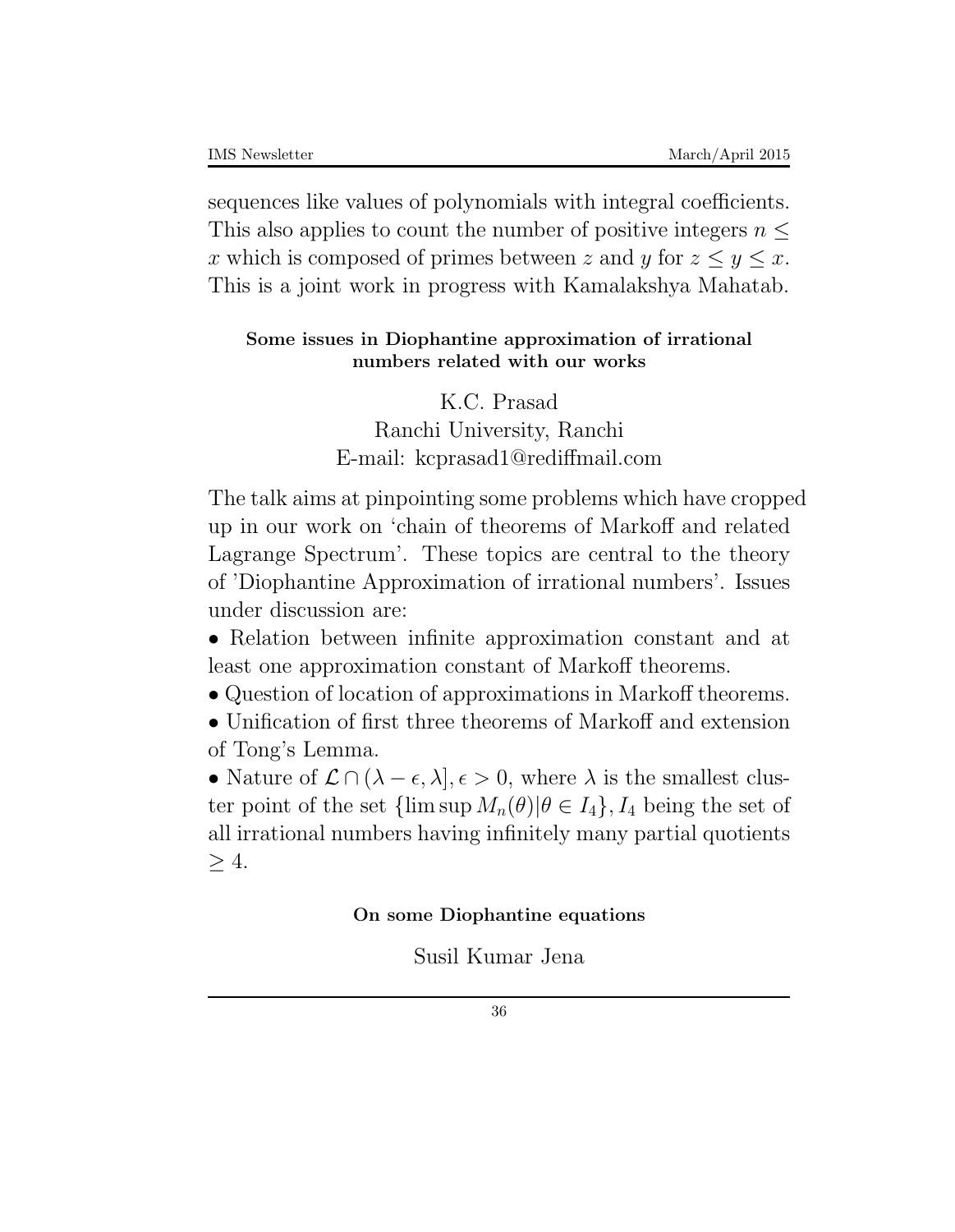sequences like values of polynomials with integral coefficients. This also applies to count the number of positive integers $n \leq x$ which is composed of primes between $z$ and $y$ for $z \leq y \leq x$. This is a joint work in progress with Kamalakshya Mahatab.

**Some issues in Diophantine approximation of irrational numbers related with our works**

K.C. Prasad
Ranchi University, Ranchi
E-mail: kcprasad1@rediffmail.com

The talk aims at pinpointing some problems which have cropped up in our work on 'chain of theorems of Markoff and related Lagrange Spectrum'. These topics are central to the theory of 'Diophantine Approximation of irrational numbers'. Issues under discussion are:

- Relation between infinite approximation constant and at least one approximation constant of Markoff theorems.
- Question of location of approximations in Markoff theorems.
- Unification of first three theorems of Markoff and extension of Tong's Lemma.
- Nature of $\mathcal{L} \cap (\lambda - \epsilon, \lambda], \epsilon > 0$, where $\lambda$ is the smallest cluster point of the set $\{\limsup M_n(\theta) | \theta \in I_4\}, I_4$ being the set of all irrational numbers having infinitely many partial quotients $\geq 4$.

**On some Diophantine equations**

Susil Kumar Jena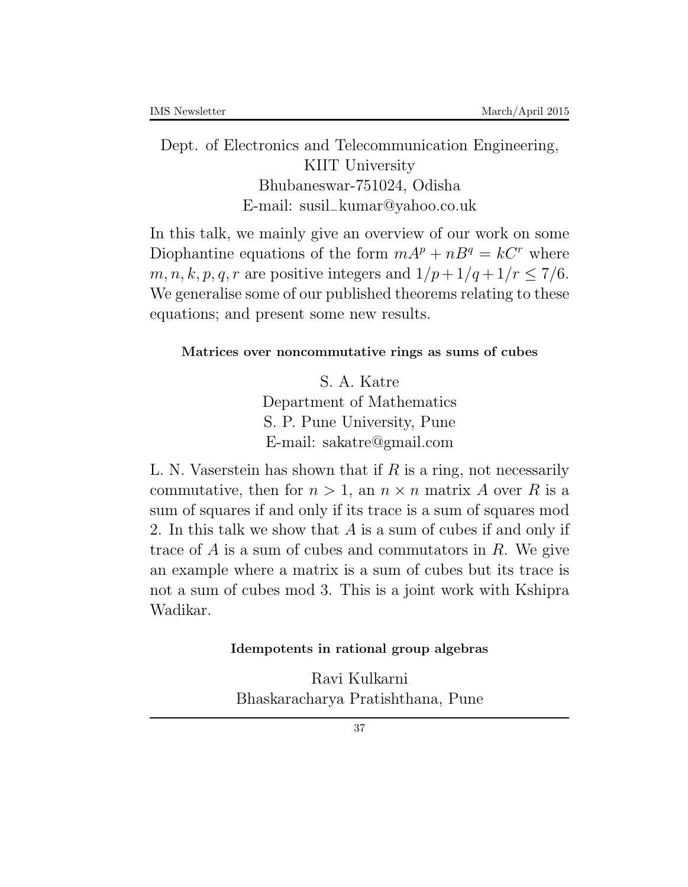Dept. of Electronics and Telecommunication Engineering,
KIIT University
Bhubaneswar-751024, Odisha
E-mail: susil_kumar@yahoo.co.uk

In this talk, we mainly give an overview of our work on some Diophantine equations of the form $mA^p + nB^q = kC^r$ where $m, n, k, p, q, r$ are positive integers and $1/p + 1/q + 1/r \leq 7/6$. We generalise some of our published theorems relating to these equations; and present some new results.

### Matrices over noncommutative rings as sums of cubes

S. A. Katre
Department of Mathematics
S. P. Pune University, Pune
E-mail: sakatre@gmail.com

L. N. Vaserstein has shown that if $R$ is a ring, not necessarily commutative, then for $n > 1$, an $n \times n$ matrix $A$ over $R$ is a sum of squares if and only if its trace is a sum of squares mod 2. In this talk we show that $A$ is a sum of cubes if and only if trace of $A$ is a sum of cubes and commutators in $R$. We give an example where a matrix is a sum of cubes but its trace is not a sum of cubes mod 3. This is a joint work with Kshipra Wadikar.

### Idempotents in rational group algebras

Ravi Kulkarni
Bhaskaracharya Pratishthana, Pune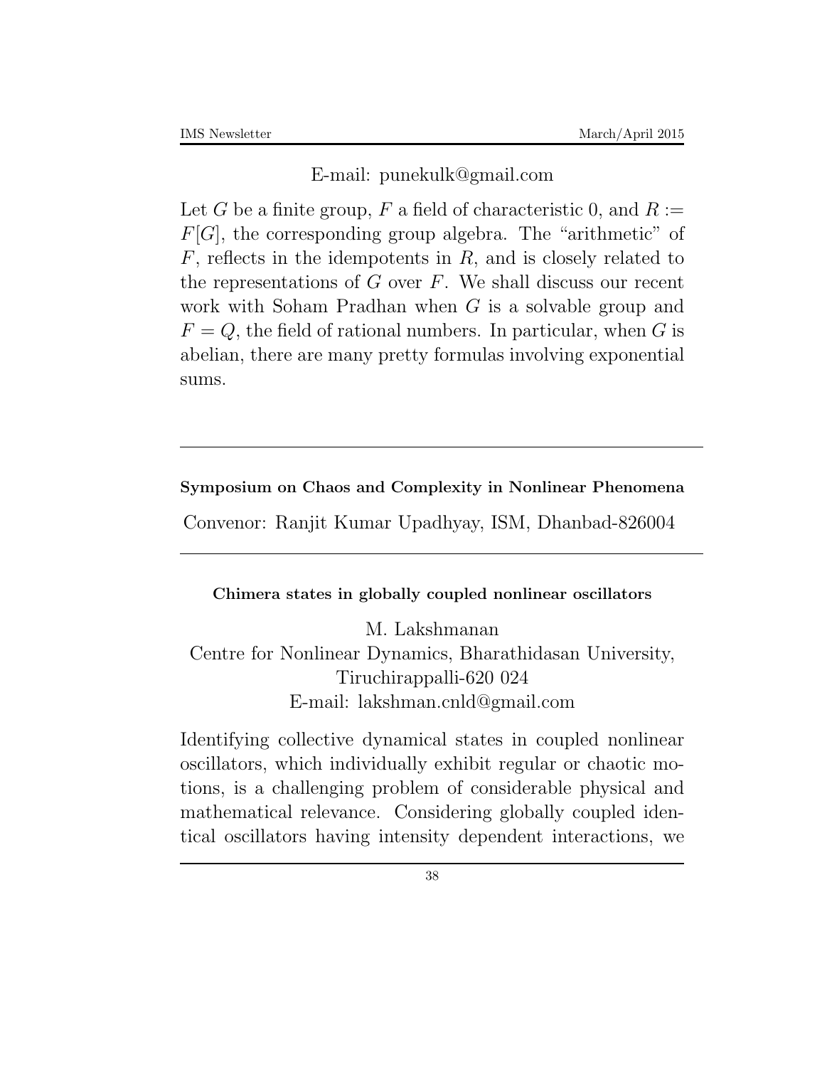E-mail: punekulk@gmail.com

Let $G$ be a finite group, $F$ a field of characteristic 0, and $R := F[G]$, the corresponding group algebra. The "arithmetic" of $F$, reflects in the idempotents in $R$, and is closely related to the representations of $G$ over $F$. We shall discuss our recent work with Soham Pradhan when $G$ is a solvable group and $F = Q$, the field of rational numbers. In particular, when $G$ is abelian, there are many pretty formulas involving exponential sums.

---

**Symposium on Chaos and Complexity in Nonlinear Phenomena**

Convenor: Ranjit Kumar Upadhyay, ISM, Dhanbad-826004

---

**Chimera states in globally coupled nonlinear oscillators**

M. Lakshmanan
Centre for Nonlinear Dynamics, Bharathidasan University, Tiruchirappalli-620 024
E-mail: lakshman.cnld@gmail.com

Identifying collective dynamical states in coupled nonlinear oscillators, which individually exhibit regular or chaotic motions, is a challenging problem of considerable physical and mathematical relevance. Considering globally coupled identical oscillators having intensity dependent interactions, we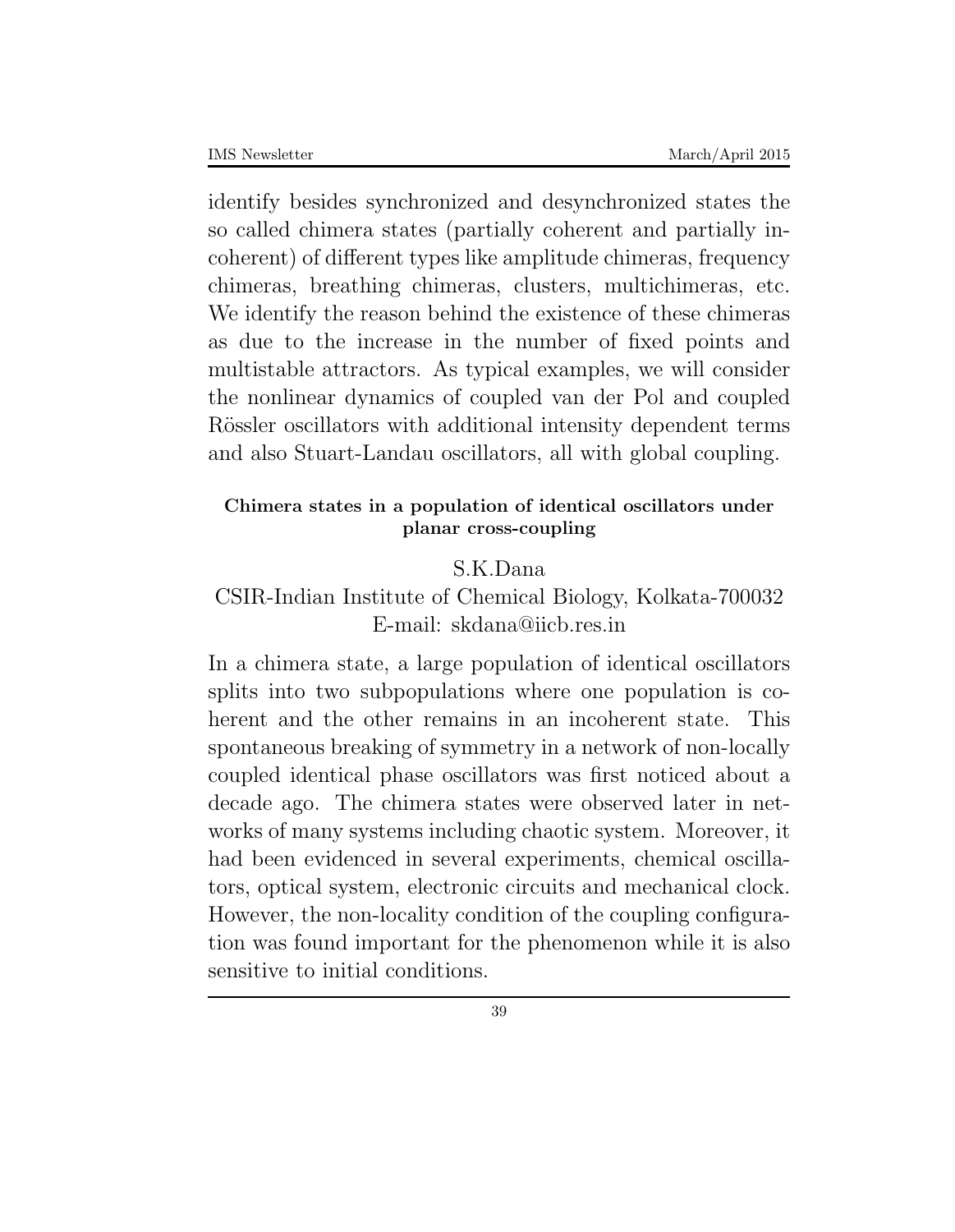identify besides synchronized and desynchronized states the so called chimera states (partially coherent and partially incoherent) of different types like amplitude chimeras, frequency chimeras, breathing chimeras, clusters, multichimeras, etc. We identify the reason behind the existence of these chimeras as due to the increase in the number of fixed points and multistable attractors. As typical examples, we will consider the nonlinear dynamics of coupled van der Pol and coupled Rössler oscillators with additional intensity dependent terms and also Stuart-Landau oscillators, all with global coupling.

### Chimera states in a population of identical oscillators under planar cross-coupling

S.K.Dana

CSIR-Indian Institute of Chemical Biology, Kolkata-700032

E-mail: skdana@iicb.res.in

In a chimera state, a large population of identical oscillators splits into two subpopulations where one population is coherent and the other remains in an incoherent state. This spontaneous breaking of symmetry in a network of non-locally coupled identical phase oscillators was first noticed about a decade ago. The chimera states were observed later in networks of many systems including chaotic system. Moreover, it had been evidenced in several experiments, chemical oscillators, optical system, electronic circuits and mechanical clock. However, the non-locality condition of the coupling configuration was found important for the phenomenon while it is also sensitive to initial conditions.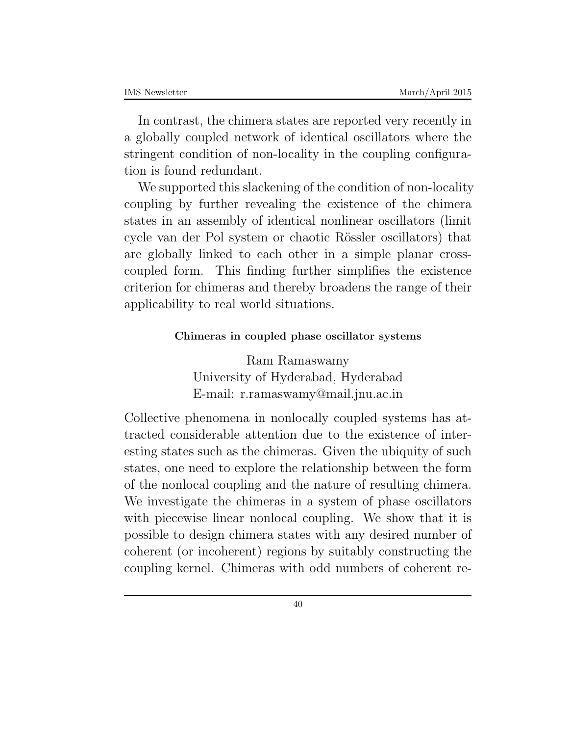In contrast, the chimera states are reported very recently in a globally coupled network of identical oscillators where the stringent condition of non-locality in the coupling configuration is found redundant.

We supported this slackening of the condition of non-locality coupling by further revealing the existence of the chimera states in an assembly of identical nonlinear oscillators (limit cycle van der Pol system or chaotic Rössler oscillators) that are globally linked to each other in a simple planar cross-coupled form. This finding further simplifies the existence criterion for chimeras and thereby broadens the range of their applicability to real world situations.

### Chimeras in coupled phase oscillator systems

Ram Ramaswamy
University of Hyderabad, Hyderabad
E-mail: r.ramaswamy@mail.jnu.ac.in

Collective phenomena in nonlocally coupled systems has attracted considerable attention due to the existence of interesting states such as the chimeras. Given the ubiquity of such states, one need to explore the relationship between the form of the nonlocal coupling and the nature of resulting chimera. We investigate the chimeras in a system of phase oscillators with piecewise linear nonlocal coupling. We show that it is possible to design chimera states with any desired number of coherent (or incoherent) regions by suitably constructing the coupling kernel. Chimeras with odd numbers of coherent re-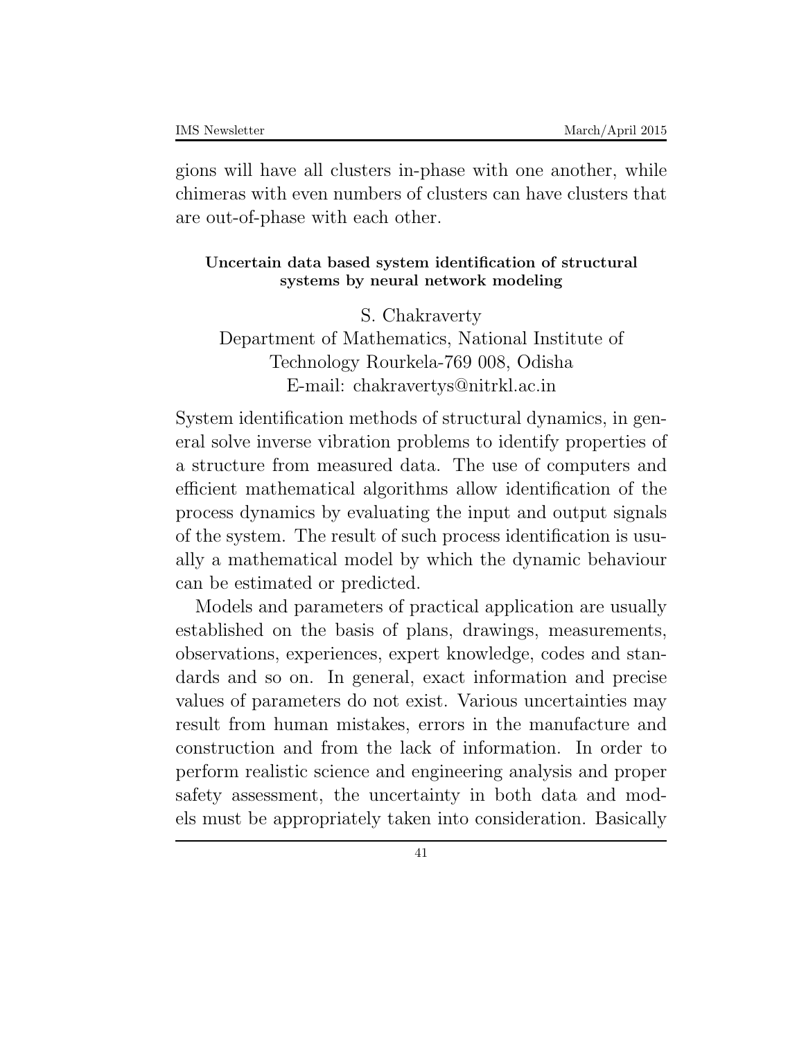gions will have all clusters in-phase with one another, while chimeras with even numbers of clusters can have clusters that are out-of-phase with each other.

### Uncertain data based system identification of structural systems by neural network modeling

S. Chakraverty
Department of Mathematics, National Institute of Technology Rourkela-769 008, Odisha
E-mail: chakravertys@nitrkl.ac.in

System identification methods of structural dynamics, in general solve inverse vibration problems to identify properties of a structure from measured data. The use of computers and efficient mathematical algorithms allow identification of the process dynamics by evaluating the input and output signals of the system. The result of such process identification is usually a mathematical model by which the dynamic behaviour can be estimated or predicted.

Models and parameters of practical application are usually established on the basis of plans, drawings, measurements, observations, experiences, expert knowledge, codes and standards and so on. In general, exact information and precise values of parameters do not exist. Various uncertainties may result from human mistakes, errors in the manufacture and construction and from the lack of information. In order to perform realistic science and engineering analysis and proper safety assessment, the uncertainty in both data and models must be appropriately taken into consideration. Basically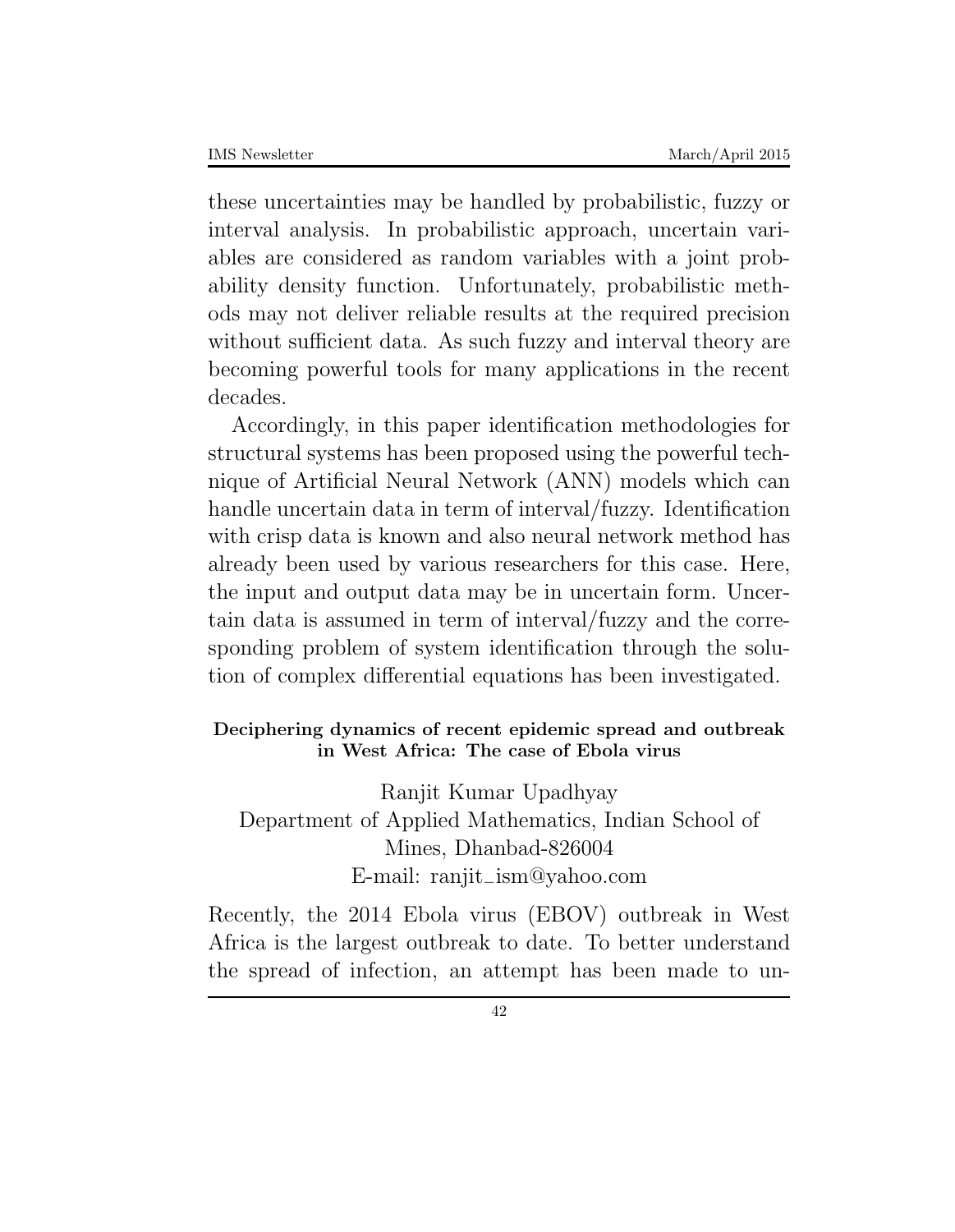these uncertainties may be handled by probabilistic, fuzzy or interval analysis. In probabilistic approach, uncertain variables are considered as random variables with a joint probability density function. Unfortunately, probabilistic methods may not deliver reliable results at the required precision without sufficient data. As such fuzzy and interval theory are becoming powerful tools for many applications in the recent decades.

Accordingly, in this paper identification methodologies for structural systems has been proposed using the powerful technique of Artificial Neural Network (ANN) models which can handle uncertain data in term of interval/fuzzy. Identification with crisp data is known and also neural network method has already been used by various researchers for this case. Here, the input and output data may be in uncertain form. Uncertain data is assumed in term of interval/fuzzy and the corresponding problem of system identification through the solution of complex differential equations has been investigated.

### Deciphering dynamics of recent epidemic spread and outbreak in West Africa: The case of Ebola virus

Ranjit Kumar Upadhyay
Department of Applied Mathematics, Indian School of Mines, Dhanbad-826004
E-mail: ranjit_ism@yahoo.com

Recently, the 2014 Ebola virus (EBOV) outbreak in West Africa is the largest outbreak to date. To better understand the spread of infection, an attempt has been made to un-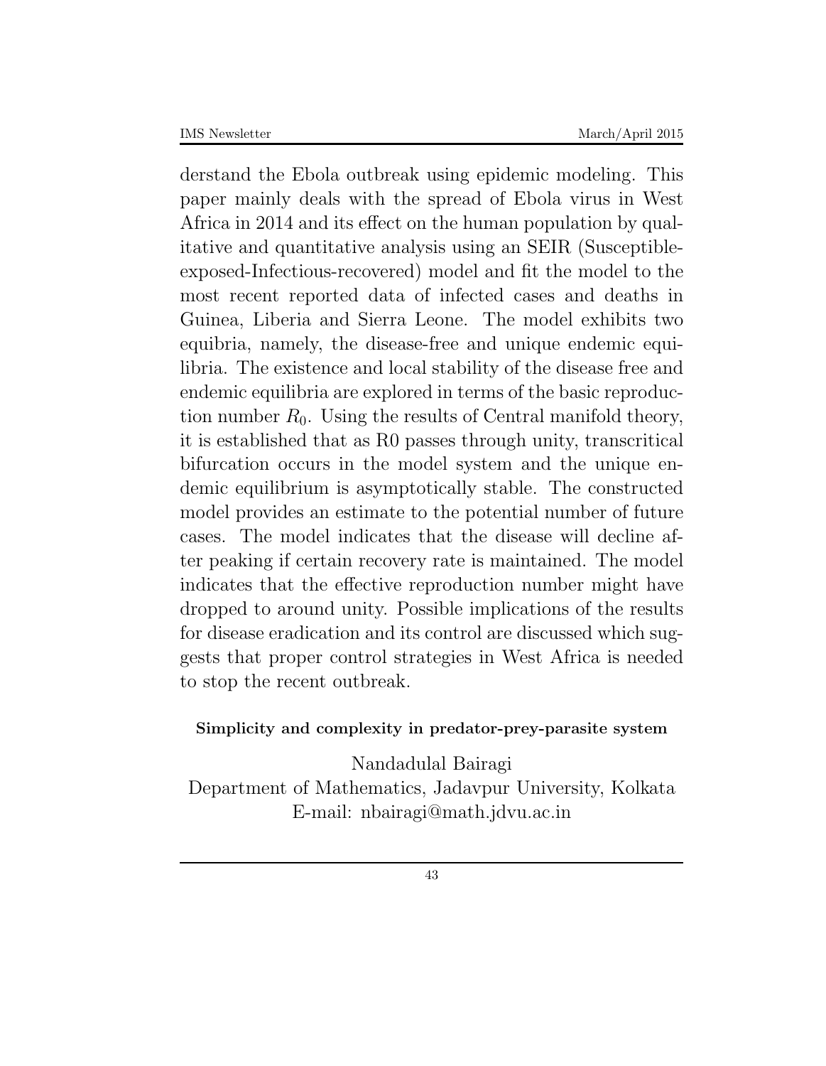derstand the Ebola outbreak using epidemic modeling. This paper mainly deals with the spread of Ebola virus in West Africa in 2014 and its effect on the human population by qualitative and quantitative analysis using an SEIR (Susceptible-exposed-Infectious-recovered) model and fit the model to the most recent reported data of infected cases and deaths in Guinea, Liberia and Sierra Leone. The model exhibits two equibria, namely, the disease-free and unique endemic equilibria. The existence and local stability of the disease free and endemic equilibria are explored in terms of the basic reproduction number $R_0$. Using the results of Central manifold theory, it is established that as R0 passes through unity, transcritical bifurcation occurs in the model system and the unique endemic equilibrium is asymptotically stable. The constructed model provides an estimate to the potential number of future cases. The model indicates that the disease will decline after peaking if certain recovery rate is maintained. The model indicates that the effective reproduction number might have dropped to around unity. Possible implications of the results for disease eradication and its control are discussed which suggests that proper control strategies in West Africa is needed to stop the recent outbreak.

**Simplicity and complexity in predator-prey-parasite system**

Nandadulal Bairagi
Department of Mathematics, Jadavpur University, Kolkata
E-mail: nbairagi@math.jdvu.ac.in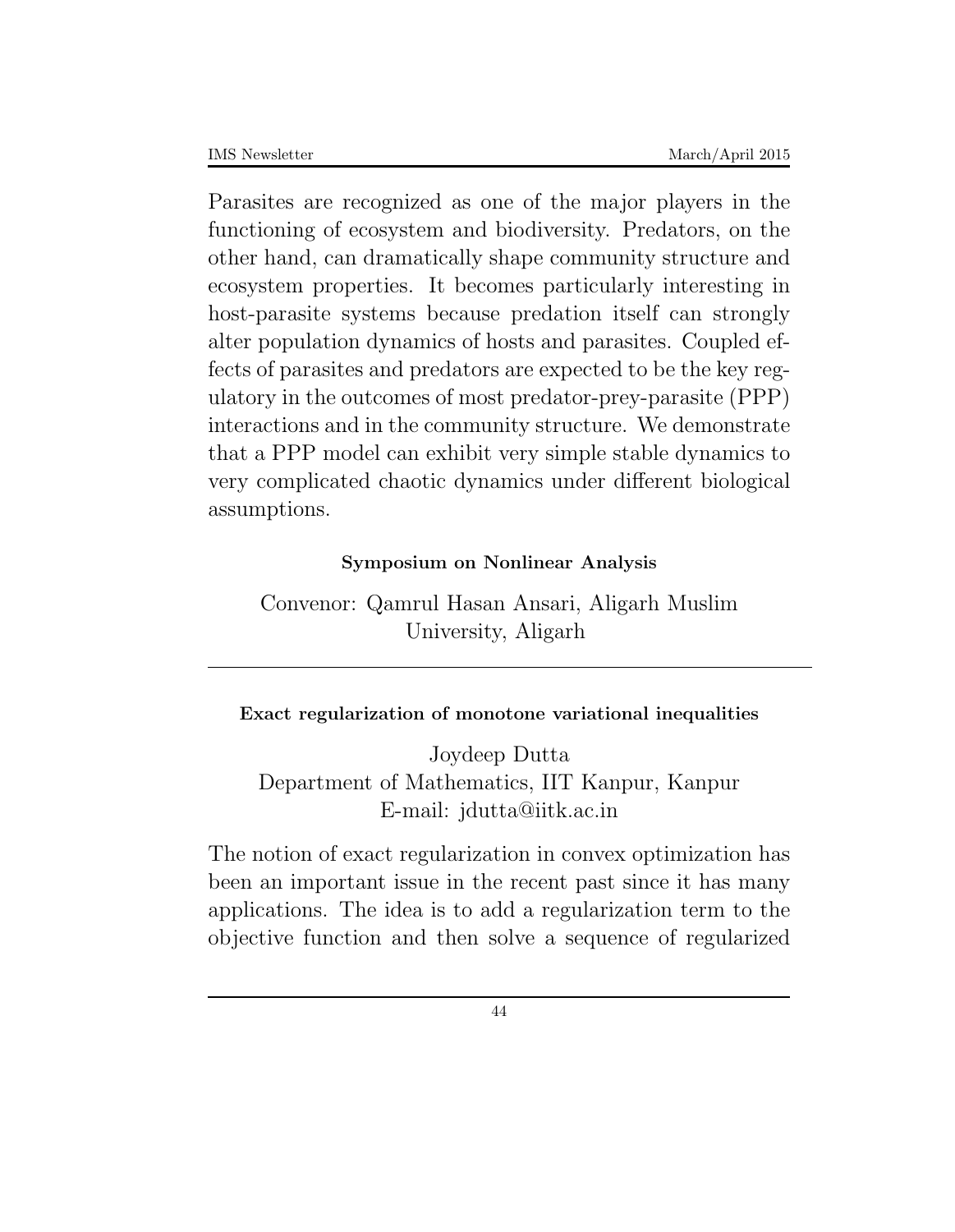Parasites are recognized as one of the major players in the functioning of ecosystem and biodiversity. Predators, on the other hand, can dramatically shape community structure and ecosystem properties. It becomes particularly interesting in host-parasite systems because predation itself can strongly alter population dynamics of hosts and parasites. Coupled effects of parasites and predators are expected to be the key regulatory in the outcomes of most predator-prey-parasite (PPP) interactions and in the community structure. We demonstrate that a PPP model can exhibit very simple stable dynamics to very complicated chaotic dynamics under different biological assumptions.

**Symposium on Nonlinear Analysis**

Convenor: Qamrul Hasan Ansari, Aligarh Muslim University, Aligarh

---

**Exact regularization of monotone variational inequalities**

Joydeep Dutta
Department of Mathematics, IIT Kanpur, Kanpur
E-mail: jdutta@iitk.ac.in

The notion of exact regularization in convex optimization has been an important issue in the recent past since it has many applications. The idea is to add a regularization term to the objective function and then solve a sequence of regularized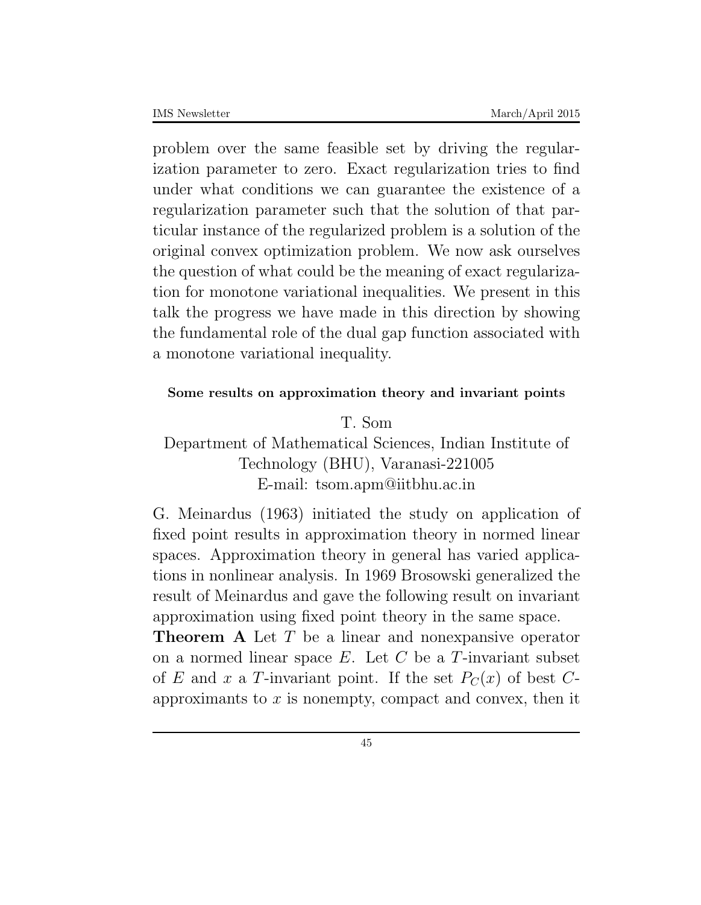problem over the same feasible set by driving the regularization parameter to zero. Exact regularization tries to find under what conditions we can guarantee the existence of a regularization parameter such that the solution of that particular instance of the regularized problem is a solution of the original convex optimization problem. We now ask ourselves the question of what could be the meaning of exact regularization for monotone variational inequalities. We present in this talk the progress we have made in this direction by showing the fundamental role of the dual gap function associated with a monotone variational inequality.

**Some results on approximation theory and invariant points**

T. Som
Department of Mathematical Sciences, Indian Institute of Technology (BHU), Varanasi-221005
E-mail: tsom.apm@iitbhu.ac.in

G. Meinardus (1963) initiated the study on application of fixed point results in approximation theory in normed linear spaces. Approximation theory in general has varied applications in nonlinear analysis. In 1969 Brosowski generalized the result of Meinardus and gave the following result on invariant approximation using fixed point theory in the same space.

**Theorem A** Let $T$ be a linear and nonexpansive operator on a normed linear space $E$. Let $C$ be a $T$-invariant subset of $E$ and $x$ a $T$-invariant point. If the set $P_C(x)$ of best $C$-approximants to $x$ is nonempty, compact and convex, then it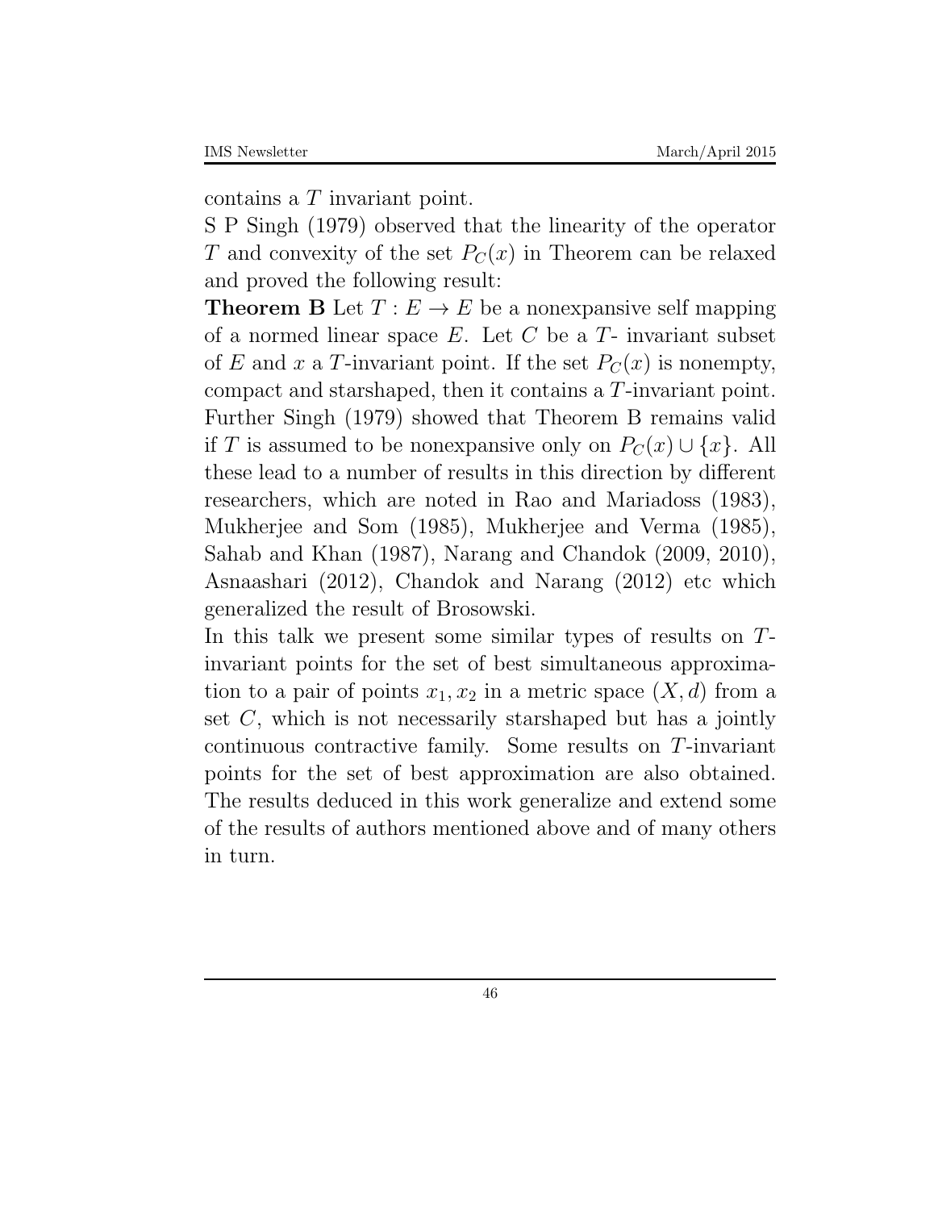contains a $T$ invariant point.
S P Singh (1979) observed that the linearity of the operator $T$ and convexity of the set $P_C(x)$ in Theorem can be relaxed and proved the following result:
**Theorem B** Let $T : E \to E$ be a nonexpansive self mapping of a normed linear space $E$. Let $C$ be a $T$- invariant subset of $E$ and $x$ a $T$-invariant point. If the set $P_C(x)$ is nonempty, compact and starshaped, then it contains a $T$-invariant point. Further Singh (1979) showed that Theorem B remains valid if $T$ is assumed to be nonexpansive only on $P_C(x) \cup \{x\}$. All these lead to a number of results in this direction by different researchers, which are noted in Rao and Mariadoss (1983), Mukherjee and Som (1985), Mukherjee and Verma (1985), Sahab and Khan (1987), Narang and Chandok (2009, 2010), Asnaashari (2012), Chandok and Narang (2012) etc which generalized the result of Brosowski.
In this talk we present some similar types of results on $T$-invariant points for the set of best simultaneous approximation to a pair of points $x_1, x_2$ in a metric space $(X, d)$ from a set $C$, which is not necessarily starshaped but has a jointly continuous contractive family. Some results on $T$-invariant points for the set of best approximation are also obtained. The results deduced in this work generalize and extend some of the results of authors mentioned above and of many others in turn.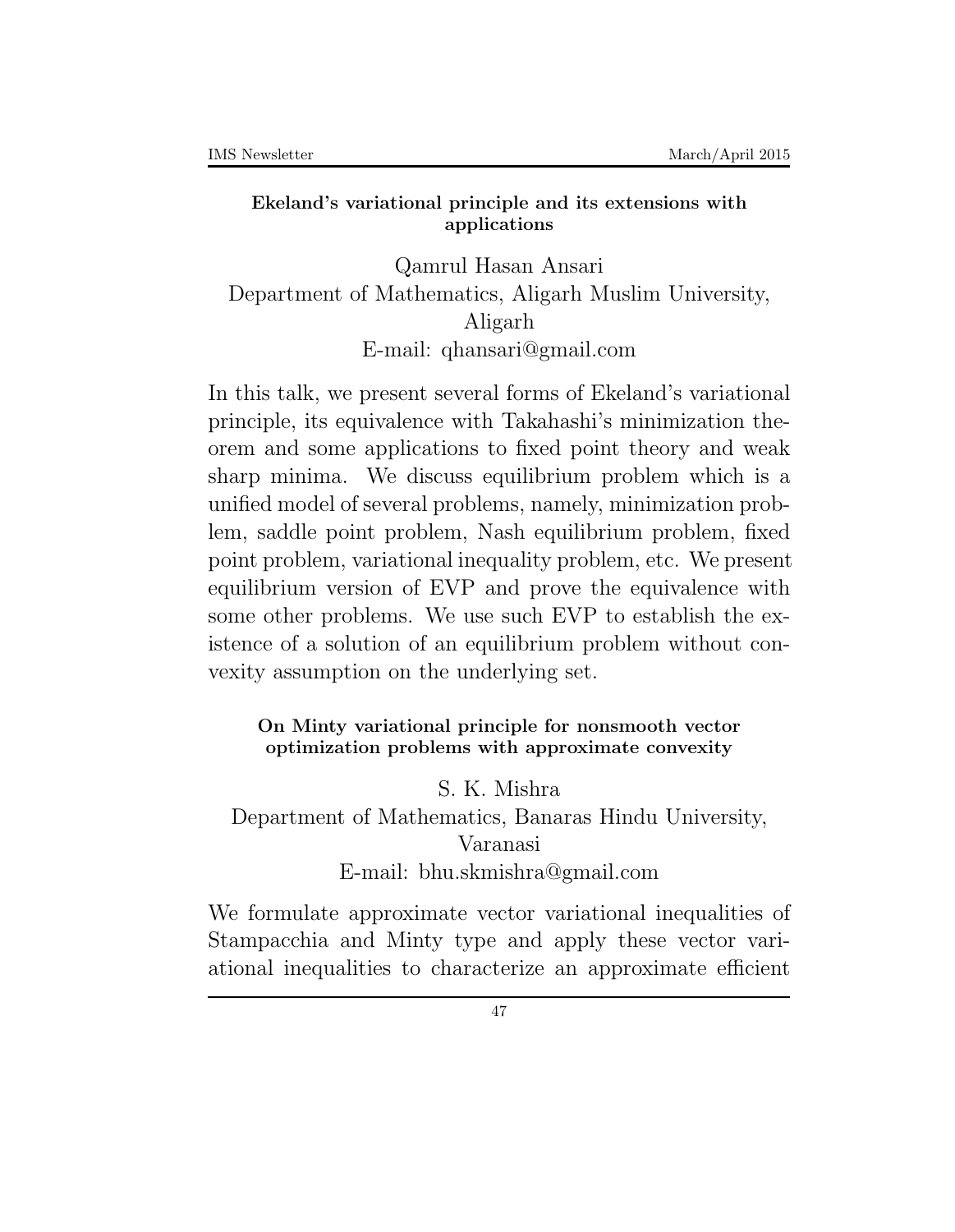### Ekeland's variational principle and its extensions with applications

Qamrul Hasan Ansari
Department of Mathematics, Aligarh Muslim University, Aligarh
E-mail: qhansari@gmail.com

In this talk, we present several forms of Ekeland's variational principle, its equivalence with Takahashi's minimization theorem and some applications to fixed point theory and weak sharp minima. We discuss equilibrium problem which is a unified model of several problems, namely, minimization problem, saddle point problem, Nash equilibrium problem, fixed point problem, variational inequality problem, etc. We present equilibrium version of EVP and prove the equivalence with some other problems. We use such EVP to establish the existence of a solution of an equilibrium problem without convexity assumption on the underlying set.

### On Minty variational principle for nonsmooth vector optimization problems with approximate convexity

S. K. Mishra
Department of Mathematics, Banaras Hindu University, Varanasi
E-mail: bhu.skmishra@gmail.com

We formulate approximate vector variational inequalities of Stampacchia and Minty type and apply these vector variational inequalities to characterize an approximate efficient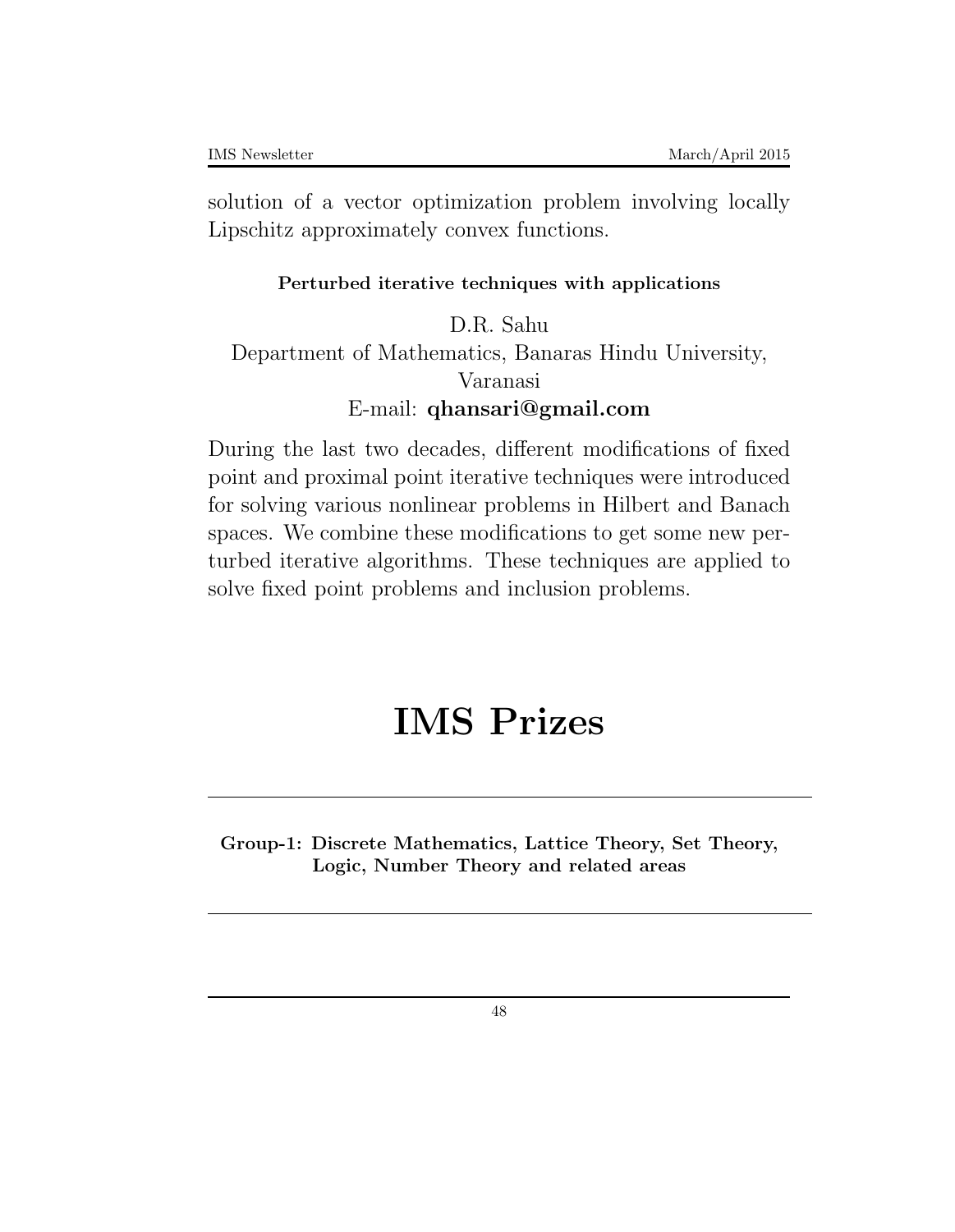solution of a vector optimization problem involving locally Lipschitz approximately convex functions.

**Perturbed iterative techniques with applications**

D.R. Sahu
Department of Mathematics, Banaras Hindu University, Varanasi
E-mail: **qhansari@gmail.com**

During the last two decades, different modifications of fixed point and proximal point iterative techniques were introduced for solving various nonlinear problems in Hilbert and Banach spaces. We combine these modifications to get some new perturbed iterative algorithms. These techniques are applied to solve fixed point problems and inclusion problems.

# IMS Prizes

---

**Group-1: Discrete Mathematics, Lattice Theory, Set Theory, Logic, Number Theory and related areas**

---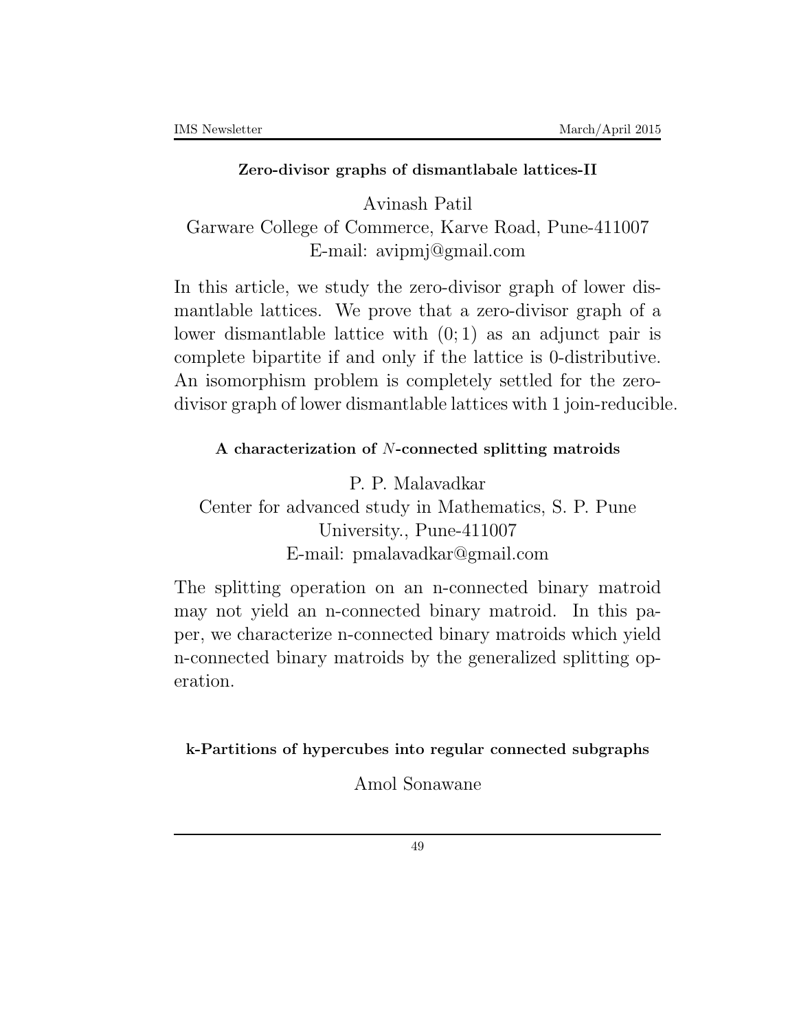### Zero-divisor graphs of dismantlabale lattices-II

Avinash Patil
Garware College of Commerce, Karve Road, Pune-411007
E-mail: avipmj@gmail.com

In this article, we study the zero-divisor graph of lower dismantlable lattices. We prove that a zero-divisor graph of a lower dismantlable lattice with $(0; 1)$ as an adjunct pair is complete bipartite if and only if the lattice is 0-distributive. An isomorphism problem is completely settled for the zero-divisor graph of lower dismantlable lattices with 1 join-reducible.

### A characterization of $N$-connected splitting matroids

P. P. Malavadkar
Center for advanced study in Mathematics, S. P. Pune University., Pune-411007
E-mail: pmalavadkar@gmail.com

The splitting operation on an n-connected binary matroid may not yield an n-connected binary matroid. In this paper, we characterize n-connected binary matroids which yield n-connected binary matroids by the generalized splitting operation.

### k-Partitions of hypercubes into regular connected subgraphs

Amol Sonawane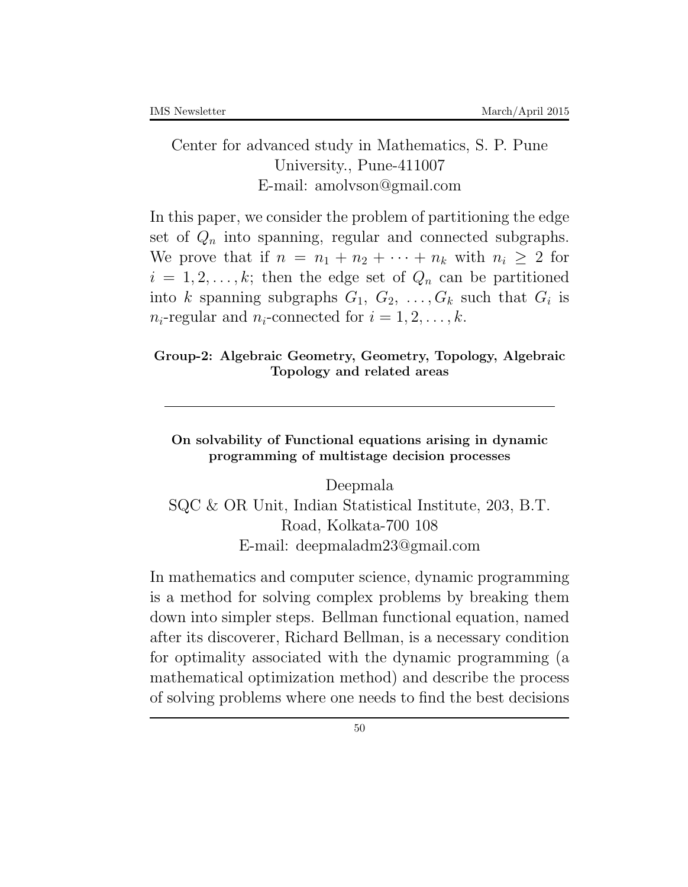Center for advanced study in Mathematics, S. P. Pune University., Pune-411007
E-mail: amolvson@gmail.com

In this paper, we consider the problem of partitioning the edge set of $Q_n$ into spanning, regular and connected subgraphs. We prove that if $n = n_1 + n_2 + \cdots + n_k$ with $n_i \geq 2$ for $i = 1, 2, \ldots, k$; then the edge set of $Q_n$ can be partitioned into $k$ spanning subgraphs $G_1, G_2, \ldots, G_k$ such that $G_i$ is $n_i$-regular and $n_i$-connected for $i = 1, 2, \ldots, k$.

**Group-2: Algebraic Geometry, Geometry, Topology, Algebraic Topology and related areas**

---

**On solvability of Functional equations arising in dynamic programming of multistage decision processes**

Deepmala
SQC & OR Unit, Indian Statistical Institute, 203, B.T. Road, Kolkata-700 108
E-mail: deepmaladm23@gmail.com

In mathematics and computer science, dynamic programming is a method for solving complex problems by breaking them down into simpler steps. Bellman functional equation, named after its discoverer, Richard Bellman, is a necessary condition for optimality associated with the dynamic programming (a mathematical optimization method) and describe the process of solving problems where one needs to find the best decisions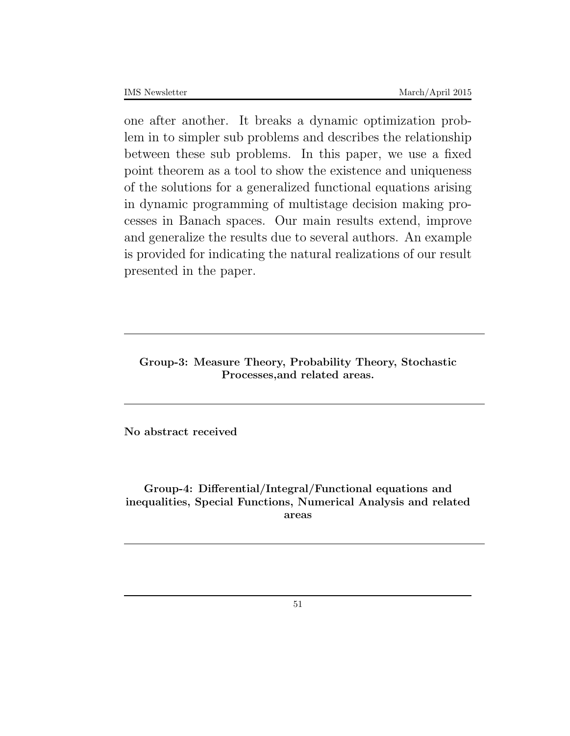one after another. It breaks a dynamic optimization problem in to simpler sub problems and describes the relationship between these sub problems. In this paper, we use a fixed point theorem as a tool to show the existence and uniqueness of the solutions for a generalized functional equations arising in dynamic programming of multistage decision making processes in Banach spaces. Our main results extend, improve and generalize the results due to several authors. An example is provided for indicating the natural realizations of our result presented in the paper.

---

**Group-3: Measure Theory, Probability Theory, Stochastic Processes,and related areas.**

---

**No abstract received**

**Group-4: Differential/Integral/Functional equations and inequalities, Special Functions, Numerical Analysis and related areas**

---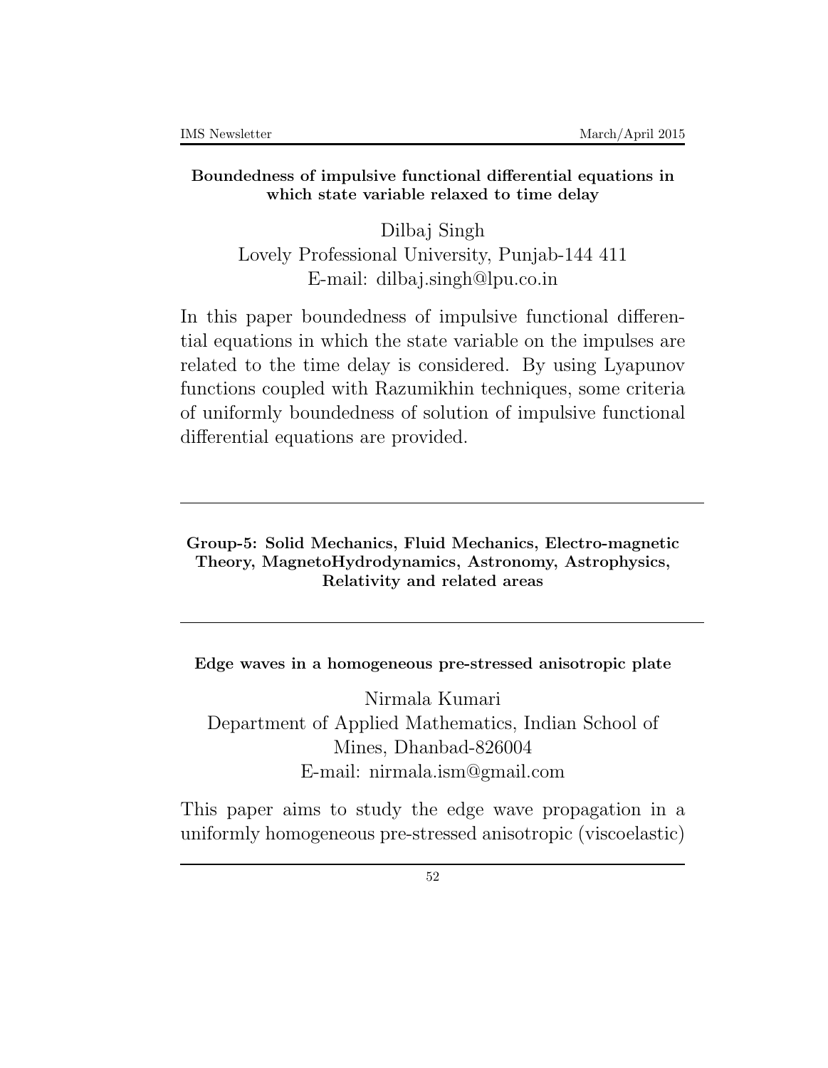**Boundedness of impulsive functional differential equations in which state variable relaxed to time delay**

Dilbaj Singh
Lovely Professional University, Punjab-144 411
E-mail: dilbaj.singh@lpu.co.in

In this paper boundedness of impulsive functional differential equations in which the state variable on the impulses are related to the time delay is considered. By using Lyapunov functions coupled with Razumikhin techniques, some criteria of uniformly boundedness of solution of impulsive functional differential equations are provided.

---

## Group-5: Solid Mechanics, Fluid Mechanics, Electro-magnetic Theory, MagnetoHydrodynamics, Astronomy, Astrophysics, Relativity and related areas

---

**Edge waves in a homogeneous pre-stressed anisotropic plate**

Nirmala Kumari
Department of Applied Mathematics, Indian School of Mines, Dhanbad-826004
E-mail: nirmala.ism@gmail.com

This paper aims to study the edge wave propagation in a uniformly homogeneous pre-stressed anisotropic (viscoelastic)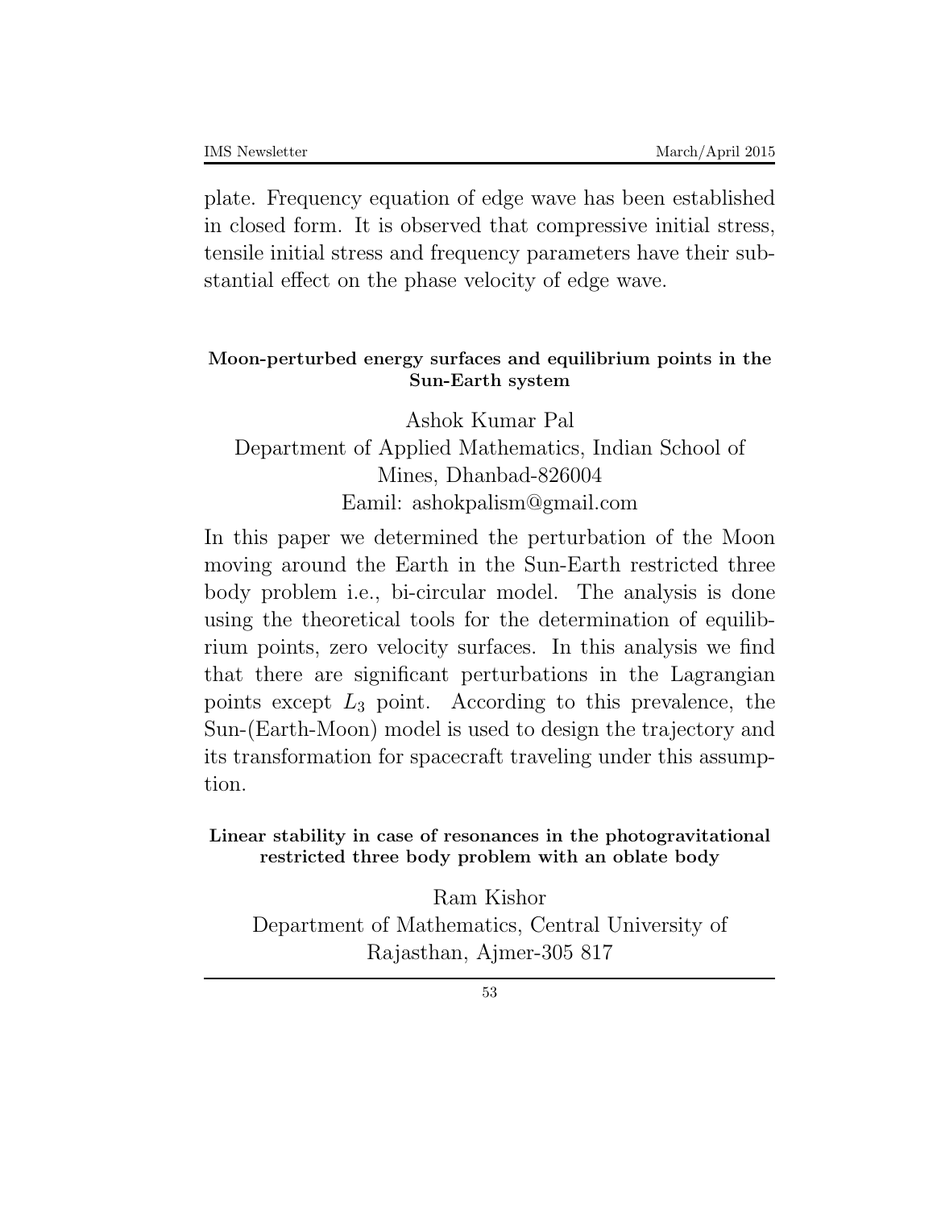plate. Frequency equation of edge wave has been established in closed form. It is observed that compressive initial stress, tensile initial stress and frequency parameters have their substantial effect on the phase velocity of edge wave.

**Moon-perturbed energy surfaces and equilibrium points in the Sun-Earth system**

Ashok Kumar Pal
Department of Applied Mathematics, Indian School of Mines, Dhanbad-826004
Eamil: ashokpalism@gmail.com

In this paper we determined the perturbation of the Moon moving around the Earth in the Sun-Earth restricted three body problem i.e., bi-circular model. The analysis is done using the theoretical tools for the determination of equilibrium points, zero velocity surfaces. In this analysis we find that there are significant perturbations in the Lagrangian points except $L_3$ point. According to this prevalence, the Sun-(Earth-Moon) model is used to design the trajectory and its transformation for spacecraft traveling under this assumption.

**Linear stability in case of resonances in the photogravitational restricted three body problem with an oblate body**

Ram Kishor
Department of Mathematics, Central University of Rajasthan, Ajmer-305 817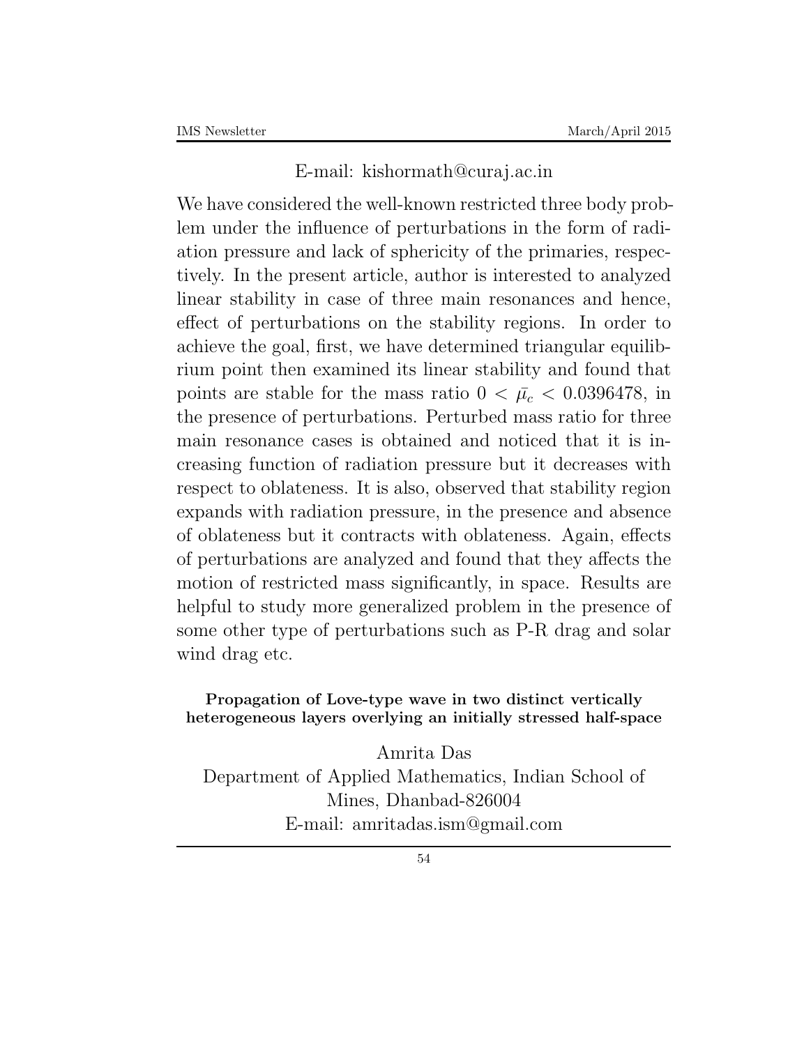E-mail: kishormath@curaj.ac.in

We have considered the well-known restricted three body problem under the influence of perturbations in the form of radiation pressure and lack of sphericity of the primaries, respectively. In the present article, author is interested to analyzed linear stability in case of three main resonances and hence, effect of perturbations on the stability regions. In order to achieve the goal, first, we have determined triangular equilibrium point then examined its linear stability and found that points are stable for the mass ratio $0 < \bar{\mu_c} < 0.0396478$, in the presence of perturbations. Perturbed mass ratio for three main resonance cases is obtained and noticed that it is increasing function of radiation pressure but it decreases with respect to oblateness. It is also, observed that stability region expands with radiation pressure, in the presence and absence of oblateness but it contracts with oblateness. Again, effects of perturbations are analyzed and found that they affects the motion of restricted mass significantly, in space. Results are helpful to study more generalized problem in the presence of some other type of perturbations such as P-R drag and solar wind drag etc.

**Propagation of Love-type wave in two distinct vertically heterogeneous layers overlying an initially stressed half-space**

Amrita Das
Department of Applied Mathematics, Indian School of Mines, Dhanbad-826004
E-mail: amritadas.ism@gmail.com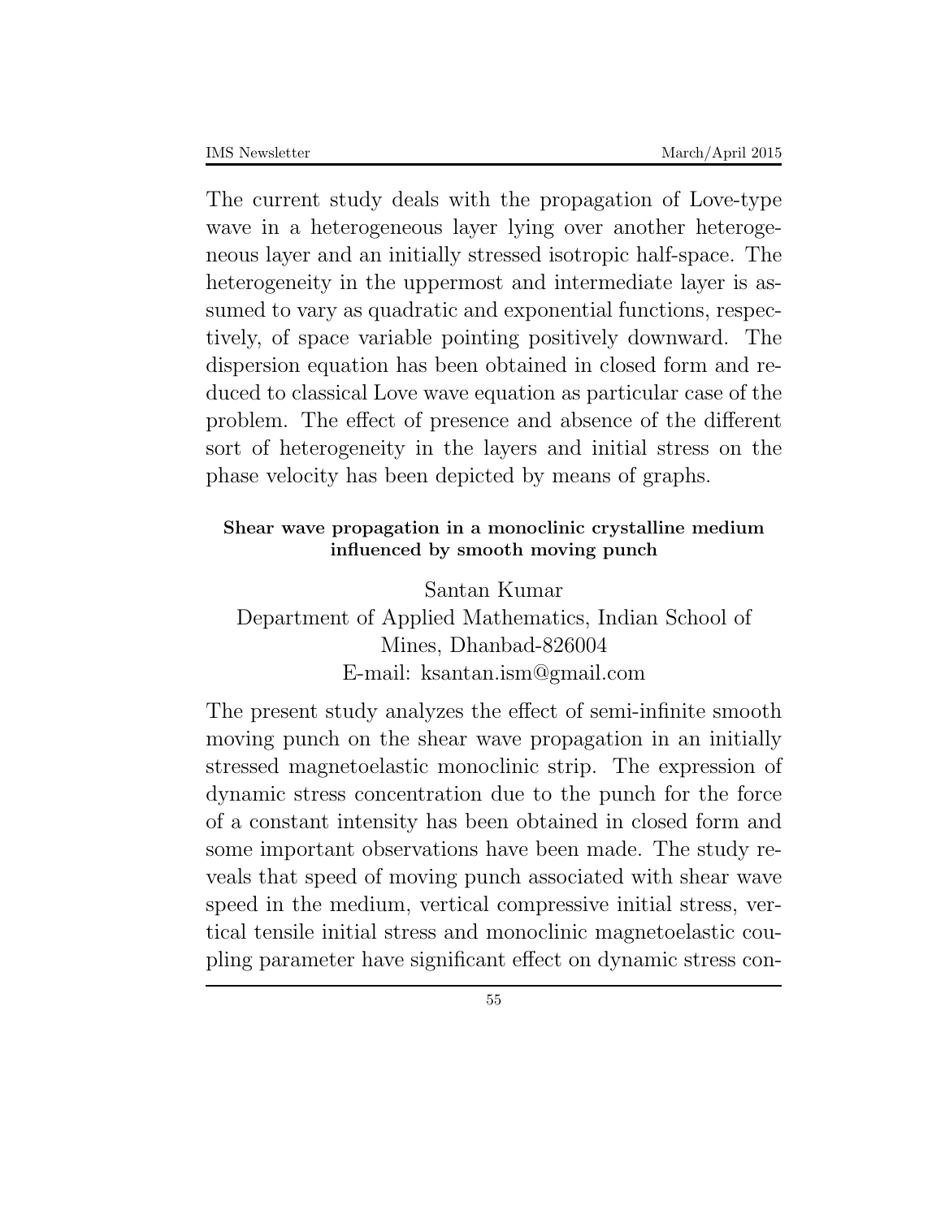The current study deals with the propagation of Love-type wave in a heterogeneous layer lying over another heterogeneous layer and an initially stressed isotropic half-space. The heterogeneity in the uppermost and intermediate layer is assumed to vary as quadratic and exponential functions, respectively, of space variable pointing positively downward. The dispersion equation has been obtained in closed form and reduced to classical Love wave equation as particular case of the problem. The effect of presence and absence of the different sort of heterogeneity in the layers and initial stress on the phase velocity has been depicted by means of graphs.

**Shear wave propagation in a monoclinic crystalline medium influenced by smooth moving punch**

Santan Kumar
Department of Applied Mathematics, Indian School of Mines, Dhanbad-826004
E-mail: ksantan.ism@gmail.com

The present study analyzes the effect of semi-infinite smooth moving punch on the shear wave propagation in an initially stressed magnetoelastic monoclinic strip. The expression of dynamic stress concentration due to the punch for the force of a constant intensity has been obtained in closed form and some important observations have been made. The study reveals that speed of moving punch associated with shear wave speed in the medium, vertical compressive initial stress, vertical tensile initial stress and monoclinic magnetoelastic coupling parameter have significant effect on dynamic stress con-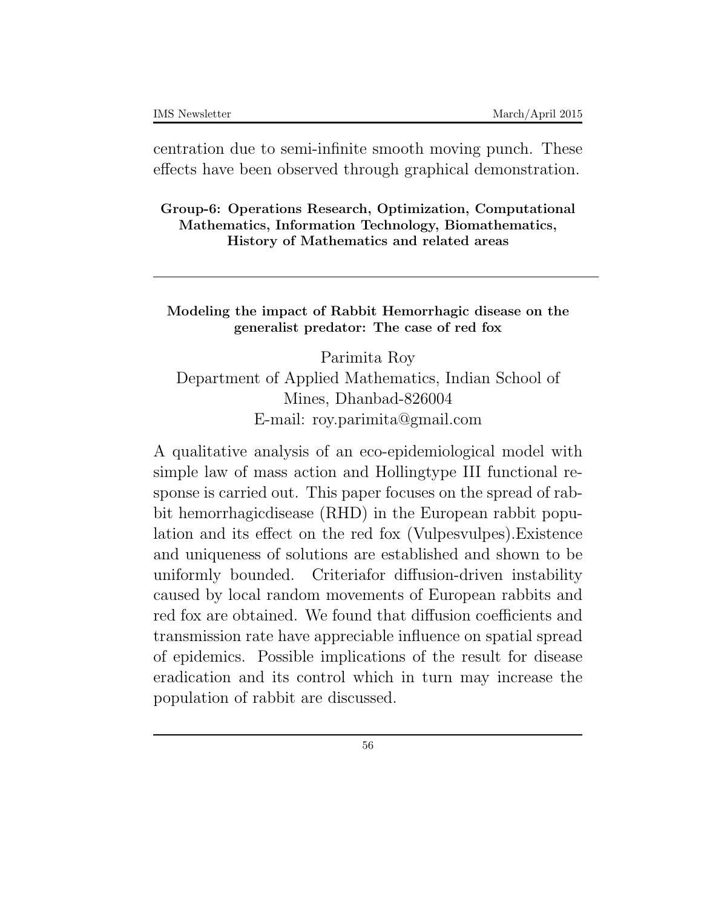centration due to semi-infinite smooth moving punch. These effects have been observed through graphical demonstration.

## Group-6: Operations Research, Optimization, Computational Mathematics, Information Technology, Biomathematics, History of Mathematics and related areas

---

### Modeling the impact of Rabbit Hemorrhagic disease on the generalist predator: The case of red fox

Parimita Roy
Department of Applied Mathematics, Indian School of Mines, Dhanbad-826004
E-mail: roy.parimita@gmail.com

A qualitative analysis of an eco-epidemiological model with simple law of mass action and Hollingtype III functional response is carried out. This paper focuses on the spread of rabbit hemorrhagicdisease (RHD) in the European rabbit population and its effect on the red fox (Vulpesvulpes).Existence and uniqueness of solutions are established and shown to be uniformly bounded. Criteriafor diffusion-driven instability caused by local random movements of European rabbits and red fox are obtained. We found that diffusion coefficients and transmission rate have appreciable influence on spatial spread of epidemics. Possible implications of the result for disease eradication and its control which in turn may increase the population of rabbit are discussed.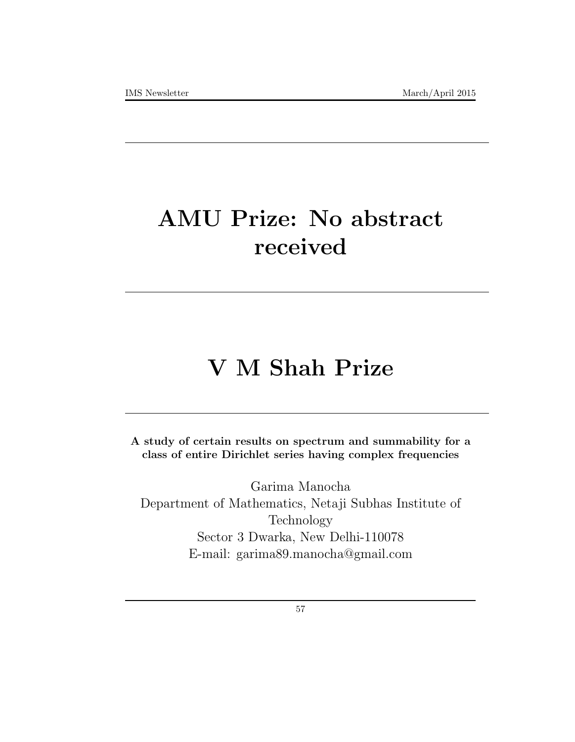# AMU Prize: No abstract received

# V M Shah Prize

**A study of certain results on spectrum and summability for a class of entire Dirichlet series having complex frequencies**

Garima Manocha
Department of Mathematics, Netaji Subhas Institute of Technology
Sector 3 Dwarka, New Delhi-110078
E-mail: garima89.manocha@gmail.com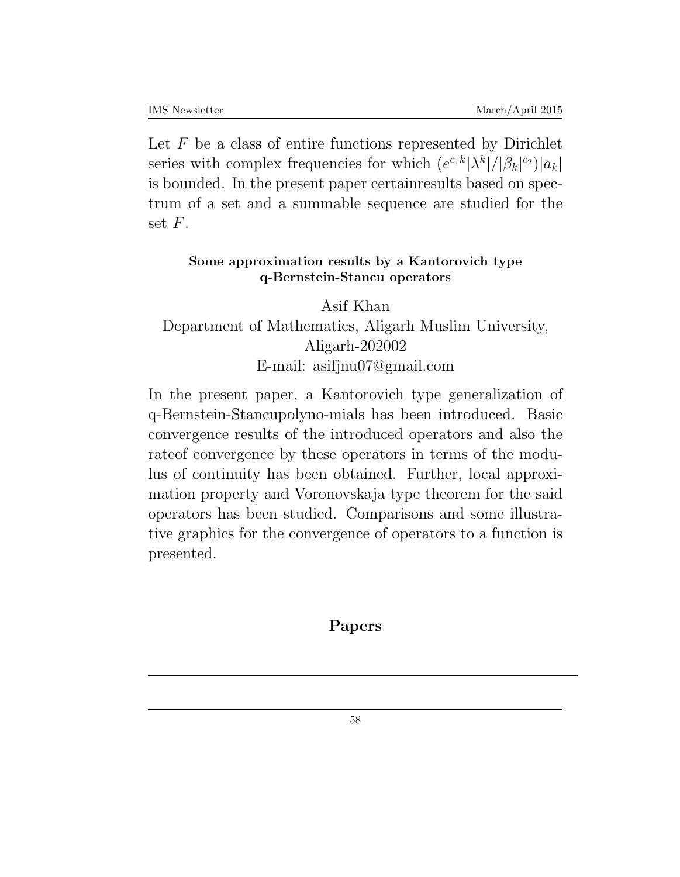Let $F$ be a class of entire functions represented by Dirichlet series with complex frequencies for which $(e^{c_1 k}|\lambda^k|/|\beta_k|^{c_2})|a_k|$ is bounded. In the present paper certainresults based on spectrum of a set and a summable sequence are studied for the set $F$.

**Some approximation results by a Kantorovich type q-Bernstein-Stancu operators**

Asif Khan
Department of Mathematics, Aligarh Muslim University, Aligarh-202002
E-mail: asifjnu07@gmail.com

In the present paper, a Kantorovich type generalization of q-Bernstein-Stancupolyno-mials has been introduced. Basic convergence results of the introduced operators and also the rateof convergence by these operators in terms of the modulus of continuity has been obtained. Further, local approximation property and Voronovskaja type theorem for the said operators has been studied. Comparisons and some illustrative graphics for the convergence of operators to a function is presented.

## Papers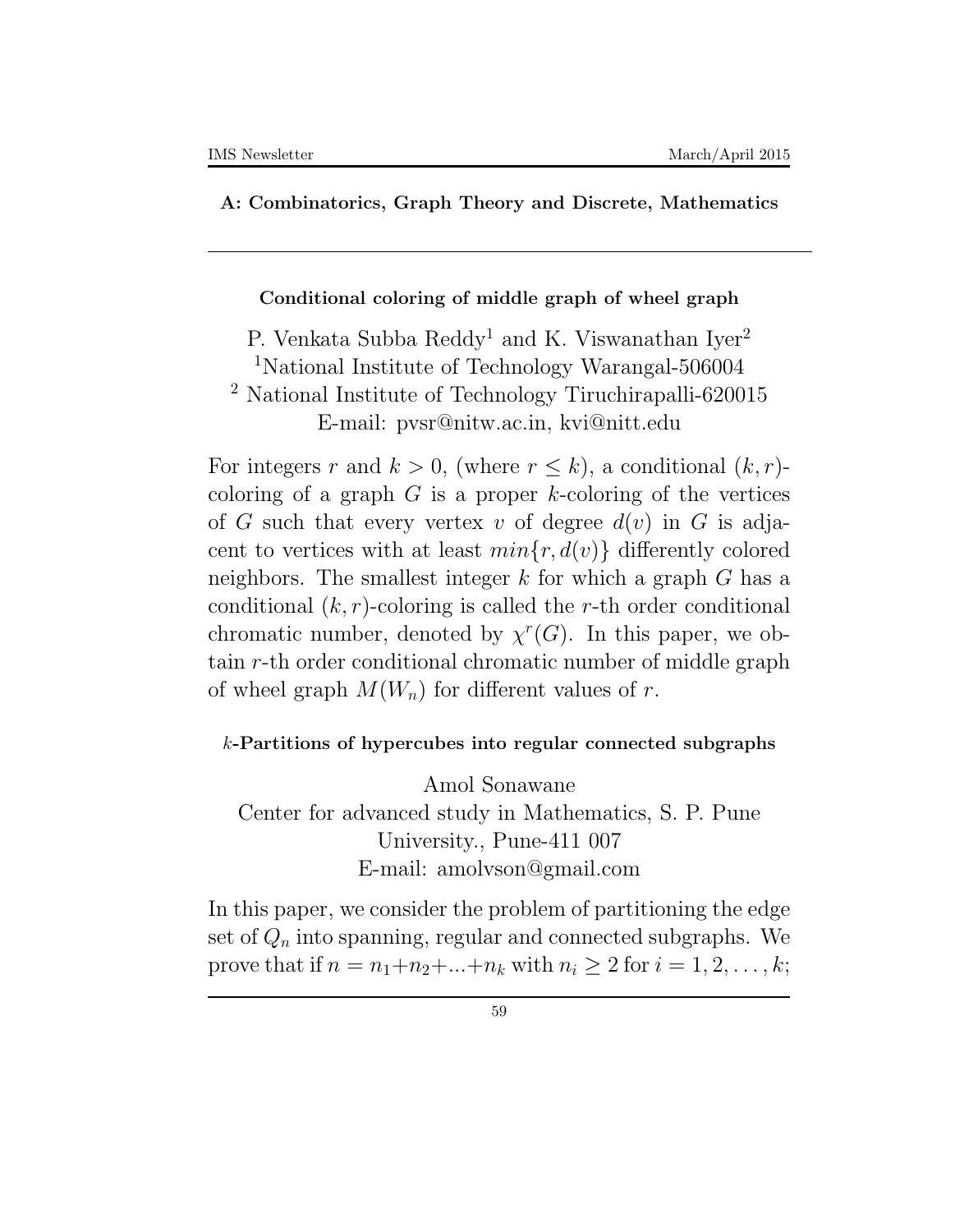**A: Combinatorics, Graph Theory and Discrete, Mathematics**

---

**Conditional coloring of middle graph of wheel graph**

P. Venkata Subba Reddy[1] and K. Viswanathan Iyer[2]
[1]National Institute of Technology Warangal-506004
[2] National Institute of Technology Tiruchirapalli-620015
E-mail: pvsr@nitw.ac.in, kvi@nitt.edu

For integers $r$ and $k > 0$, (where $r \leq k$), a conditional $(k, r)$-coloring of a graph $G$ is a proper $k$-coloring of the vertices of $G$ such that every vertex $v$ of degree $d(v)$ in $G$ is adjacent to vertices with at least $min\{r, d(v)\}$ differently colored neighbors. The smallest integer $k$ for which a graph $G$ has a conditional $(k, r)$-coloring is called the $r$-th order conditional chromatic number, denoted by $\chi^r(G)$. In this paper, we obtain $r$-th order conditional chromatic number of middle graph of wheel graph $M(W_n)$ for different values of $r$.

***k*-Partitions of hypercubes into regular connected subgraphs**

Amol Sonawane
Center for advanced study in Mathematics, S. P. Pune University., Pune-411 007
E-mail: amolvson@gmail.com

In this paper, we consider the problem of partitioning the edge set of $Q_n$ into spanning, regular and connected subgraphs. We prove that if $n = n_1+n_2+...+n_k$ with $n_i \geq 2$ for $i = 1, 2, \ldots, k$;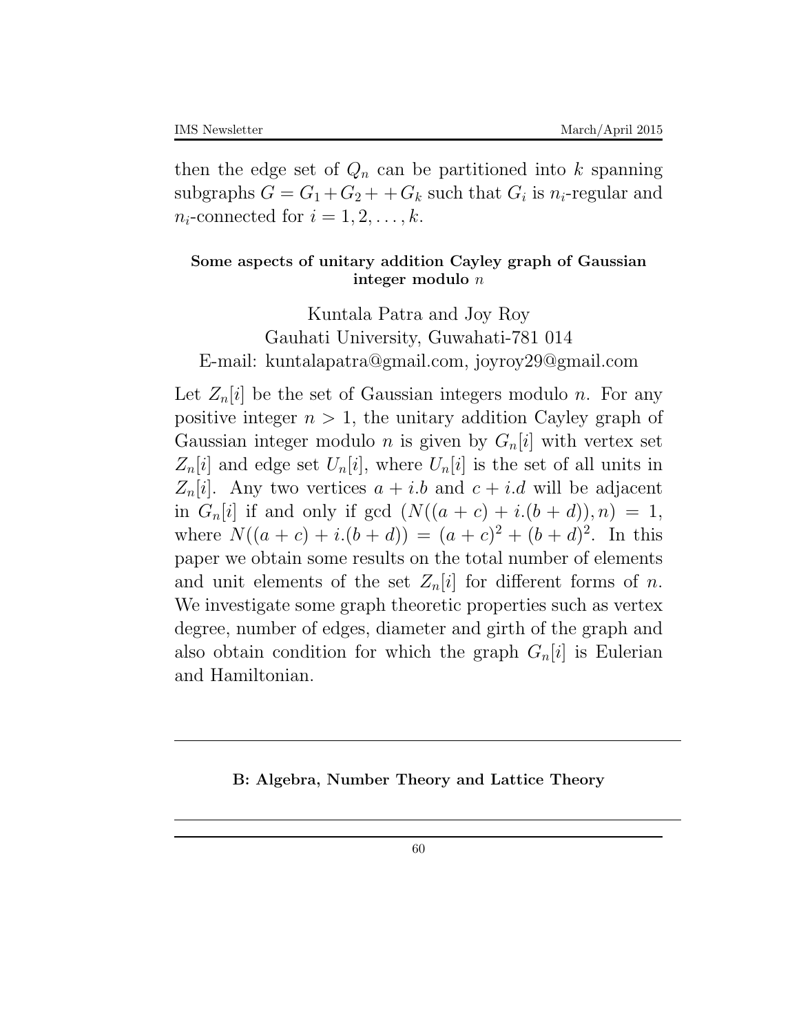then the edge set of $Q_n$ can be partitioned into $k$ spanning subgraphs $G = G_1 + G_2 + + G_k$ such that $G_i$ is $n_i$-regular and $n_i$-connected for $i = 1, 2, \ldots, k$.

**Some aspects of unitary addition Cayley graph of Gaussian integer modulo $n$**

Kuntala Patra and Joy Roy
Gauhati University, Guwahati-781 014
E-mail: kuntalapatra@gmail.com, joyroy29@gmail.com

Let $Z_n[i]$ be the set of Gaussian integers modulo $n$. For any positive integer $n > 1$, the unitary addition Cayley graph of Gaussian integer modulo $n$ is given by $G_n[i]$ with vertex set $Z_n[i]$ and edge set $U_n[i]$, where $U_n[i]$ is the set of all units in $Z_n[i]$. Any two vertices $a + i.b$ and $c + i.d$ will be adjacent in $G_n[i]$ if and only if gcd $(N((a + c) + i.(b + d)), n) = 1$, where $N((a + c) + i.(b + d)) = (a + c)^2 + (b + d)^2$. In this paper we obtain some results on the total number of elements and unit elements of the set $Z_n[i]$ for different forms of $n$. We investigate some graph theoretic properties such as vertex degree, number of edges, diameter and girth of the graph and also obtain condition for which the graph $G_n[i]$ is Eulerian and Hamiltonian.

---

**B: Algebra, Number Theory and Lattice Theory**

---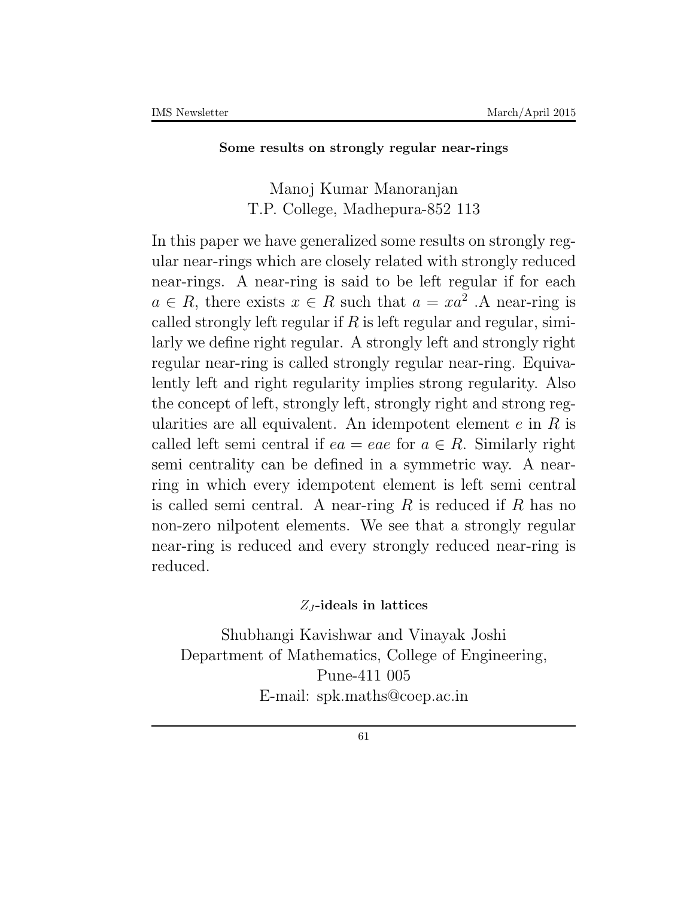**Some results on strongly regular near-rings**

Manoj Kumar Manoranjan
T.P. College, Madhepura-852 113

In this paper we have generalized some results on strongly regular near-rings which are closely related with strongly reduced near-rings. A near-ring is said to be left regular if for each $a \in R$, there exists $x \in R$ such that $a = xa^2$ .A near-ring is called strongly left regular if $R$ is left regular and regular, similarly we define right regular. A strongly left and strongly right regular near-ring is called strongly regular near-ring. Equivalently left and right regularity implies strong regularity. Also the concept of left, strongly left, strongly right and strong regularities are all equivalent. An idempotent element $e$ in $R$ is called left semi central if $ea = eae$ for $a \in R$. Similarly right semi centrality can be defined in a symmetric way. A near-ring in which every idempotent element is left semi central is called semi central. A near-ring $R$ is reduced if $R$ has no non-zero nilpotent elements. We see that a strongly regular near-ring is reduced and every strongly reduced near-ring is reduced.

**$Z_J$-ideals in lattices**

Shubhangi Kavishwar and Vinayak Joshi
Department of Mathematics, College of Engineering,
Pune-411 005
E-mail: spk.maths@coep.ac.in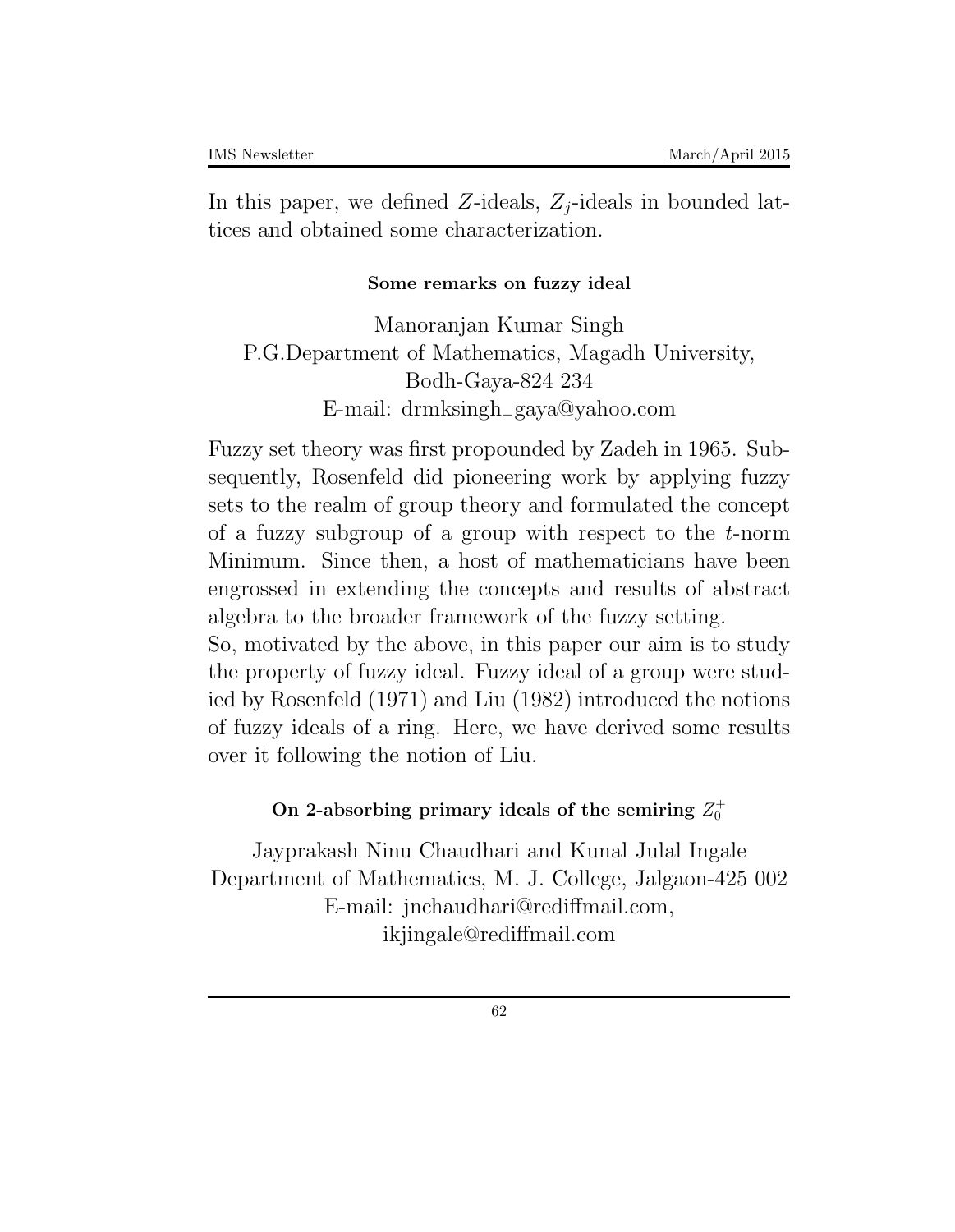In this paper, we defined $Z$-ideals, $Z_j$-ideals in bounded lattices and obtained some characterization.

### Some remarks on fuzzy ideal

Manoranjan Kumar Singh
P.G.Department of Mathematics, Magadh University, Bodh-Gaya-824 234
E-mail: drmksingh_gaya@yahoo.com

Fuzzy set theory was first propounded by Zadeh in 1965. Subsequently, Rosenfeld did pioneering work by applying fuzzy sets to the realm of group theory and formulated the concept of a fuzzy subgroup of a group with respect to the $t$-norm Minimum. Since then, a host of mathematicians have been engrossed in extending the concepts and results of abstract algebra to the broader framework of the fuzzy setting.
So, motivated by the above, in this paper our aim is to study the property of fuzzy ideal. Fuzzy ideal of a group were studied by Rosenfeld (1971) and Liu (1982) introduced the notions of fuzzy ideals of a ring. Here, we have derived some results over it following the notion of Liu.

### On 2-absorbing primary ideals of the semiring $Z_0^+$

Jayprakash Ninu Chaudhari and Kunal Julal Ingale
Department of Mathematics, M. J. College, Jalgaon-425 002
E-mail: jnchaudhari@rediffmail.com, ikjingale@rediffmail.com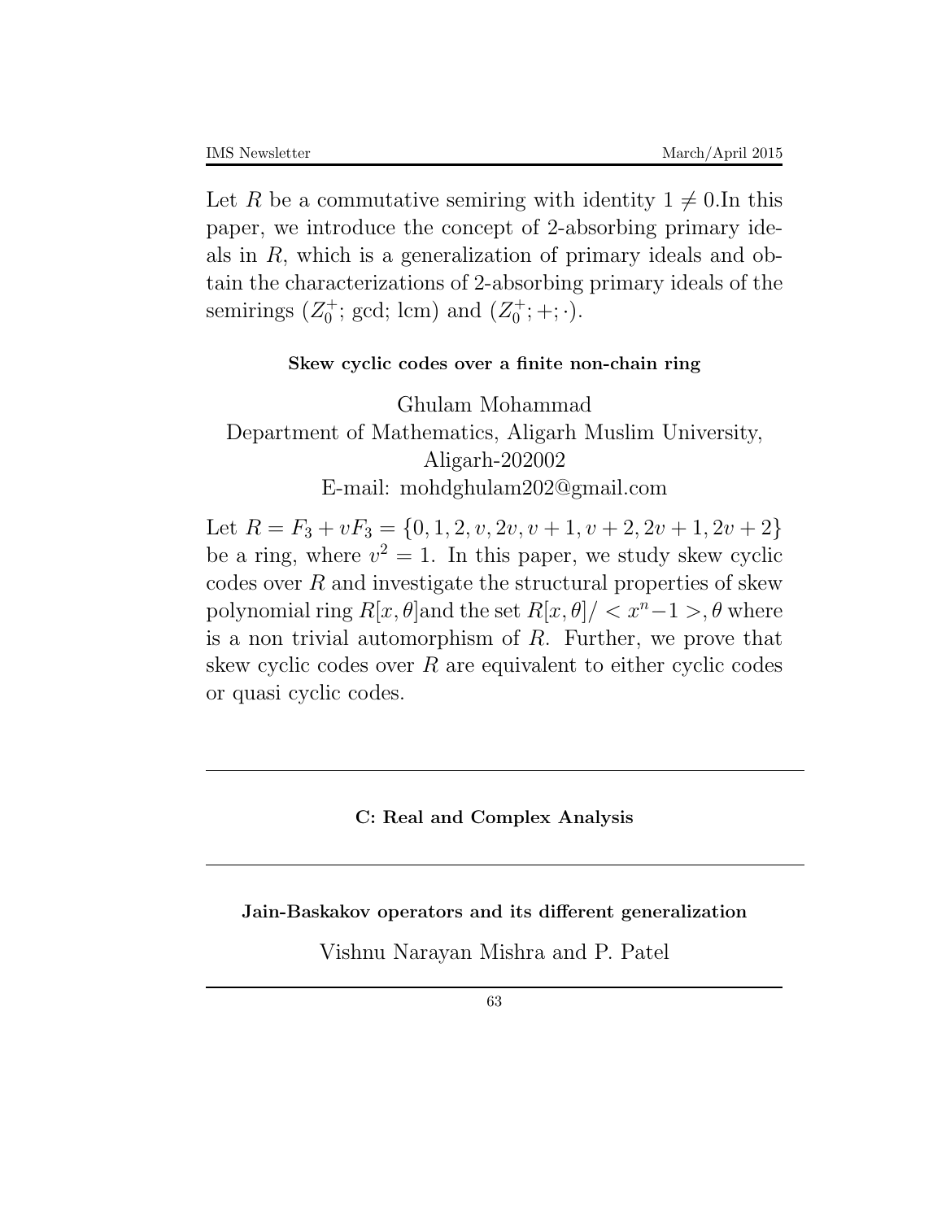Let $R$ be a commutative semiring with identity $1 \neq 0$.In this paper, we introduce the concept of 2-absorbing primary ideals in $R$, which is a generalization of primary ideals and obtain the characterizations of 2-absorbing primary ideals of the semirings $(Z_0^+; \gcd; \mathrm{lcm})$ and $(Z_0^+; +; \cdot)$.

### Skew cyclic codes over a finite non-chain ring

Ghulam Mohammad
Department of Mathematics, Aligarh Muslim University, Aligarh-202002
E-mail: mohdghulam202@gmail.com

Let $R = F_3 + vF_3 = \{0, 1, 2, v, 2v, v+1, v+2, 2v+1, 2v+2\}$ be a ring, where $v^2 = 1$. In this paper, we study skew cyclic codes over $R$ and investigate the structural properties of skew polynomial ring $R[x, \theta]$and the set $R[x, \theta]/ < x^n - 1 >, \theta$ where is a non trivial automorphism of $R$. Further, we prove that skew cyclic codes over $R$ are equivalent to either cyclic codes or quasi cyclic codes.

---

## C: Real and Complex Analysis

---

### Jain-Baskakov operators and its different generalization

Vishnu Narayan Mishra and P. Patel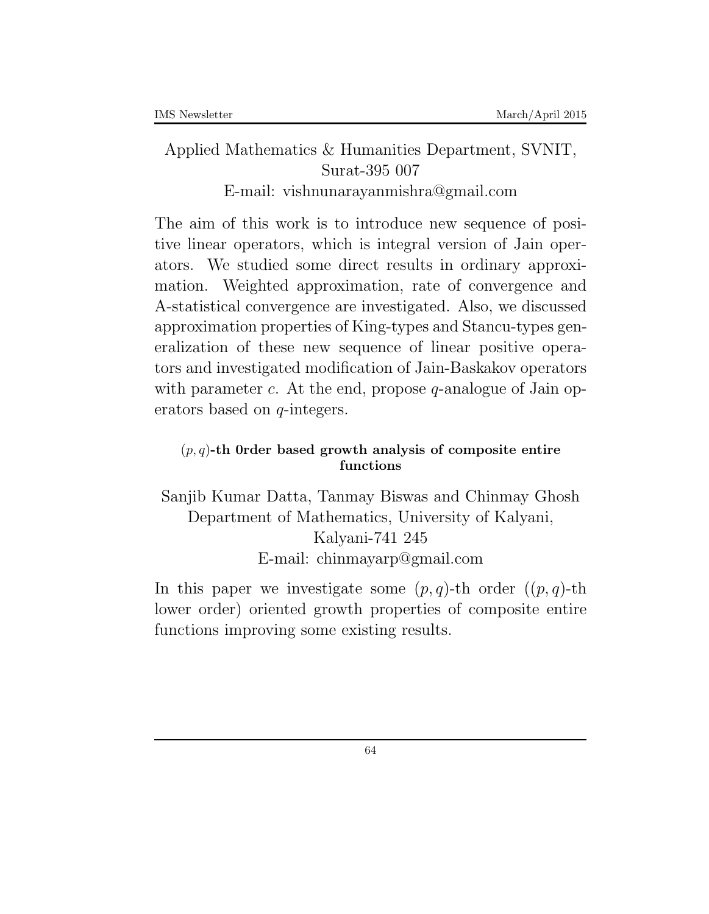Applied Mathematics & Humanities Department, SVNIT, Surat-395 007
E-mail: vishnunarayanmishra@gmail.com

The aim of this work is to introduce new sequence of positive linear operators, which is integral version of Jain operators. We studied some direct results in ordinary approximation. Weighted approximation, rate of convergence and A-statistical convergence are investigated. Also, we discussed approximation properties of King-types and Stancu-types generalization of these new sequence of linear positive operators and investigated modification of Jain-Baskakov operators with parameter $c$. At the end, propose $q$-analogue of Jain operators based on $q$-integers.

### $(p, q)$-th 0rder based growth analysis of composite entire functions

Sanjib Kumar Datta, Tanmay Biswas and Chinmay Ghosh
Department of Mathematics, University of Kalyani, Kalyani-741 245
E-mail: chinmayarp@gmail.com

In this paper we investigate some $(p, q)$-th order ($(p, q)$-th lower order) oriented growth properties of composite entire functions improving some existing results.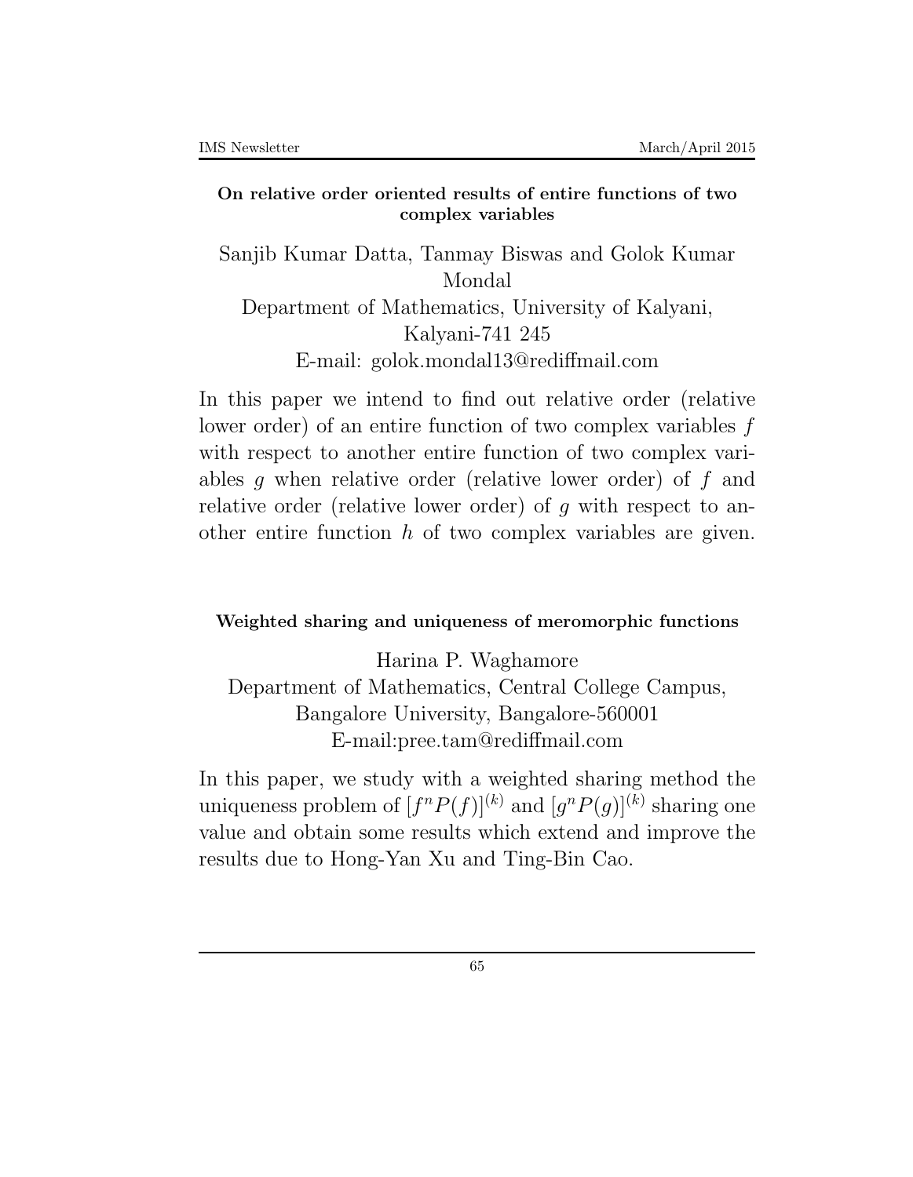**On relative order oriented results of entire functions of two complex variables**

Sanjib Kumar Datta, Tanmay Biswas and Golok Kumar Mondal
Department of Mathematics, University of Kalyani, Kalyani-741 245
E-mail: golok.mondal13@rediffmail.com

In this paper we intend to find out relative order (relative lower order) of an entire function of two complex variables $f$ with respect to another entire function of two complex variables $g$ when relative order (relative lower order) of $f$ and relative order (relative lower order) of $g$ with respect to another entire function $h$ of two complex variables are given.

**Weighted sharing and uniqueness of meromorphic functions**

Harina P. Waghamore
Department of Mathematics, Central College Campus, Bangalore University, Bangalore-560001
E-mail:pree.tam@rediffmail.com

In this paper, we study with a weighted sharing method the uniqueness problem of $[f^n P(f)]^{(k)}$ and $[g^n P(g)]^{(k)}$ sharing one value and obtain some results which extend and improve the results due to Hong-Yan Xu and Ting-Bin Cao.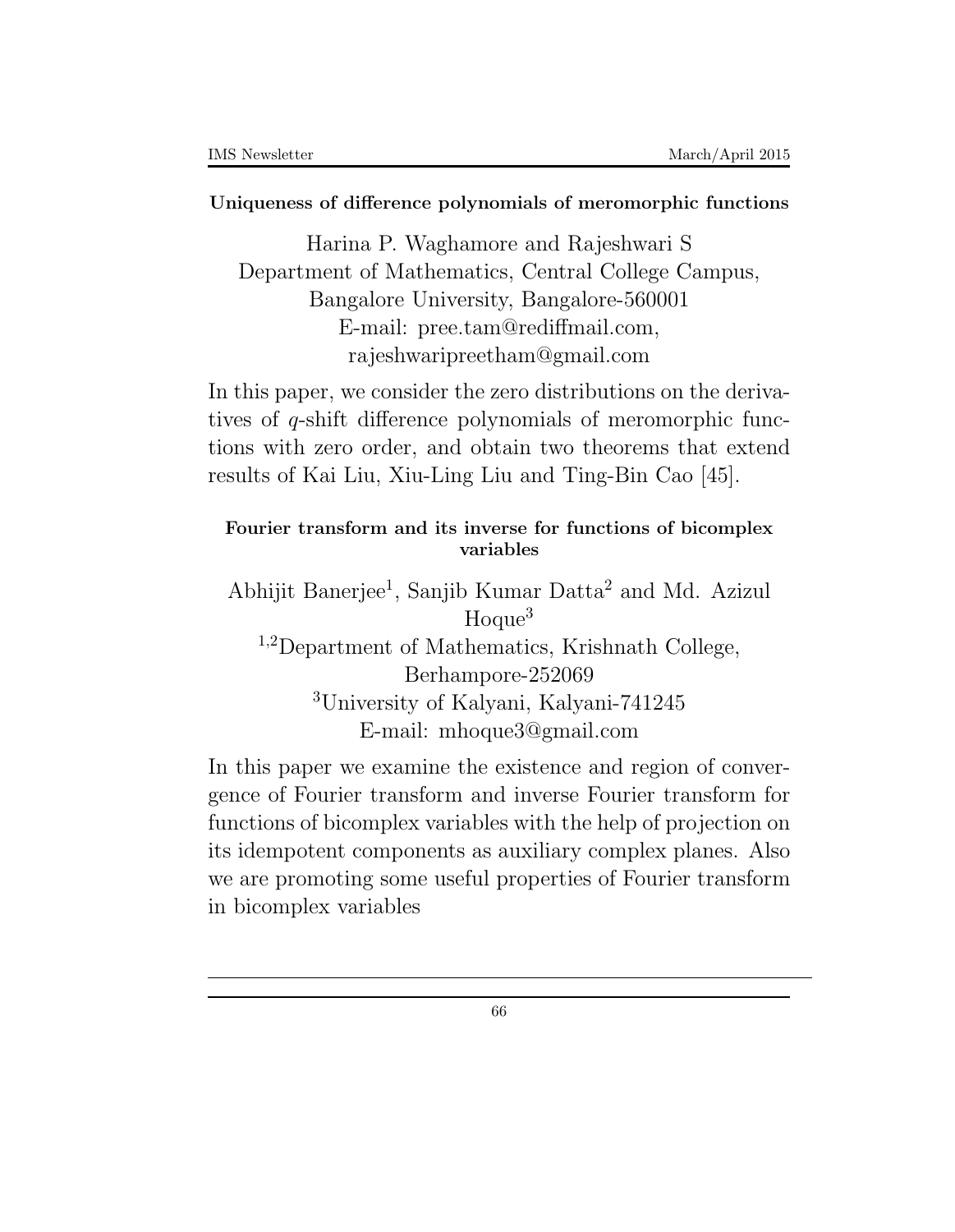**Uniqueness of difference polynomials of meromorphic functions**

Harina P. Waghamore and Rajeshwari S
Department of Mathematics, Central College Campus,
Bangalore University, Bangalore-560001
E-mail: pree.tam@rediffmail.com,
rajeshwaripreetham@gmail.com

In this paper, we consider the zero distributions on the derivatives of $q$-shift difference polynomials of meromorphic functions with zero order, and obtain two theorems that extend results of Kai Liu, Xiu-Ling Liu and Ting-Bin Cao [45].

**Fourier transform and its inverse for functions of bicomplex variables**

Abhijit Banerjee[1], Sanjib Kumar Datta[2] and Md. Azizul Hoque[3]
[1,2]Department of Mathematics, Krishnath College, Berhampore-252069
[3]University of Kalyani, Kalyani-741245
E-mail: mhoque3@gmail.com

In this paper we examine the existence and region of convergence of Fourier transform and inverse Fourier transform for functions of bicomplex variables with the help of projection on its idempotent components as auxiliary complex planes. Also we are promoting some useful properties of Fourier transform in bicomplex variables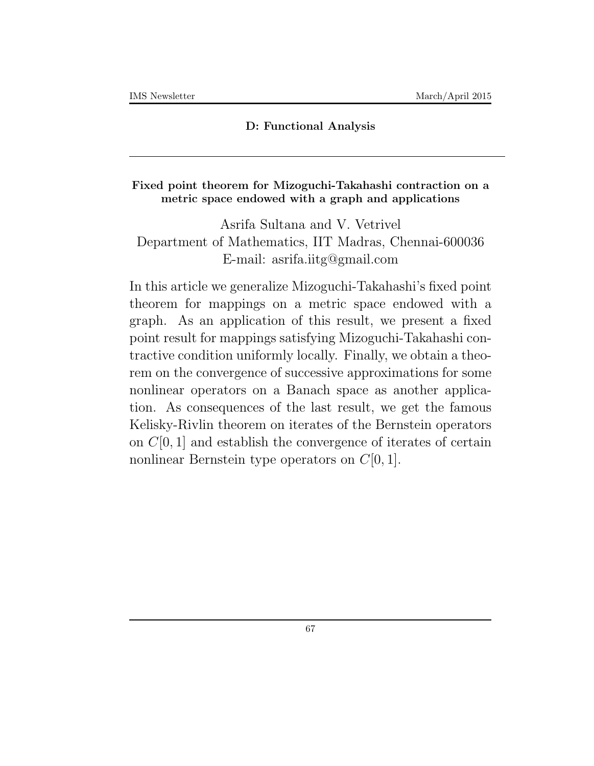## D: Functional Analysis

---

### Fixed point theorem for Mizoguchi-Takahashi contraction on a metric space endowed with a graph and applications

Asrifa Sultana and V. Vetrivel
Department of Mathematics, IIT Madras, Chennai-600036
E-mail: asrifa.iitg@gmail.com

In this article we generalize Mizoguchi-Takahashi's fixed point theorem for mappings on a metric space endowed with a graph. As an application of this result, we present a fixed point result for mappings satisfying Mizoguchi-Takahashi contractive condition uniformly locally. Finally, we obtain a theorem on the convergence of successive approximations for some nonlinear operators on a Banach space as another application. As consequences of the last result, we get the famous Kelisky-Rivlin theorem on iterates of the Bernstein operators on $C[0, 1]$ and establish the convergence of iterates of certain nonlinear Bernstein type operators on $C[0, 1]$.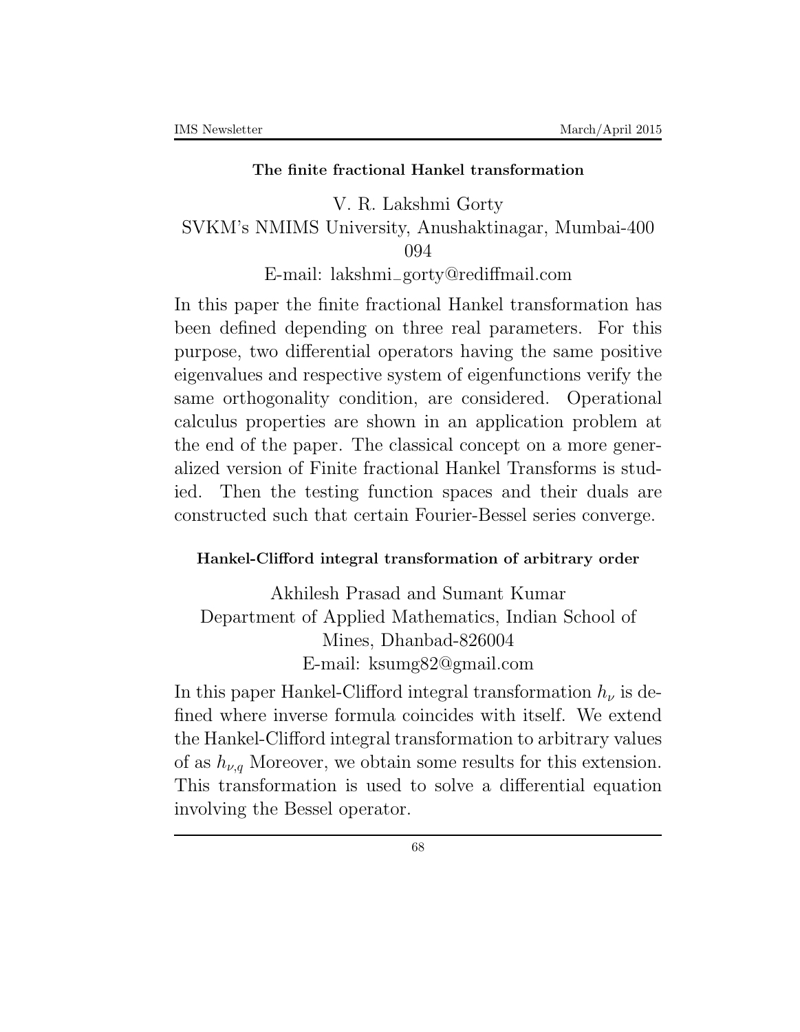### The finite fractional Hankel transformation

V. R. Lakshmi Gorty
SVKM's NMIMS University, Anushaktinagar, Mumbai-400 094
E-mail: lakshmi_gorty@rediffmail.com

In this paper the finite fractional Hankel transformation has been defined depending on three real parameters. For this purpose, two differential operators having the same positive eigenvalues and respective system of eigenfunctions verify the same orthogonality condition, are considered. Operational calculus properties are shown in an application problem at the end of the paper. The classical concept on a more generalized version of Finite fractional Hankel Transforms is studied. Then the testing function spaces and their duals are constructed such that certain Fourier-Bessel series converge.

### Hankel-Clifford integral transformation of arbitrary order

Akhilesh Prasad and Sumant Kumar
Department of Applied Mathematics, Indian School of Mines, Dhanbad-826004
E-mail: ksumg82@gmail.com

In this paper Hankel-Clifford integral transformation $h_\nu$ is defined where inverse formula coincides with itself. We extend the Hankel-Clifford integral transformation to arbitrary values of as $h_{\nu,q}$ Moreover, we obtain some results for this extension. This transformation is used to solve a differential equation involving the Bessel operator.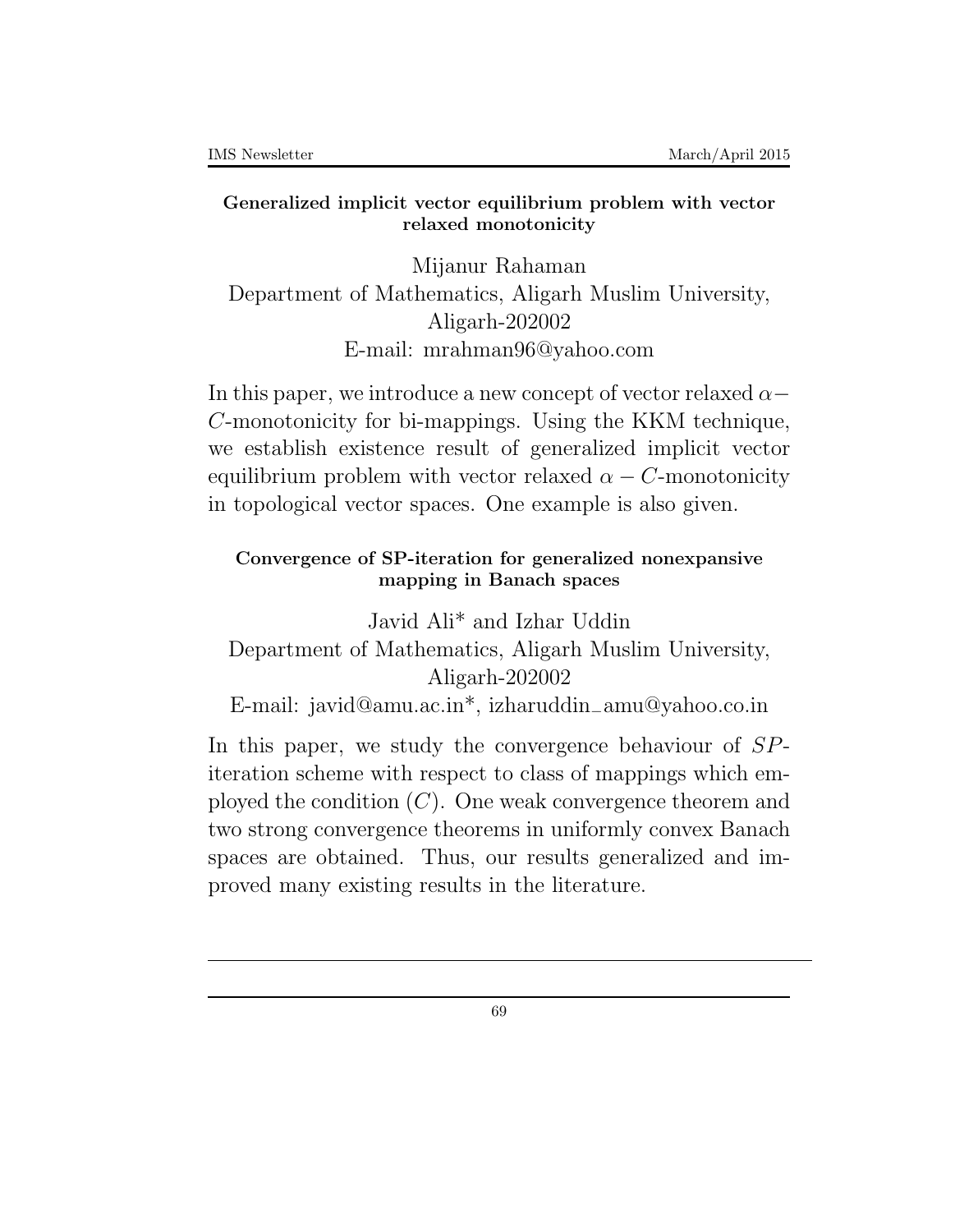### Generalized implicit vector equilibrium problem with vector relaxed monotonicity

Mijanur Rahaman
Department of Mathematics, Aligarh Muslim University, Aligarh-202002
E-mail: mrahman96@yahoo.com

In this paper, we introduce a new concept of vector relaxed $\alpha-C$-monotonicity for bi-mappings. Using the KKM technique, we establish existence result of generalized implicit vector equilibrium problem with vector relaxed $\alpha - C$-monotonicity in topological vector spaces. One example is also given.

### Convergence of SP-iteration for generalized nonexpansive mapping in Banach spaces

Javid Ali* and Izhar Uddin
Department of Mathematics, Aligarh Muslim University, Aligarh-202002
E-mail: javid@amu.ac.in*, izharuddin_amu@yahoo.co.in

In this paper, we study the convergence behaviour of $SP$-iteration scheme with respect to class of mappings which employed the condition $(C)$. One weak convergence theorem and two strong convergence theorems in uniformly convex Banach spaces are obtained. Thus, our results generalized and improved many existing results in the literature.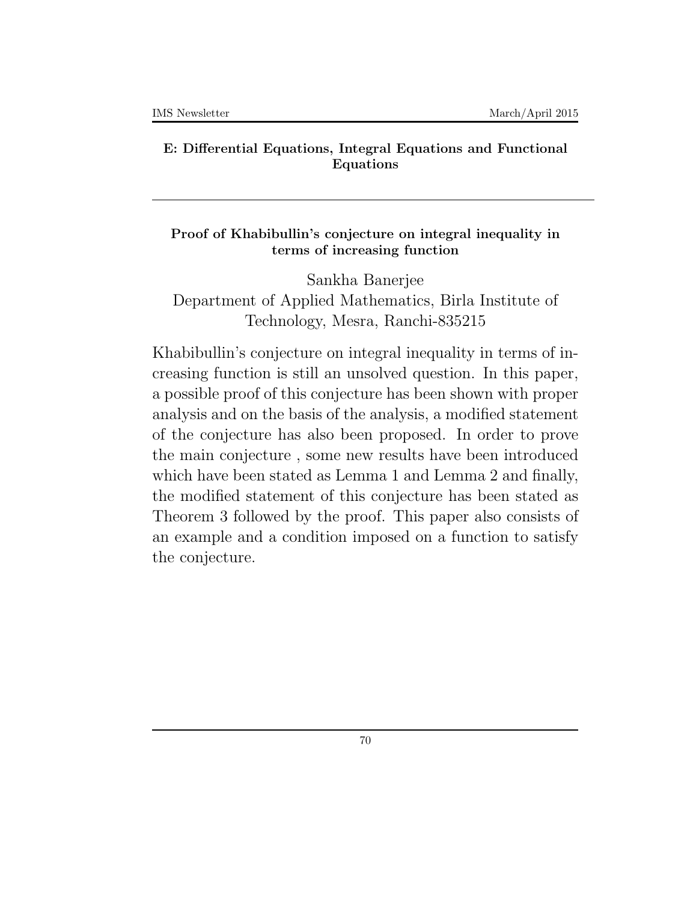## E: Differential Equations, Integral Equations and Functional Equations

---

### Proof of Khabibullin's conjecture on integral inequality in terms of increasing function

Sankha Banerjee
Department of Applied Mathematics, Birla Institute of Technology, Mesra, Ranchi-835215

Khabibullin's conjecture on integral inequality in terms of increasing function is still an unsolved question. In this paper, a possible proof of this conjecture has been shown with proper analysis and on the basis of the analysis, a modified statement of the conjecture has also been proposed. In order to prove the main conjecture , some new results have been introduced which have been stated as Lemma 1 and Lemma 2 and finally, the modified statement of this conjecture has been stated as Theorem 3 followed by the proof. This paper also consists of an example and a condition imposed on a function to satisfy the conjecture.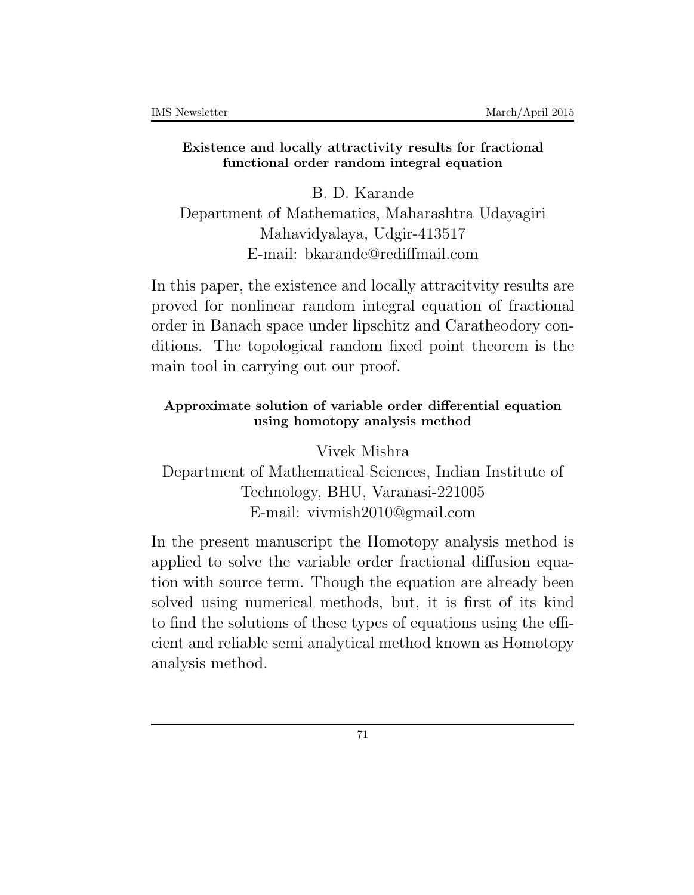### Existence and locally attractivity results for fractional functional order random integral equation

B. D. Karande
Department of Mathematics, Maharashtra Udayagiri Mahavidyalaya, Udgir-413517
E-mail: bkarande@rediffmail.com

In this paper, the existence and locally attracitvity results are proved for nonlinear random integral equation of fractional order in Banach space under lipschitz and Caratheodory conditions. The topological random fixed point theorem is the main tool in carrying out our proof.

### Approximate solution of variable order differential equation using homotopy analysis method

Vivek Mishra
Department of Mathematical Sciences, Indian Institute of Technology, BHU, Varanasi-221005
E-mail: vivmish2010@gmail.com

In the present manuscript the Homotopy analysis method is applied to solve the variable order fractional diffusion equation with source term. Though the equation are already been solved using numerical methods, but, it is first of its kind to find the solutions of these types of equations using the efficient and reliable semi analytical method known as Homotopy analysis method.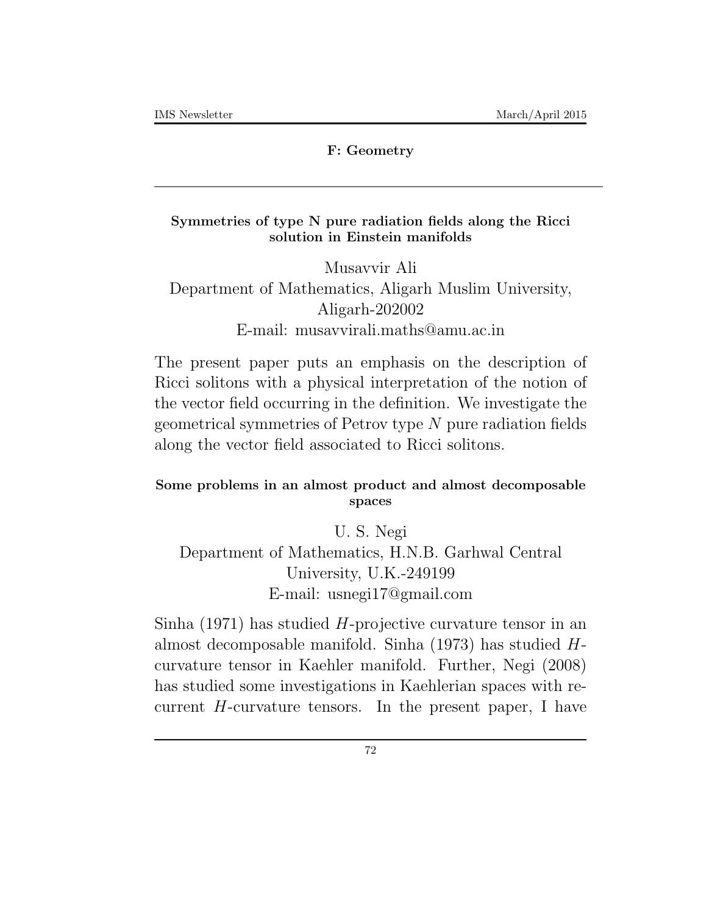## F: Geometry

---

### Symmetries of type N pure radiation fields along the Ricci solution in Einstein manifolds

Musavvir Ali
Department of Mathematics, Aligarh Muslim University, Aligarh-202002
E-mail: musavvirali.maths@amu.ac.in

The present paper puts an emphasis on the description of Ricci solitons with a physical interpretation of the notion of the vector field occurring in the definition. We investigate the geometrical symmetries of Petrov type $N$ pure radiation fields along the vector field associated to Ricci solitons.

### Some problems in an almost product and almost decomposable spaces

U. S. Negi
Department of Mathematics, H.N.B. Garhwal Central University, U.K.-249199
E-mail: usnegi17@gmail.com

Sinha (1971) has studied $H$-projective curvature tensor in an almost decomposable manifold. Sinha (1973) has studied $H$-curvature tensor in Kaehler manifold. Further, Negi (2008) has studied some investigations in Kaehlerian spaces with recurrent $H$-curvature tensors. In the present paper, I have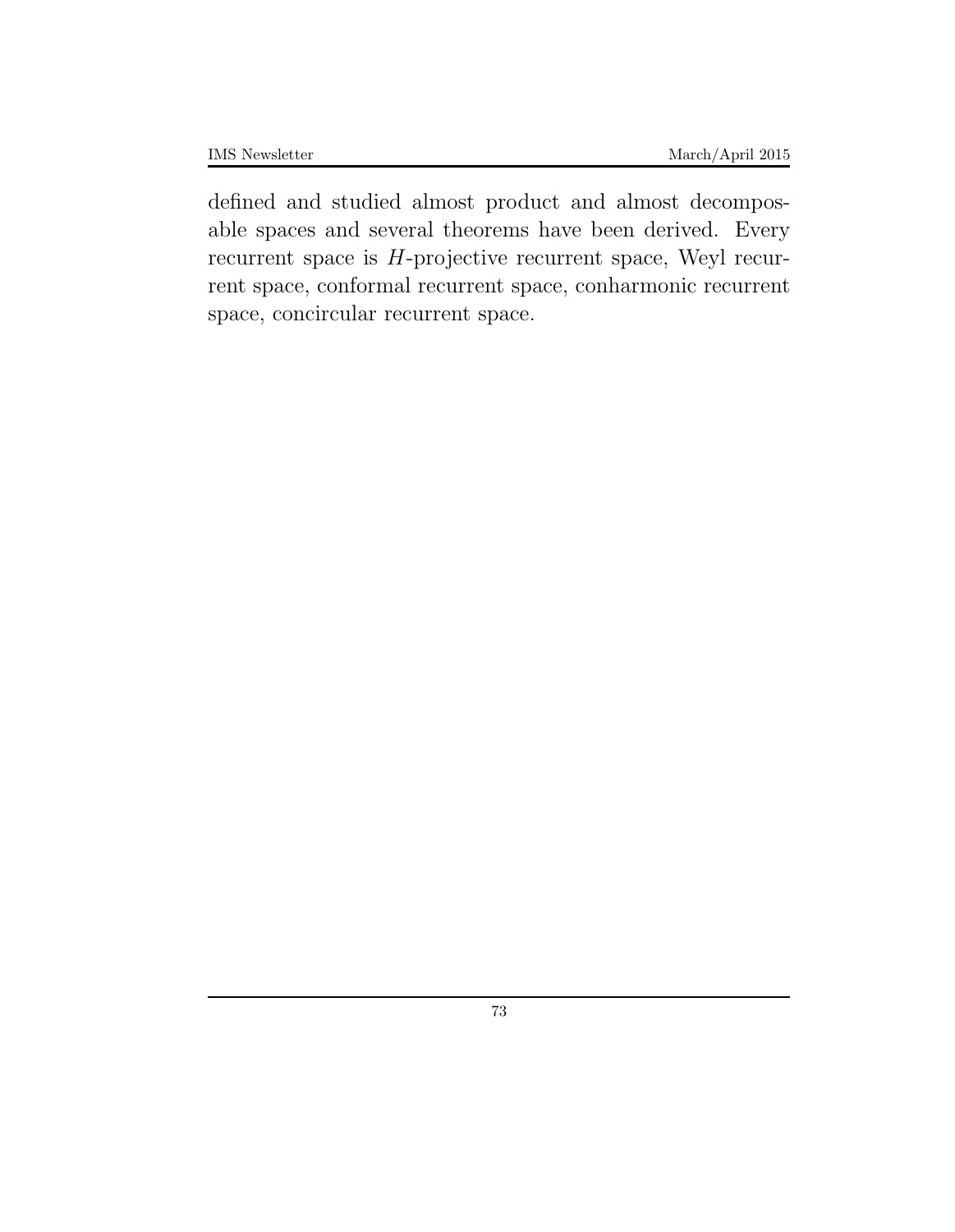defined and studied almost product and almost decomposable spaces and several theorems have been derived. Every recurrent space is $H$-projective recurrent space, Weyl recurrent space, conformal recurrent space, conharmonic recurrent space, concircular recurrent space.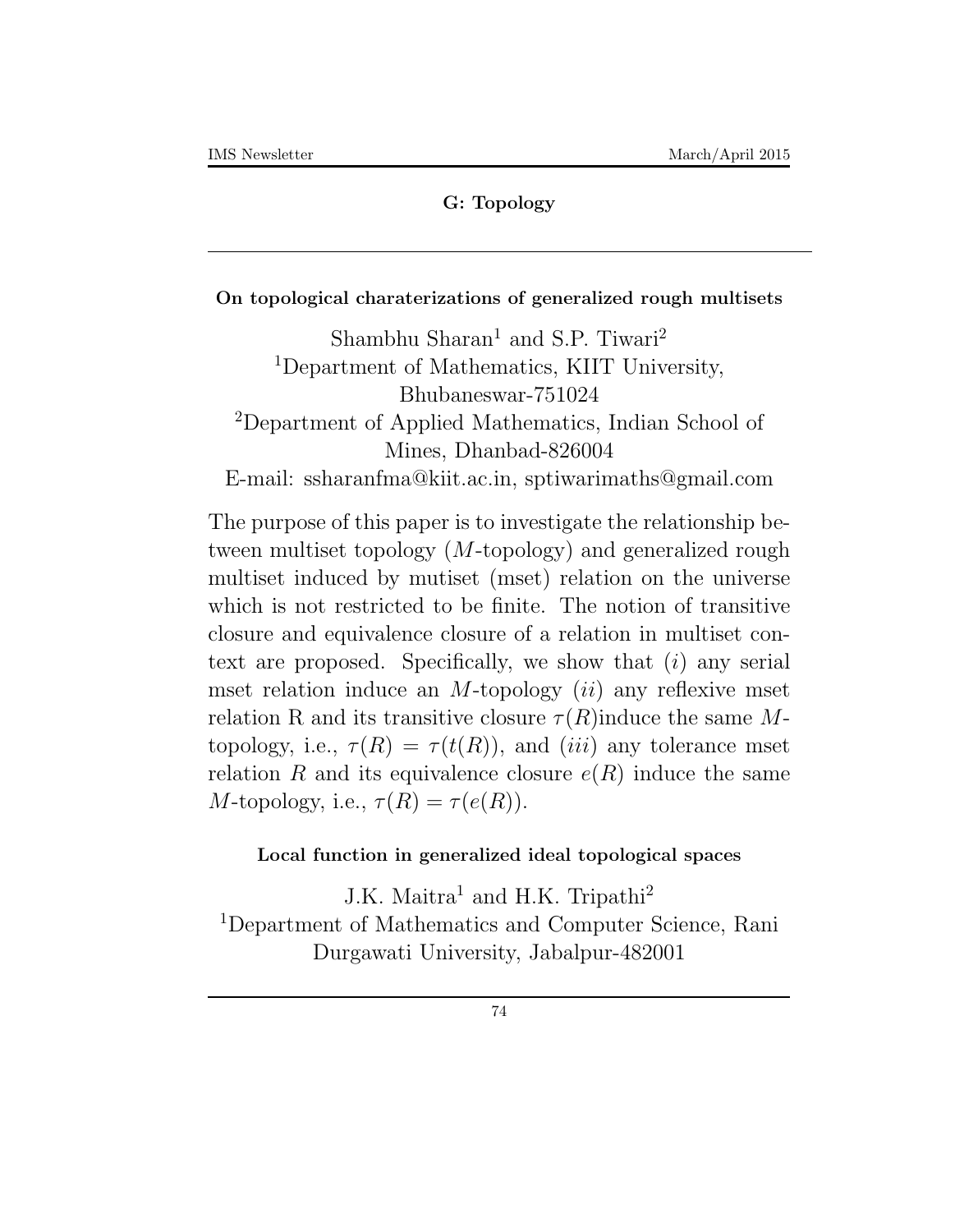## G: Topology

---

### On topological charaterizations of generalized rough multisets

Shambhu Sharan[1] and S.P. Tiwari[2]
[1]Department of Mathematics, KIIT University, Bhubaneswar-751024
[2]Department of Applied Mathematics, Indian School of Mines, Dhanbad-826004
E-mail: ssharanfma@kiit.ac.in, sptiwarimaths@gmail.com

The purpose of this paper is to investigate the relationship between multiset topology ($M$-topology) and generalized rough multiset induced by mutiset (mset) relation on the universe which is not restricted to be finite. The notion of transitive closure and equivalence closure of a relation in multiset context are proposed. Specifically, we show that $(i)$ any serial mset relation induce an $M$-topology $(ii)$ any reflexive mset relation R and its transitive closure $\tau(R)$induce the same $M$-topology, i.e., $\tau(R) = \tau(t(R))$, and $(iii)$ any tolerance mset relation $R$ and its equivalence closure $e(R)$ induce the same $M$-topology, i.e., $\tau(R) = \tau(e(R))$.

### Local function in generalized ideal topological spaces

J.K. Maitra[1] and H.K. Tripathi[2]
[1]Department of Mathematics and Computer Science, Rani Durgawati University, Jabalpur-482001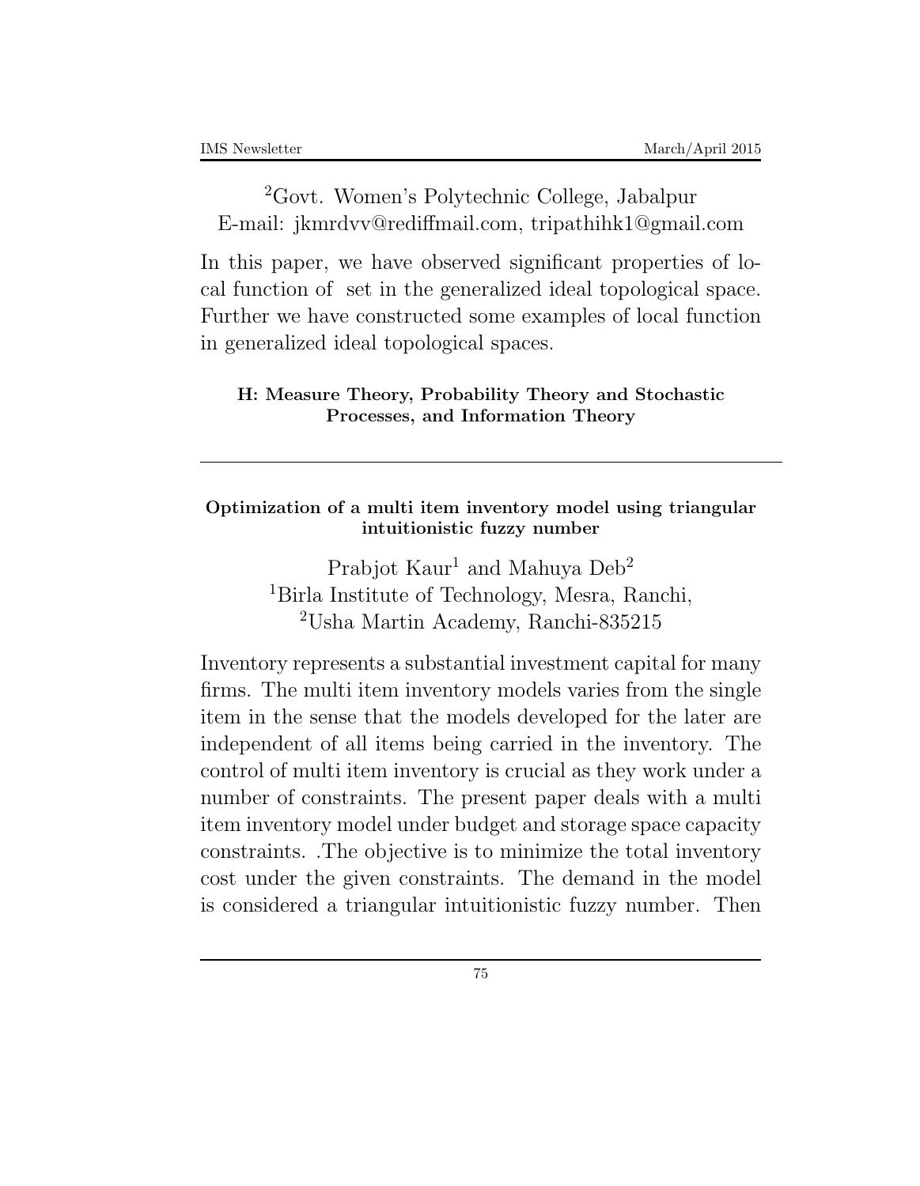[2]Govt. Women's Polytechnic College, Jabalpur
E-mail: jkmrdvv@rediffmail.com, tripathihk1@gmail.com

In this paper, we have observed significant properties of local function of set in the generalized ideal topological space. Further we have constructed some examples of local function in generalized ideal topological spaces.

### H: Measure Theory, Probability Theory and Stochastic Processes, and Information Theory

---

#### Optimization of a multi item inventory model using triangular intuitionistic fuzzy number

Prabjot Kaur[1] and Mahuya Deb[2]
[1]Birla Institute of Technology, Mesra, Ranchi,
[2]Usha Martin Academy, Ranchi-835215

Inventory represents a substantial investment capital for many firms. The multi item inventory models varies from the single item in the sense that the models developed for the later are independent of all items being carried in the inventory. The control of multi item inventory is crucial as they work under a number of constraints. The present paper deals with a multi item inventory model under budget and storage space capacity constraints. .The objective is to minimize the total inventory cost under the given constraints. The demand in the model is considered a triangular intuitionistic fuzzy number. Then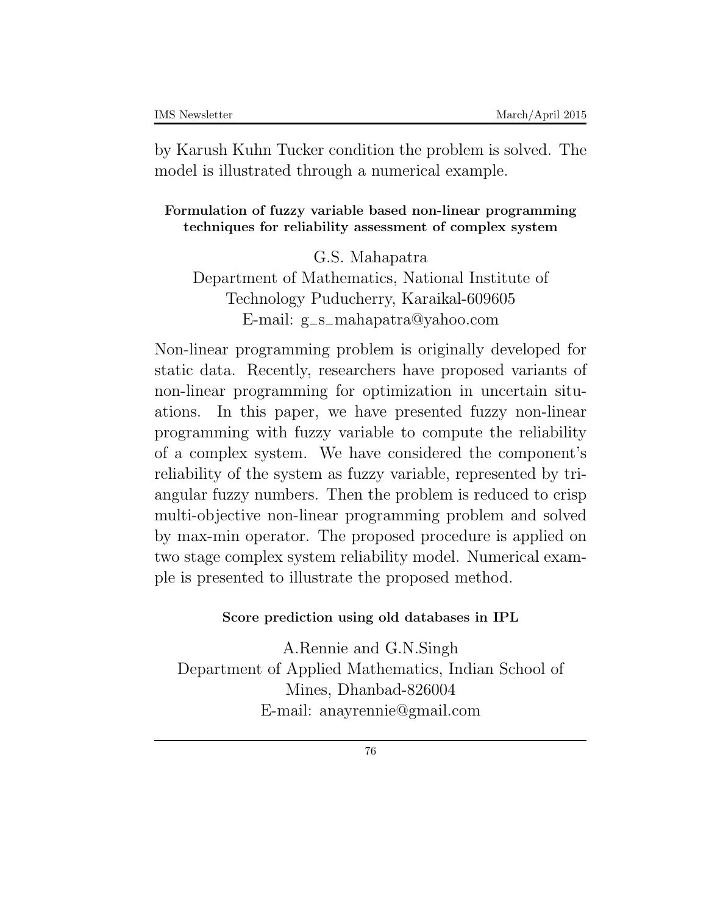by Karush Kuhn Tucker condition the problem is solved. The model is illustrated through a numerical example.

### Formulation of fuzzy variable based non-linear programming techniques for reliability assessment of complex system

G.S. Mahapatra
Department of Mathematics, National Institute of Technology Puducherry, Karaikal-609605
E-mail: g_s_mahapatra@yahoo.com

Non-linear programming problem is originally developed for static data. Recently, researchers have proposed variants of non-linear programming for optimization in uncertain situations. In this paper, we have presented fuzzy non-linear programming with fuzzy variable to compute the reliability of a complex system. We have considered the component's reliability of the system as fuzzy variable, represented by triangular fuzzy numbers. Then the problem is reduced to crisp multi-objective non-linear programming problem and solved by max-min operator. The proposed procedure is applied on two stage complex system reliability model. Numerical example is presented to illustrate the proposed method.

### Score prediction using old databases in IPL

A.Rennie and G.N.Singh
Department of Applied Mathematics, Indian School of Mines, Dhanbad-826004
E-mail: anayrennie@gmail.com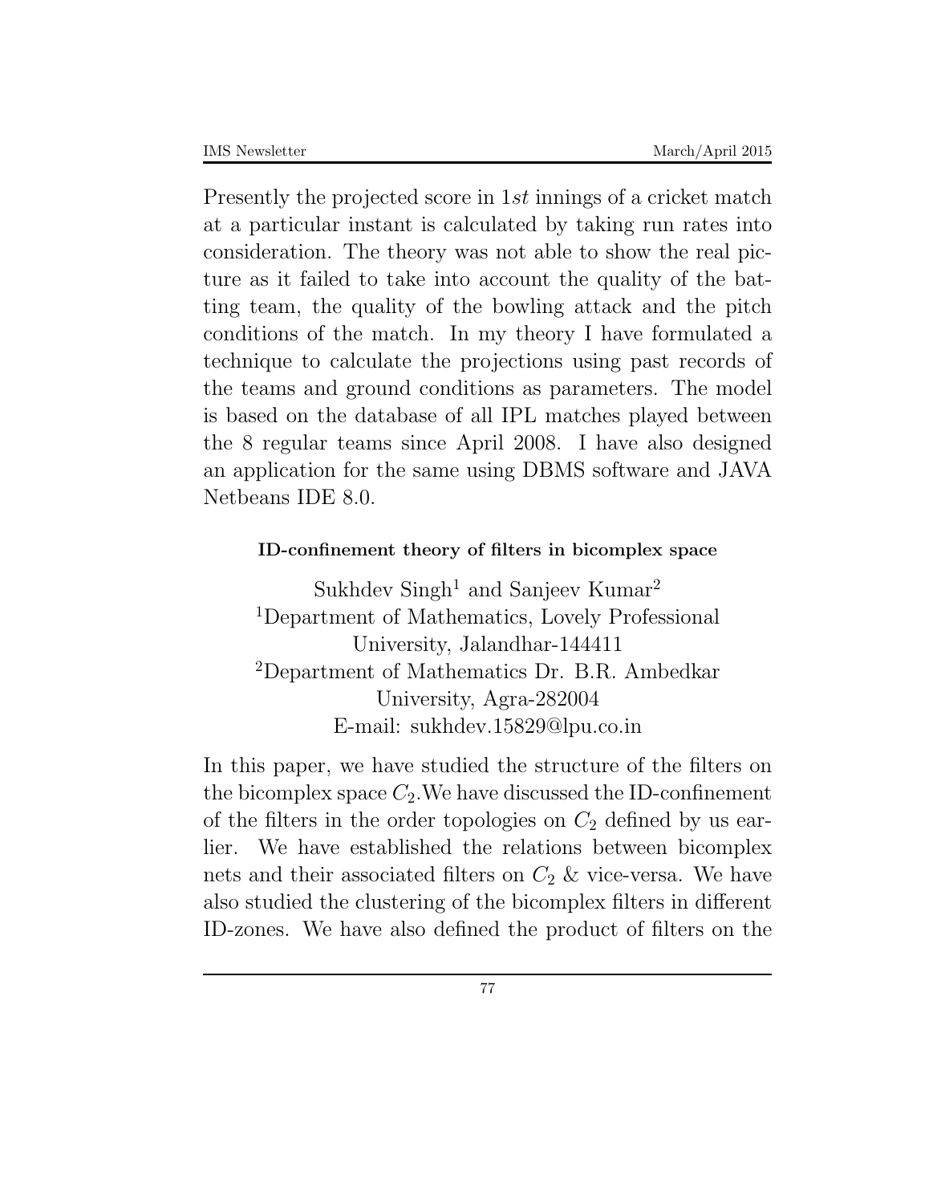Presently the projected score in 1*st* innings of a cricket match at a particular instant is calculated by taking run rates into consideration. The theory was not able to show the real picture as it failed to take into account the quality of the batting team, the quality of the bowling attack and the pitch conditions of the match. In my theory I have formulated a technique to calculate the projections using past records of the teams and ground conditions as parameters. The model is based on the database of all IPL matches played between the 8 regular teams since April 2008. I have also designed an application for the same using DBMS software and JAVA Netbeans IDE 8.0.

### ID-confinement theory of filters in bicomplex space

Sukhdev Singh[1] and Sanjeev Kumar[2]
[1]Department of Mathematics, Lovely Professional University, Jalandhar-144411
[2]Department of Mathematics Dr. B.R. Ambedkar University, Agra-282004
E-mail: sukhdev.15829@lpu.co.in

In this paper, we have studied the structure of the filters on the bicomplex space $C_2$.We have discussed the ID-confinement of the filters in the order topologies on $C_2$ defined by us earlier. We have established the relations between bicomplex nets and their associated filters on $C_2$ & vice-versa. We have also studied the clustering of the bicomplex filters in different ID-zones. We have also defined the product of filters on the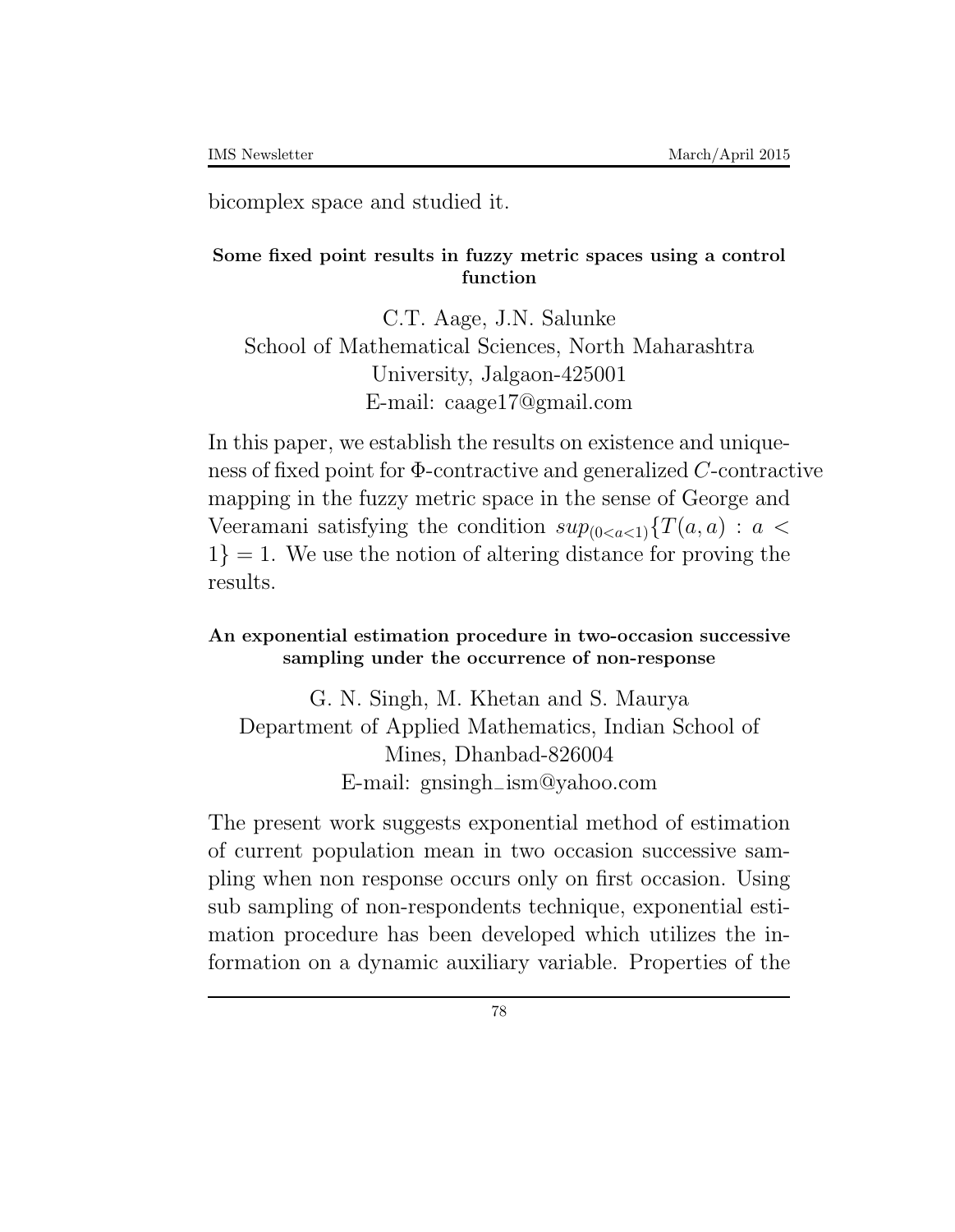bicomplex space and studied it.

### Some fixed point results in fuzzy metric spaces using a control function

C.T. Aage, J.N. Salunke
School of Mathematical Sciences, North Maharashtra University, Jalgaon-425001
E-mail: caage17@gmail.com

In this paper, we establish the results on existence and uniqueness of fixed point for $\Phi$-contractive and generalized $C$-contractive mapping in the fuzzy metric space in the sense of George and Veeramani satisfying the condition $sup_{(0<a<1)}\{T(a,a) : a < 1\} = 1$. We use the notion of altering distance for proving the results.

### An exponential estimation procedure in two-occasion successive sampling under the occurrence of non-response

G. N. Singh, M. Khetan and S. Maurya
Department of Applied Mathematics, Indian School of Mines, Dhanbad-826004
E-mail: gnsingh_ism@yahoo.com

The present work suggests exponential method of estimation of current population mean in two occasion successive sampling when non response occurs only on first occasion. Using sub sampling of non-respondents technique, exponential estimation procedure has been developed which utilizes the information on a dynamic auxiliary variable. Properties of the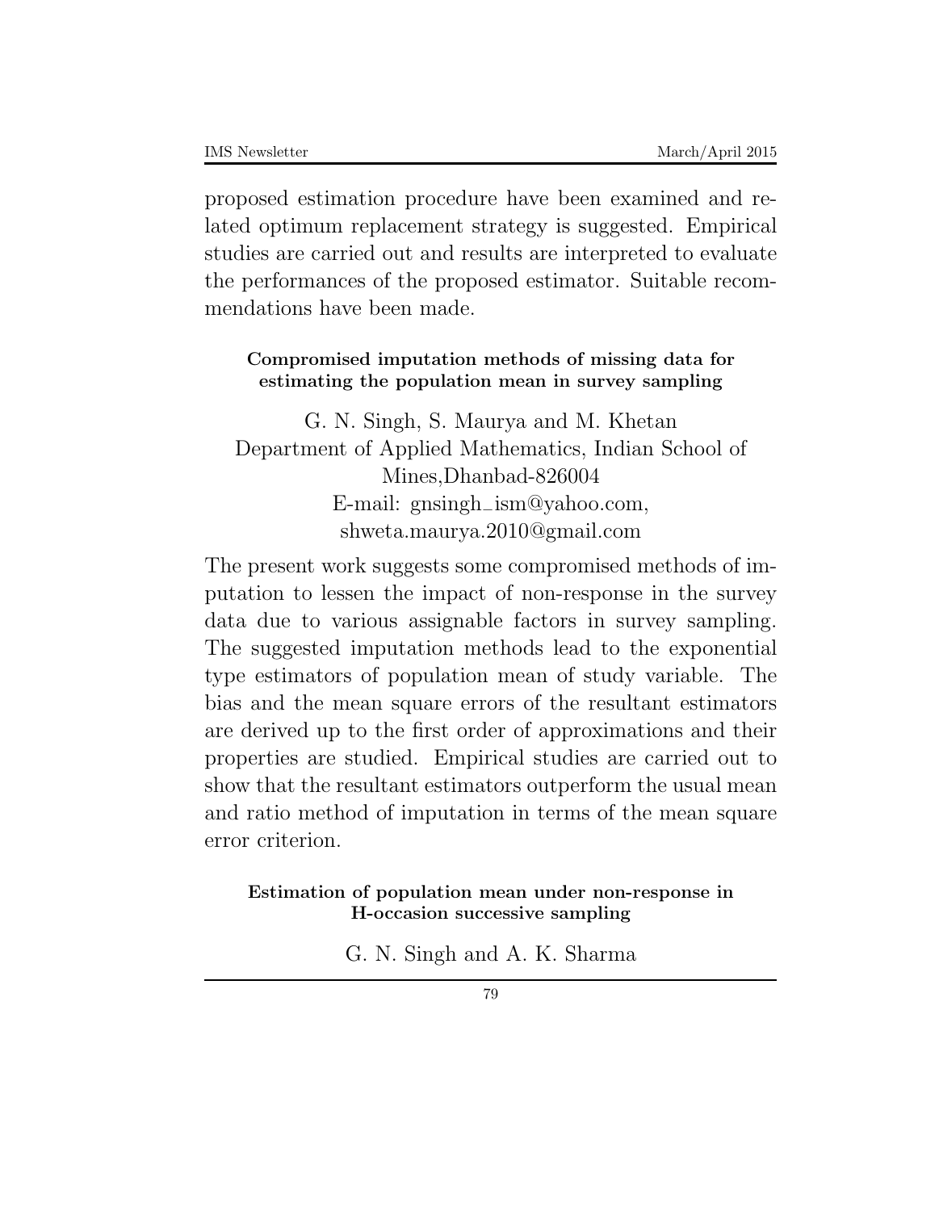proposed estimation procedure have been examined and related optimum replacement strategy is suggested. Empirical studies are carried out and results are interpreted to evaluate the performances of the proposed estimator. Suitable recommendations have been made.

### Compromised imputation methods of missing data for estimating the population mean in survey sampling

G. N. Singh, S. Maurya and M. Khetan
Department of Applied Mathematics, Indian School of Mines,Dhanbad-826004
E-mail: gnsingh_ism@yahoo.com, shweta.maurya.2010@gmail.com

The present work suggests some compromised methods of imputation to lessen the impact of non-response in the survey data due to various assignable factors in survey sampling. The suggested imputation methods lead to the exponential type estimators of population mean of study variable. The bias and the mean square errors of the resultant estimators are derived up to the first order of approximations and their properties are studied. Empirical studies are carried out to show that the resultant estimators outperform the usual mean and ratio method of imputation in terms of the mean square error criterion.

### Estimation of population mean under non-response in H-occasion successive sampling

G. N. Singh and A. K. Sharma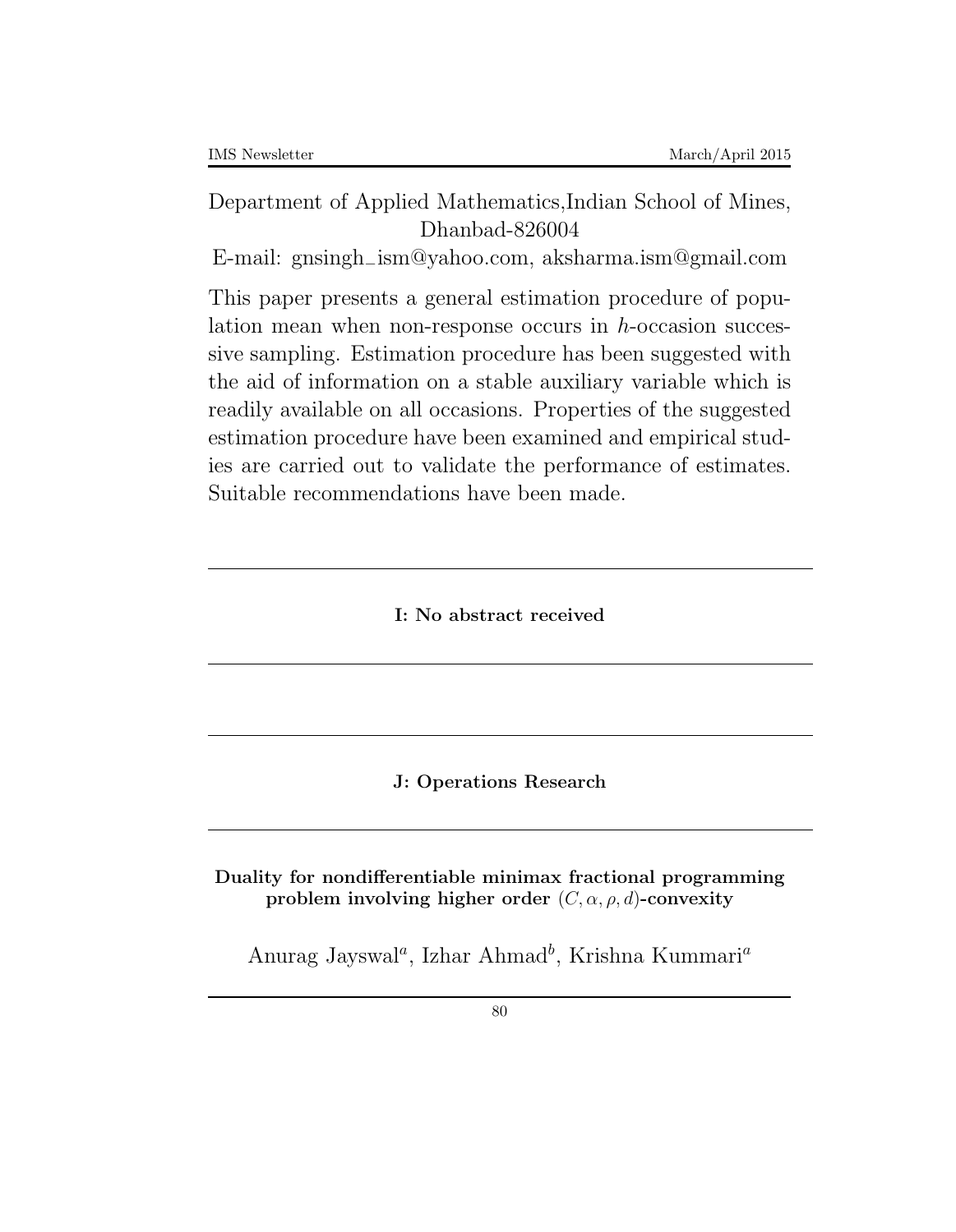Department of Applied Mathematics,Indian School of Mines, Dhanbad-826004

E-mail: gnsingh_ism@yahoo.com, aksharma.ism@gmail.com

This paper presents a general estimation procedure of population mean when non-response occurs in $h$-occasion successive sampling. Estimation procedure has been suggested with the aid of information on a stable auxiliary variable which is readily available on all occasions. Properties of the suggested estimation procedure have been examined and empirical studies are carried out to validate the performance of estimates. Suitable recommendations have been made.

---

**I: No abstract received**

---

---

**J: Operations Research**

---

**Duality for nondifferentiable minimax fractional programming problem involving higher order $(C, \alpha, \rho, d)$-convexity**

Anurag Jayswal[a], Izhar Ahmad[b], Krishna Kummari[a]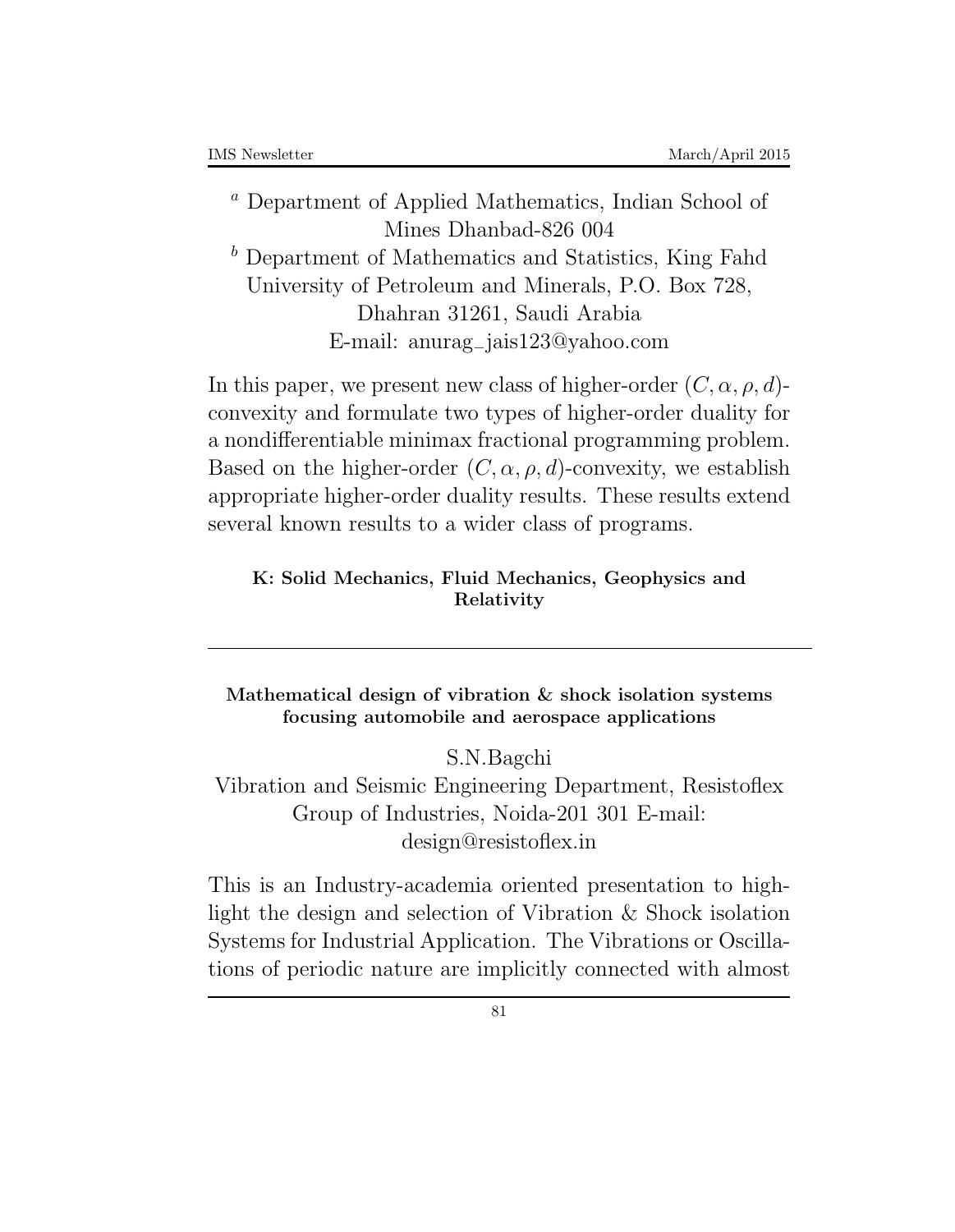[a] Department of Applied Mathematics, Indian School of Mines Dhanbad-826 004

[b] Department of Mathematics and Statistics, King Fahd University of Petroleum and Minerals, P.O. Box 728, Dhahran 31261, Saudi Arabia

E-mail: anurag_jais123@yahoo.com

In this paper, we present new class of higher-order $(C, \alpha, \rho, d)$-convexity and formulate two types of higher-order duality for a nondifferentiable minimax fractional programming problem. Based on the higher-order $(C, \alpha, \rho, d)$-convexity, we establish appropriate higher-order duality results. These results extend several known results to a wider class of programs.

## K: Solid Mechanics, Fluid Mechanics, Geophysics and Relativity

---

### Mathematical design of vibration & shock isolation systems focusing automobile and aerospace applications

S.N.Bagchi

Vibration and Seismic Engineering Department, Resistoflex Group of Industries, Noida-201 301 E-mail: design@resistoflex.in

This is an Industry-academia oriented presentation to highlight the design and selection of Vibration & Shock isolation Systems for Industrial Application. The Vibrations or Oscillations of periodic nature are implicitly connected with almost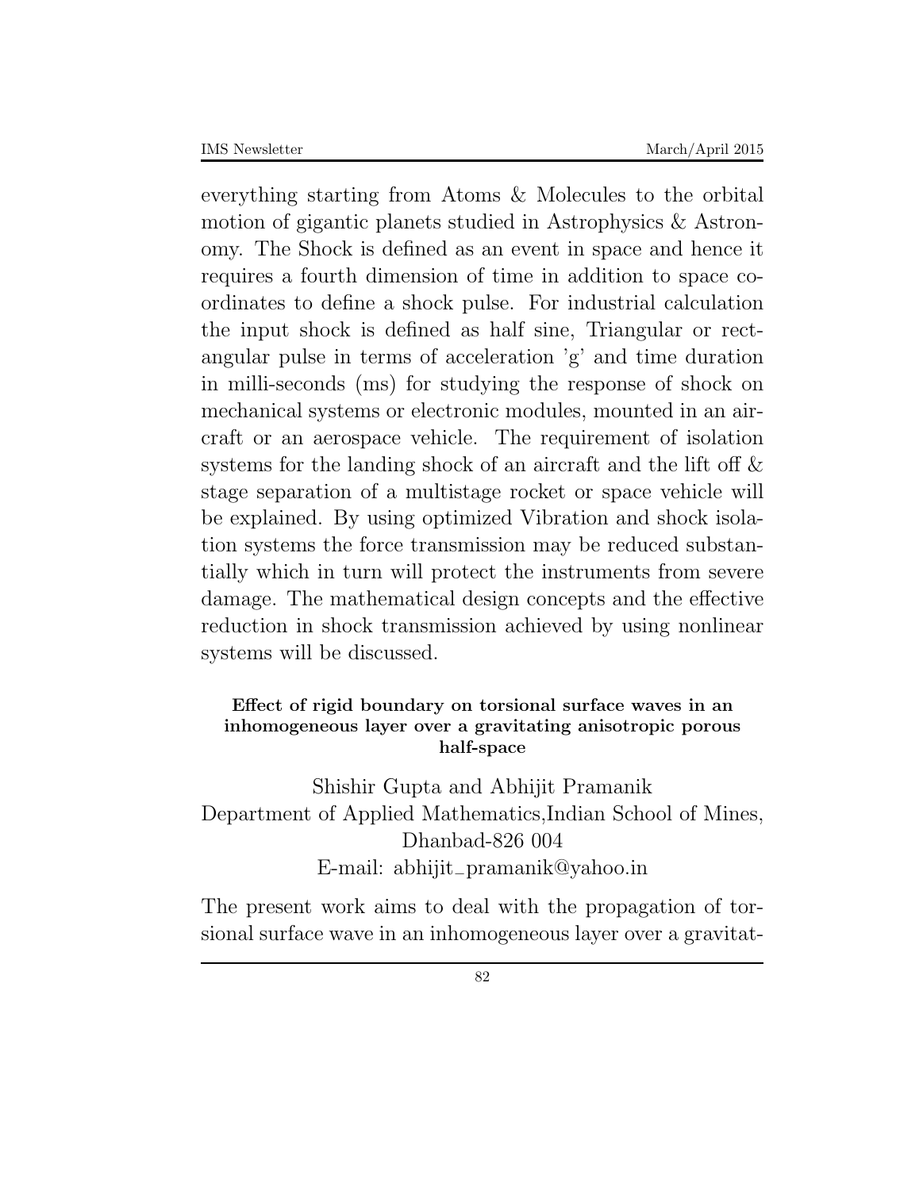everything starting from Atoms & Molecules to the orbital motion of gigantic planets studied in Astrophysics & Astronomy. The Shock is defined as an event in space and hence it requires a fourth dimension of time in addition to space coordinates to define a shock pulse. For industrial calculation the input shock is defined as half sine, Triangular or rectangular pulse in terms of acceleration 'g' and time duration in milli-seconds (ms) for studying the response of shock on mechanical systems or electronic modules, mounted in an aircraft or an aerospace vehicle. The requirement of isolation systems for the landing shock of an aircraft and the lift off & stage separation of a multistage rocket or space vehicle will be explained. By using optimized Vibration and shock isolation systems the force transmission may be reduced substantially which in turn will protect the instruments from severe damage. The mathematical design concepts and the effective reduction in shock transmission achieved by using nonlinear systems will be discussed.

### Effect of rigid boundary on torsional surface waves in an inhomogeneous layer over a gravitating anisotropic porous half-space

Shishir Gupta and Abhijit Pramanik
Department of Applied Mathematics,Indian School of Mines, Dhanbad-826 004
E-mail: abhijit_pramanik@yahoo.in

The present work aims to deal with the propagation of torsional surface wave in an inhomogeneous layer over a gravitat-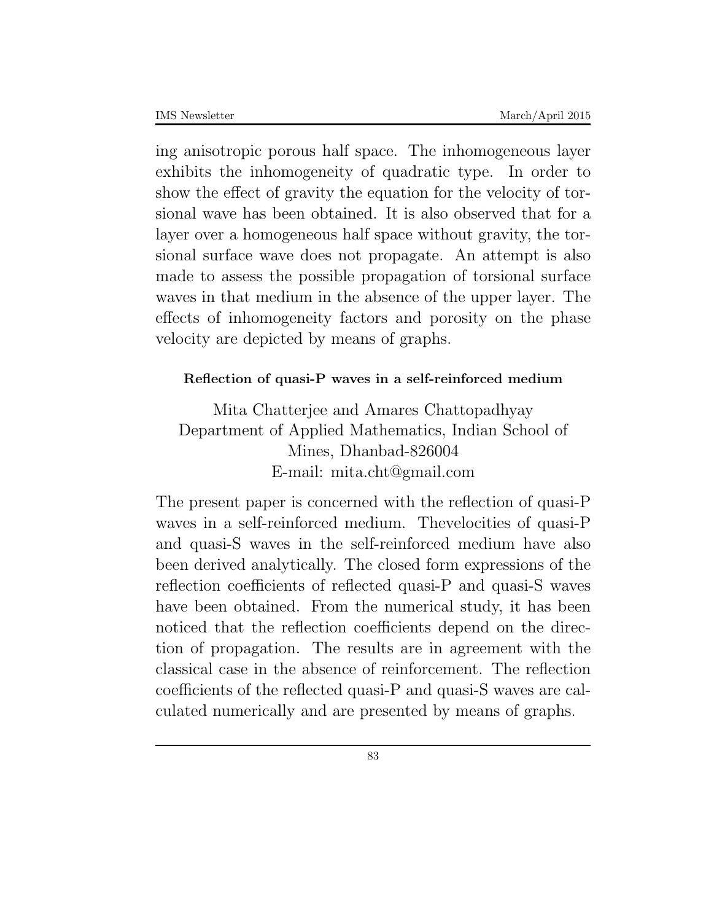ing anisotropic porous half space. The inhomogeneous layer exhibits the inhomogeneity of quadratic type. In order to show the effect of gravity the equation for the velocity of torsional wave has been obtained. It is also observed that for a layer over a homogeneous half space without gravity, the torsional surface wave does not propagate. An attempt is also made to assess the possible propagation of torsional surface waves in that medium in the absence of the upper layer. The effects of inhomogeneity factors and porosity on the phase velocity are depicted by means of graphs.

**Reflection of quasi-P waves in a self-reinforced medium**

Mita Chatterjee and Amares Chattopadhyay
Department of Applied Mathematics, Indian School of Mines, Dhanbad-826004
E-mail: mita.cht@gmail.com

The present paper is concerned with the reflection of quasi-P waves in a self-reinforced medium. Thevelocities of quasi-P and quasi-S waves in the self-reinforced medium have also been derived analytically. The closed form expressions of the reflection coefficients of reflected quasi-P and quasi-S waves have been obtained. From the numerical study, it has been noticed that the reflection coefficients depend on the direction of propagation. The results are in agreement with the classical case in the absence of reinforcement. The reflection coefficients of the reflected quasi-P and quasi-S waves are calculated numerically and are presented by means of graphs.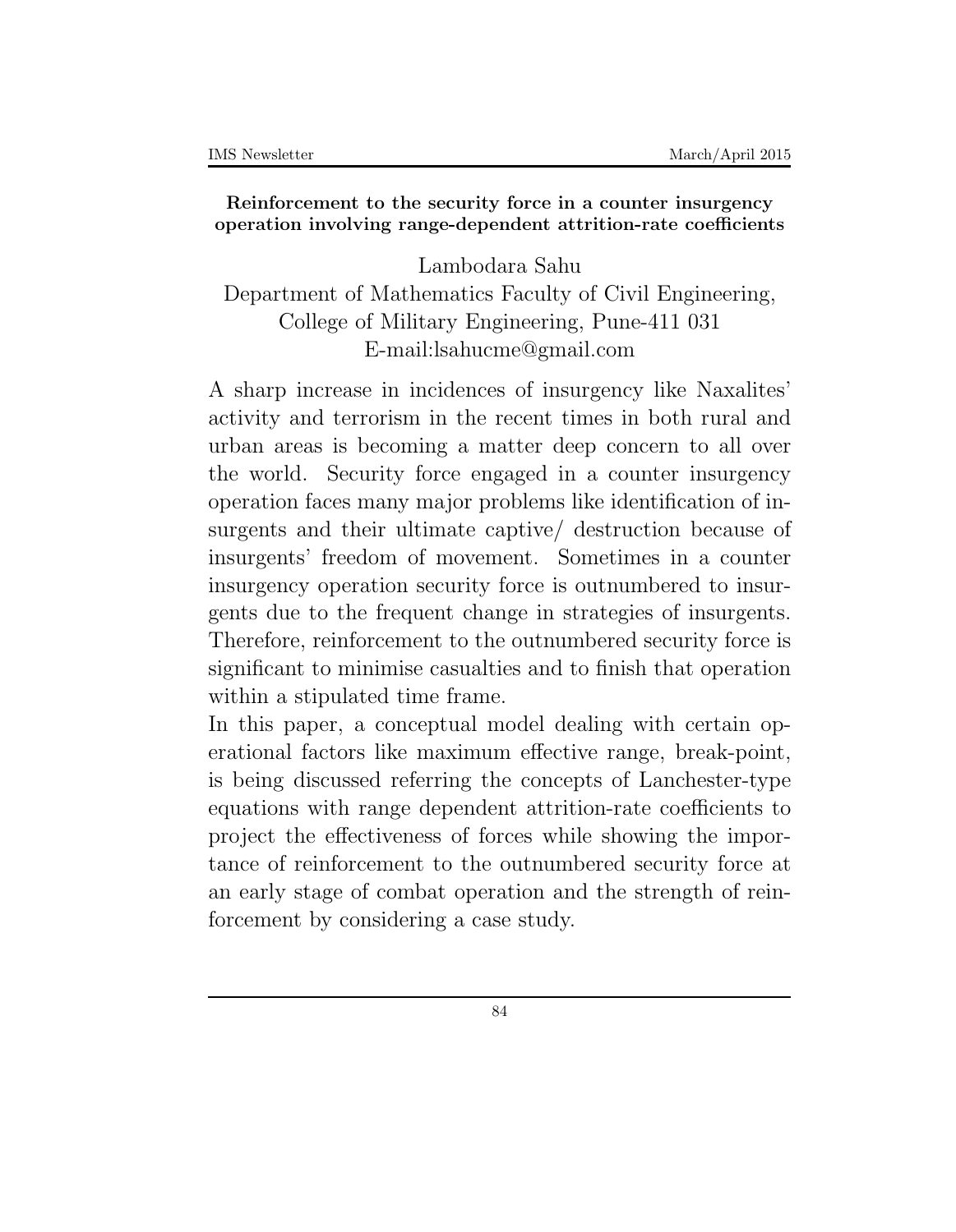## Reinforcement to the security force in a counter insurgency operation involving range-dependent attrition-rate coefficients

Lambodara Sahu
Department of Mathematics Faculty of Civil Engineering,
College of Military Engineering, Pune-411 031
E-mail:lsahucme@gmail.com

A sharp increase in incidences of insurgency like Naxalites' activity and terrorism in the recent times in both rural and urban areas is becoming a matter deep concern to all over the world. Security force engaged in a counter insurgency operation faces many major problems like identification of insurgents and their ultimate captive/ destruction because of insurgents' freedom of movement. Sometimes in a counter insurgency operation security force is outnumbered to insurgents due to the frequent change in strategies of insurgents. Therefore, reinforcement to the outnumbered security force is significant to minimise casualties and to finish that operation within a stipulated time frame.

In this paper, a conceptual model dealing with certain operational factors like maximum effective range, break-point, is being discussed referring the concepts of Lanchester-type equations with range dependent attrition-rate coefficients to project the effectiveness of forces while showing the importance of reinforcement to the outnumbered security force at an early stage of combat operation and the strength of reinforcement by considering a case study.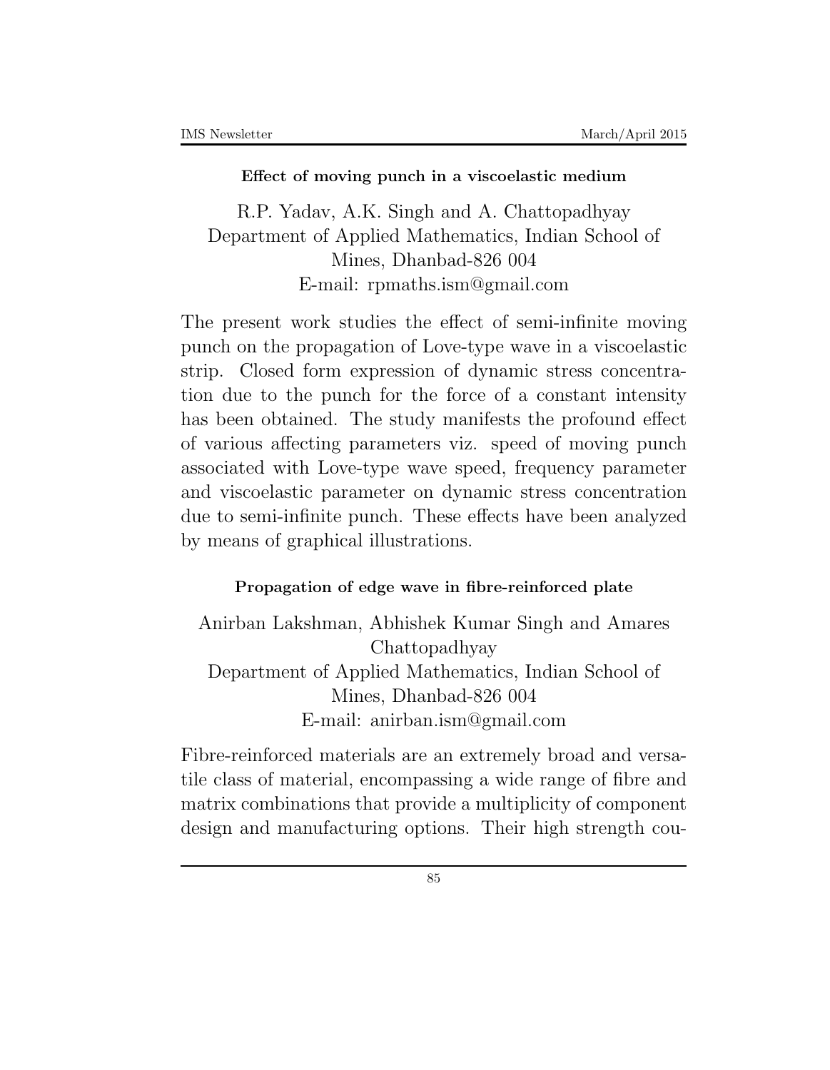### Effect of moving punch in a viscoelastic medium

R.P. Yadav, A.K. Singh and A. Chattopadhyay
Department of Applied Mathematics, Indian School of Mines, Dhanbad-826 004
E-mail: rpmaths.ism@gmail.com

The present work studies the effect of semi-infinite moving punch on the propagation of Love-type wave in a viscoelastic strip. Closed form expression of dynamic stress concentration due to the punch for the force of a constant intensity has been obtained. The study manifests the profound effect of various affecting parameters viz. speed of moving punch associated with Love-type wave speed, frequency parameter and viscoelastic parameter on dynamic stress concentration due to semi-infinite punch. These effects have been analyzed by means of graphical illustrations.

### Propagation of edge wave in fibre-reinforced plate

Anirban Lakshman, Abhishek Kumar Singh and Amares Chattopadhyay
Department of Applied Mathematics, Indian School of Mines, Dhanbad-826 004
E-mail: anirban.ism@gmail.com

Fibre-reinforced materials are an extremely broad and versatile class of material, encompassing a wide range of fibre and matrix combinations that provide a multiplicity of component design and manufacturing options. Their high strength cou-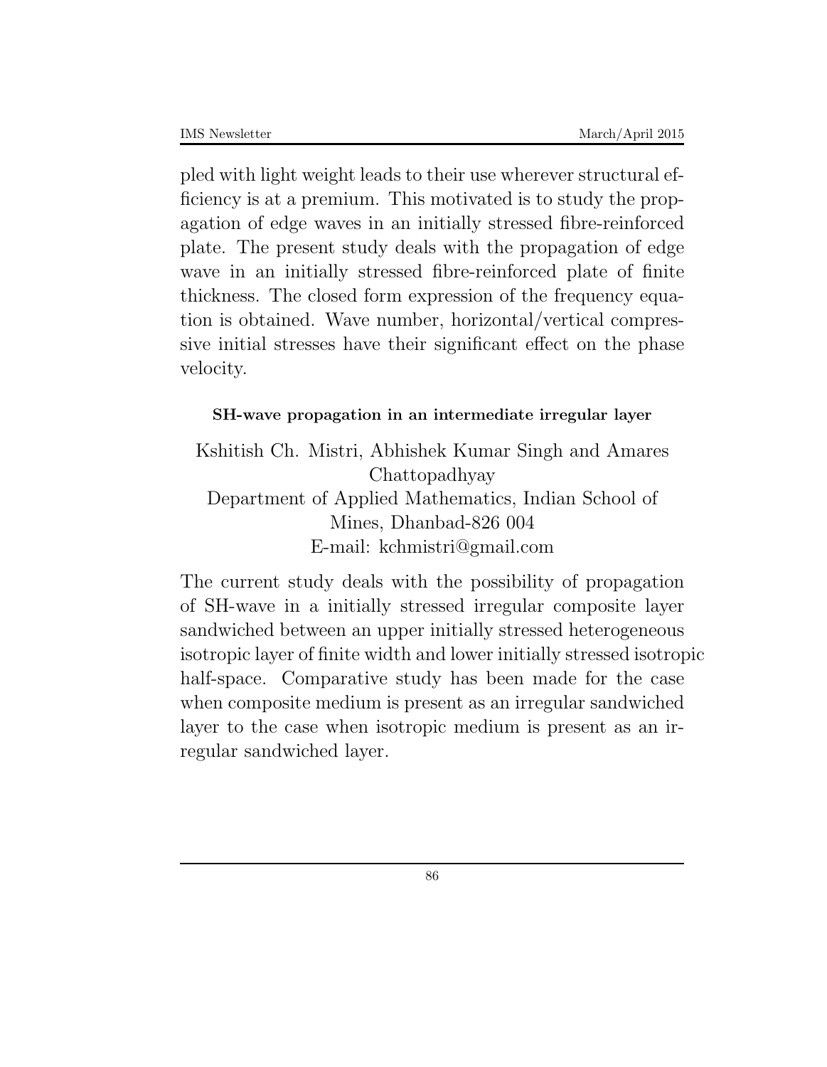pled with light weight leads to their use wherever structural efficiency is at a premium. This motivated is to study the propagation of edge waves in an initially stressed fibre-reinforced plate. The present study deals with the propagation of edge wave in an initially stressed fibre-reinforced plate of finite thickness. The closed form expression of the frequency equation is obtained. Wave number, horizontal/vertical compressive initial stresses have their significant effect on the phase velocity.

#### SH-wave propagation in an intermediate irregular layer

Kshitish Ch. Mistri, Abhishek Kumar Singh and Amares Chattopadhyay
Department of Applied Mathematics, Indian School of Mines, Dhanbad-826 004
E-mail: kchmistri@gmail.com

The current study deals with the possibility of propagation of SH-wave in a initially stressed irregular composite layer sandwiched between an upper initially stressed heterogeneous isotropic layer of finite width and lower initially stressed isotropic half-space. Comparative study has been made for the case when composite medium is present as an irregular sandwiched layer to the case when isotropic medium is present as an irregular sandwiched layer.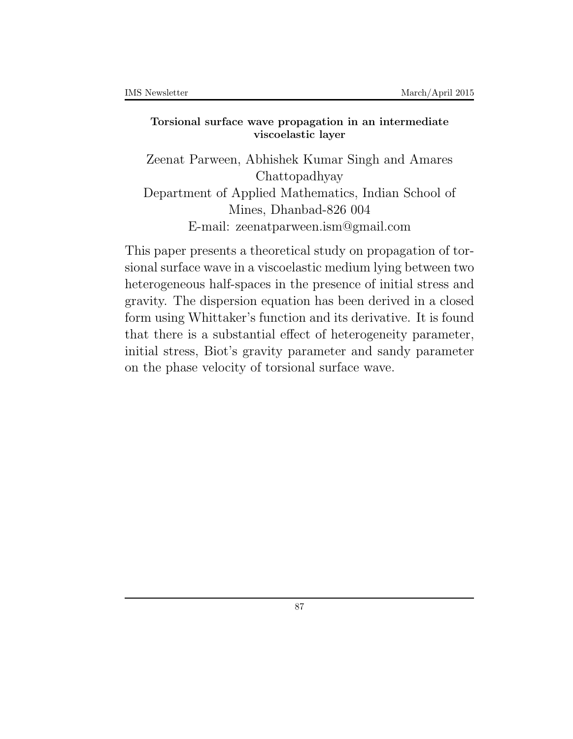**Torsional surface wave propagation in an intermediate viscoelastic layer**

Zeenat Parween, Abhishek Kumar Singh and Amares Chattopadhyay
Department of Applied Mathematics, Indian School of Mines, Dhanbad-826 004
E-mail: zeenatparween.ism@gmail.com

This paper presents a theoretical study on propagation of torsional surface wave in a viscoelastic medium lying between two heterogeneous half-spaces in the presence of initial stress and gravity. The dispersion equation has been derived in a closed form using Whittaker's function and its derivative. It is found that there is a substantial effect of heterogeneity parameter, initial stress, Biot's gravity parameter and sandy parameter on the phase velocity of torsional surface wave.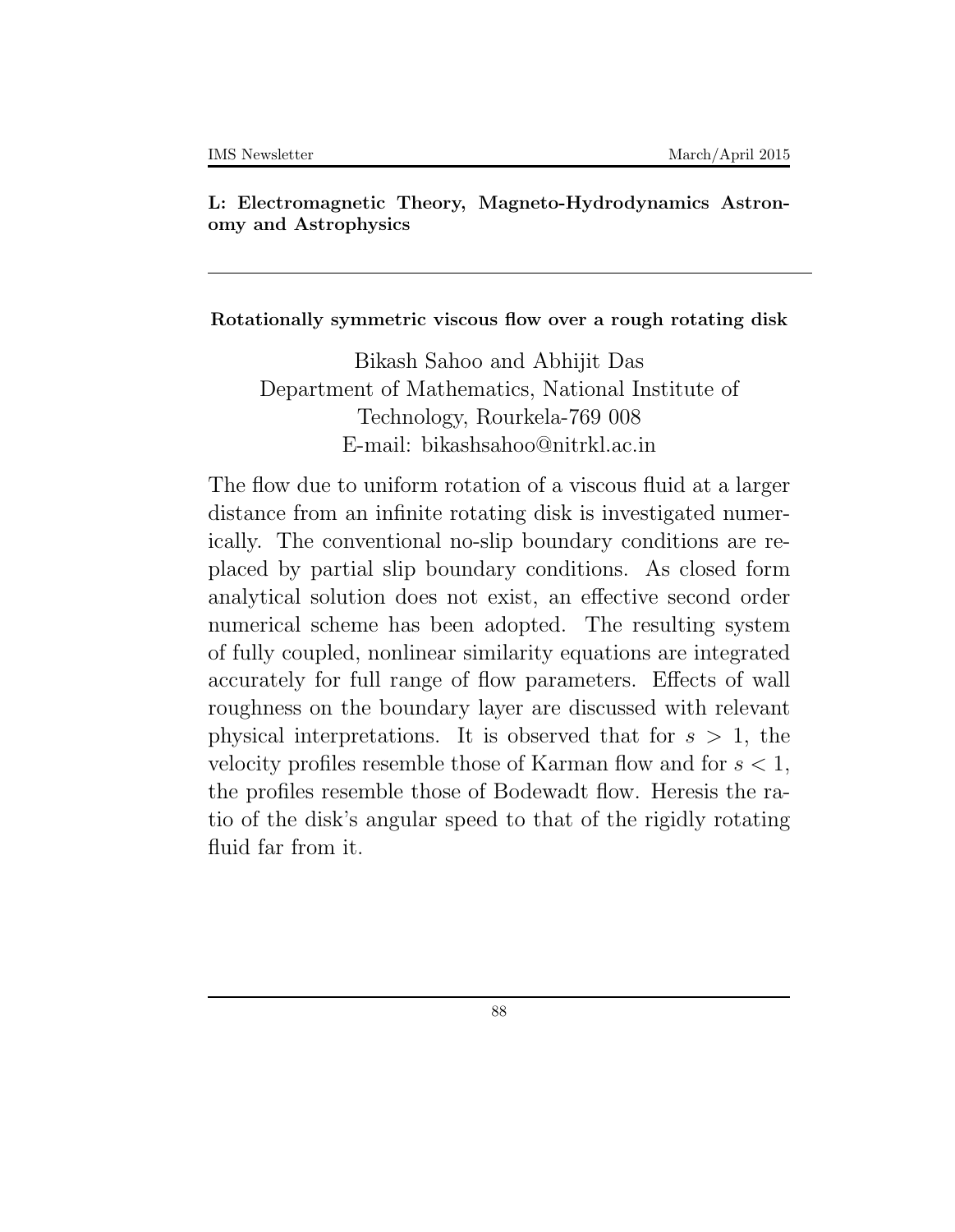**L: Electromagnetic Theory, Magneto-Hydrodynamics Astronomy and Astrophysics**

---

**Rotationally symmetric viscous flow over a rough rotating disk**

Bikash Sahoo and Abhijit Das
Department of Mathematics, National Institute of Technology, Rourkela-769 008
E-mail: bikashsahoo@nitrkl.ac.in

The flow due to uniform rotation of a viscous fluid at a larger distance from an infinite rotating disk is investigated numerically. The conventional no-slip boundary conditions are replaced by partial slip boundary conditions. As closed form analytical solution does not exist, an effective second order numerical scheme has been adopted. The resulting system of fully coupled, nonlinear similarity equations are integrated accurately for full range of flow parameters. Effects of wall roughness on the boundary layer are discussed with relevant physical interpretations. It is observed that for $s > 1$, the velocity profiles resemble those of Karman flow and for $s < 1$, the profiles resemble those of Bodewadt flow. Heresis the ratio of the disk's angular speed to that of the rigidly rotating fluid far from it.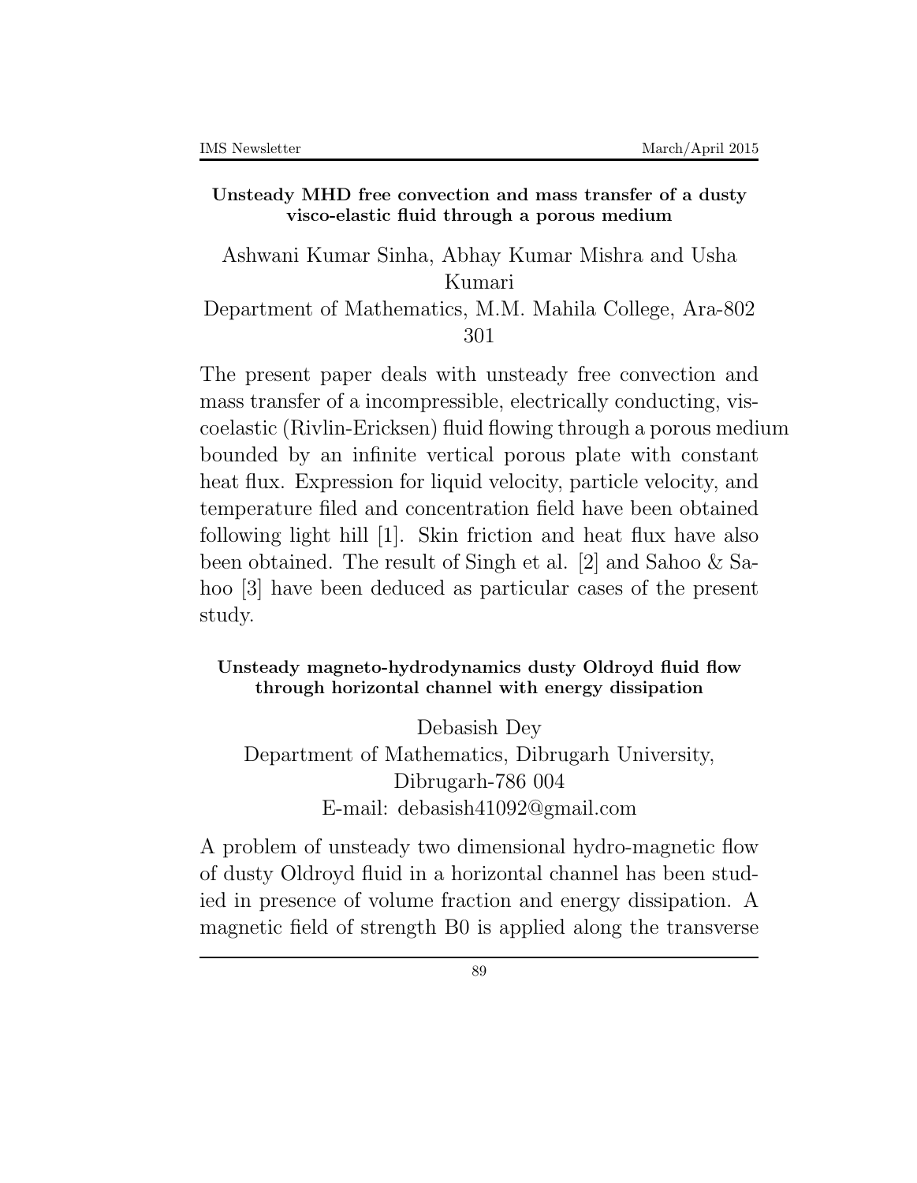**Unsteady MHD free convection and mass transfer of a dusty visco-elastic fluid through a porous medium**

Ashwani Kumar Sinha, Abhay Kumar Mishra and Usha Kumari
Department of Mathematics, M.M. Mahila College, Ara-802 301

The present paper deals with unsteady free convection and mass transfer of a incompressible, electrically conducting, viscoelastic (Rivlin-Ericksen) fluid flowing through a porous medium bounded by an infinite vertical porous plate with constant heat flux. Expression for liquid velocity, particle velocity, and temperature filed and concentration field have been obtained following light hill [1]. Skin friction and heat flux have also been obtained. The result of Singh et al. [2] and Sahoo & Sahoo [3] have been deduced as particular cases of the present study.

**Unsteady magneto-hydrodynamics dusty Oldroyd fluid flow through horizontal channel with energy dissipation**

Debasish Dey
Department of Mathematics, Dibrugarh University, Dibrugarh-786 004
E-mail: debasish41092@gmail.com

A problem of unsteady two dimensional hydro-magnetic flow of dusty Oldroyd fluid in a horizontal channel has been studied in presence of volume fraction and energy dissipation. A magnetic field of strength B0 is applied along the transverse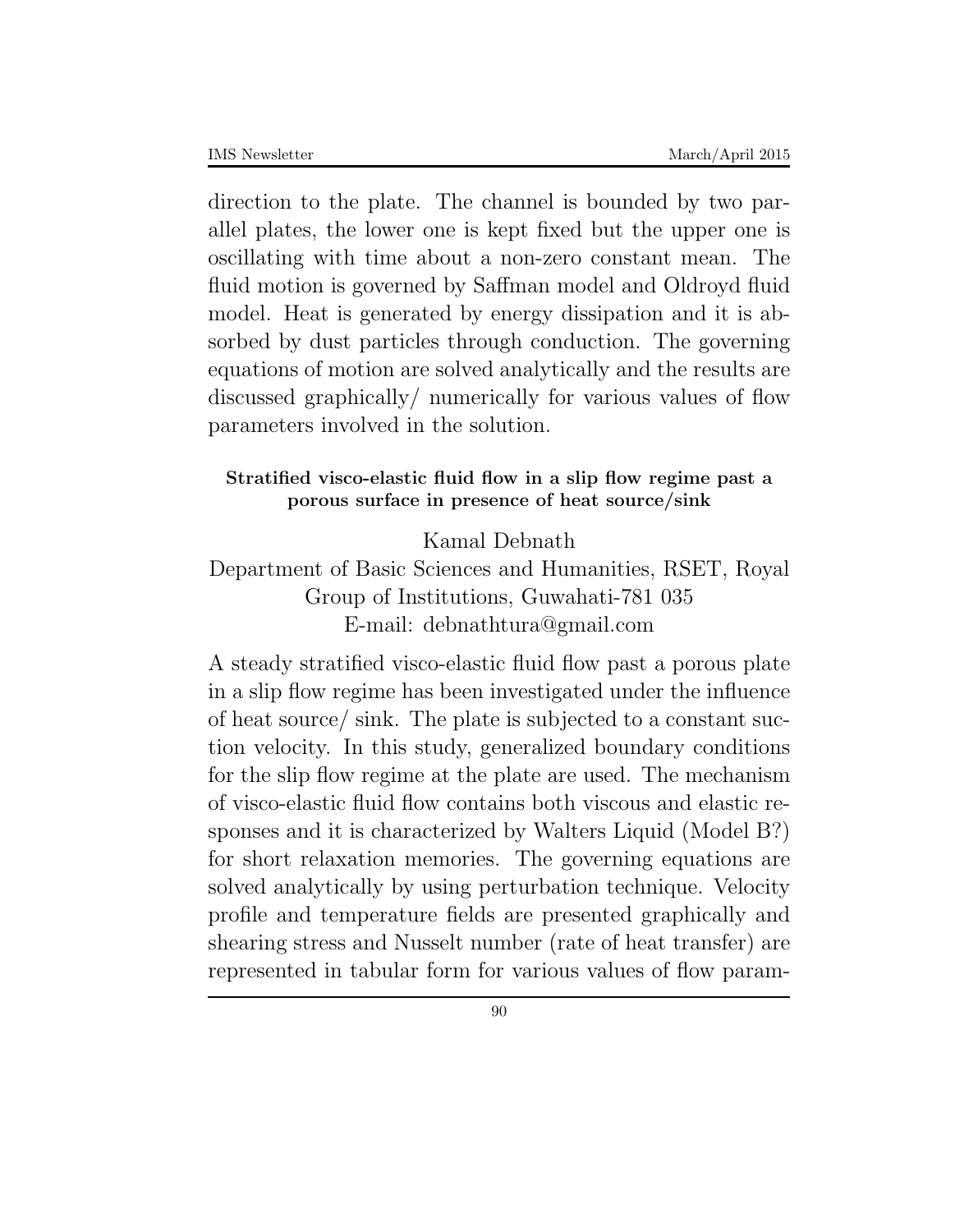direction to the plate. The channel is bounded by two parallel plates, the lower one is kept fixed but the upper one is oscillating with time about a non-zero constant mean. The fluid motion is governed by Saffman model and Oldroyd fluid model. Heat is generated by energy dissipation and it is absorbed by dust particles through conduction. The governing equations of motion are solved analytically and the results are discussed graphically/ numerically for various values of flow parameters involved in the solution.

### Stratified visco-elastic fluid flow in a slip flow regime past a porous surface in presence of heat source/sink

Kamal Debnath

Department of Basic Sciences and Humanities, RSET, Royal Group of Institutions, Guwahati-781 035

E-mail: debnathtura@gmail.com

A steady stratified visco-elastic fluid flow past a porous plate in a slip flow regime has been investigated under the influence of heat source/ sink. The plate is subjected to a constant suction velocity. In this study, generalized boundary conditions for the slip flow regime at the plate are used. The mechanism of visco-elastic fluid flow contains both viscous and elastic responses and it is characterized by Walters Liquid (Model B?) for short relaxation memories. The governing equations are solved analytically by using perturbation technique. Velocity profile and temperature fields are presented graphically and shearing stress and Nusselt number (rate of heat transfer) are represented in tabular form for various values of flow param-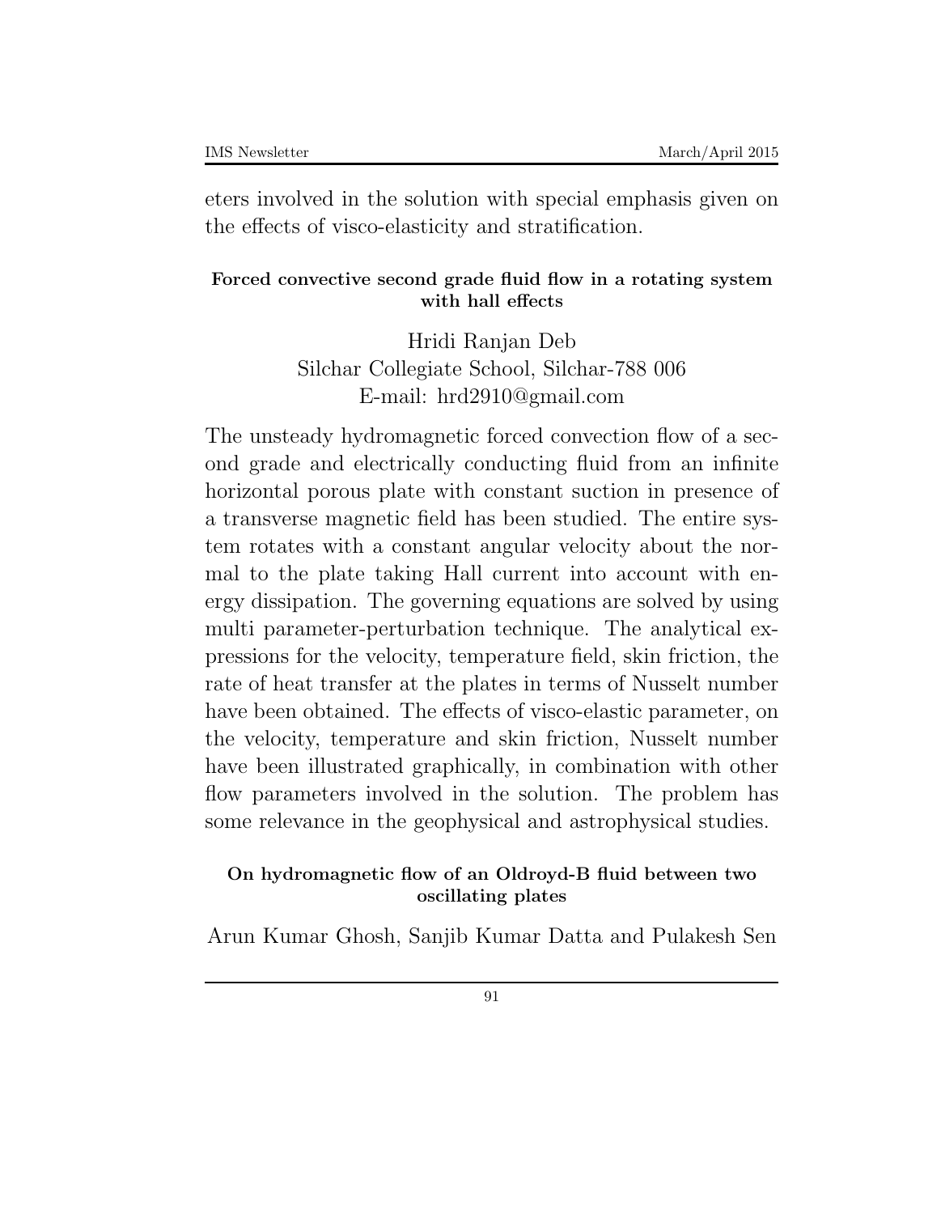eters involved in the solution with special emphasis given on the effects of visco-elasticity and stratification.

### Forced convective second grade fluid flow in a rotating system with hall effects

Hridi Ranjan Deb
Silchar Collegiate School, Silchar-788 006
E-mail: hrd2910@gmail.com

The unsteady hydromagnetic forced convection flow of a second grade and electrically conducting fluid from an infinite horizontal porous plate with constant suction in presence of a transverse magnetic field has been studied. The entire system rotates with a constant angular velocity about the normal to the plate taking Hall current into account with energy dissipation. The governing equations are solved by using multi parameter-perturbation technique. The analytical expressions for the velocity, temperature field, skin friction, the rate of heat transfer at the plates in terms of Nusselt number have been obtained. The effects of visco-elastic parameter, on the velocity, temperature and skin friction, Nusselt number have been illustrated graphically, in combination with other flow parameters involved in the solution. The problem has some relevance in the geophysical and astrophysical studies.

### On hydromagnetic flow of an Oldroyd-B fluid between two oscillating plates

Arun Kumar Ghosh, Sanjib Kumar Datta and Pulakesh Sen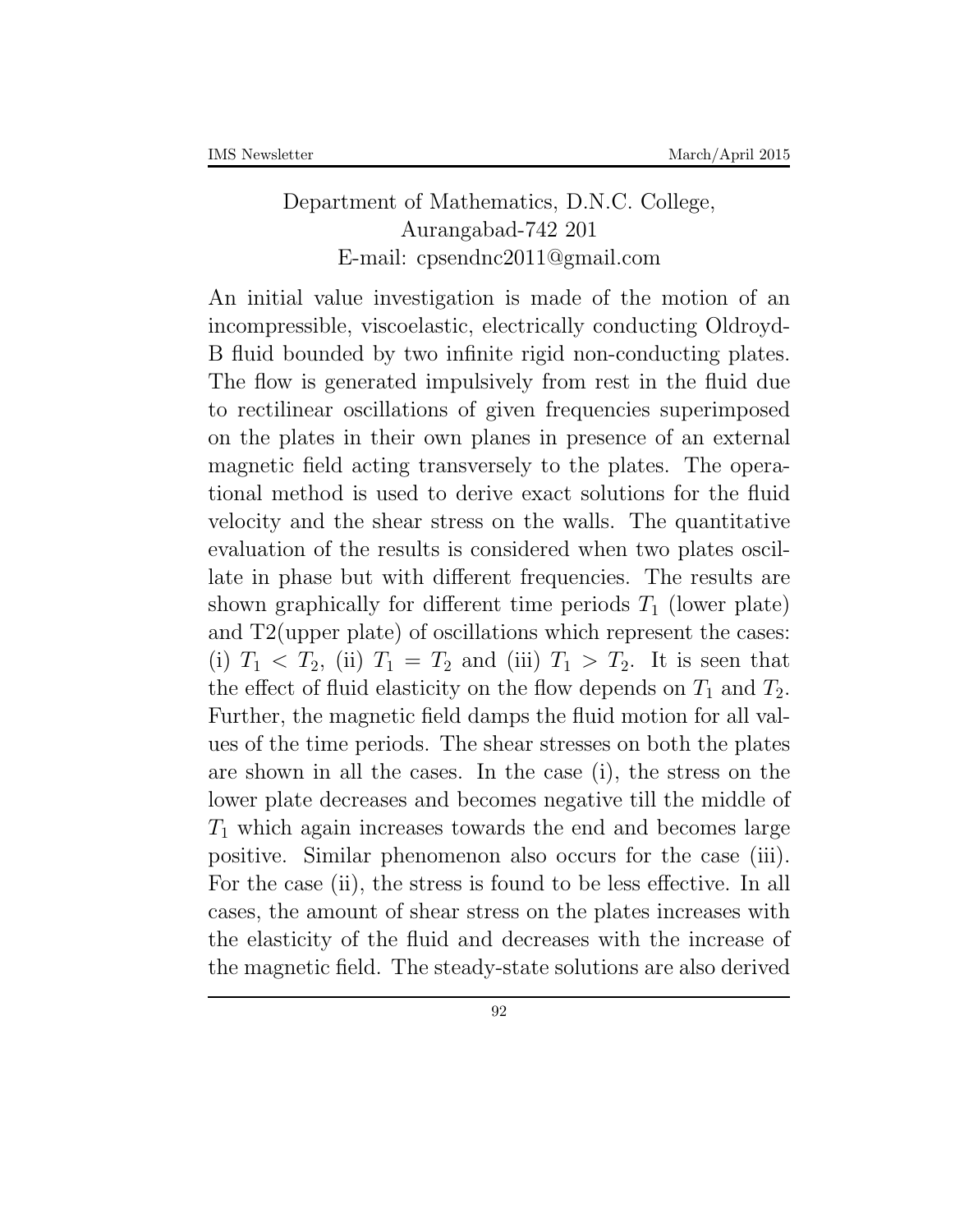Department of Mathematics, D.N.C. College,
Aurangabad-742 201
E-mail: cpsendnc2011@gmail.com

An initial value investigation is made of the motion of an incompressible, viscoelastic, electrically conducting Oldroyd-B fluid bounded by two infinite rigid non-conducting plates. The flow is generated impulsively from rest in the fluid due to rectilinear oscillations of given frequencies superimposed on the plates in their own planes in presence of an external magnetic field acting transversely to the plates. The operational method is used to derive exact solutions for the fluid velocity and the shear stress on the walls. The quantitative evaluation of the results is considered when two plates oscillate in phase but with different frequencies. The results are shown graphically for different time periods $T_1$ (lower plate) and T2(upper plate) of oscillations which represent the cases: (i) $T_1 < T_2$, (ii) $T_1 = T_2$ and (iii) $T_1 > T_2$. It is seen that the effect of fluid elasticity on the flow depends on $T_1$ and $T_2$. Further, the magnetic field damps the fluid motion for all values of the time periods. The shear stresses on both the plates are shown in all the cases. In the case (i), the stress on the lower plate decreases and becomes negative till the middle of $T_1$ which again increases towards the end and becomes large positive. Similar phenomenon also occurs for the case (iii). For the case (ii), the stress is found to be less effective. In all cases, the amount of shear stress on the plates increases with the elasticity of the fluid and decreases with the increase of the magnetic field. The steady-state solutions are also derived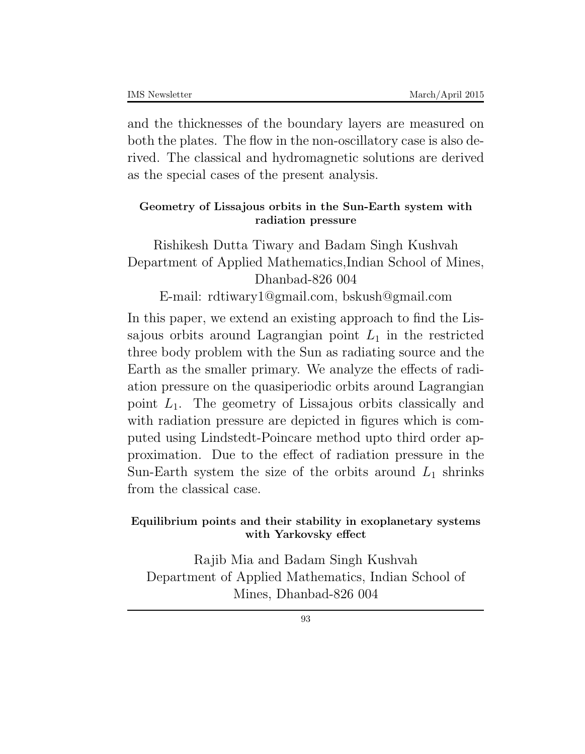and the thicknesses of the boundary layers are measured on both the plates. The flow in the non-oscillatory case is also derived. The classical and hydromagnetic solutions are derived as the special cases of the present analysis.

### Geometry of Lissajous orbits in the Sun-Earth system with radiation pressure

Rishikesh Dutta Tiwary and Badam Singh Kushvah
Department of Applied Mathematics,Indian School of Mines, Dhanbad-826 004
E-mail: rdtiwary1@gmail.com, bskush@gmail.com

In this paper, we extend an existing approach to find the Lissajous orbits around Lagrangian point $L_1$ in the restricted three body problem with the Sun as radiating source and the Earth as the smaller primary. We analyze the effects of radiation pressure on the quasiperiodic orbits around Lagrangian point $L_1$. The geometry of Lissajous orbits classically and with radiation pressure are depicted in figures which is computed using Lindstedt-Poincare method upto third order approximation. Due to the effect of radiation pressure in the Sun-Earth system the size of the orbits around $L_1$ shrinks from the classical case.

### Equilibrium points and their stability in exoplanetary systems with Yarkovsky effect

Rajib Mia and Badam Singh Kushvah
Department of Applied Mathematics, Indian School of Mines, Dhanbad-826 004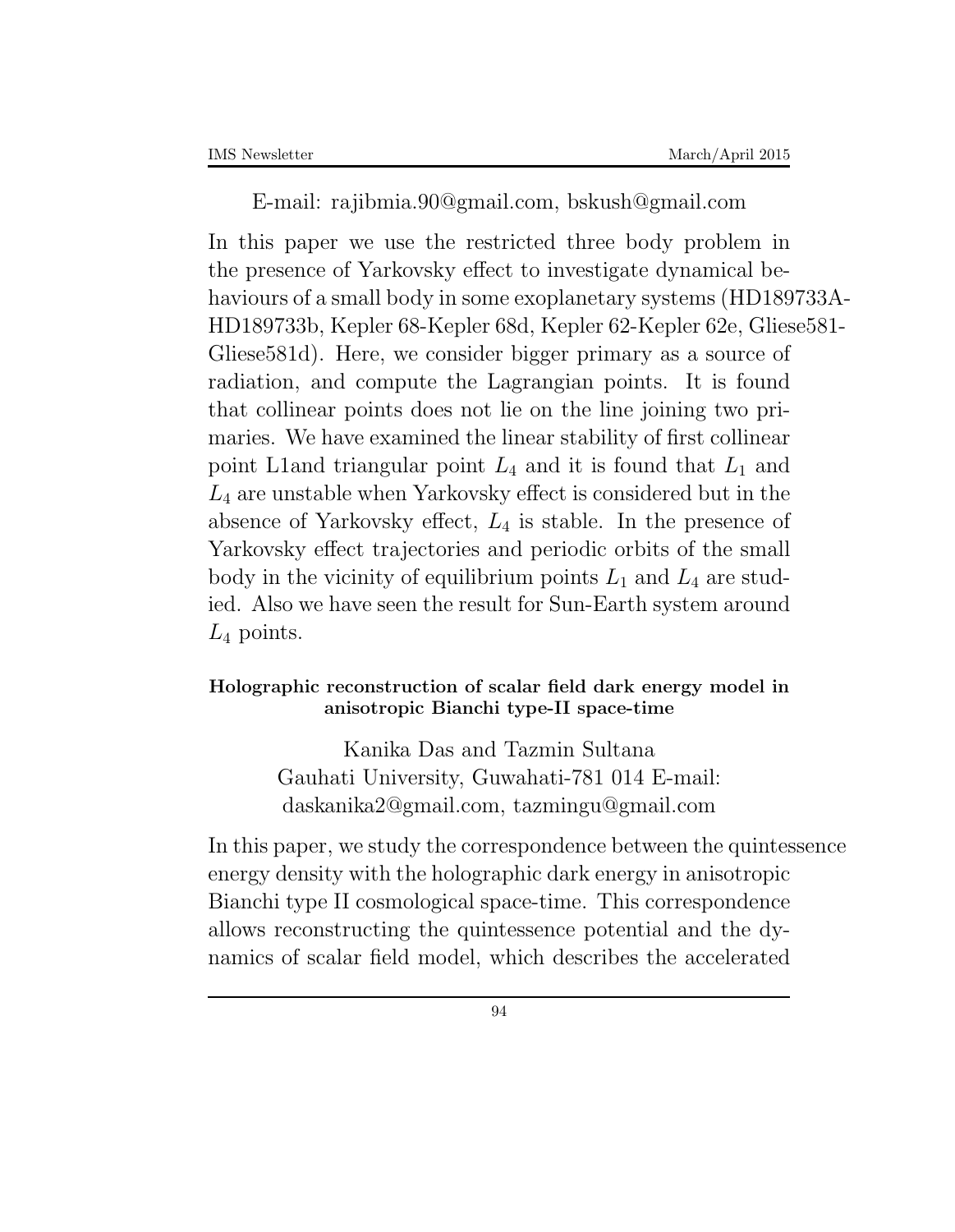E-mail: rajibmia.90@gmail.com, bskush@gmail.com

In this paper we use the restricted three body problem in the presence of Yarkovsky effect to investigate dynamical behaviours of a small body in some exoplanetary systems (HD189733A-HD189733b, Kepler 68-Kepler 68d, Kepler 62-Kepler 62e, Gliese581-Gliese581d). Here, we consider bigger primary as a source of radiation, and compute the Lagrangian points. It is found that collinear points does not lie on the line joining two primaries. We have examined the linear stability of first collinear point L1and triangular point $L_4$ and it is found that $L_1$ and $L_4$ are unstable when Yarkovsky effect is considered but in the absence of Yarkovsky effect, $L_4$ is stable. In the presence of Yarkovsky effect trajectories and periodic orbits of the small body in the vicinity of equilibrium points $L_1$ and $L_4$ are studied. Also we have seen the result for Sun-Earth system around $L_4$ points.

**Holographic reconstruction of scalar field dark energy model in anisotropic Bianchi type-II space-time**

Kanika Das and Tazmin Sultana
Gauhati University, Guwahati-781 014 E-mail:
daskanika2@gmail.com, tazmingu@gmail.com

In this paper, we study the correspondence between the quintessence energy density with the holographic dark energy in anisotropic Bianchi type II cosmological space-time. This correspondence allows reconstructing the quintessence potential and the dynamics of scalar field model, which describes the accelerated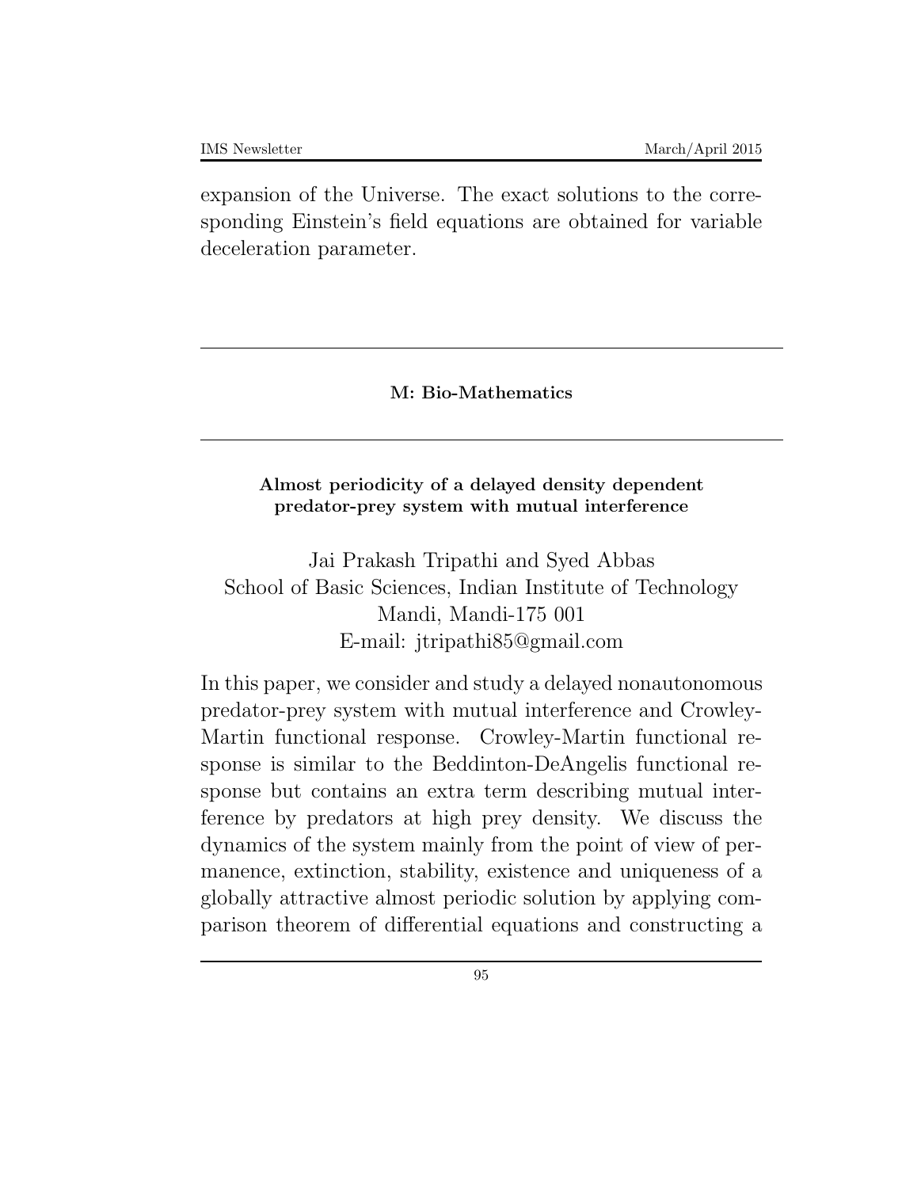expansion of the Universe. The exact solutions to the corresponding Einstein's field equations are obtained for variable deceleration parameter.

---

**M: Bio-Mathematics**

---

**Almost periodicity of a delayed density dependent predator-prey system with mutual interference**

Jai Prakash Tripathi and Syed Abbas
School of Basic Sciences, Indian Institute of Technology
Mandi, Mandi-175 001
E-mail: jtripathi85@gmail.com

In this paper, we consider and study a delayed nonautonomous predator-prey system with mutual interference and Crowley-Martin functional response. Crowley-Martin functional response is similar to the Beddinton-DeAngelis functional response but contains an extra term describing mutual interference by predators at high prey density. We discuss the dynamics of the system mainly from the point of view of permanence, extinction, stability, existence and uniqueness of a globally attractive almost periodic solution by applying comparison theorem of differential equations and constructing a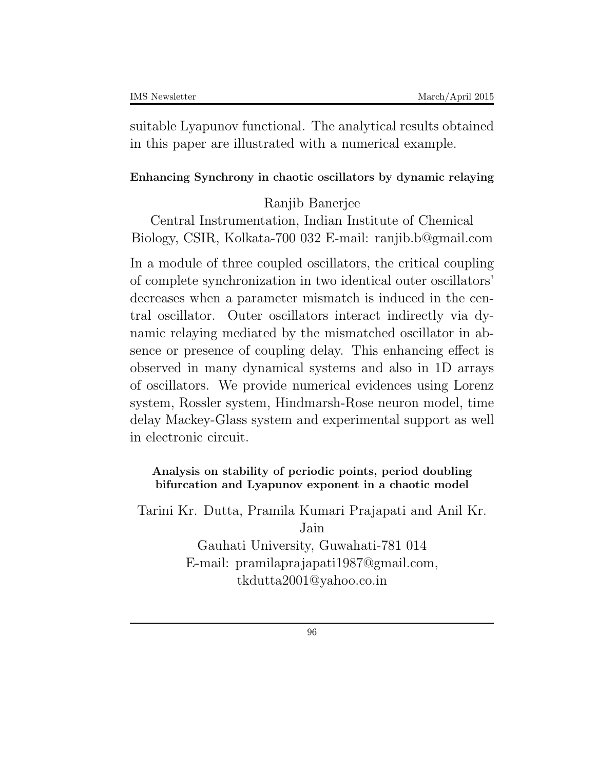suitable Lyapunov functional. The analytical results obtained in this paper are illustrated with a numerical example.

#### Enhancing Synchrony in chaotic oscillators by dynamic relaying

Ranjib Banerjee
Central Instrumentation, Indian Institute of Chemical Biology, CSIR, Kolkata-700 032 E-mail: ranjib.b@gmail.com

In a module of three coupled oscillators, the critical coupling of complete synchronization in two identical outer oscillators' decreases when a parameter mismatch is induced in the central oscillator. Outer oscillators interact indirectly via dynamic relaying mediated by the mismatched oscillator in absence or presence of coupling delay. This enhancing effect is observed in many dynamical systems and also in 1D arrays of oscillators. We provide numerical evidences using Lorenz system, Rossler system, Hindmarsh-Rose neuron model, time delay Mackey-Glass system and experimental support as well in electronic circuit.

#### Analysis on stability of periodic points, period doubling bifurcation and Lyapunov exponent in a chaotic model

Tarini Kr. Dutta, Pramila Kumari Prajapati and Anil Kr. Jain
Gauhati University, Guwahati-781 014
E-mail: pramilaprajapati1987@gmail.com, tkdutta2001@yahoo.co.in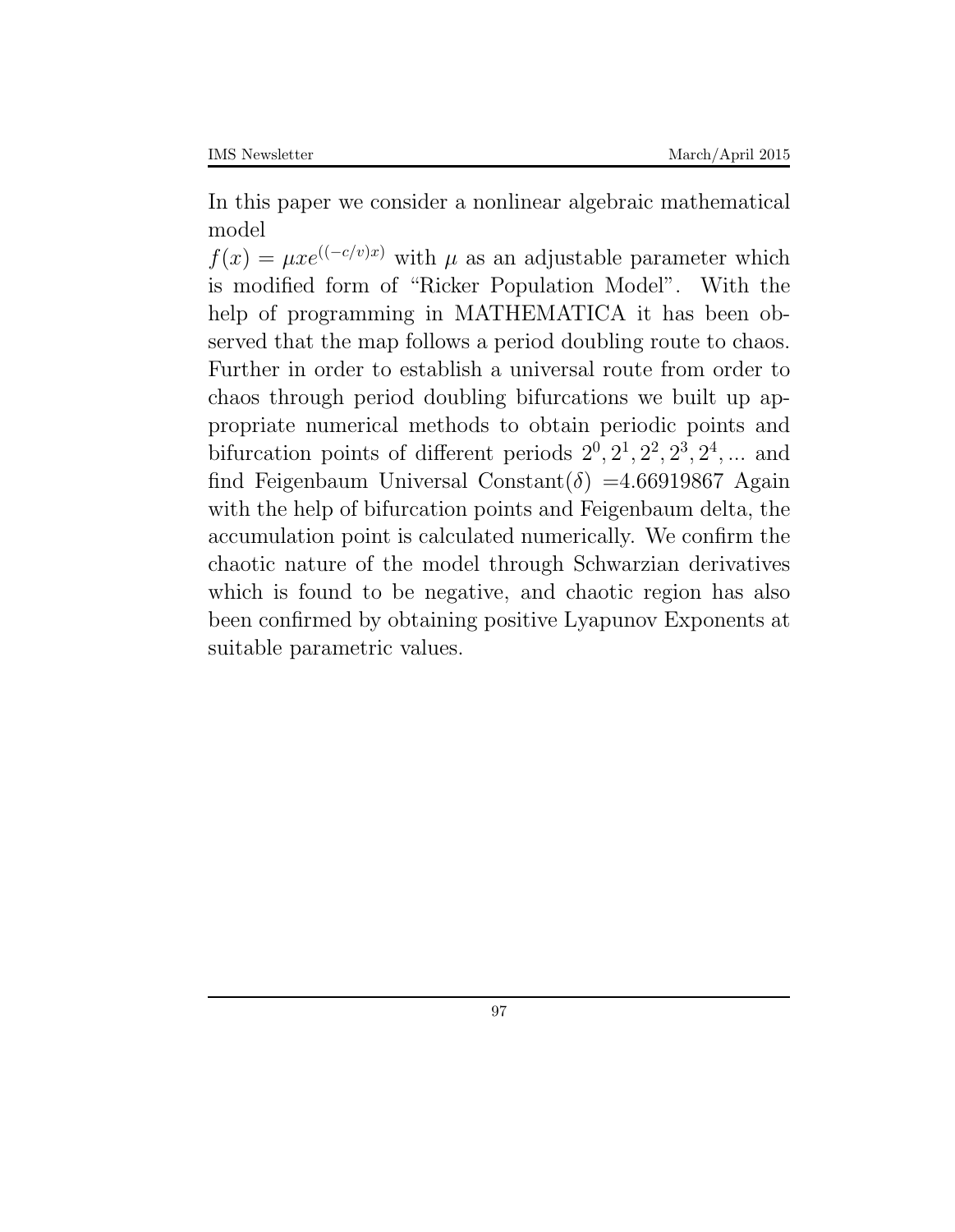In this paper we consider a nonlinear algebraic mathematical model
$f(x) = \mu x e^{((-c/v)x)}$ with $\mu$ as an adjustable parameter which is modified form of "Ricker Population Model". With the help of programming in MATHEMATICA it has been observed that the map follows a period doubling route to chaos. Further in order to establish a universal route from order to chaos through period doubling bifurcations we built up appropriate numerical methods to obtain periodic points and bifurcation points of different periods $2^0, 2^1, 2^2, 2^3, 2^4, ...$ and find Feigenbaum Universal Constant($\delta$) =4.66919867 Again with the help of bifurcation points and Feigenbaum delta, the accumulation point is calculated numerically. We confirm the chaotic nature of the model through Schwarzian derivatives which is found to be negative, and chaotic region has also been confirmed by obtaining positive Lyapunov Exponents at suitable parametric values.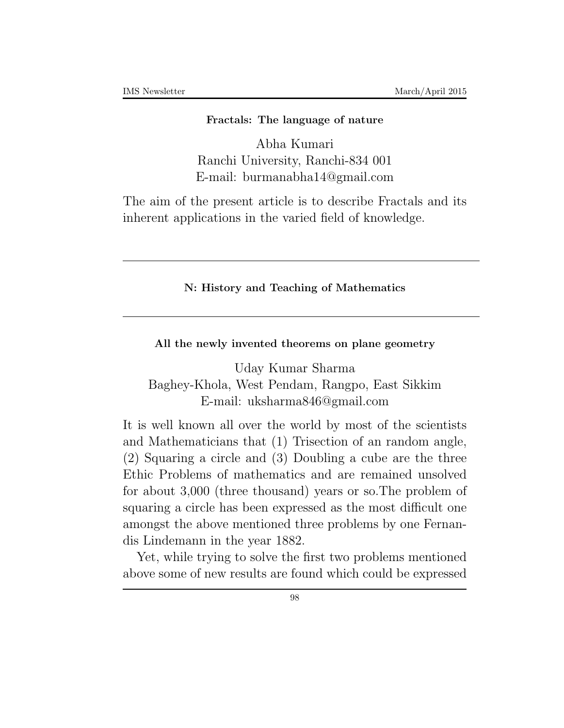**Fractals: The language of nature**

Abha Kumari
Ranchi University, Ranchi-834 001
E-mail: burmanabha14@gmail.com

The aim of the present article is to describe Fractals and its inherent applications in the varied field of knowledge.

---

**N: History and Teaching of Mathematics**

---

**All the newly invented theorems on plane geometry**

Uday Kumar Sharma
Baghey-Khola, West Pendam, Rangpo, East Sikkim
E-mail: uksharma846@gmail.com

It is well known all over the world by most of the scientists and Mathematicians that (1) Trisection of an random angle, (2) Squaring a circle and (3) Doubling a cube are the three Ethic Problems of mathematics and are remained unsolved for about 3,000 (three thousand) years or so.The problem of squaring a circle has been expressed as the most difficult one amongst the above mentioned three problems by one Fernandis Lindemann in the year 1882.

Yet, while trying to solve the first two problems mentioned above some of new results are found which could be expressed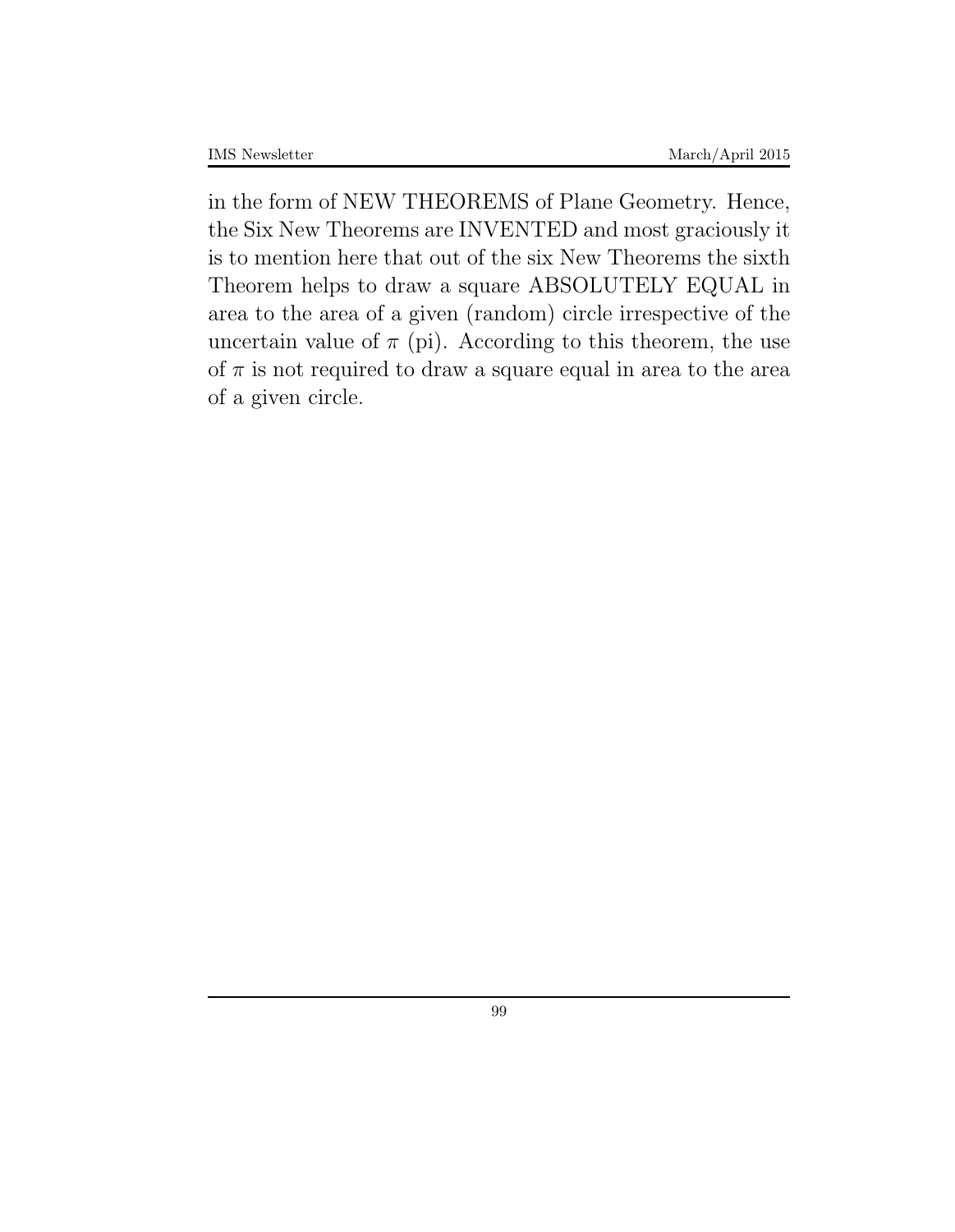in the form of NEW THEOREMS of Plane Geometry. Hence, the Six New Theorems are INVENTED and most graciously it is to mention here that out of the six New Theorems the sixth Theorem helps to draw a square ABSOLUTELY EQUAL in area to the area of a given (random) circle irrespective of the uncertain value of $\pi$ (pi). According to this theorem, the use of $\pi$ is not required to draw a square equal in area to the area of a given circle.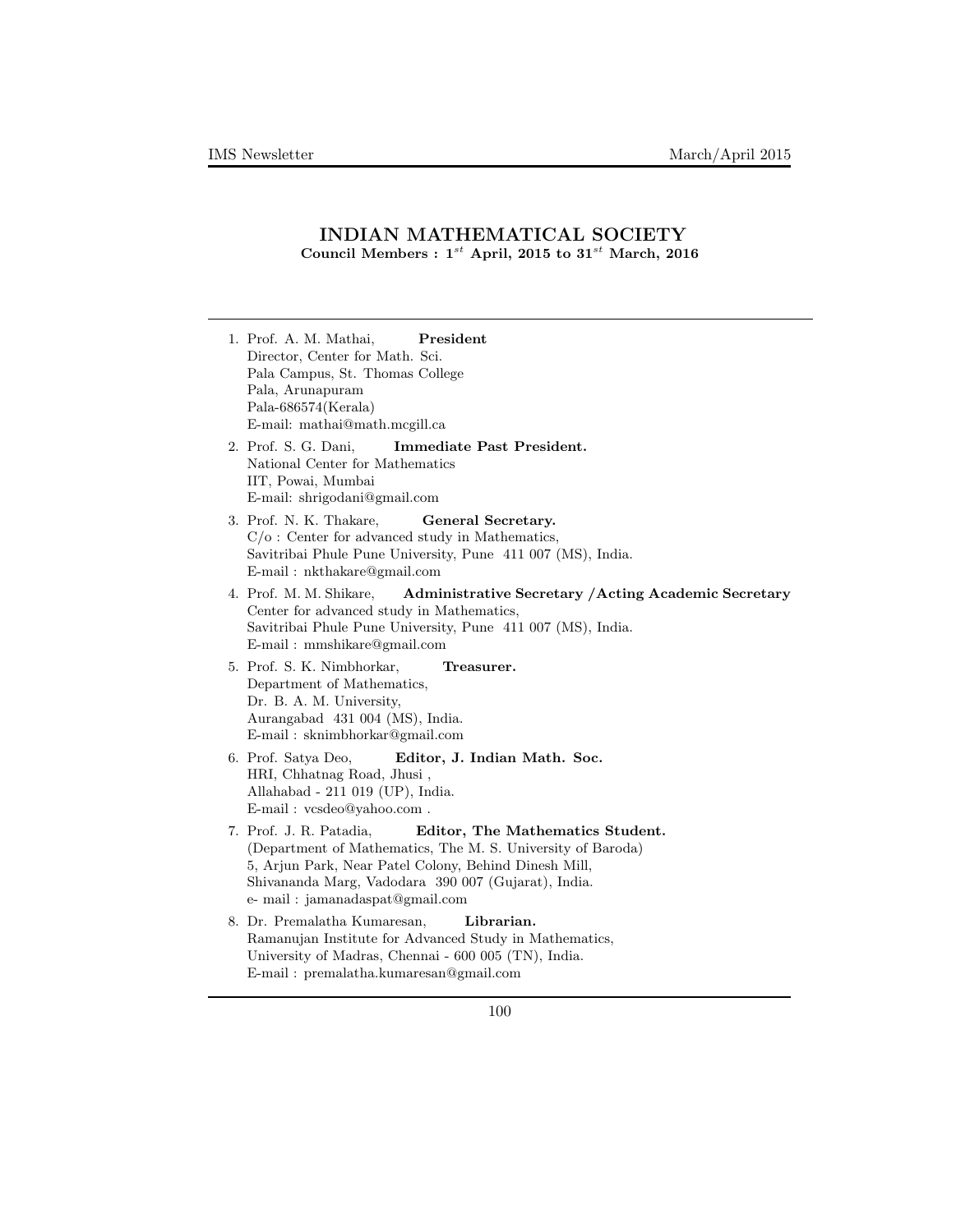# INDIAN MATHEMATICAL SOCIETY

**Council Members : $1^{st}$ April, 2015 to $31^{st}$ March, 2016**

---

1. Prof. A. M. Mathai, **President**
   Director, Center for Math. Sci.
   Pala Campus, St. Thomas College
   Pala, Arunapuram
   Pala-686574(Kerala)
   E-mail: mathai@math.mcgill.ca

2. Prof. S. G. Dani, **Immediate Past President.**
   National Center for Mathematics
   IIT, Powai, Mumbai
   E-mail: shrigodani@gmail.com

3. Prof. N. K. Thakare, **General Secretary.**
   C/o : Center for advanced study in Mathematics,
   Savitribai Phule Pune University, Pune 411 007 (MS), India.
   E-mail : nkthakare@gmail.com

4. Prof. M. M. Shikare, **Administrative Secretary /Acting Academic Secretary**
   Center for advanced study in Mathematics,
   Savitribai Phule Pune University, Pune 411 007 (MS), India.
   E-mail : mmshikare@gmail.com

5. Prof. S. K. Nimbhorkar, **Treasurer.**
   Department of Mathematics,
   Dr. B. A. M. University,
   Aurangabad 431 004 (MS), India.
   E-mail : sknimbhorkar@gmail.com

6. Prof. Satya Deo, **Editor, J. Indian Math. Soc.**
   HRI, Chhatnag Road, Jhusi ,
   Allahabad - 211 019 (UP), India.
   E-mail : vcsdeo@yahoo.com .

7. Prof. J. R. Patadia, **Editor, The Mathematics Student.**
   (Department of Mathematics, The M. S. University of Baroda)
   5, Arjun Park, Near Patel Colony, Behind Dinesh Mill,
   Shivananda Marg, Vadodara 390 007 (Gujarat), India.
   e- mail : jamanadaspat@gmail.com

8. Dr. Premalatha Kumaresan, **Librarian.**
   Ramanujan Institute for Advanced Study in Mathematics,
   University of Madras, Chennai - 600 005 (TN), India.
   E-mail : premalatha.kumaresan@gmail.com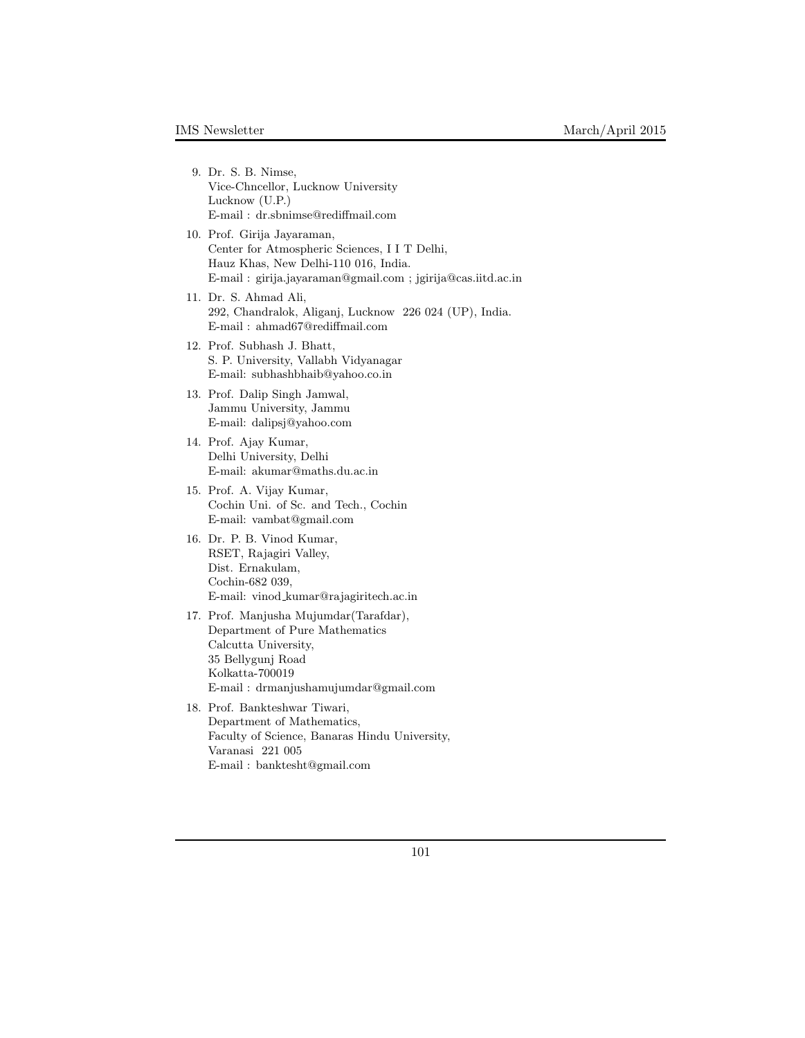9. Dr. S. B. Nimse,
   Vice-Chncellor, Lucknow University
   Lucknow (U.P.)
   E-mail : dr.sbnimse@rediffmail.com

10. Prof. Girija Jayaraman,
    Center for Atmospheric Sciences, I I T Delhi,
    Hauz Khas, New Delhi-110 016, India.
    E-mail : girija.jayaraman@gmail.com ; jgirija@cas.iitd.ac.in

11. Dr. S. Ahmad Ali,
    292, Chandralok, Aliganj, Lucknow 226 024 (UP), India.
    E-mail : ahmad67@rediffmail.com

12. Prof. Subhash J. Bhatt,
    S. P. University, Vallabh Vidyanagar
    E-mail: subhashbhaib@yahoo.co.in

13. Prof. Dalip Singh Jamwal,
    Jammu University, Jammu
    E-mail: dalipsj@yahoo.com

14. Prof. Ajay Kumar,
    Delhi University, Delhi
    E-mail: akumar@maths.du.ac.in

15. Prof. A. Vijay Kumar,
    Cochin Uni. of Sc. and Tech., Cochin
    E-mail: vambat@gmail.com

16. Dr. P. B. Vinod Kumar,
    RSET, Rajagiri Valley,
    Dist. Ernakulam,
    Cochin-682 039,
    E-mail: vinod_kumar@rajagiritech.ac.in

17. Prof. Manjusha Mujumdar(Tarafdar),
    Department of Pure Mathematics
    Calcutta University,
    35 Bellygunj Road
    Kolkatta-700019
    E-mail : drmanjushamujumdar@gmail.com

18. Prof. Bankteshwar Tiwari,
    Department of Mathematics,
    Faculty of Science, Banaras Hindu University,
    Varanasi 221 005
    E-mail : banktesht@gmail.com